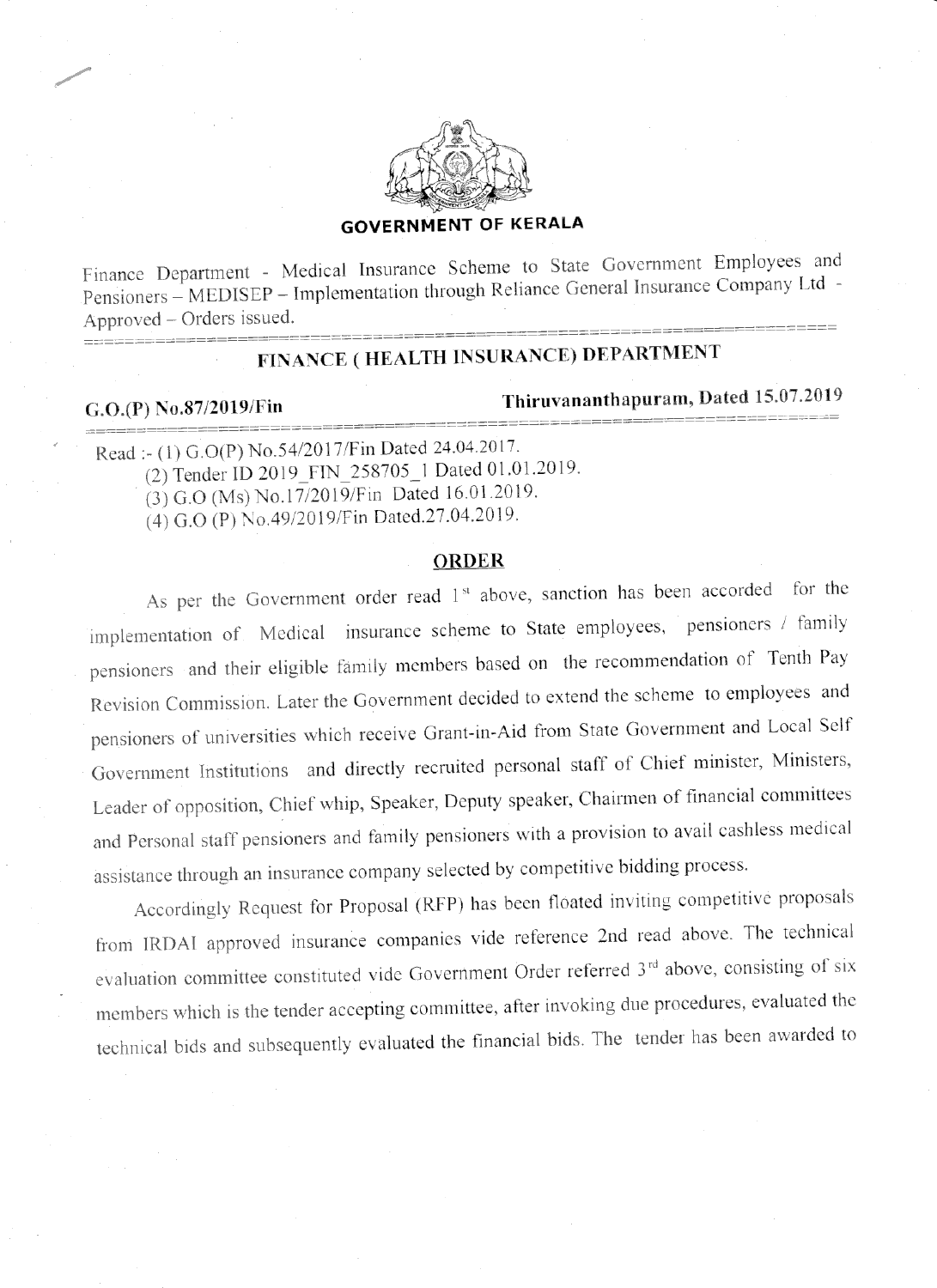## GOVERNMENT OF KERALA

Finance Department - Medical Insurance Scheme to State Government Employees and Pensioners – MEDISEP – Implementation through Reliance General Insurance Company Ltd - Approved – Orders issued.

## FINANCE ( HEALTH INSURANCE) DEPARTMENT

**G.O.(P) No.87/2019/Fin** **Thiruvananthapuram, Dated 15.07.2019**

Read :- (1) G.O(P) No.54/2017/Fin Dated 24.04.2017.
(2) Tender ID 2019_FIN_258705_1 Dated 01.01.2019.
(3) G.O (Ms) No.17/2019/Fin Dated 16.01.2019.
(4) G.O (P) No.49/2019/Fin Dated.27.04.2019.

### ORDER

As per the Government order read 1st above, sanction has been accorded for the implementation of Medical insurance scheme to State employees, pensioners / family pensioners and their eligible family members based on the recommendation of Tenth Pay Revision Commission. Later the Government decided to extend the scheme to employees and pensioners of universities which receive Grant-in-Aid from State Government and Local Self Government Institutions and directly recruited personal staff of Chief minister, Ministers, Leader of opposition, Chief whip, Speaker, Deputy speaker, Chairmen of financial committees and Personal staff pensioners and family pensioners with a provision to avail cashless medical assistance through an insurance company selected by competitive bidding process.

Accordingly Request for Proposal (RFP) has been floated inviting competitive proposals from IRDAI approved insurance companies vide reference 2nd read above. The technical evaluation committee constituted vide Government Order referred 3rd above, consisting of six members which is the tender accepting committee, after invoking due procedures, evaluated the technical bids and subsequently evaluated the financial bids. The tender has been awarded to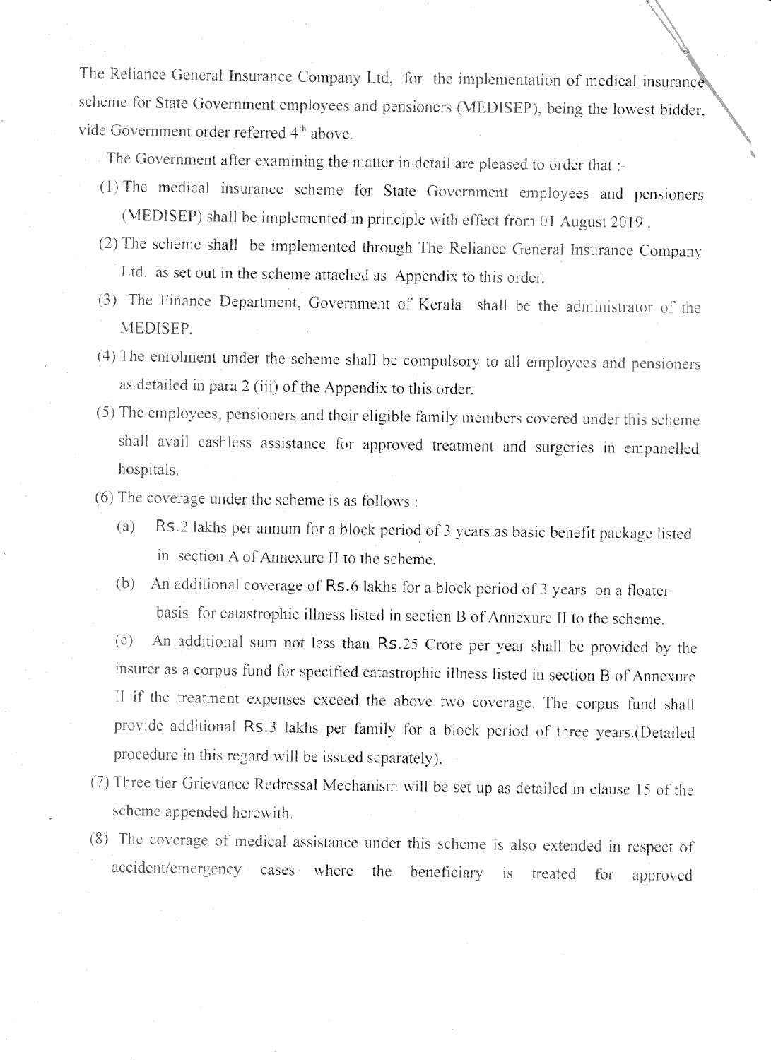The Reliance General Insurance Company Ltd, for the implementation of medical insurance scheme for State Government employees and pensioners (MEDISEP), being the lowest bidder, vide Government order referred 4th above.

The Government after examining the matter in detail are pleased to order that :-

(1) The medical insurance scheme for State Government employees and pensioners (MEDISEP) shall be implemented in principle with effect from 01 August 2019 .

(2) The scheme shall be implemented through The Reliance General Insurance Company Ltd. as set out in the scheme attached as Appendix to this order.

(3) The Finance Department, Government of Kerala shall be the administrator of the MEDISEP.

(4) The enrolment under the scheme shall be compulsory to all employees and pensioners as detailed in para 2 (iii) of the Appendix to this order.

(5) The employees, pensioners and their eligible family members covered under this scheme shall avail cashless assistance for approved treatment and surgeries in empanelled hospitals.

(6) The coverage under the scheme is as follows :

(a) Rs.2 lakhs per annum for a block period of 3 years as basic benefit package listed in section A of Annexure II to the scheme.

(b) An additional coverage of Rs.6 lakhs for a block period of 3 years on a floater basis for catastrophic illness listed in section B of Annexure II to the scheme.

(c) An additional sum not less than Rs.25 Crore per year shall be provided by the insurer as a corpus fund for specified catastrophic illness listed in section B of Annexure II if the treatment expenses exceed the above two coverage. The corpus fund shall provide additional Rs.3 lakhs per family for a block period of three years.(Detailed procedure in this regard will be issued separately).

(7) Three tier Grievance Redressal Mechanism will be set up as detailed in clause 15 of the scheme appended herewith.

(8) The coverage of medical assistance under this scheme is also extended in respect of accident/emergency cases where the beneficiary is treated for approved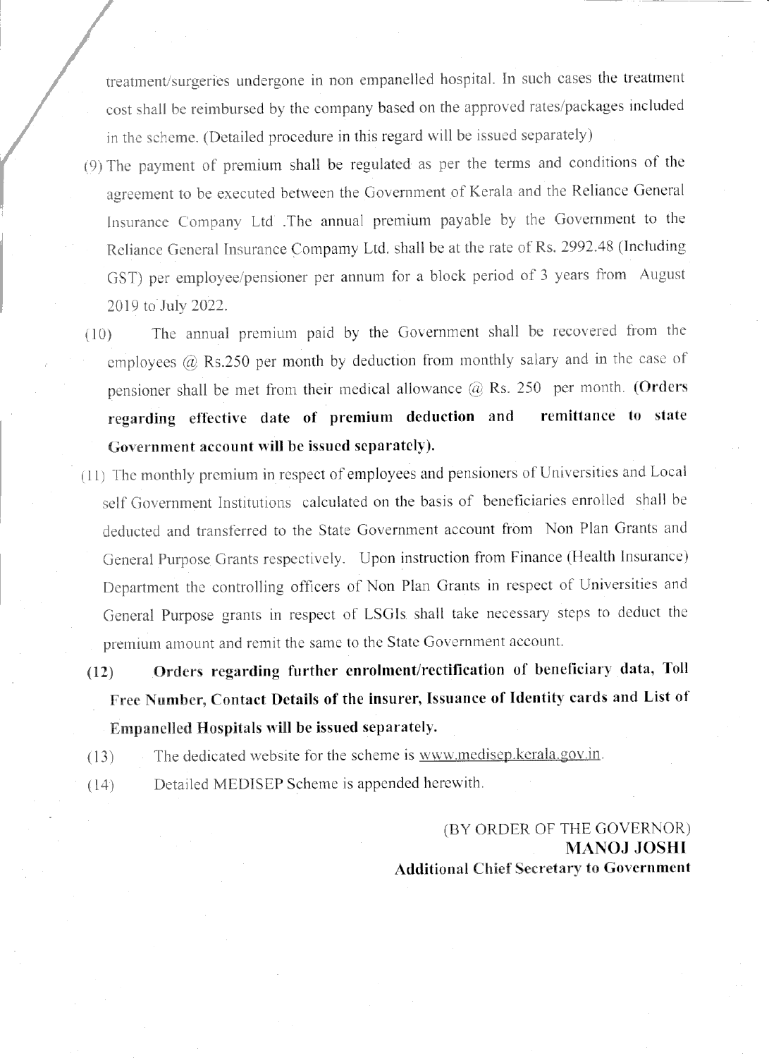treatment/surgeries undergone in non empanelled hospital. In such cases the treatment cost shall be reimbursed by the company based on the approved rates/packages included in the scheme. (Detailed procedure in this regard will be issued separately)

(9) The payment of premium shall be regulated as per the terms and conditions of the agreement to be executed between the Government of Kerala and the Reliance General Insurance Company Ltd .The annual premium payable by the Government to the Reliance General Insurance Compamy Ltd. shall be at the rate of Rs. 2992.48 (Including GST) per employee/pensioner per annum for a block period of 3 years from August 2019 to July 2022.

(10) The annual premium paid by the Government shall be recovered from the employees @ Rs.250 per month by deduction from monthly salary and in the case of pensioner shall be met from their medical allowance @ Rs. 250 per month. **(Orders regarding effective date of premium deduction and remittance to state Government account will be issued separately).**

(11) The monthly premium in respect of employees and pensioners of Universities and Local self Government Institutions calculated on the basis of beneficiaries enrolled shall be deducted and transferred to the State Government account from Non Plan Grants and General Purpose Grants respectively. Upon instruction from Finance (Health Insurance) Department the controlling officers of Non Plan Grants in respect of Universities and General Purpose grants in respect of LSGIs shall take necessary steps to deduct the premium amount and remit the same to the State Government account.

**(12) Orders regarding further enrolment/rectification of beneficiary data, Toll Free Number, Contact Details of the insurer, Issuance of Identity cards and List of Empanelled Hospitals will be issued separately.**

(13) The dedicated website for the scheme is www.medisep.kerala.gov.in.

(14) Detailed MEDISEP Scheme is appended herewith.

(BY ORDER OF THE GOVERNOR)
**MANOJ JOSHI**
**Additional Chief Secretary to Government**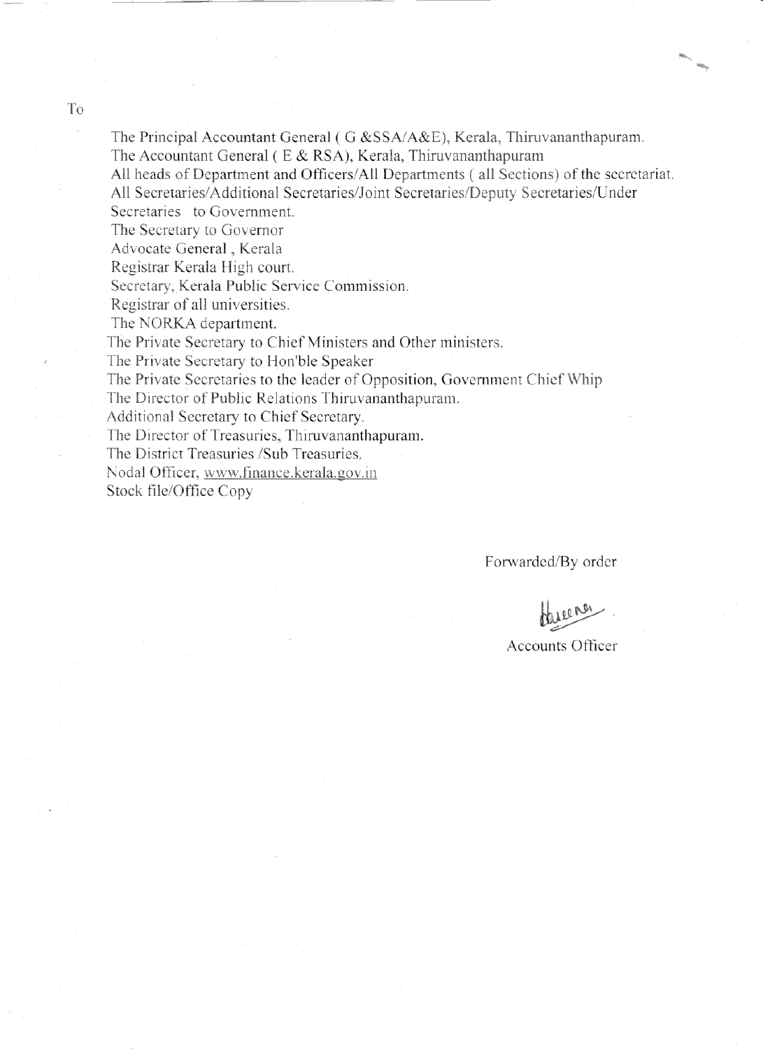To

The Principal Accountant General ( G &SSA/A&E), Kerala, Thiruvananthapuram.
The Accountant General ( E & RSA), Kerala, Thiruvananthapuram
All heads of Department and Officers/All Departments ( all Sections) of the secretariat.
All Secretaries/Additional Secretaries/Joint Secretaries/Deputy Secretaries/Under Secretaries to Government.
The Secretary to Governor
Advocate General , Kerala
Registrar Kerala High court.
Secretary, Kerala Public Service Commission.
Registrar of all universities.
The NORKA department.
The Private Secretary to Chief Ministers and Other ministers.
The Private Secretary to Hon'ble Speaker
The Private Secretaries to the leader of Opposition, Government Chief Whip
The Director of Public Relations Thiruvananthapuram.
Additional Secretary to Chief Secretary.
The Director of Treasuries, Thiruvananthapuram.
The District Treasuries /Sub Treasuries.
Nodal Officer, www.finance.kerala.gov.in
Stock file/Office Copy

Forwarded/By order

Accounts Officer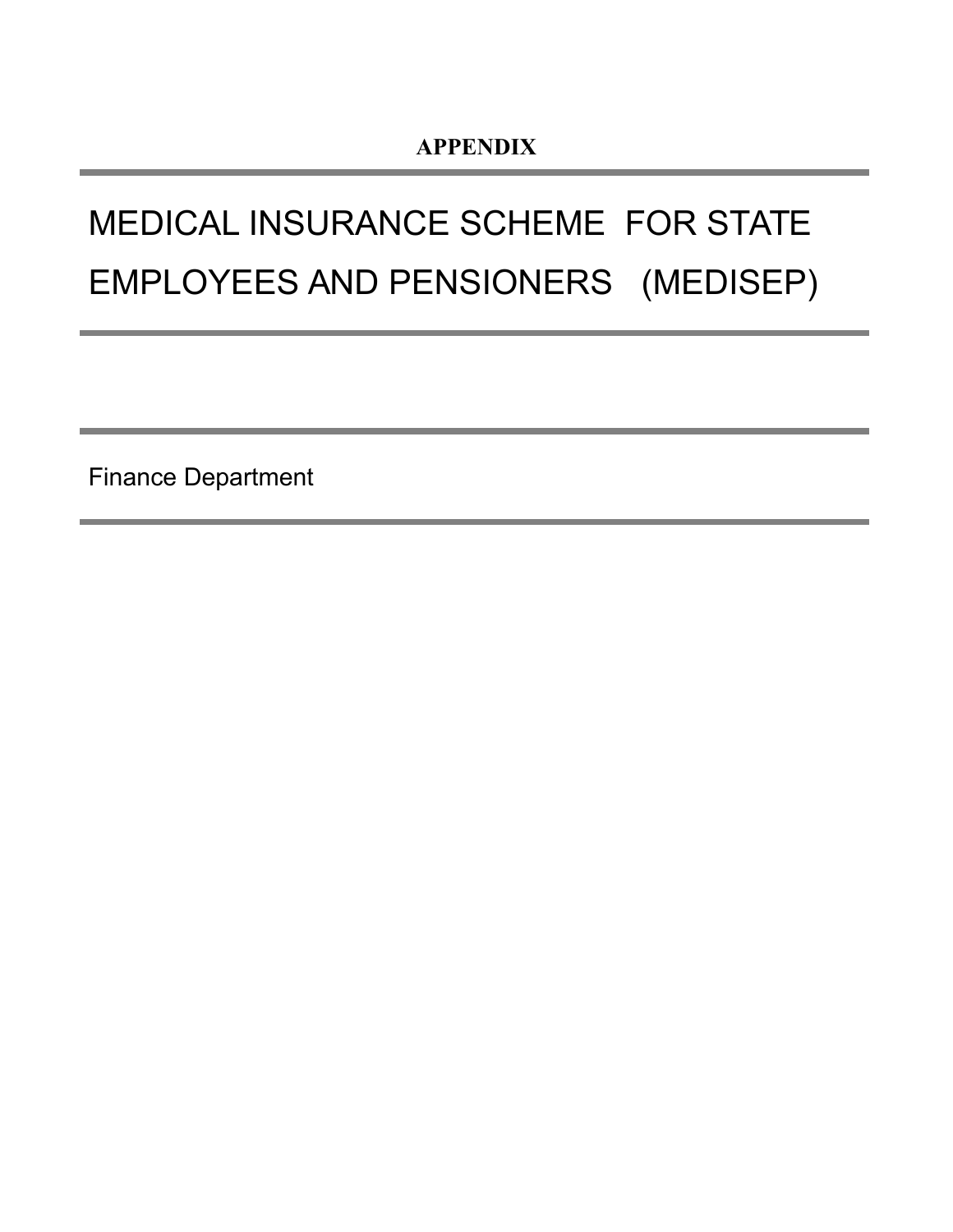**APPENDIX**

# MEDICAL INSURANCE SCHEME FOR STATE EMPLOYEES AND PENSIONERS (MEDISEP)

Finance Department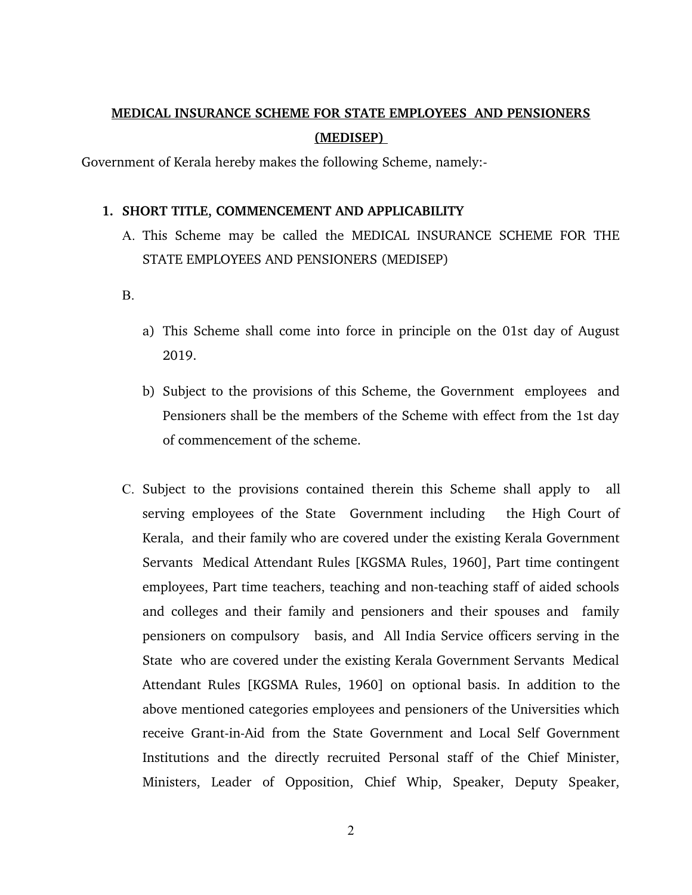**MEDICAL INSURANCE SCHEME FOR STATE EMPLOYEES AND PENSIONERS (MEDISEP)**

Government of Kerala hereby makes the following Scheme, namely:-

1. **SHORT TITLE, COMMENCEMENT AND APPLICABILITY**

   A. This Scheme may be called the MEDICAL INSURANCE SCHEME FOR THE STATE EMPLOYEES AND PENSIONERS (MEDISEP)

   B.

      a) This Scheme shall come into force in principle on the 01st day of August 2019.

      b) Subject to the provisions of this Scheme, the Government employees and Pensioners shall be the members of the Scheme with effect from the 1st day of commencement of the scheme.

   C. Subject to the provisions contained therein this Scheme shall apply to all serving employees of the State Government including the High Court of Kerala, and their family who are covered under the existing Kerala Government Servants Medical Attendant Rules [KGSMA Rules, 1960], Part time contingent employees, Part time teachers, teaching and non-teaching staff of aided schools and colleges and their family and pensioners and their spouses and family pensioners on compulsory basis, and All India Service officers serving in the State who are covered under the existing Kerala Government Servants Medical Attendant Rules [KGSMA Rules, 1960] on optional basis. In addition to the above mentioned categories employees and pensioners of the Universities which receive Grant-in-Aid from the State Government and Local Self Government Institutions and the directly recruited Personal staff of the Chief Minister, Ministers, Leader of Opposition, Chief Whip, Speaker, Deputy Speaker,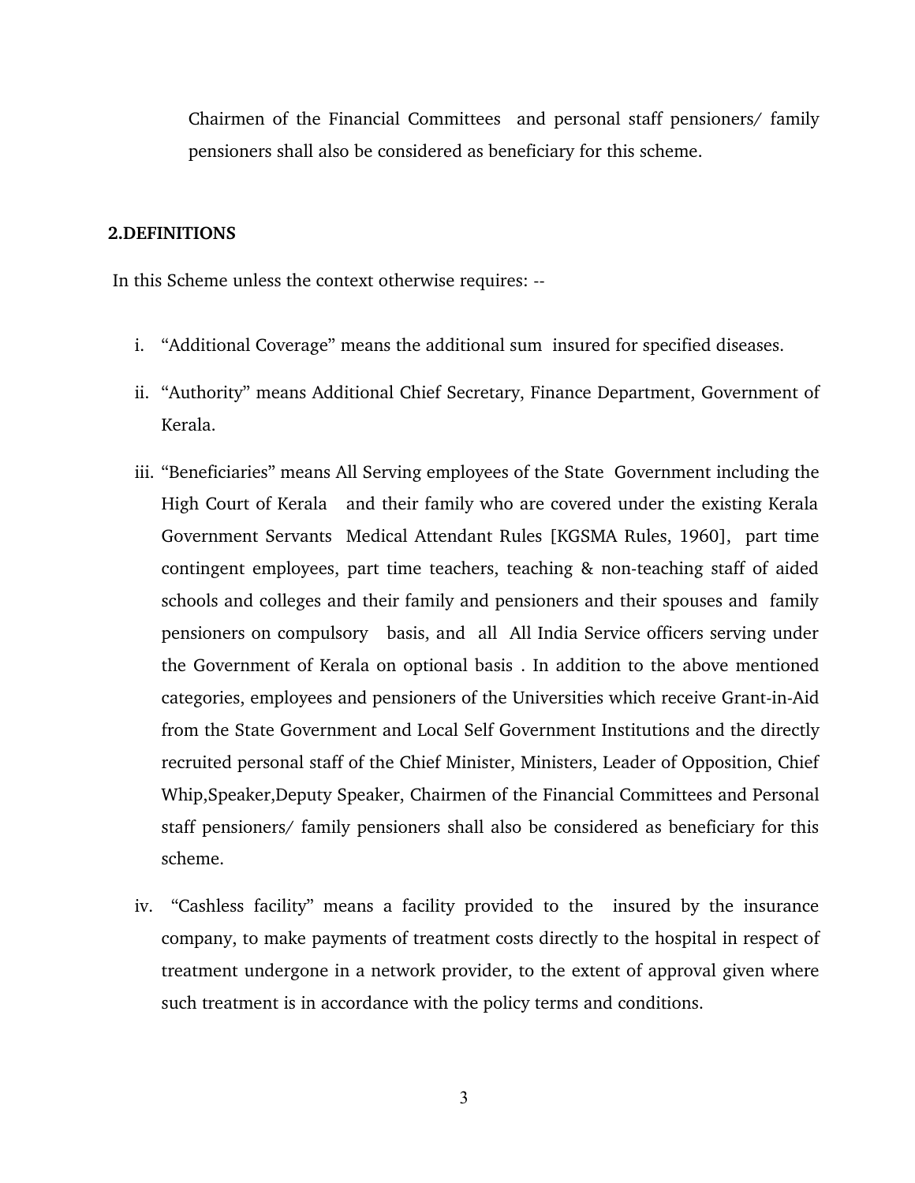Chairmen of the Financial Committees and personal staff pensioners/ family pensioners shall also be considered as beneficiary for this scheme.

## 2.DEFINITIONS

In this Scheme unless the context otherwise requires: --

i. "Additional Coverage" means the additional sum insured for specified diseases.

ii. "Authority" means Additional Chief Secretary, Finance Department, Government of Kerala.

iii. "Beneficiaries" means All Serving employees of the State Government including the High Court of Kerala and their family who are covered under the existing Kerala Government Servants Medical Attendant Rules [KGSMA Rules, 1960], part time contingent employees, part time teachers, teaching & non-teaching staff of aided schools and colleges and their family and pensioners and their spouses and family pensioners on compulsory basis, and all All India Service officers serving under the Government of Kerala on optional basis . In addition to the above mentioned categories, employees and pensioners of the Universities which receive Grant-in-Aid from the State Government and Local Self Government Institutions and the directly recruited personal staff of the Chief Minister, Ministers, Leader of Opposition, Chief Whip,Speaker,Deputy Speaker, Chairmen of the Financial Committees and Personal staff pensioners/ family pensioners shall also be considered as beneficiary for this scheme.

iv. "Cashless facility" means a facility provided to the insured by the insurance company, to make payments of treatment costs directly to the hospital in respect of treatment undergone in a network provider, to the extent of approval given where such treatment is in accordance with the policy terms and conditions.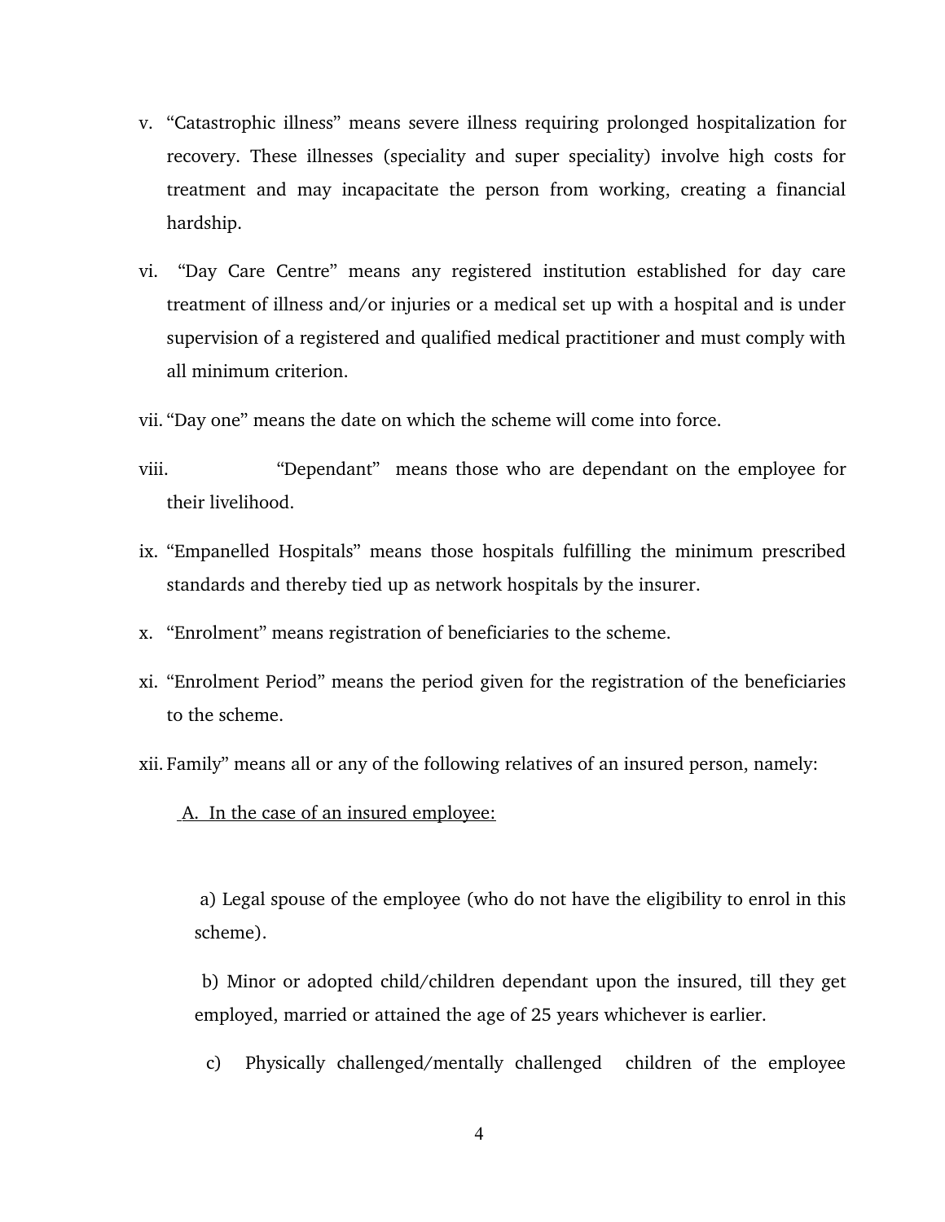v. "Catastrophic illness" means severe illness requiring prolonged hospitalization for recovery. These illnesses (speciality and super speciality) involve high costs for treatment and may incapacitate the person from working, creating a financial hardship.

vi. "Day Care Centre" means any registered institution established for day care treatment of illness and/or injuries or a medical set up with a hospital and is under supervision of a registered and qualified medical practitioner and must comply with all minimum criterion.

vii. "Day one" means the date on which the scheme will come into force.

viii. "Dependant" means those who are dependant on the employee for their livelihood.

ix. "Empanelled Hospitals" means those hospitals fulfilling the minimum prescribed standards and thereby tied up as network hospitals by the insurer.

x. "Enrolment" means registration of beneficiaries to the scheme.

xi. "Enrolment Period" means the period given for the registration of the beneficiaries to the scheme.

xii. Family" means all or any of the following relatives of an insured person, namely:

A. In the case of an insured employee:

a) Legal spouse of the employee (who do not have the eligibility to enrol in this scheme).

b) Minor or adopted child/children dependant upon the insured, till they get employed, married or attained the age of 25 years whichever is earlier.

c) Physically challenged/mentally challenged children of the employee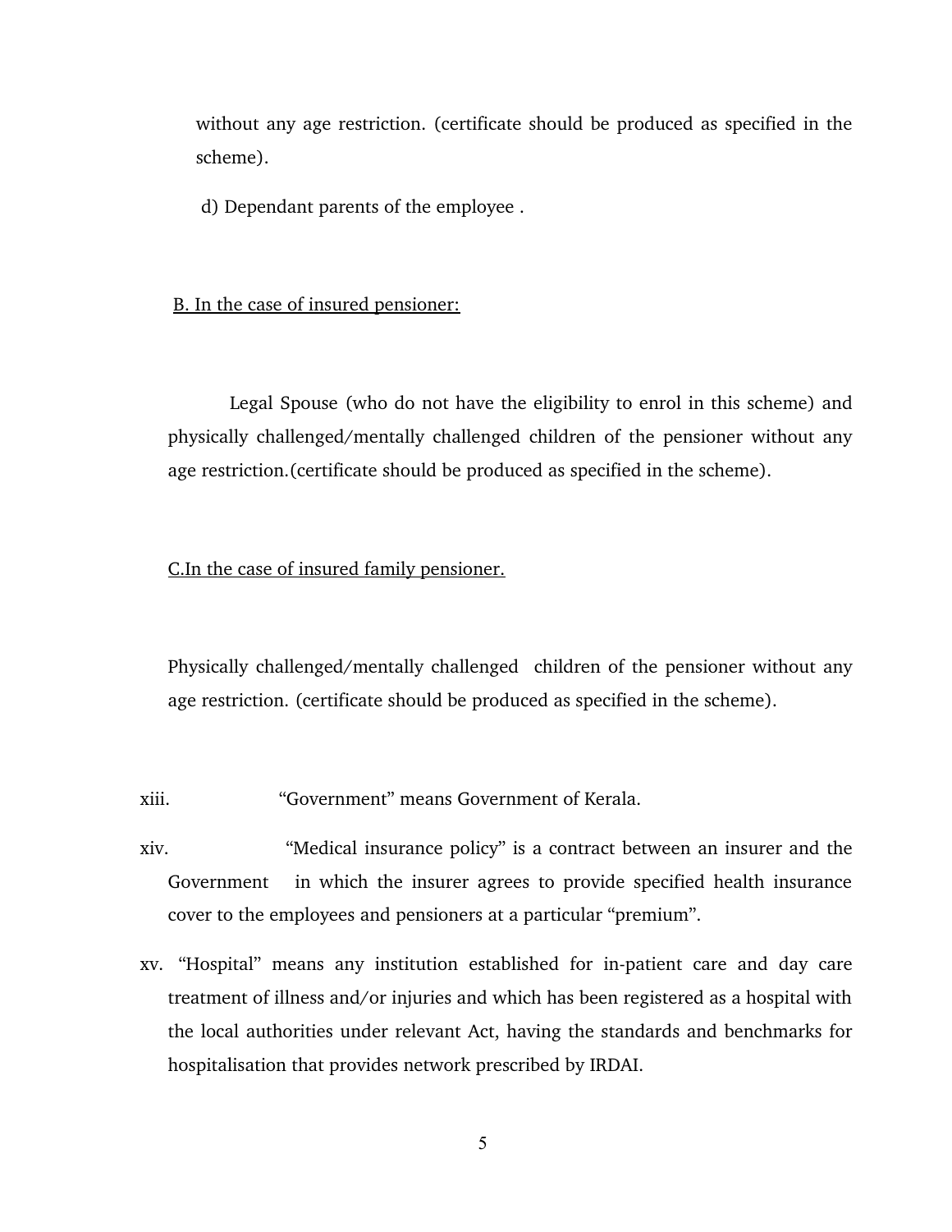without any age restriction. (certificate should be produced as specified in the scheme).

d) Dependant parents of the employee .

B. In the case of insured pensioner:

Legal Spouse (who do not have the eligibility to enrol in this scheme) and physically challenged/mentally challenged children of the pensioner without any age restriction.(certificate should be produced as specified in the scheme).

C.In the case of insured family pensioner.

Physically challenged/mentally challenged children of the pensioner without any age restriction. (certificate should be produced as specified in the scheme).

xiii. “Government” means Government of Kerala.

xiv. “Medical insurance policy” is a contract between an insurer and the Government in which the insurer agrees to provide specified health insurance cover to the employees and pensioners at a particular “premium”.

xv. “Hospital” means any institution established for in-patient care and day care treatment of illness and/or injuries and which has been registered as a hospital with the local authorities under relevant Act, having the standards and benchmarks for hospitalisation that provides network prescribed by IRDAI.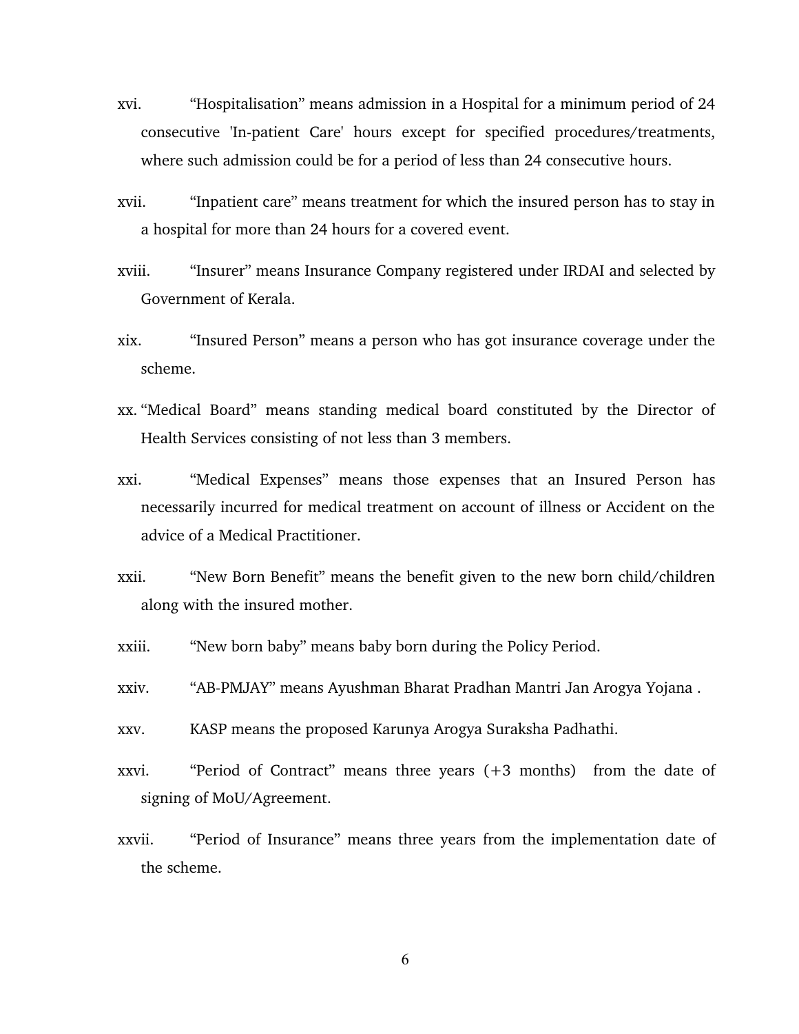xvi. "Hospitalisation" means admission in a Hospital for a minimum period of 24 consecutive 'In-patient Care' hours except for specified procedures/treatments, where such admission could be for a period of less than 24 consecutive hours.

xvii. "Inpatient care" means treatment for which the insured person has to stay in a hospital for more than 24 hours for a covered event.

xviii. "Insurer" means Insurance Company registered under IRDAI and selected by Government of Kerala.

xix. "Insured Person" means a person who has got insurance coverage under the scheme.

xx. "Medical Board" means standing medical board constituted by the Director of Health Services consisting of not less than 3 members.

xxi. "Medical Expenses" means those expenses that an Insured Person has necessarily incurred for medical treatment on account of illness or Accident on the advice of a Medical Practitioner.

xxii. "New Born Benefit" means the benefit given to the new born child/children along with the insured mother.

xxiii. "New born baby" means baby born during the Policy Period.

xxiv. "AB-PMJAY" means Ayushman Bharat Pradhan Mantri Jan Arogya Yojana .

xxv. KASP means the proposed Karunya Arogya Suraksha Padhathi.

xxvi. "Period of Contract" means three years (+3 months) from the date of signing of MoU/Agreement.

xxvii. "Period of Insurance" means three years from the implementation date of the scheme.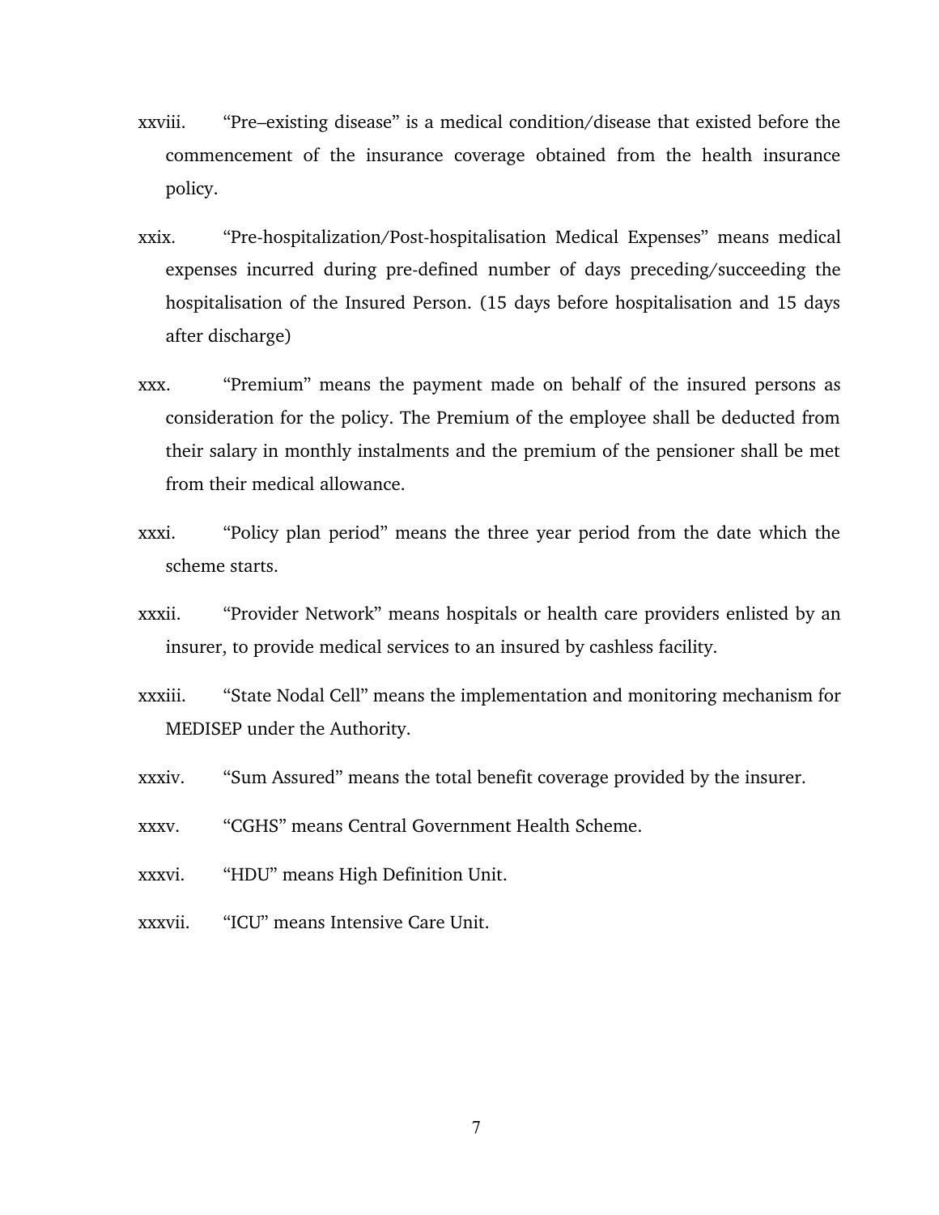xxviii. "Pre–existing disease" is a medical condition/disease that existed before the commencement of the insurance coverage obtained from the health insurance policy.

xxix. "Pre-hospitalization/Post-hospitalisation Medical Expenses" means medical expenses incurred during pre-defined number of days preceding/succeeding the hospitalisation of the Insured Person. (15 days before hospitalisation and 15 days after discharge)

xxx. "Premium" means the payment made on behalf of the insured persons as consideration for the policy. The Premium of the employee shall be deducted from their salary in monthly instalments and the premium of the pensioner shall be met from their medical allowance.

xxxi. "Policy plan period" means the three year period from the date which the scheme starts.

xxxii. "Provider Network" means hospitals or health care providers enlisted by an insurer, to provide medical services to an insured by cashless facility.

xxxiii. "State Nodal Cell" means the implementation and monitoring mechanism for MEDISEP under the Authority.

xxxiv. "Sum Assured" means the total benefit coverage provided by the insurer.

xxxv. "CGHS" means Central Government Health Scheme.

xxxvi. "HDU" means High Definition Unit.

xxxvii. "ICU" means Intensive Care Unit.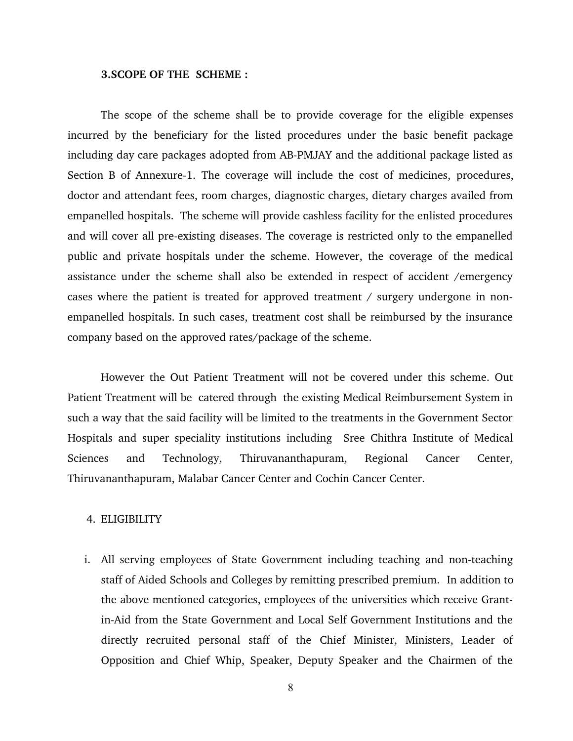**3.SCOPE OF THE SCHEME :**

The scope of the scheme shall be to provide coverage for the eligible expenses incurred by the beneficiary for the listed procedures under the basic benefit package including day care packages adopted from AB-PMJAY and the additional package listed as Section B of Annexure-1. The coverage will include the cost of medicines, procedures, doctor and attendant fees, room charges, diagnostic charges, dietary charges availed from empanelled hospitals. The scheme will provide cashless facility for the enlisted procedures and will cover all pre-existing diseases. The coverage is restricted only to the empanelled public and private hospitals under the scheme. However, the coverage of the medical assistance under the scheme shall also be extended in respect of accident /emergency cases where the patient is treated for approved treatment / surgery undergone in non-empanelled hospitals. In such cases, treatment cost shall be reimbursed by the insurance company based on the approved rates/package of the scheme.

However the Out Patient Treatment will not be covered under this scheme. Out Patient Treatment will be catered through the existing Medical Reimbursement System in such a way that the said facility will be limited to the treatments in the Government Sector Hospitals and super speciality institutions including Sree Chithra Institute of Medical Sciences and Technology, Thiruvananthapuram, Regional Cancer Center, Thiruvananthapuram, Malabar Cancer Center and Cochin Cancer Center.

4. ELIGIBILITY

i. All serving employees of State Government including teaching and non-teaching staff of Aided Schools and Colleges by remitting prescribed premium. In addition to the above mentioned categories, employees of the universities which receive Grant-in-Aid from the State Government and Local Self Government Institutions and the directly recruited personal staff of the Chief Minister, Ministers, Leader of Opposition and Chief Whip, Speaker, Deputy Speaker and the Chairmen of the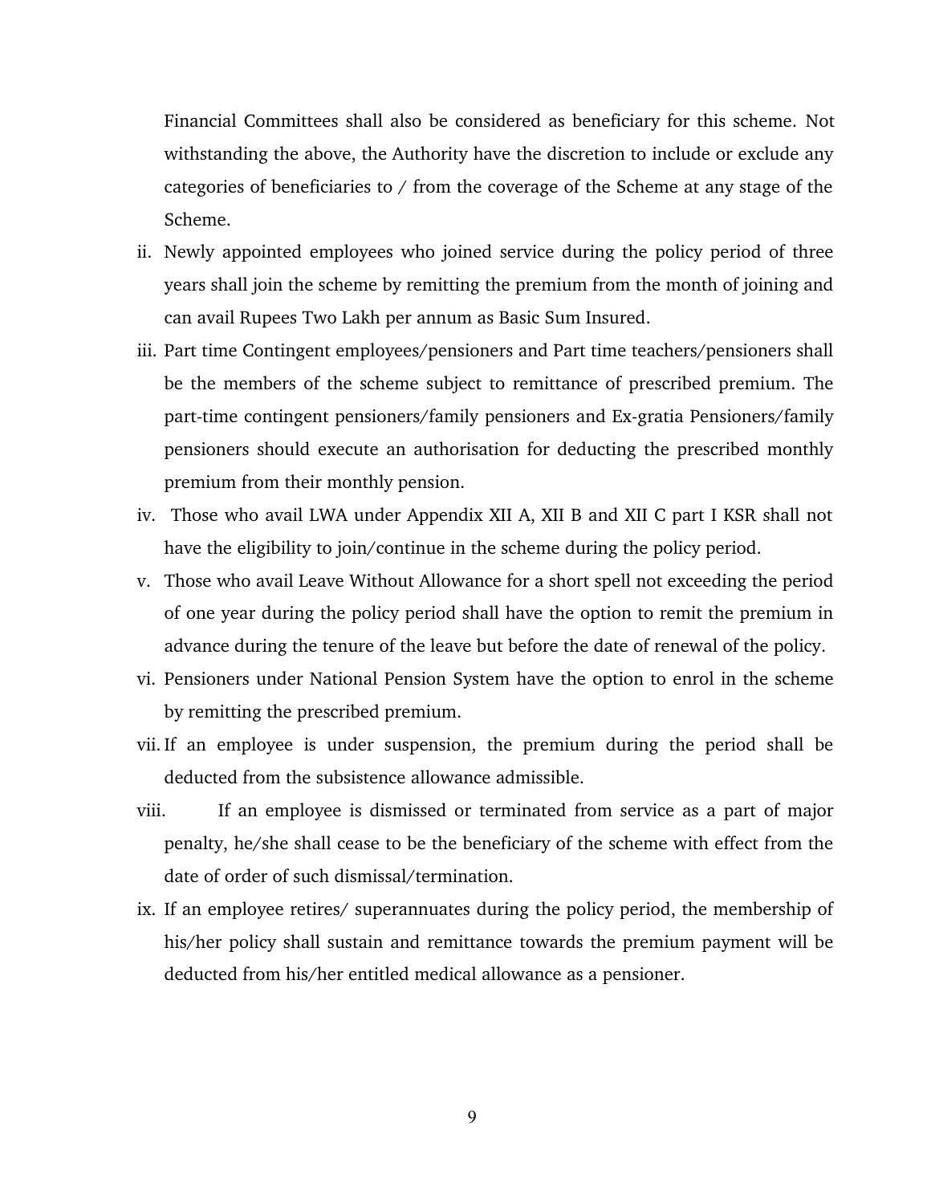Financial Committees shall also be considered as beneficiary for this scheme. Not withstanding the above, the Authority have the discretion to include or exclude any categories of beneficiaries to / from the coverage of the Scheme at any stage of the Scheme.

ii. Newly appointed employees who joined service during the policy period of three years shall join the scheme by remitting the premium from the month of joining and can avail Rupees Two Lakh per annum as Basic Sum Insured.

iii. Part time Contingent employees/pensioners and Part time teachers/pensioners shall be the members of the scheme subject to remittance of prescribed premium. The part-time contingent pensioners/family pensioners and Ex-gratia Pensioners/family pensioners should execute an authorisation for deducting the prescribed monthly premium from their monthly pension.

iv. Those who avail LWA under Appendix XII A, XII B and XII C part I KSR shall not have the eligibility to join/continue in the scheme during the policy period.

v. Those who avail Leave Without Allowance for a short spell not exceeding the period of one year during the policy period shall have the option to remit the premium in advance during the tenure of the leave but before the date of renewal of the policy.

vi. Pensioners under National Pension System have the option to enrol in the scheme by remitting the prescribed premium.

vii. If an employee is under suspension, the premium during the period shall be deducted from the subsistence allowance admissible.

viii. If an employee is dismissed or terminated from service as a part of major penalty, he/she shall cease to be the beneficiary of the scheme with effect from the date of order of such dismissal/termination.

ix. If an employee retires/ superannuates during the policy period, the membership of his/her policy shall sustain and remittance towards the premium payment will be deducted from his/her entitled medical allowance as a pensioner.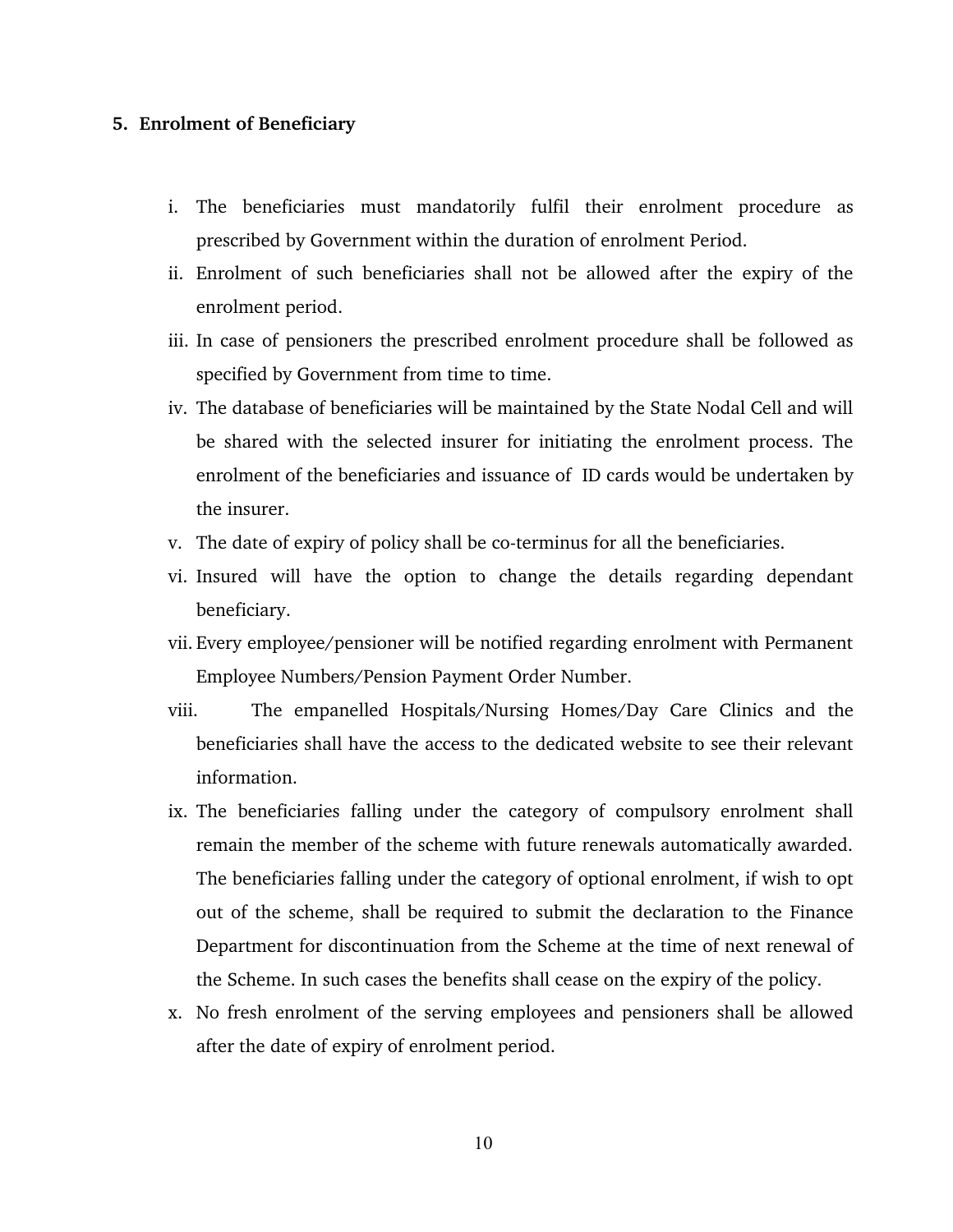## 5. Enrolment of Beneficiary

i. The beneficiaries must mandatorily fulfil their enrolment procedure as prescribed by Government within the duration of enrolment Period.

ii. Enrolment of such beneficiaries shall not be allowed after the expiry of the enrolment period.

iii. In case of pensioners the prescribed enrolment procedure shall be followed as specified by Government from time to time.

iv. The database of beneficiaries will be maintained by the State Nodal Cell and will be shared with the selected insurer for initiating the enrolment process. The enrolment of the beneficiaries and issuance of ID cards would be undertaken by the insurer.

v. The date of expiry of policy shall be co-terminus for all the beneficiaries.

vi. Insured will have the option to change the details regarding dependant beneficiary.

vii. Every employee/pensioner will be notified regarding enrolment with Permanent Employee Numbers/Pension Payment Order Number.

viii. The empanelled Hospitals/Nursing Homes/Day Care Clinics and the beneficiaries shall have the access to the dedicated website to see their relevant information.

ix. The beneficiaries falling under the category of compulsory enrolment shall remain the member of the scheme with future renewals automatically awarded. The beneficiaries falling under the category of optional enrolment, if wish to opt out of the scheme, shall be required to submit the declaration to the Finance Department for discontinuation from the Scheme at the time of next renewal of the Scheme. In such cases the benefits shall cease on the expiry of the policy.

x. No fresh enrolment of the serving employees and pensioners shall be allowed after the date of expiry of enrolment period.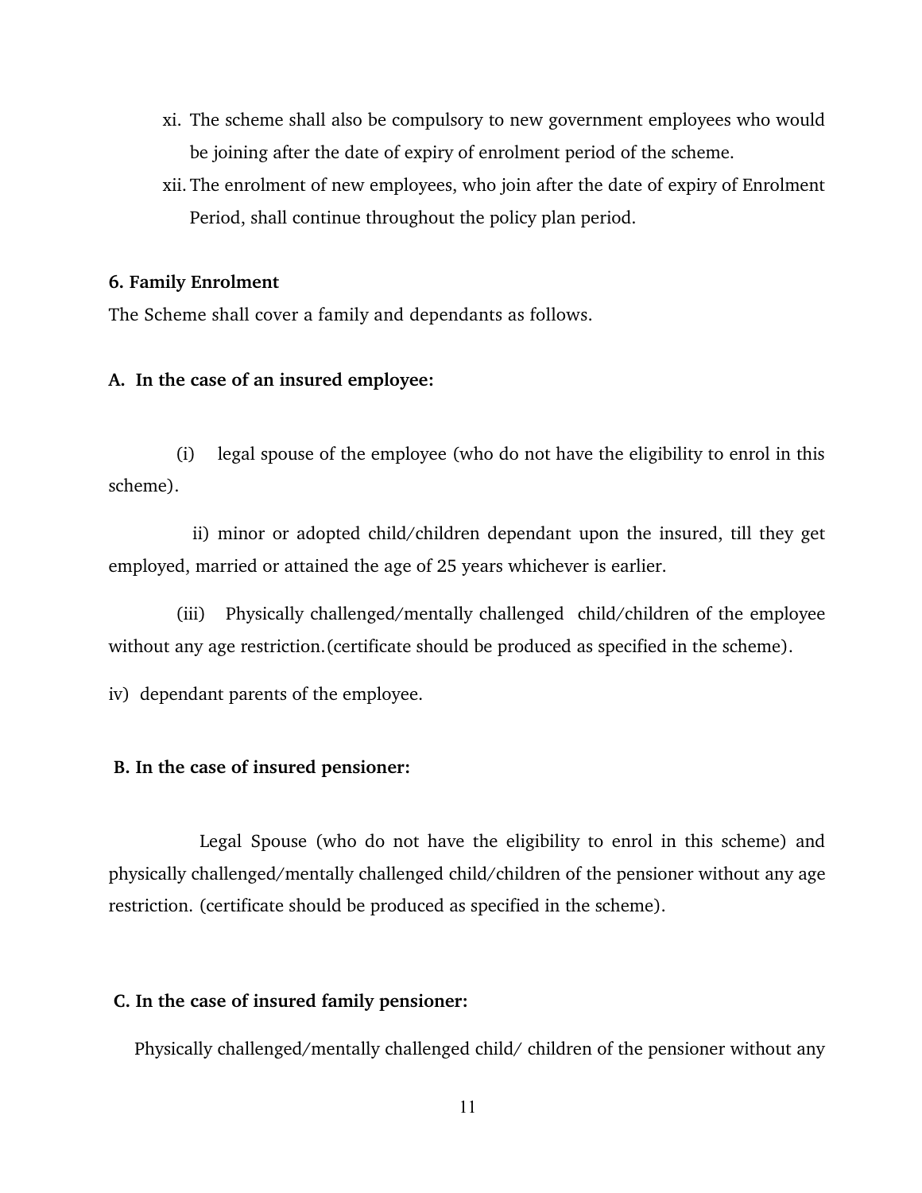xi. The scheme shall also be compulsory to new government employees who would be joining after the date of expiry of enrolment period of the scheme.

xii. The enrolment of new employees, who join after the date of expiry of Enrolment Period, shall continue throughout the policy plan period.

**6. Family Enrolment**

The Scheme shall cover a family and dependants as follows.

**A. In the case of an insured employee:**

(i) legal spouse of the employee (who do not have the eligibility to enrol in this scheme).

ii) minor or adopted child/children dependant upon the insured, till they get employed, married or attained the age of 25 years whichever is earlier.

(iii) Physically challenged/mentally challenged child/children of the employee without any age restriction.(certificate should be produced as specified in the scheme).

iv) dependant parents of the employee.

**B. In the case of insured pensioner:**

Legal Spouse (who do not have the eligibility to enrol in this scheme) and physically challenged/mentally challenged child/children of the pensioner without any age restriction. (certificate should be produced as specified in the scheme).

**C. In the case of insured family pensioner:**

Physically challenged/mentally challenged child/ children of the pensioner without any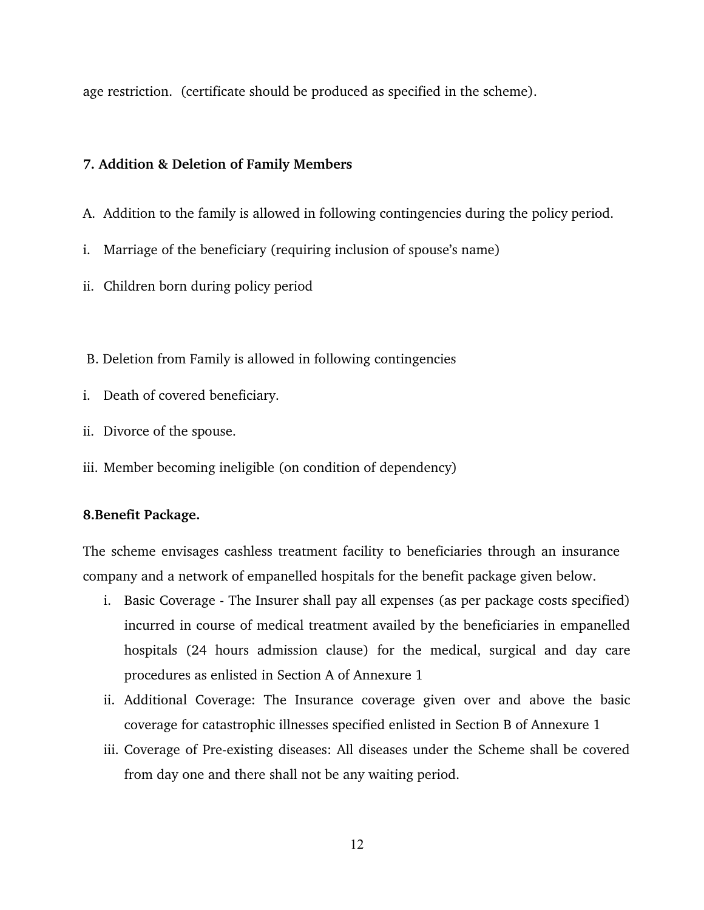age restriction. (certificate should be produced as specified in the scheme).

### 7. Addition & Deletion of Family Members

A. Addition to the family is allowed in following contingencies during the policy period.

i. Marriage of the beneficiary (requiring inclusion of spouse's name)

ii. Children born during policy period

B. Deletion from Family is allowed in following contingencies

i. Death of covered beneficiary.

ii. Divorce of the spouse.

iii. Member becoming ineligible (on condition of dependency)

### 8.Benefit Package.

The scheme envisages cashless treatment facility to beneficiaries through an insurance company and a network of empanelled hospitals for the benefit package given below.

i. Basic Coverage - The Insurer shall pay all expenses (as per package costs specified) incurred in course of medical treatment availed by the beneficiaries in empanelled hospitals (24 hours admission clause) for the medical, surgical and day care procedures as enlisted in Section A of Annexure 1

ii. Additional Coverage: The Insurance coverage given over and above the basic coverage for catastrophic illnesses specified enlisted in Section B of Annexure 1

iii. Coverage of Pre-existing diseases: All diseases under the Scheme shall be covered from day one and there shall not be any waiting period.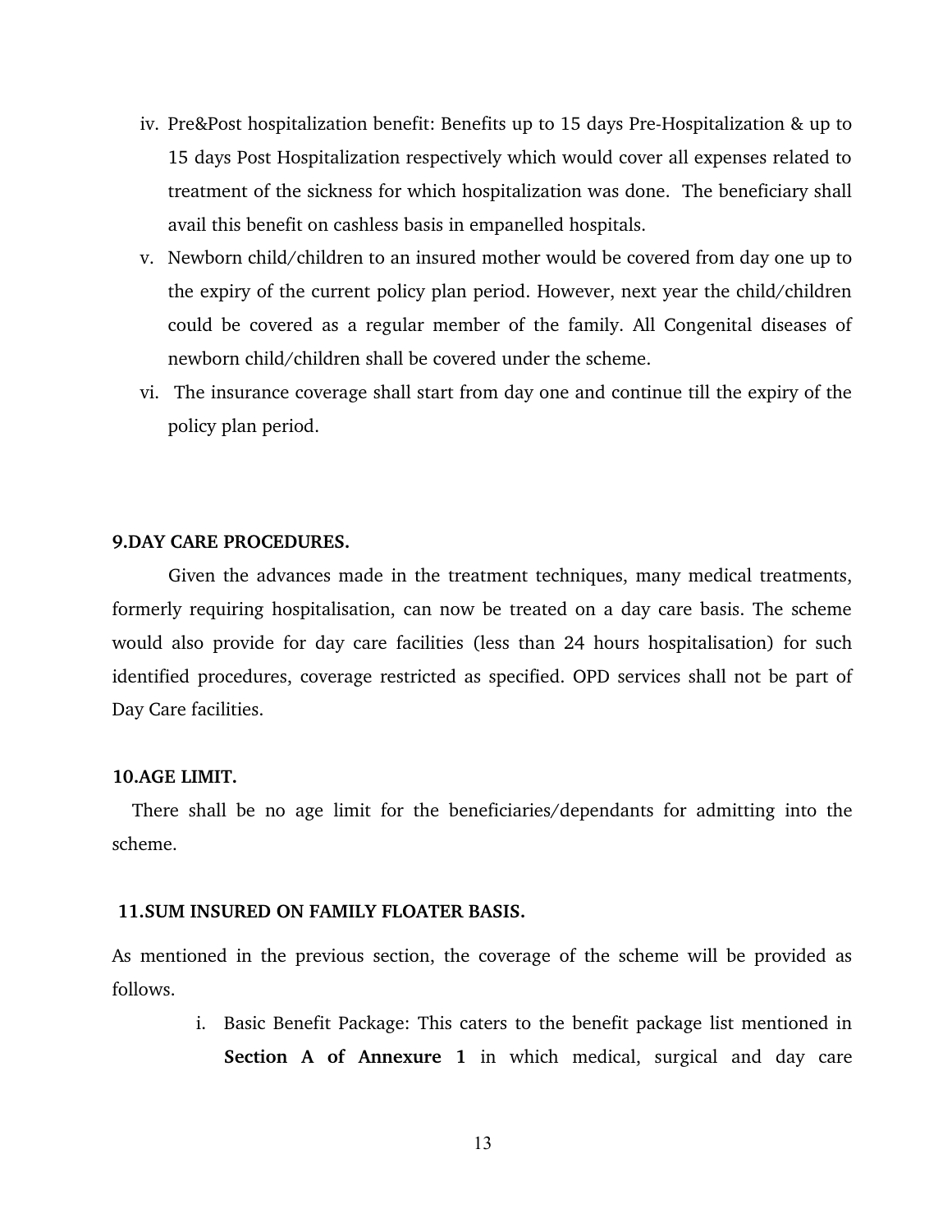iv. Pre&Post hospitalization benefit: Benefits up to 15 days Pre-Hospitalization & up to 15 days Post Hospitalization respectively which would cover all expenses related to treatment of the sickness for which hospitalization was done. The beneficiary shall avail this benefit on cashless basis in empanelled hospitals.

v. Newborn child/children to an insured mother would be covered from day one up to the expiry of the current policy plan period. However, next year the child/children could be covered as a regular member of the family. All Congenital diseases of newborn child/children shall be covered under the scheme.

vi. The insurance coverage shall start from day one and continue till the expiry of the policy plan period.

**9.DAY CARE PROCEDURES.**

Given the advances made in the treatment techniques, many medical treatments, formerly requiring hospitalisation, can now be treated on a day care basis. The scheme would also provide for day care facilities (less than 24 hours hospitalisation) for such identified procedures, coverage restricted as specified. OPD services shall not be part of Day Care facilities.

**10.AGE LIMIT.**

There shall be no age limit for the beneficiaries/dependants for admitting into the scheme.

**11.SUM INSURED ON FAMILY FLOATER BASIS.**

As mentioned in the previous section, the coverage of the scheme will be provided as follows.

i. Basic Benefit Package: This caters to the benefit package list mentioned in **Section A of Annexure 1** in which medical, surgical and day care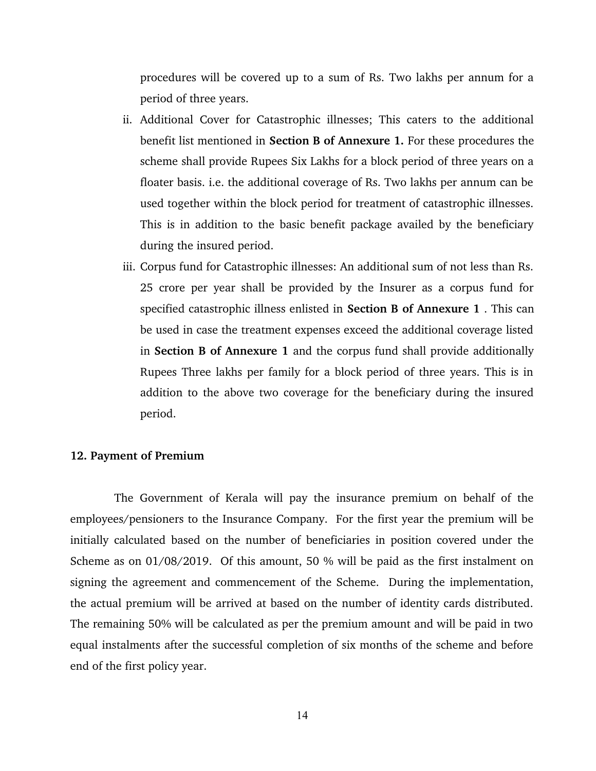procedures will be covered up to a sum of Rs. Two lakhs per annum for a period of three years.

ii. Additional Cover for Catastrophic illnesses; This caters to the additional benefit list mentioned in **Section B of Annexure 1.** For these procedures the scheme shall provide Rupees Six Lakhs for a block period of three years on a floater basis. i.e. the additional coverage of Rs. Two lakhs per annum can be used together within the block period for treatment of catastrophic illnesses. This is in addition to the basic benefit package availed by the beneficiary during the insured period.

iii. Corpus fund for Catastrophic illnesses: An additional sum of not less than Rs. 25 crore per year shall be provided by the Insurer as a corpus fund for specified catastrophic illness enlisted in **Section B of Annexure 1** . This can be used in case the treatment expenses exceed the additional coverage listed in **Section B of Annexure 1** and the corpus fund shall provide additionally Rupees Three lakhs per family for a block period of three years. This is in addition to the above two coverage for the beneficiary during the insured period.

**12. Payment of Premium**

The Government of Kerala will pay the insurance premium on behalf of the employees/pensioners to the Insurance Company. For the first year the premium will be initially calculated based on the number of beneficiaries in position covered under the Scheme as on 01/08/2019. Of this amount, 50 % will be paid as the first instalment on signing the agreement and commencement of the Scheme. During the implementation, the actual premium will be arrived at based on the number of identity cards distributed. The remaining 50% will be calculated as per the premium amount and will be paid in two equal instalments after the successful completion of six months of the scheme and before end of the first policy year.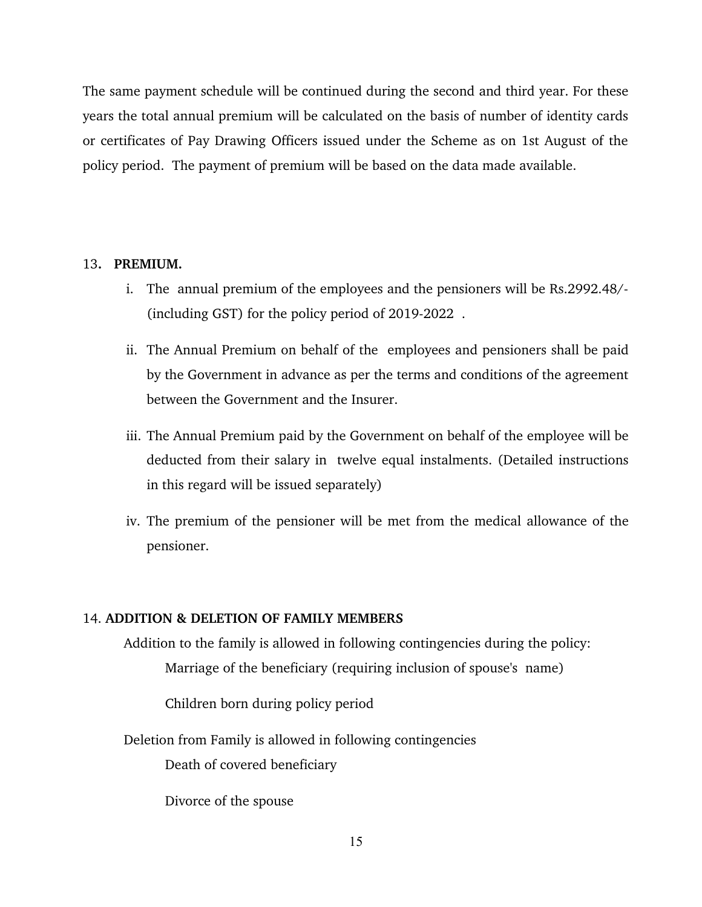The same payment schedule will be continued during the second and third year. For these years the total annual premium will be calculated on the basis of number of identity cards or certificates of Pay Drawing Officers issued under the Scheme as on 1st August of the policy period. The payment of premium will be based on the data made available.

13. **PREMIUM.**

i. The annual premium of the employees and the pensioners will be Rs.2992.48/- (including GST) for the policy period of 2019-2022 .

ii. The Annual Premium on behalf of the employees and pensioners shall be paid by the Government in advance as per the terms and conditions of the agreement between the Government and the Insurer.

iii. The Annual Premium paid by the Government on behalf of the employee will be deducted from their salary in twelve equal instalments. (Detailed instructions in this regard will be issued separately)

iv. The premium of the pensioner will be met from the medical allowance of the pensioner.

14. **ADDITION & DELETION OF FAMILY MEMBERS**

Addition to the family is allowed in following contingencies during the policy:

Marriage of the beneficiary (requiring inclusion of spouse's name)

Children born during policy period

Deletion from Family is allowed in following contingencies

Death of covered beneficiary

Divorce of the spouse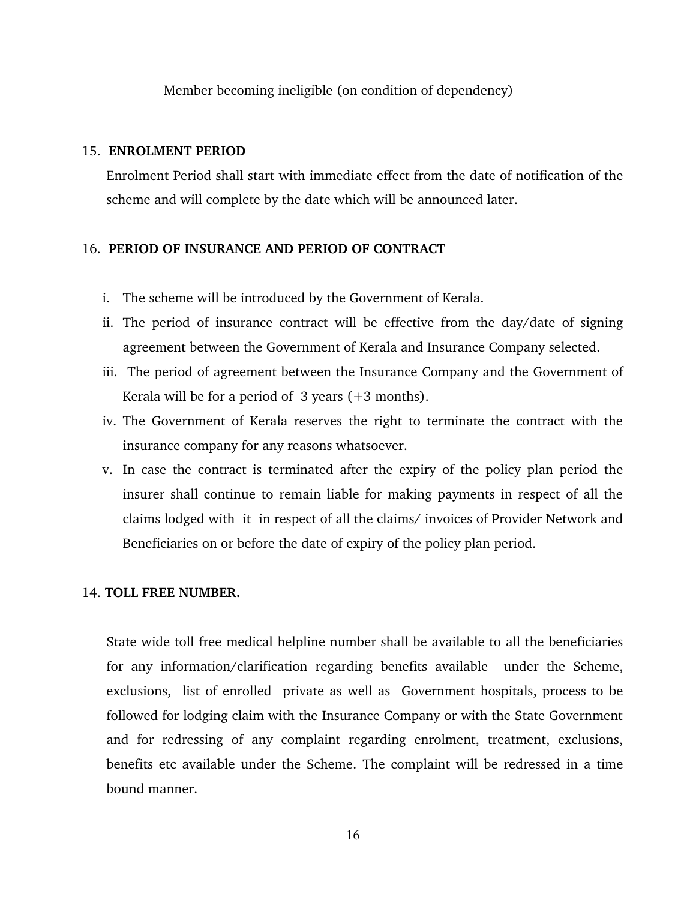Member becoming ineligible (on condition of dependency)

15. **ENROLMENT PERIOD**

Enrolment Period shall start with immediate effect from the date of notification of the scheme and will complete by the date which will be announced later.

16. **PERIOD OF INSURANCE AND PERIOD OF CONTRACT**

i. The scheme will be introduced by the Government of Kerala.
ii. The period of insurance contract will be effective from the day/date of signing agreement between the Government of Kerala and Insurance Company selected.
iii. The period of agreement between the Insurance Company and the Government of Kerala will be for a period of 3 years (+3 months).
iv. The Government of Kerala reserves the right to terminate the contract with the insurance company for any reasons whatsoever.
v. In case the contract is terminated after the expiry of the policy plan period the insurer shall continue to remain liable for making payments in respect of all the claims lodged with it in respect of all the claims/ invoices of Provider Network and Beneficiaries on or before the date of expiry of the policy plan period.

14. **TOLL FREE NUMBER.**

State wide toll free medical helpline number shall be available to all the beneficiaries for any information/clarification regarding benefits available under the Scheme, exclusions, list of enrolled private as well as Government hospitals, process to be followed for lodging claim with the Insurance Company or with the State Government and for redressing of any complaint regarding enrolment, treatment, exclusions, benefits etc available under the Scheme. The complaint will be redressed in a time bound manner.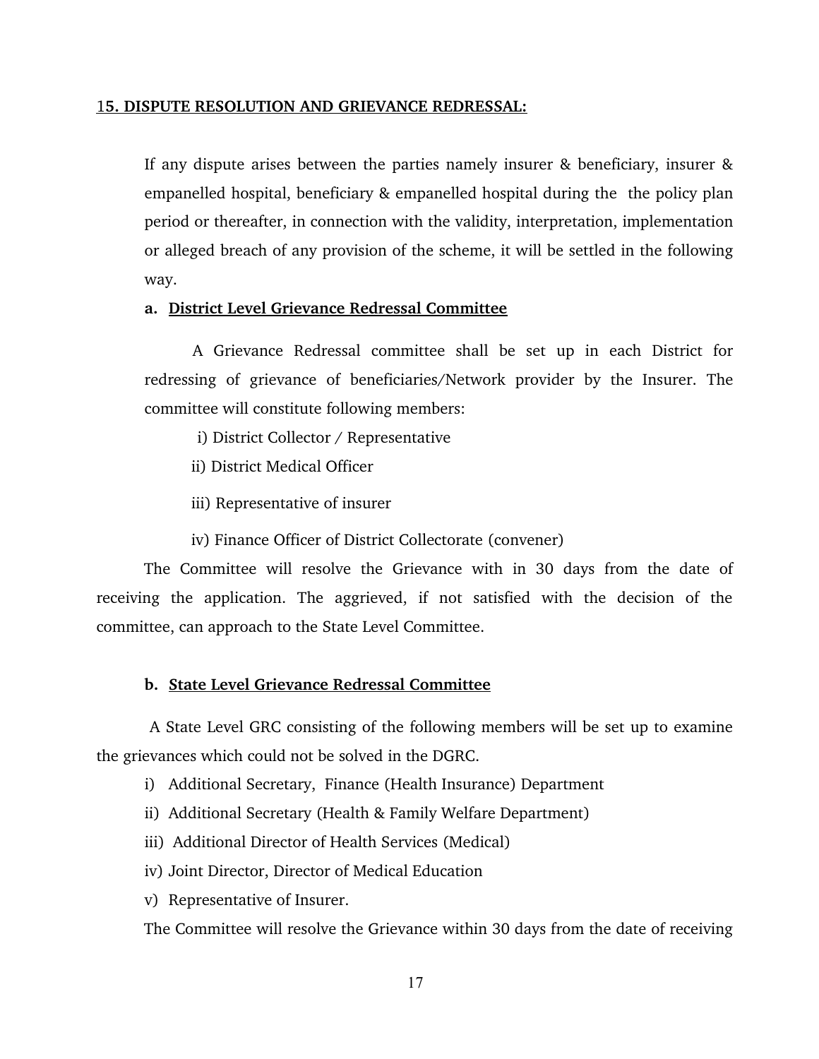## 15. DISPUTE RESOLUTION AND GRIEVANCE REDRESSAL:

If any dispute arises between the parties namely insurer & beneficiary, insurer & empanelled hospital, beneficiary & empanelled hospital during the the policy plan period or thereafter, in connection with the validity, interpretation, implementation or alleged breach of any provision of the scheme, it will be settled in the following way.

**a. District Level Grievance Redressal Committee**

A Grievance Redressal committee shall be set up in each District for redressing of grievance of beneficiaries/Network provider by the Insurer. The committee will constitute following members:

i) District Collector / Representative

ii) District Medical Officer

iii) Representative of insurer

iv) Finance Officer of District Collectorate (convener)

The Committee will resolve the Grievance with in 30 days from the date of receiving the application. The aggrieved, if not satisfied with the decision of the committee, can approach to the State Level Committee.

**b. State Level Grievance Redressal Committee**

A State Level GRC consisting of the following members will be set up to examine the grievances which could not be solved in the DGRC.

i) Additional Secretary, Finance (Health Insurance) Department

ii) Additional Secretary (Health & Family Welfare Department)

iii) Additional Director of Health Services (Medical)

iv) Joint Director, Director of Medical Education

v) Representative of Insurer.

The Committee will resolve the Grievance within 30 days from the date of receiving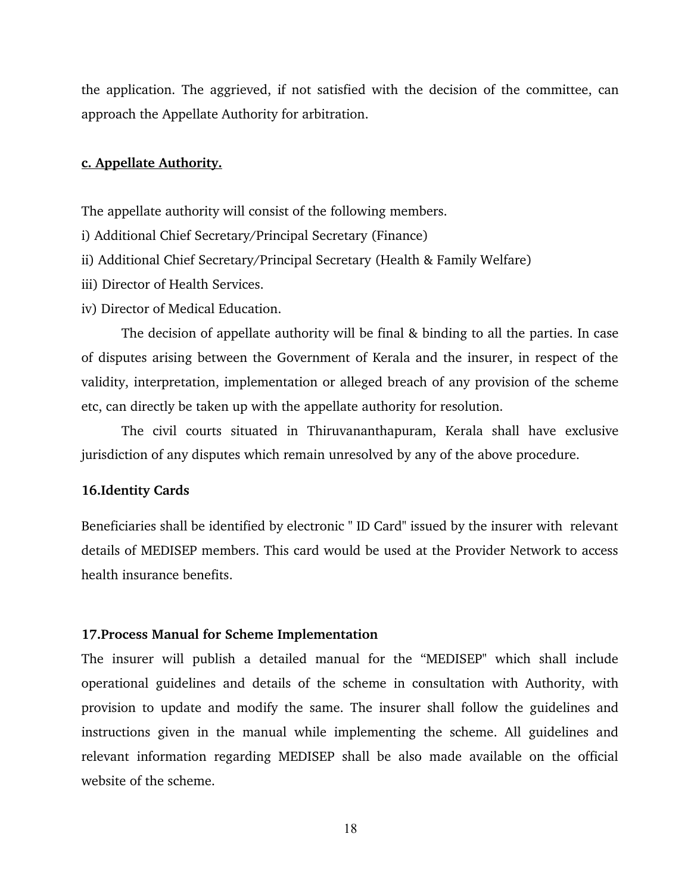the application. The aggrieved, if not satisfied with the decision of the committee, can approach the Appellate Authority for arbitration.

**c. Appellate Authority.**

The appellate authority will consist of the following members.

i) Additional Chief Secretary/Principal Secretary (Finance)

ii) Additional Chief Secretary/Principal Secretary (Health & Family Welfare)

iii) Director of Health Services.

iv) Director of Medical Education.

The decision of appellate authority will be final & binding to all the parties. In case of disputes arising between the Government of Kerala and the insurer, in respect of the validity, interpretation, implementation or alleged breach of any provision of the scheme etc, can directly be taken up with the appellate authority for resolution.

The civil courts situated in Thiruvananthapuram, Kerala shall have exclusive jurisdiction of any disputes which remain unresolved by any of the above procedure.

## 16.Identity Cards

Beneficiaries shall be identified by electronic " ID Card" issued by the insurer with relevant details of MEDISEP members. This card would be used at the Provider Network to access health insurance benefits.

## 17.Process Manual for Scheme Implementation

The insurer will publish a detailed manual for the “MEDISEP" which shall include operational guidelines and details of the scheme in consultation with Authority, with provision to update and modify the same. The insurer shall follow the guidelines and instructions given in the manual while implementing the scheme. All guidelines and relevant information regarding MEDISEP shall be also made available on the official website of the scheme.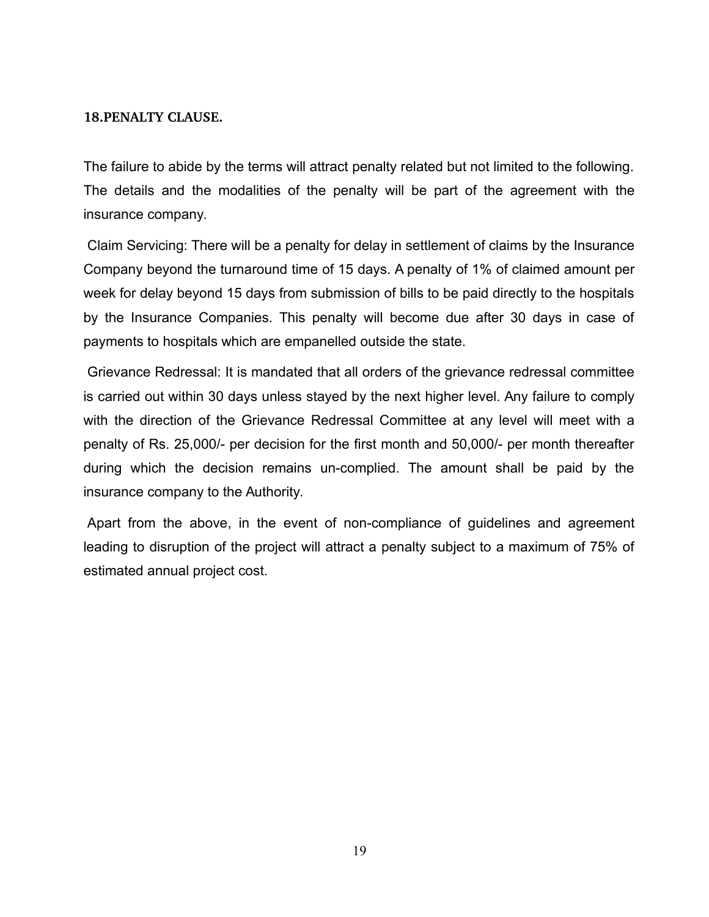## 18.PENALTY CLAUSE.

The failure to abide by the terms will attract penalty related but not limited to the following. The details and the modalities of the penalty will be part of the agreement with the insurance company.

Claim Servicing: There will be a penalty for delay in settlement of claims by the Insurance Company beyond the turnaround time of 15 days. A penalty of 1% of claimed amount per week for delay beyond 15 days from submission of bills to be paid directly to the hospitals by the Insurance Companies. This penalty will become due after 30 days in case of payments to hospitals which are empanelled outside the state.

Grievance Redressal: It is mandated that all orders of the grievance redressal committee is carried out within 30 days unless stayed by the next higher level. Any failure to comply with the direction of the Grievance Redressal Committee at any level will meet with a penalty of Rs. 25,000/- per decision for the first month and 50,000/- per month thereafter during which the decision remains un-complied. The amount shall be paid by the insurance company to the Authority.

Apart from the above, in the event of non-compliance of guidelines and agreement leading to disruption of the project will attract a penalty subject to a maximum of 75% of estimated annual project cost.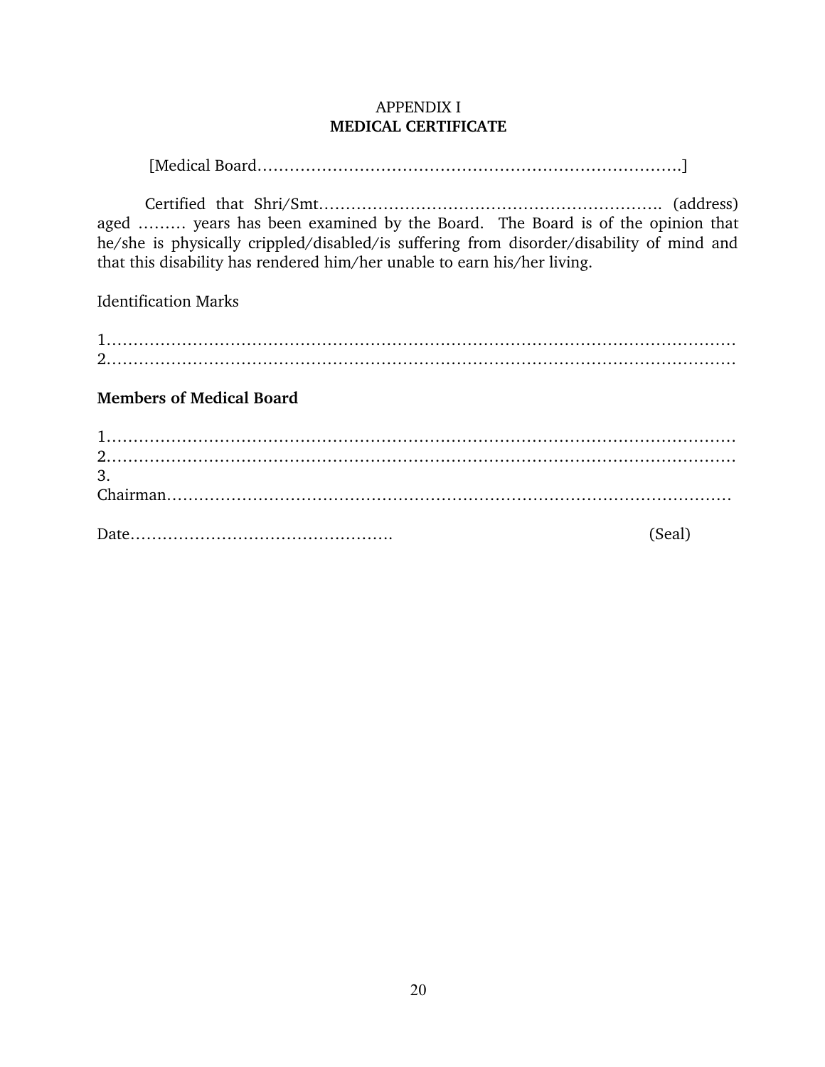APPENDIX I

**MEDICAL CERTIFICATE**

[Medical Board………………………………………………………………………]

Certified that Shri/Smt………………………………………………………. (address) aged ……… years has been examined by the Board. The Board is of the opinion that he/she is physically crippled/disabled/is suffering from disorder/disability of mind and that this disability has rendered him/her unable to earn his/her living.

Identification Marks

1……………………………………………………………………………………………………
2……………………………………………………………………………………………………

**Members of Medical Board**

1……………………………………………………………………………………………………
2……………………………………………………………………………………………………
3.
Chairman……………………………………………………………………………………………

Date…………………………………………                                        (Seal)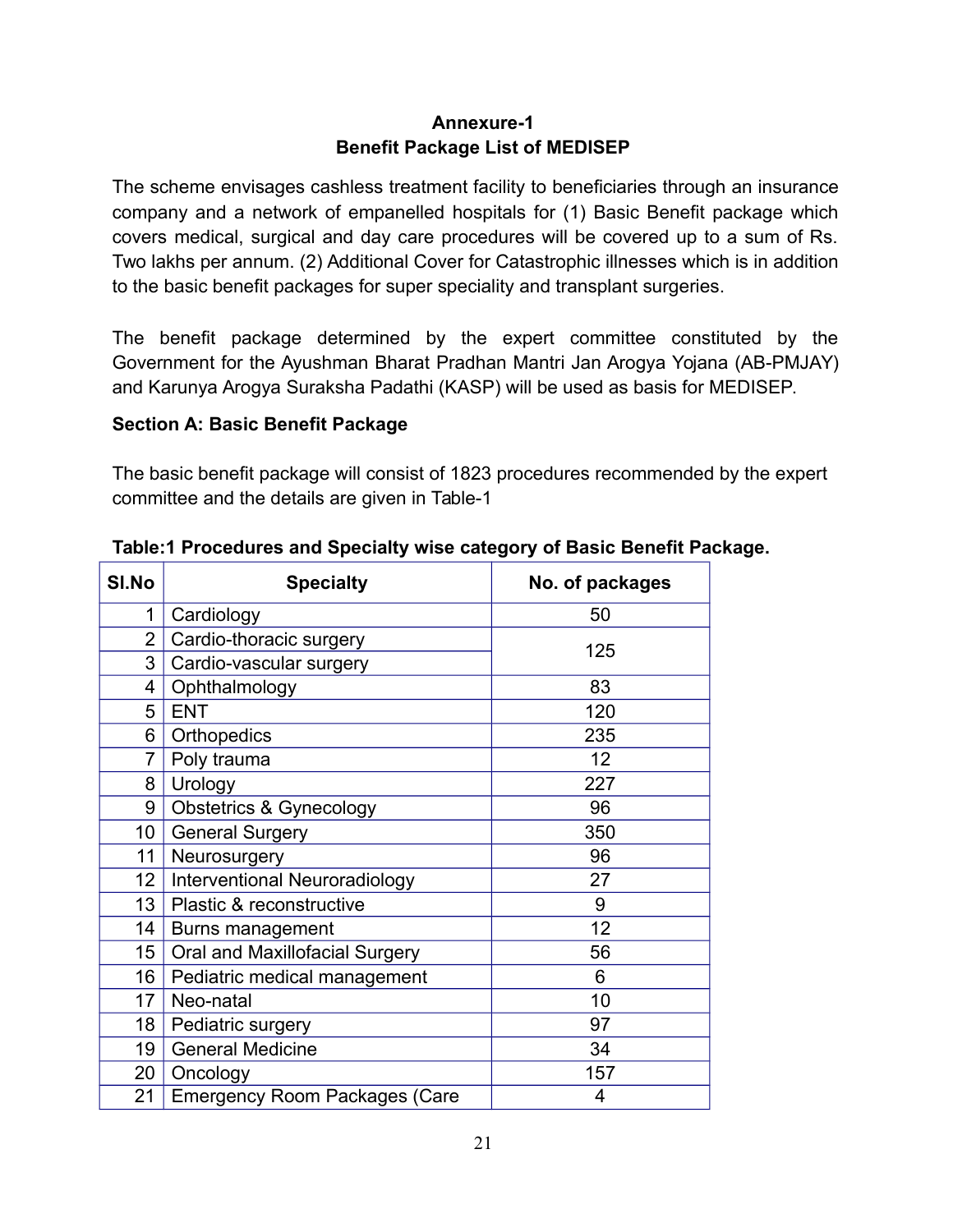## Annexure-1
## Benefit Package List of MEDISEP

The scheme envisages cashless treatment facility to beneficiaries through an insurance company and a network of empanelled hospitals for (1) Basic Benefit package which covers medical, surgical and day care procedures will be covered up to a sum of Rs. Two lakhs per annum. (2) Additional Cover for Catastrophic illnesses which is in addition to the basic benefit packages for super speciality and transplant surgeries.

The benefit package determined by the expert committee constituted by the Government for the Ayushman Bharat Pradhan Mantri Jan Arogya Yojana (AB-PMJAY) and Karunya Arogya Suraksha Padathi (KASP) will be used as basis for MEDISEP.

### Section A: Basic Benefit Package

The basic benefit package will consist of 1823 procedures recommended by the expert committee and the details are given in Table-1

**Table:1 Procedures and Specialty wise category of Basic Benefit Package.**

| Sl.No | Specialty | No. of packages |
|---|---|---|
| 1 | Cardiology | 50 |
| 2 | Cardio-thoracic surgery | 125 |
| 3 | Cardio-vascular surgery | |
| 4 | Ophthalmology | 83 |
| 5 | ENT | 120 |
| 6 | Orthopedics | 235 |
| 7 | Poly trauma | 12 |
| 8 | Urology | 227 |
| 9 | Obstetrics & Gynecology | 96 |
| 10 | General Surgery | 350 |
| 11 | Neurosurgery | 96 |
| 12 | Interventional Neuroradiology | 27 |
| 13 | Plastic & reconstructive | 9 |
| 14 | Burns management | 12 |
| 15 | Oral and Maxillofacial Surgery | 56 |
| 16 | Pediatric medical management | 6 |
| 17 | Neo-natal | 10 |
| 18 | Pediatric surgery | 97 |
| 19 | General Medicine | 34 |
| 20 | Oncology | 157 |
| 21 | Emergency Room Packages (Care | 4 |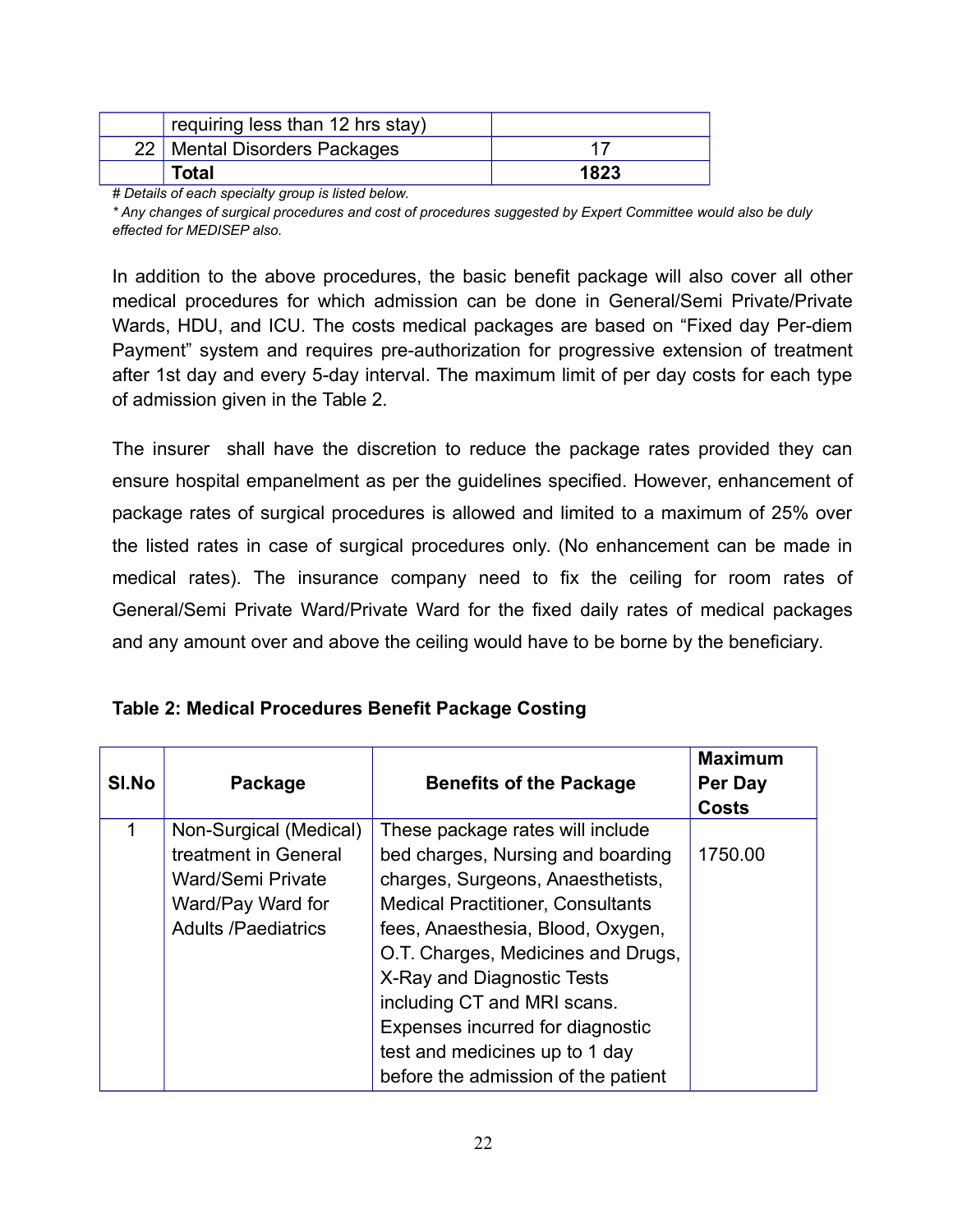| | requiring less than 12 hrs stay) | |
|---|---|---|
| 22 | Mental Disorders Packages | 17 |
| | **Total** | **1823** |

*# Details of each specialty group is listed below.*

** Any changes of surgical procedures and cost of procedures suggested by Expert Committee would also be duly effected for MEDISEP also.*

In addition to the above procedures, the basic benefit package will also cover all other medical procedures for which admission can be done in General/Semi Private/Private Wards, HDU, and ICU. The costs medical packages are based on "Fixed day Per-diem Payment" system and requires pre-authorization for progressive extension of treatment after 1st day and every 5-day interval. The maximum limit of per day costs for each type of admission given in the Table 2.

The insurer shall have the discretion to reduce the package rates provided they can ensure hospital empanelment as per the guidelines specified. However, enhancement of package rates of surgical procedures is allowed and limited to a maximum of 25% over the listed rates in case of surgical procedures only. (No enhancement can be made in medical rates). The insurance company need to fix the ceiling for room rates of General/Semi Private Ward/Private Ward for the fixed daily rates of medical packages and any amount over and above the ceiling would have to be borne by the beneficiary.

**Table 2: Medical Procedures Benefit Package Costing**

| Sl.No | Package | Benefits of the Package | Maximum Per Day Costs |
|---|---|---|---|
| 1 | Non-Surgical (Medical) treatment in General Ward/Semi Private Ward/Pay Ward for Adults /Paediatrics | These package rates will include bed charges, Nursing and boarding charges, Surgeons, Anaesthetists, Medical Practitioner, Consultants fees, Anaesthesia, Blood, Oxygen, O.T. Charges, Medicines and Drugs, X-Ray and Diagnostic Tests including CT and MRI scans. Expenses incurred for diagnostic test and medicines up to 1 day before the admission of the patient | 1750.00 |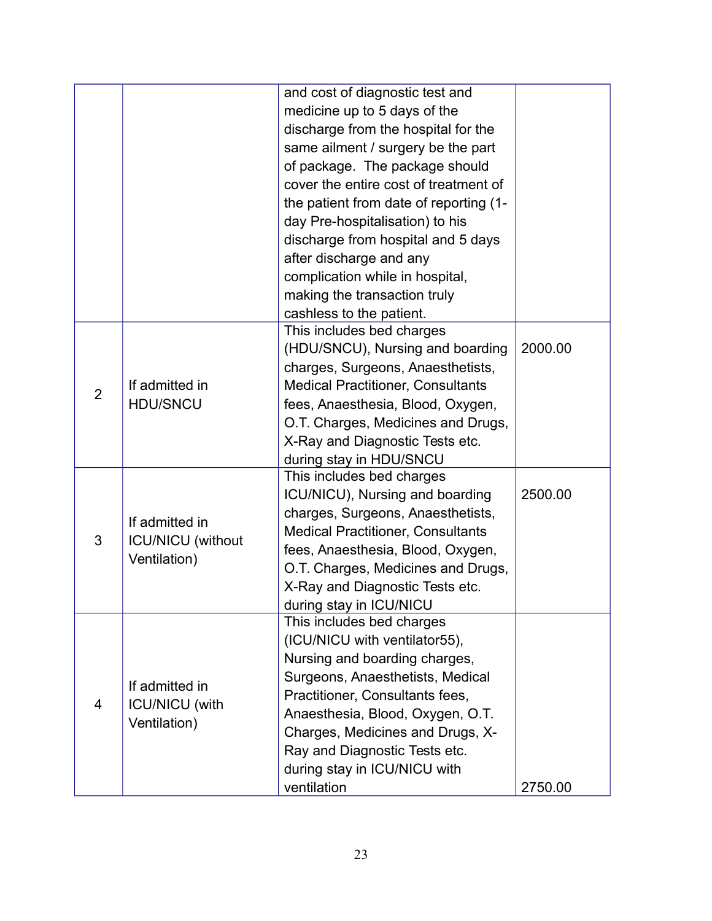| | | | |
|---|---|---|---|
| | | and cost of diagnostic test and medicine up to 5 days of the discharge from the hospital for the same ailment / surgery be the part of package. The package should cover the entire cost of treatment of the patient from date of reporting (1-day Pre-hospitalisation) to his discharge from hospital and 5 days after discharge and any complication while in hospital, making the transaction truly cashless to the patient. | |
| 2 | If admitted in HDU/SNCU | This includes bed charges (HDU/SNCU), Nursing and boarding charges, Surgeons, Anaesthetists, Medical Practitioner, Consultants fees, Anaesthesia, Blood, Oxygen, O.T. Charges, Medicines and Drugs, X-Ray and Diagnostic Tests etc. during stay in HDU/SNCU | 2000.00 |
| 3 | If admitted in ICU/NICU (without Ventilation) | This includes bed charges ICU/NICU), Nursing and boarding charges, Surgeons, Anaesthetists, Medical Practitioner, Consultants fees, Anaesthesia, Blood, Oxygen, O.T. Charges, Medicines and Drugs, X-Ray and Diagnostic Tests etc. during stay in ICU/NICU | 2500.00 |
| 4 | If admitted in ICU/NICU (with Ventilation) | This includes bed charges (ICU/NICU with ventilator55), Nursing and boarding charges, Surgeons, Anaesthetists, Medical Practitioner, Consultants fees, Anaesthesia, Blood, Oxygen, O.T. Charges, Medicines and Drugs, X-Ray and Diagnostic Tests etc. during stay in ICU/NICU with ventilation | 2750.00 |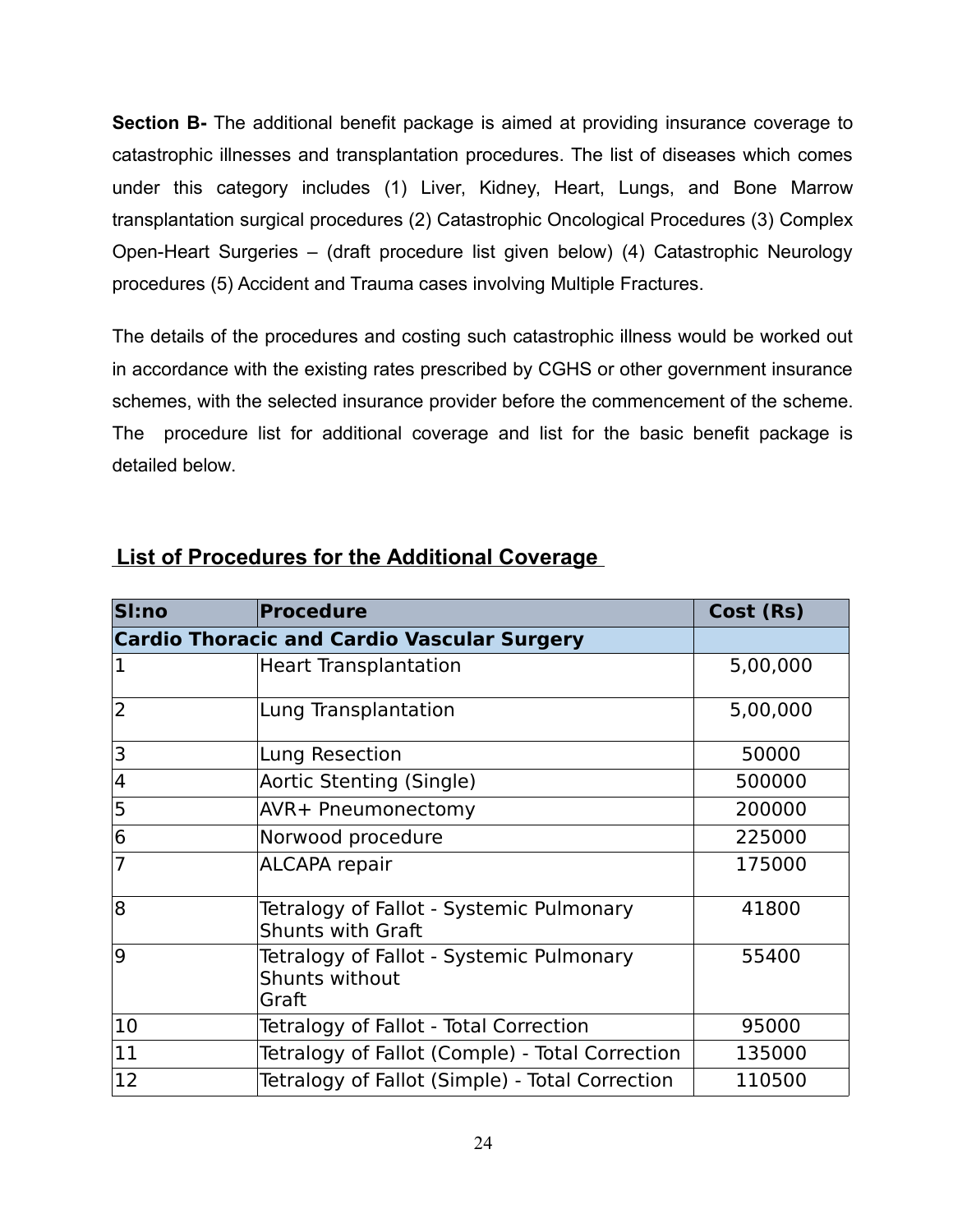**Section B-** The additional benefit package is aimed at providing insurance coverage to catastrophic illnesses and transplantation procedures. The list of diseases which comes under this category includes (1) Liver, Kidney, Heart, Lungs, and Bone Marrow transplantation surgical procedures (2) Catastrophic Oncological Procedures (3) Complex Open-Heart Surgeries – (draft procedure list given below) (4) Catastrophic Neurology procedures (5) Accident and Trauma cases involving Multiple Fractures.

The details of the procedures and costing such catastrophic illness would be worked out in accordance with the existing rates prescribed by CGHS or other government insurance schemes, with the selected insurance provider before the commencement of the scheme. The procedure list for additional coverage and list for the basic benefit package is detailed below.

## List of Procedures for the Additional Coverage

| Sl:no | Procedure | Cost (Rs) |
|---|---|---|
| **Cardio Thoracic and Cardio Vascular Surgery** | | |
| 1 | Heart Transplantation | 5,00,000 |
| 2 | Lung Transplantation | 5,00,000 |
| 3 | Lung Resection | 50000 |
| 4 | Aortic Stenting (Single) | 500000 |
| 5 | AVR+ Pneumonectomy | 200000 |
| 6 | Norwood procedure | 225000 |
| 7 | ALCAPA repair | 175000 |
| 8 | Tetralogy of Fallot - Systemic Pulmonary Shunts with Graft | 41800 |
| 9 | Tetralogy of Fallot - Systemic Pulmonary Shunts without Graft | 55400 |
| 10 | Tetralogy of Fallot - Total Correction | 95000 |
| 11 | Tetralogy of Fallot (Comple) - Total Correction | 135000 |
| 12 | Tetralogy of Fallot (Simple) - Total Correction | 110500 |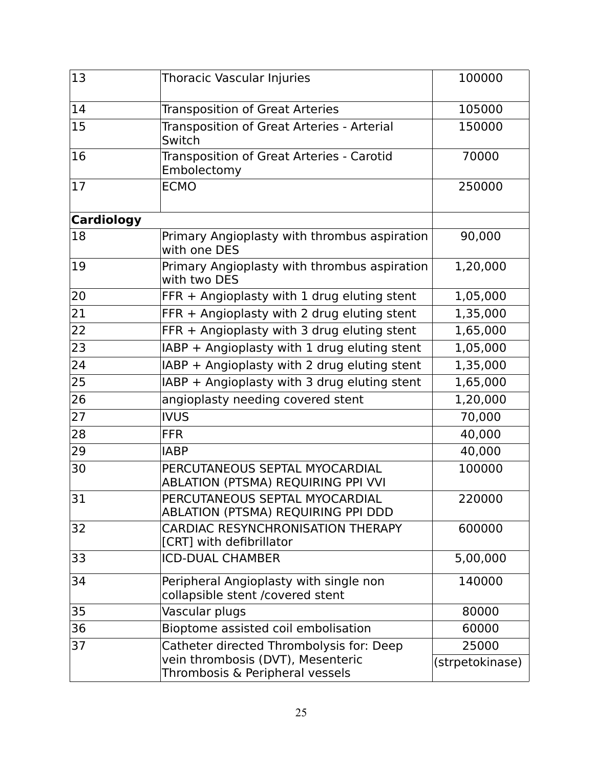| | | |
|---|---|---|
| 13 | Thoracic Vascular Injuries | 100000 |
| 14 | Transposition of Great Arteries | 105000 |
| 15 | Transposition of Great Arteries - Arterial Switch | 150000 |
| 16 | Transposition of Great Arteries - Carotid Embolectomy | 70000 |
| 17 | ECMO | 250000 |
| **Cardiology** | | |
| 18 | Primary Angioplasty with thrombus aspiration with one DES | 90,000 |
| 19 | Primary Angioplasty with thrombus aspiration with two DES | 1,20,000 |
| 20 | FFR + Angioplasty with 1 drug eluting stent | 1,05,000 |
| 21 | FFR + Angioplasty with 2 drug eluting stent | 1,35,000 |
| 22 | FFR + Angioplasty with 3 drug eluting stent | 1,65,000 |
| 23 | IABP + Angioplasty with 1 drug eluting stent | 1,05,000 |
| 24 | IABP + Angioplasty with 2 drug eluting stent | 1,35,000 |
| 25 | IABP + Angioplasty with 3 drug eluting stent | 1,65,000 |
| 26 | angioplasty needing covered stent | 1,20,000 |
| 27 | IVUS | 70,000 |
| 28 | FFR | 40,000 |
| 29 | IABP | 40,000 |
| 30 | PERCUTANEOUS SEPTAL MYOCARDIAL ABLATION (PTSMA) REQUIRING PPI VVI | 100000 |
| 31 | PERCUTANEOUS SEPTAL MYOCARDIAL ABLATION (PTSMA) REQUIRING PPI DDD | 220000 |
| 32 | CARDIAC RESYNCHRONISATION THERAPY [CRT] with defibrillator | 600000 |
| 33 | ICD-DUAL CHAMBER | 5,00,000 |
| 34 | Peripheral Angioplasty with single non collapsible stent /covered stent | 140000 |
| 35 | Vascular plugs | 80000 |
| 36 | Bioptome assisted coil embolisation | 60000 |
| 37 | Catheter directed Thrombolysis for: Deep vein thrombosis (DVT), Mesenteric Thrombosis & Peripheral vessels | 25000 (strpetokinase) |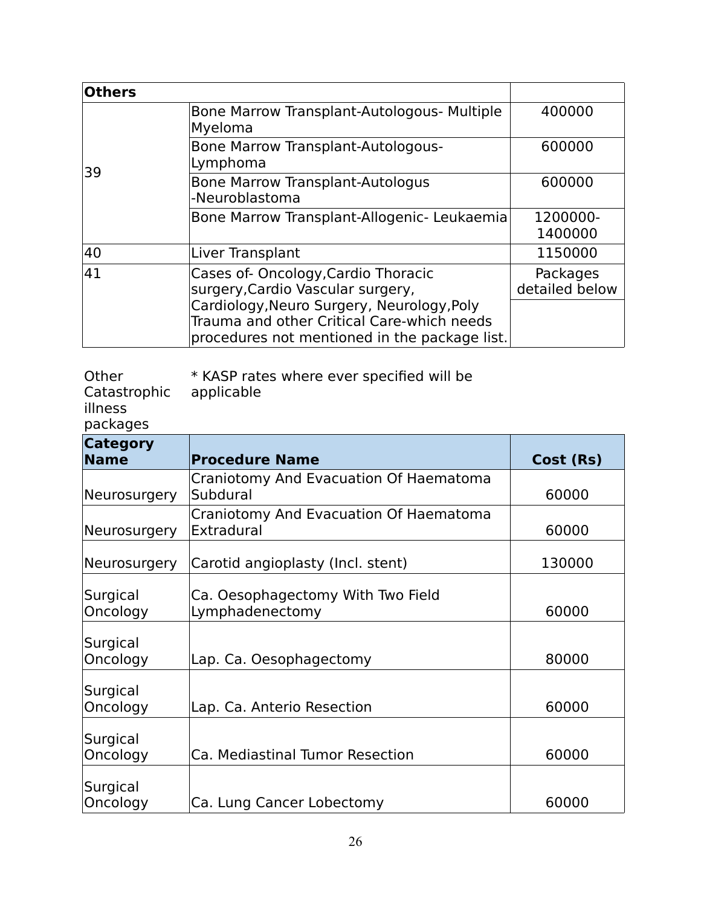| Others | | |
|---|---|---|
| 39 | Bone Marrow Transplant-Autologous- Multiple Myeloma | 400000 |
| | Bone Marrow Transplant-Autologous- Lymphoma | 600000 |
| | Bone Marrow Transplant-Autologus -Neuroblastoma | 600000 |
| | Bone Marrow Transplant-Allogenic- Leukaemia | 1200000-1400000 |
| 40 | Liver Transplant | 1150000 |
| 41 | Cases of- Oncology,Cardio Thoracic surgery,Cardio Vascular surgery, Cardiology,Neuro Surgery, Neurology,Poly Trauma and other Critical Care-which needs procedures not mentioned in the package list. | Packages detailed below |

Other Catastrophic illness packages

* KASP rates where ever specified will be applicable

| Category Name | Procedure Name | Cost (Rs) |
|---|---|---|
| Neurosurgery | Craniotomy And Evacuation Of Haematoma Subdural | 60000 |
| Neurosurgery | Craniotomy And Evacuation Of Haematoma Extradural | 60000 |
| Neurosurgery | Carotid angioplasty (Incl. stent) | 130000 |
| Surgical Oncology | Ca. Oesophagectomy With Two Field Lymphadenectomy | 60000 |
| Surgical Oncology | Lap. Ca. Oesophagectomy | 80000 |
| Surgical Oncology | Lap. Ca. Anterio Resection | 60000 |
| Surgical Oncology | Ca. Mediastinal Tumor Resection | 60000 |
| Surgical Oncology | Ca. Lung Cancer Lobectomy | 60000 |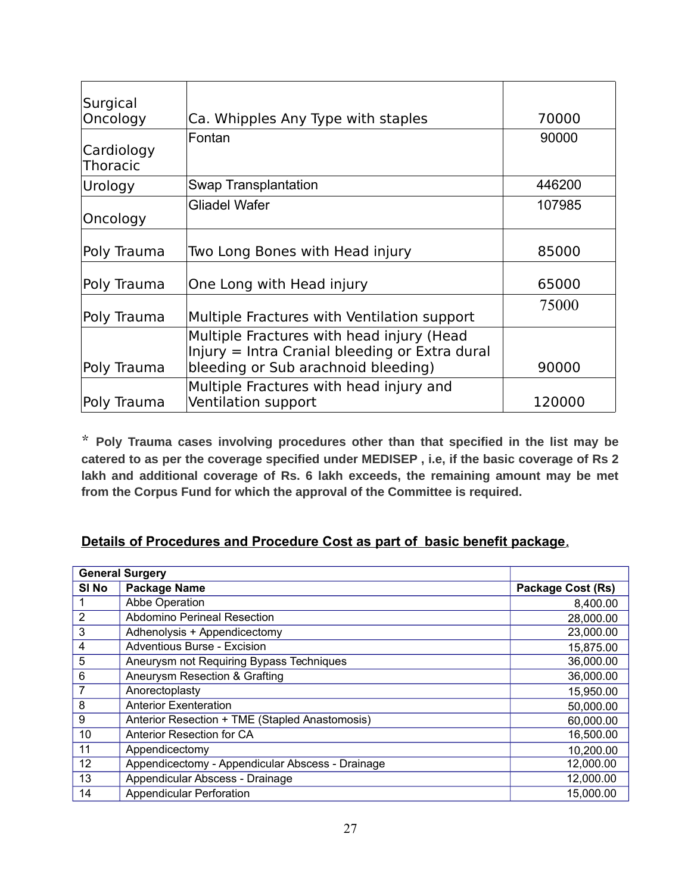| Surgical Oncology | Ca. Whipples Any Type with staples | 70000 |
|---|---|---|
| Cardiology Thoracic | Fontan | 90000 |
| Urology | Swap Transplantation | 446200 |
| Oncology | Gliadel Wafer | 107985 |
| Poly Trauma | Two Long Bones with Head injury | 85000 |
| Poly Trauma | One Long with Head injury | 65000 |
| Poly Trauma | Multiple Fractures with Ventilation support | 75000 |
| Poly Trauma | Multiple Fractures with head injury (Head Injury = Intra Cranial bleeding or Extra dural bleeding or Sub arachnoid bleeding) | 90000 |
| Poly Trauma | Multiple Fractures with head injury and Ventilation support | 120000 |

* **Poly Trauma cases involving procedures other than that specified in the list may be catered to as per the coverage specified under MEDISEP , i.e, if the basic coverage of Rs 2 lakh and additional coverage of Rs. 6 lakh exceeds, the remaining amount may be met from the Corpus Fund for which the approval of the Committee is required.**

## Details of Procedures and Procedure Cost as part of basic benefit package.

| **General Surgery** | | |
|---|---|---|
| **Sl No** | **Package Name** | **Package Cost (Rs)** |
| 1 | Abbe Operation | 8,400.00 |
| 2 | Abdomino Perineal Resection | 28,000.00 |
| 3 | Adhenolysis + Appendicectomy | 23,000.00 |
| 4 | Adventious Burse - Excision | 15,875.00 |
| 5 | Aneurysm not Requiring Bypass Techniques | 36,000.00 |
| 6 | Aneurysm Resection & Grafting | 36,000.00 |
| 7 | Anorectoplasty | 15,950.00 |
| 8 | Anterior Exenteration | 50,000.00 |
| 9 | Anterior Resection + TME (Stapled Anastomosis) | 60,000.00 |
| 10 | Anterior Resection for CA | 16,500.00 |
| 11 | Appendicectomy | 10,200.00 |
| 12 | Appendicectomy - Appendicular Abscess - Drainage | 12,000.00 |
| 13 | Appendicular Abscess - Drainage | 12,000.00 |
| 14 | Appendicular Perforation | 15,000.00 |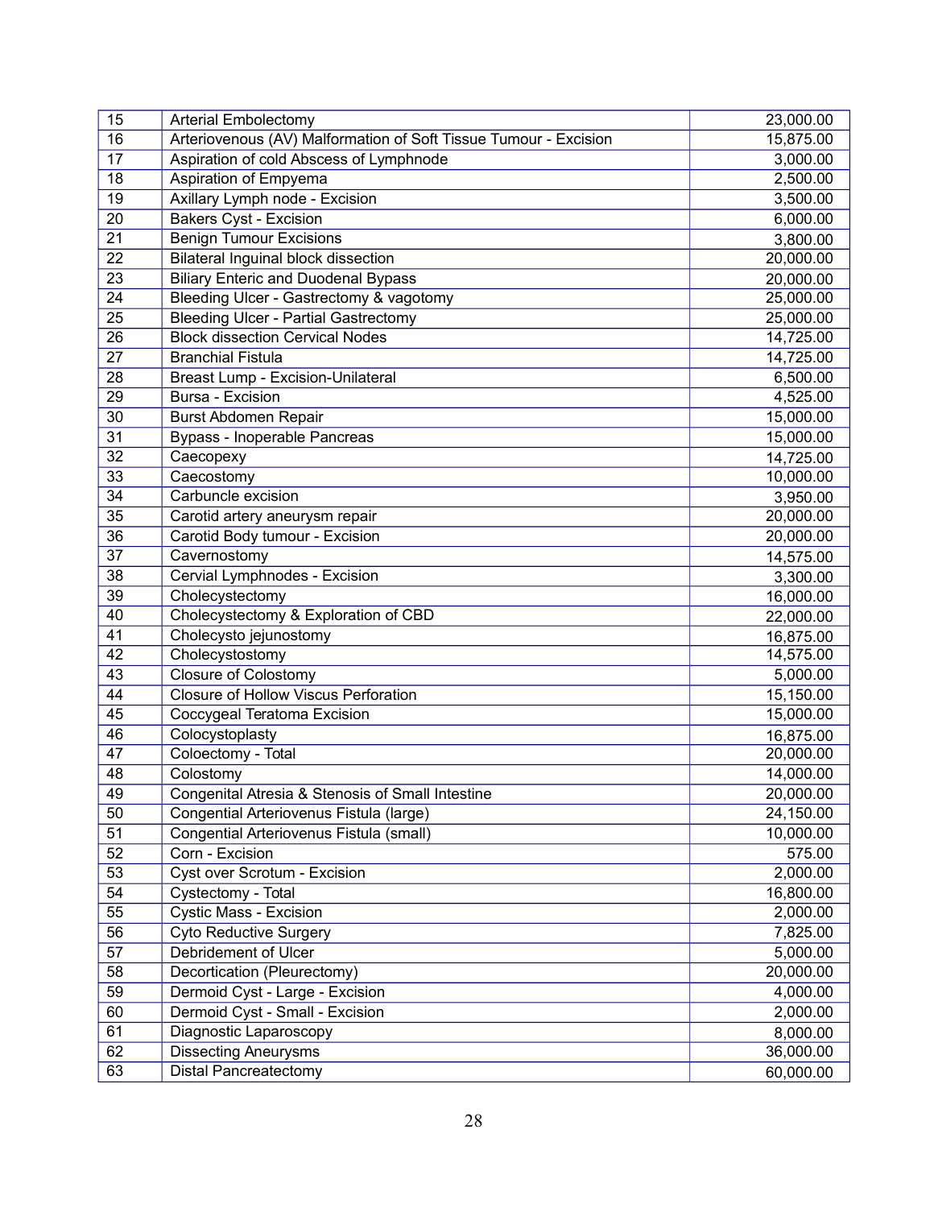| 15 | Arterial Embolectomy | 23,000.00 |
|---|---|---|
| 16 | Arteriovenous (AV) Malformation of Soft Tissue Tumour - Excision | 15,875.00 |
| 17 | Aspiration of cold Abscess of Lymphnode | 3,000.00 |
| 18 | Aspiration of Empyema | 2,500.00 |
| 19 | Axillary Lymph node - Excision | 3,500.00 |
| 20 | Bakers Cyst - Excision | 6,000.00 |
| 21 | Benign Tumour Excisions | 3,800.00 |
| 22 | Bilateral Inguinal block dissection | 20,000.00 |
| 23 | Biliary Enteric and Duodenal Bypass | 20,000.00 |
| 24 | Bleeding Ulcer - Gastrectomy & vagotomy | 25,000.00 |
| 25 | Bleeding Ulcer - Partial Gastrectomy | 25,000.00 |
| 26 | Block dissection Cervical Nodes | 14,725.00 |
| 27 | Branchial Fistula | 14,725.00 |
| 28 | Breast Lump - Excision-Unilateral | 6,500.00 |
| 29 | Bursa - Excision | 4,525.00 |
| 30 | Burst Abdomen Repair | 15,000.00 |
| 31 | Bypass - Inoperable Pancreas | 15,000.00 |
| 32 | Caecopexy | 14,725.00 |
| 33 | Caecostomy | 10,000.00 |
| 34 | Carbuncle excision | 3,950.00 |
| 35 | Carotid artery aneurysm repair | 20,000.00 |
| 36 | Carotid Body tumour - Excision | 20,000.00 |
| 37 | Cavernostomy | 14,575.00 |
| 38 | Cervial Lymphnodes - Excision | 3,300.00 |
| 39 | Cholecystectomy | 16,000.00 |
| 40 | Cholecystectomy & Exploration of CBD | 22,000.00 |
| 41 | Cholecysto jejunostomy | 16,875.00 |
| 42 | Cholecystostomy | 14,575.00 |
| 43 | Closure of Colostomy | 5,000.00 |
| 44 | Closure of Hollow Viscus Perforation | 15,150.00 |
| 45 | Coccygeal Teratoma Excision | 15,000.00 |
| 46 | Colocystoplasty | 16,875.00 |
| 47 | Coloectomy - Total | 20,000.00 |
| 48 | Colostomy | 14,000.00 |
| 49 | Congenital Atresia & Stenosis of Small Intestine | 20,000.00 |
| 50 | Congential Arteriovenus Fistula (large) | 24,150.00 |
| 51 | Congential Arteriovenus Fistula (small) | 10,000.00 |
| 52 | Corn - Excision | 575.00 |
| 53 | Cyst over Scrotum - Excision | 2,000.00 |
| 54 | Cystectomy - Total | 16,800.00 |
| 55 | Cystic Mass - Excision | 2,000.00 |
| 56 | Cyto Reductive Surgery | 7,825.00 |
| 57 | Debridement of Ulcer | 5,000.00 |
| 58 | Decortication (Pleurectomy) | 20,000.00 |
| 59 | Dermoid Cyst - Large - Excision | 4,000.00 |
| 60 | Dermoid Cyst - Small - Excision | 2,000.00 |
| 61 | Diagnostic Laparoscopy | 8,000.00 |
| 62 | Dissecting Aneurysms | 36,000.00 |
| 63 | Distal Pancreatectomy | 60,000.00 |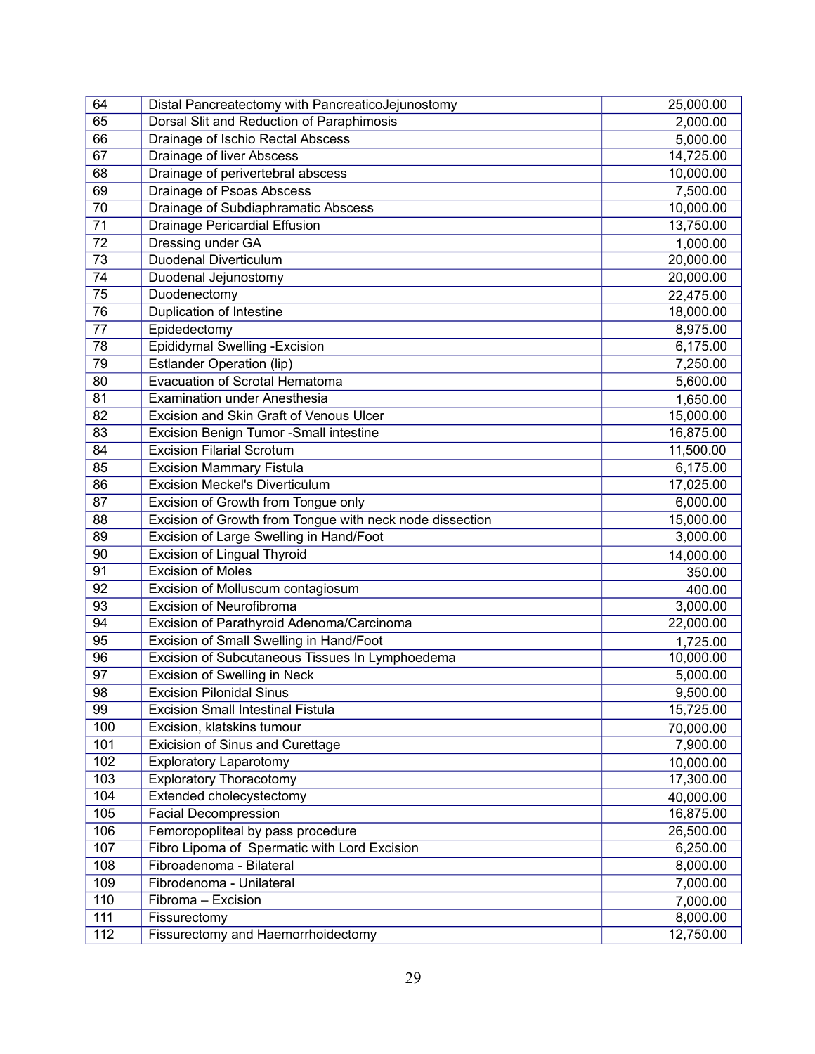| 64 | Distal Pancreatectomy with PancreaticoJejunostomy | 25,000.00 |
|---|---|---|
| 65 | Dorsal Slit and Reduction of Paraphimosis | 2,000.00 |
| 66 | Drainage of Ischio Rectal Abscess | 5,000.00 |
| 67 | Drainage of liver Abscess | 14,725.00 |
| 68 | Drainage of perivertebral abscess | 10,000.00 |
| 69 | Drainage of Psoas Abscess | 7,500.00 |
| 70 | Drainage of Subdiaphramatic Abscess | 10,000.00 |
| 71 | Drainage Pericardial Effusion | 13,750.00 |
| 72 | Dressing under GA | 1,000.00 |
| 73 | Duodenal Diverticulum | 20,000.00 |
| 74 | Duodenal Jejunostomy | 20,000.00 |
| 75 | Duodenectomy | 22,475.00 |
| 76 | Duplication of Intestine | 18,000.00 |
| 77 | Epidedectomy | 8,975.00 |
| 78 | Epididymal Swelling -Excision | 6,175.00 |
| 79 | Estlander Operation (lip) | 7,250.00 |
| 80 | Evacuation of Scrotal Hematoma | 5,600.00 |
| 81 | Examination under Anesthesia | 1,650.00 |
| 82 | Excision and Skin Graft of Venous Ulcer | 15,000.00 |
| 83 | Excision Benign Tumor -Small intestine | 16,875.00 |
| 84 | Excision Filarial Scrotum | 11,500.00 |
| 85 | Excision Mammary Fistula | 6,175.00 |
| 86 | Excision Meckel's Diverticulum | 17,025.00 |
| 87 | Excision of Growth from Tongue only | 6,000.00 |
| 88 | Excision of Growth from Tongue with neck node dissection | 15,000.00 |
| 89 | Excision of Large Swelling in Hand/Foot | 3,000.00 |
| 90 | Excision of Lingual Thyroid | 14,000.00 |
| 91 | Excision of Moles | 350.00 |
| 92 | Excision of Molluscum contagiosum | 400.00 |
| 93 | Excision of Neurofibroma | 3,000.00 |
| 94 | Excision of Parathyroid Adenoma/Carcinoma | 22,000.00 |
| 95 | Excision of Small Swelling in Hand/Foot | 1,725.00 |
| 96 | Excision of Subcutaneous Tissues In Lymphoedema | 10,000.00 |
| 97 | Excision of Swelling in Neck | 5,000.00 |
| 98 | Excision Pilonidal Sinus | 9,500.00 |
| 99 | Excision Small Intestinal Fistula | 15,725.00 |
| 100 | Excision, klatskins tumour | 70,000.00 |
| 101 | Exicision of Sinus and Curettage | 7,900.00 |
| 102 | Exploratory Laparotomy | 10,000.00 |
| 103 | Exploratory Thoracotomy | 17,300.00 |
| 104 | Extended cholecystectomy | 40,000.00 |
| 105 | Facial Decompression | 16,875.00 |
| 106 | Femoropopliteal by pass procedure | 26,500.00 |
| 107 | Fibro Lipoma of Spermatic with Lord Excision | 6,250.00 |
| 108 | Fibroadenoma - Bilateral | 8,000.00 |
| 109 | Fibrodenoma - Unilateral | 7,000.00 |
| 110 | Fibroma – Excision | 7,000.00 |
| 111 | Fissurectomy | 8,000.00 |
| 112 | Fissurectomy and Haemorrhoidectomy | 12,750.00 |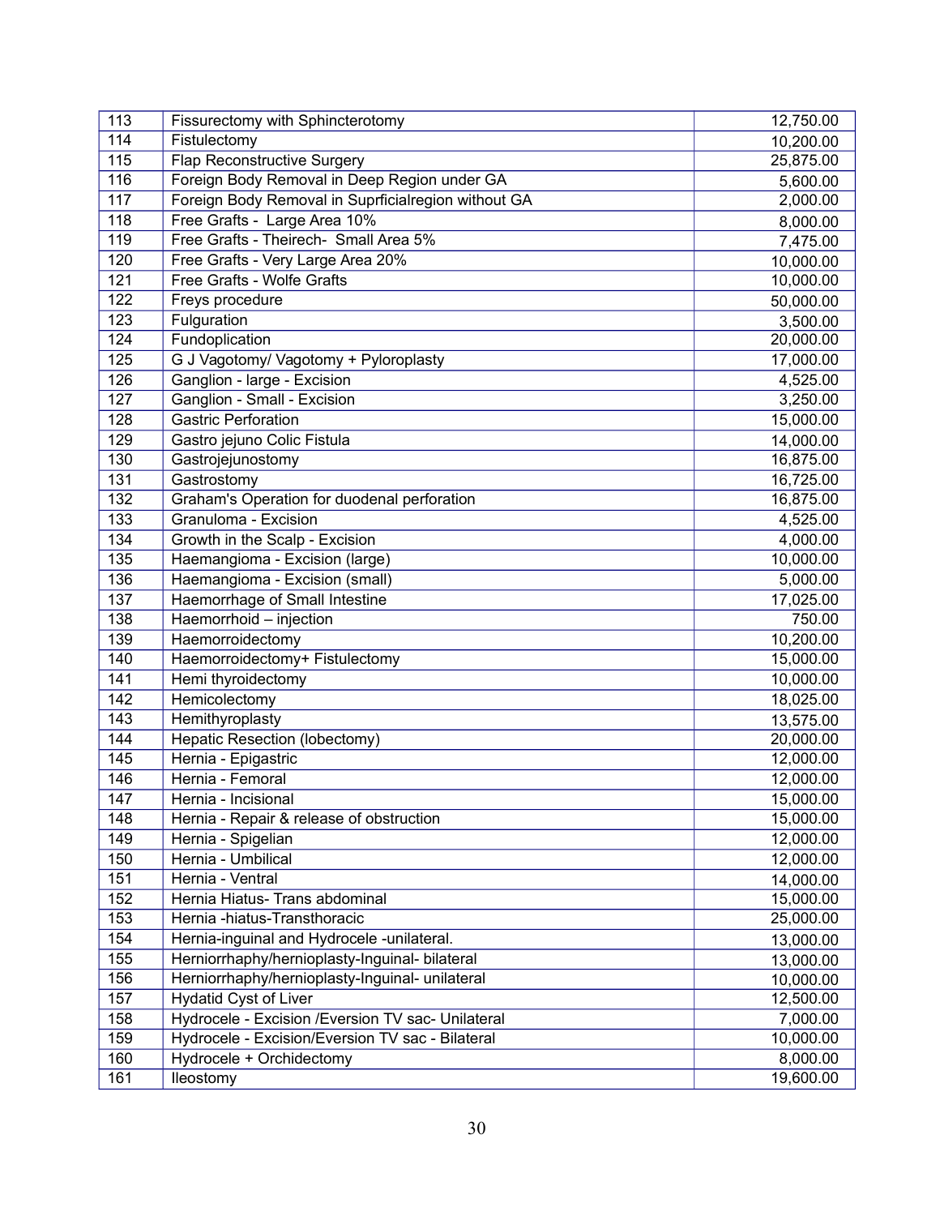| 113 | Fissurectomy with Sphincterotomy | 12,750.00 |
|---|---|---|
| 114 | Fistulectomy | 10,200.00 |
| 115 | Flap Reconstructive Surgery | 25,875.00 |
| 116 | Foreign Body Removal in Deep Region under GA | 5,600.00 |
| 117 | Foreign Body Removal in Suprficialregion without GA | 2,000.00 |
| 118 | Free Grafts - Large Area 10% | 8,000.00 |
| 119 | Free Grafts - Theirech- Small Area 5% | 7,475.00 |
| 120 | Free Grafts - Very Large Area 20% | 10,000.00 |
| 121 | Free Grafts - Wolfe Grafts | 10,000.00 |
| 122 | Freys procedure | 50,000.00 |
| 123 | Fulguration | 3,500.00 |
| 124 | Fundoplication | 20,000.00 |
| 125 | G J Vagotomy/ Vagotomy + Pyloroplasty | 17,000.00 |
| 126 | Ganglion - large - Excision | 4,525.00 |
| 127 | Ganglion - Small - Excision | 3,250.00 |
| 128 | Gastric Perforation | 15,000.00 |
| 129 | Gastro jejuno Colic Fistula | 14,000.00 |
| 130 | Gastrojejunostomy | 16,875.00 |
| 131 | Gastrostomy | 16,725.00 |
| 132 | Graham's Operation for duodenal perforation | 16,875.00 |
| 133 | Granuloma - Excision | 4,525.00 |
| 134 | Growth in the Scalp - Excision | 4,000.00 |
| 135 | Haemangioma - Excision (large) | 10,000.00 |
| 136 | Haemangioma - Excision (small) | 5,000.00 |
| 137 | Haemorrhage of Small Intestine | 17,025.00 |
| 138 | Haemorrhoid – injection | 750.00 |
| 139 | Haemorroidectomy | 10,200.00 |
| 140 | Haemorroidectomy+ Fistulectomy | 15,000.00 |
| 141 | Hemi thyroidectomy | 10,000.00 |
| 142 | Hemicolectomy | 18,025.00 |
| 143 | Hemithyroplasty | 13,575.00 |
| 144 | Hepatic Resection (lobectomy) | 20,000.00 |
| 145 | Hernia - Epigastric | 12,000.00 |
| 146 | Hernia - Femoral | 12,000.00 |
| 147 | Hernia - Incisional | 15,000.00 |
| 148 | Hernia - Repair & release of obstruction | 15,000.00 |
| 149 | Hernia - Spigelian | 12,000.00 |
| 150 | Hernia - Umbilical | 12,000.00 |
| 151 | Hernia - Ventral | 14,000.00 |
| 152 | Hernia Hiatus- Trans abdominal | 15,000.00 |
| 153 | Hernia -hiatus-Transthoracic | 25,000.00 |
| 154 | Hernia-inguinal and Hydrocele -unilateral. | 13,000.00 |
| 155 | Herniorrhaphy/hernioplasty-Inguinal- bilateral | 13,000.00 |
| 156 | Herniorrhaphy/hernioplasty-Inguinal- unilateral | 10,000.00 |
| 157 | Hydatid Cyst of Liver | 12,500.00 |
| 158 | Hydrocele - Excision /Eversion TV sac- Unilateral | 7,000.00 |
| 159 | Hydrocele - Excision/Eversion TV sac - Bilateral | 10,000.00 |
| 160 | Hydrocele + Orchidectomy | 8,000.00 |
| 161 | Ileostomy | 19,600.00 |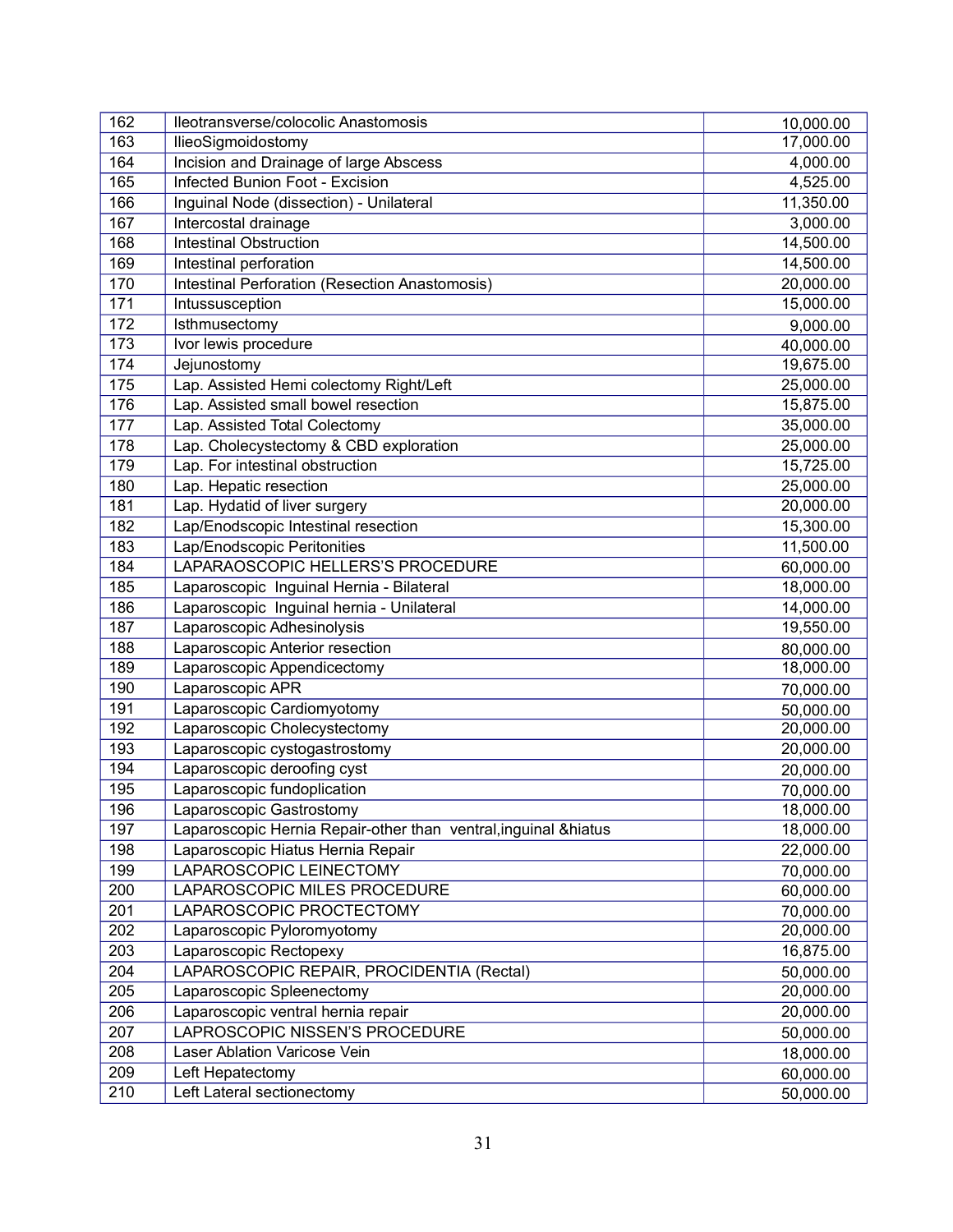| 162 | Ileotransverse/colocolic Anastomosis | 10,000.00 |
|---|---|---|
| 163 | IlieoSigmoidostomy | 17,000.00 |
| 164 | Incision and Drainage of large Abscess | 4,000.00 |
| 165 | Infected Bunion Foot - Excision | 4,525.00 |
| 166 | Inguinal Node (dissection) - Unilateral | 11,350.00 |
| 167 | Intercostal drainage | 3,000.00 |
| 168 | Intestinal Obstruction | 14,500.00 |
| 169 | Intestinal perforation | 14,500.00 |
| 170 | Intestinal Perforation (Resection Anastomosis) | 20,000.00 |
| 171 | Intussusception | 15,000.00 |
| 172 | Isthmusectomy | 9,000.00 |
| 173 | Ivor lewis procedure | 40,000.00 |
| 174 | Jejunostomy | 19,675.00 |
| 175 | Lap. Assisted Hemi colectomy Right/Left | 25,000.00 |
| 176 | Lap. Assisted small bowel resection | 15,875.00 |
| 177 | Lap. Assisted Total Colectomy | 35,000.00 |
| 178 | Lap. Cholecystectomy & CBD exploration | 25,000.00 |
| 179 | Lap. For intestinal obstruction | 15,725.00 |
| 180 | Lap. Hepatic resection | 25,000.00 |
| 181 | Lap. Hydatid of liver surgery | 20,000.00 |
| 182 | Lap/Enodscopic Intestinal resection | 15,300.00 |
| 183 | Lap/Enodscopic Peritonities | 11,500.00 |
| 184 | LAPARAOSCOPIC HELLERS'S PROCEDURE | 60,000.00 |
| 185 | Laparoscopic Inguinal Hernia - Bilateral | 18,000.00 |
| 186 | Laparoscopic Inguinal hernia - Unilateral | 14,000.00 |
| 187 | Laparoscopic Adhesinolysis | 19,550.00 |
| 188 | Laparoscopic Anterior resection | 80,000.00 |
| 189 | Laparoscopic Appendicectomy | 18,000.00 |
| 190 | Laparoscopic APR | 70,000.00 |
| 191 | Laparoscopic Cardiomyotomy | 50,000.00 |
| 192 | Laparoscopic Cholecystectomy | 20,000.00 |
| 193 | Laparoscopic cystogastrostomy | 20,000.00 |
| 194 | Laparoscopic deroofing cyst | 20,000.00 |
| 195 | Laparoscopic fundoplication | 70,000.00 |
| 196 | Laparoscopic Gastrostomy | 18,000.00 |
| 197 | Laparoscopic Hernia Repair-other than ventral,inguinal &hiatus | 18,000.00 |
| 198 | Laparoscopic Hiatus Hernia Repair | 22,000.00 |
| 199 | LAPAROSCOPIC LEINECTOMY | 70,000.00 |
| 200 | LAPAROSCOPIC MILES PROCEDURE | 60,000.00 |
| 201 | LAPAROSCOPIC PROCTECTOMY | 70,000.00 |
| 202 | Laparoscopic Pyloromyotomy | 20,000.00 |
| 203 | Laparoscopic Rectopexy | 16,875.00 |
| 204 | LAPAROSCOPIC REPAIR, PROCIDENTIA (Rectal) | 50,000.00 |
| 205 | Laparoscopic Spleenectomy | 20,000.00 |
| 206 | Laparoscopic ventral hernia repair | 20,000.00 |
| 207 | LAPROSCOPIC NISSEN'S PROCEDURE | 50,000.00 |
| 208 | Laser Ablation Varicose Vein | 18,000.00 |
| 209 | Left Hepatectomy | 60,000.00 |
| 210 | Left Lateral sectionectomy | 50,000.00 |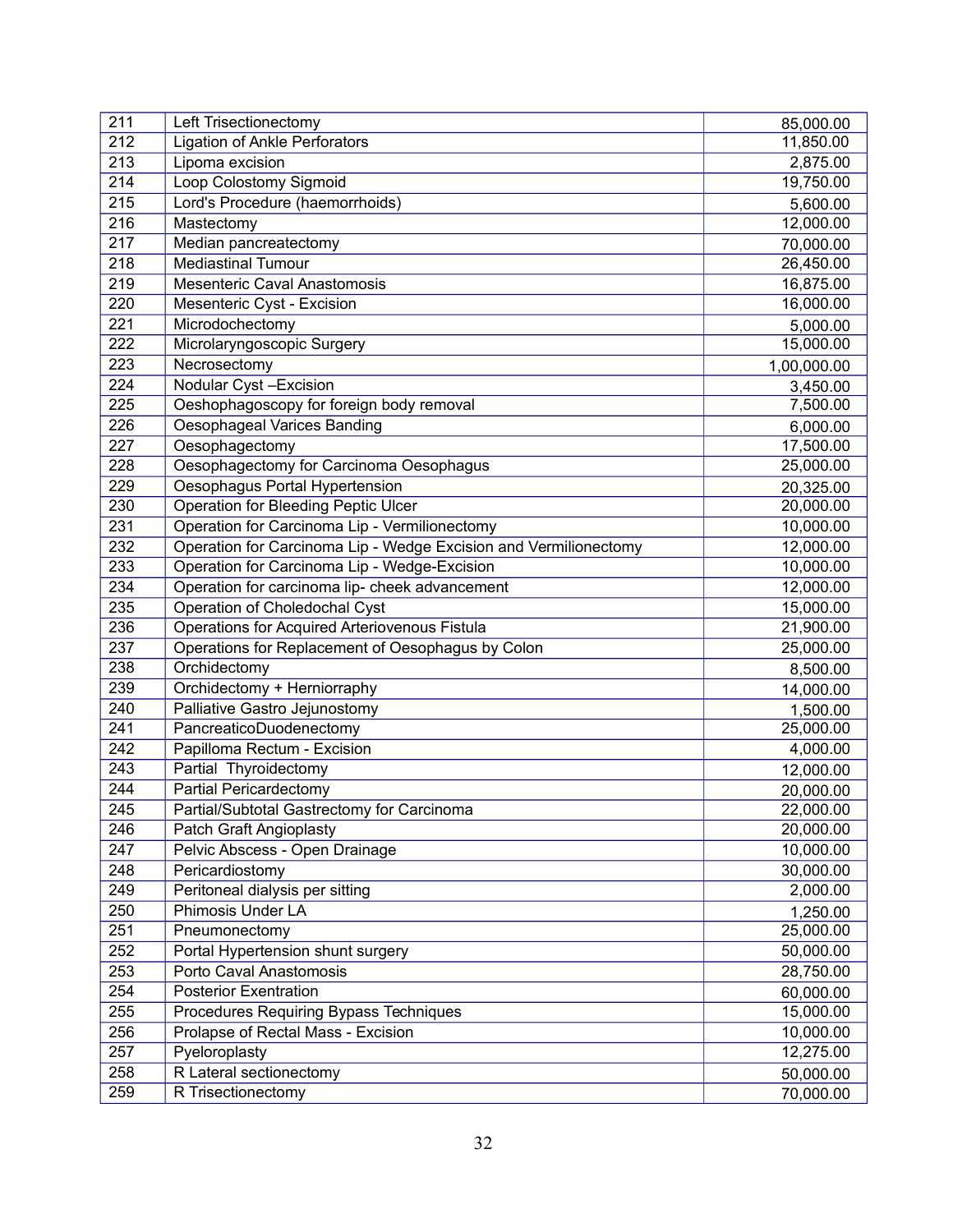| 211 | Left Trisectionectomy | 85,000.00 |
|---|---|---|
| 212 | Ligation of Ankle Perforators | 11,850.00 |
| 213 | Lipoma excision | 2,875.00 |
| 214 | Loop Colostomy Sigmoid | 19,750.00 |
| 215 | Lord's Procedure (haemorrhoids) | 5,600.00 |
| 216 | Mastectomy | 12,000.00 |
| 217 | Median pancreatectomy | 70,000.00 |
| 218 | Mediastinal Tumour | 26,450.00 |
| 219 | Mesenteric Caval Anastomosis | 16,875.00 |
| 220 | Mesenteric Cyst - Excision | 16,000.00 |
| 221 | Microdochectomy | 5,000.00 |
| 222 | Microlaryngoscopic Surgery | 15,000.00 |
| 223 | Necrosectomy | 1,00,000.00 |
| 224 | Nodular Cyst –Excision | 3,450.00 |
| 225 | Oeshophagoscopy for foreign body removal | 7,500.00 |
| 226 | Oesophageal Varices Banding | 6,000.00 |
| 227 | Oesophagectomy | 17,500.00 |
| 228 | Oesophagectomy for Carcinoma Oesophagus | 25,000.00 |
| 229 | Oesophagus Portal Hypertension | 20,325.00 |
| 230 | Operation for Bleeding Peptic Ulcer | 20,000.00 |
| 231 | Operation for Carcinoma Lip - Vermilionectomy | 10,000.00 |
| 232 | Operation for Carcinoma Lip - Wedge Excision and Vermilionectomy | 12,000.00 |
| 233 | Operation for Carcinoma Lip - Wedge-Excision | 10,000.00 |
| 234 | Operation for carcinoma lip- cheek advancement | 12,000.00 |
| 235 | Operation of Choledochal Cyst | 15,000.00 |
| 236 | Operations for Acquired Arteriovenous Fistula | 21,900.00 |
| 237 | Operations for Replacement of Oesophagus by Colon | 25,000.00 |
| 238 | Orchidectomy | 8,500.00 |
| 239 | Orchidectomy + Herniorraphy | 14,000.00 |
| 240 | Palliative Gastro Jejunostomy | 1,500.00 |
| 241 | PancreaticoDuodenectomy | 25,000.00 |
| 242 | Papilloma Rectum - Excision | 4,000.00 |
| 243 | Partial Thyroidectomy | 12,000.00 |
| 244 | Partial Pericardectomy | 20,000.00 |
| 245 | Partial/Subtotal Gastrectomy for Carcinoma | 22,000.00 |
| 246 | Patch Graft Angioplasty | 20,000.00 |
| 247 | Pelvic Abscess - Open Drainage | 10,000.00 |
| 248 | Pericardiostomy | 30,000.00 |
| 249 | Peritoneal dialysis per sitting | 2,000.00 |
| 250 | Phimosis Under LA | 1,250.00 |
| 251 | Pneumonectomy | 25,000.00 |
| 252 | Portal Hypertension shunt surgery | 50,000.00 |
| 253 | Porto Caval Anastomosis | 28,750.00 |
| 254 | Posterior Exentration | 60,000.00 |
| 255 | Procedures Requiring Bypass Techniques | 15,000.00 |
| 256 | Prolapse of Rectal Mass - Excision | 10,000.00 |
| 257 | Pyeloroplasty | 12,275.00 |
| 258 | R Lateral sectionectomy | 50,000.00 |
| 259 | R Trisectionectomy | 70,000.00 |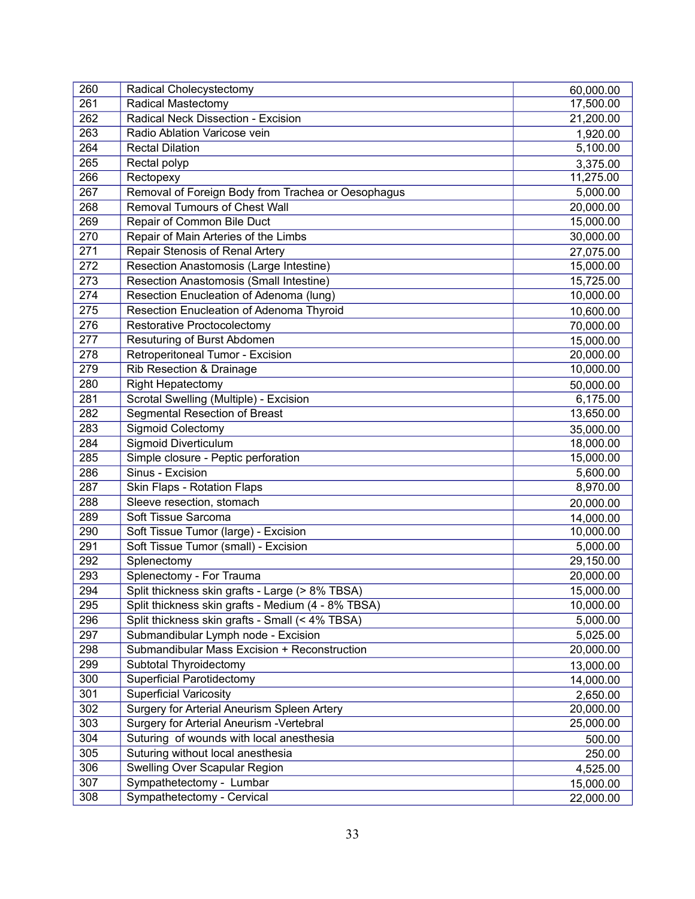| 260 | Radical Cholecystectomy | 60,000.00 |
|---|---|---|
| 261 | Radical Mastectomy | 17,500.00 |
| 262 | Radical Neck Dissection - Excision | 21,200.00 |
| 263 | Radio Ablation Varicose vein | 1,920.00 |
| 264 | Rectal Dilation | 5,100.00 |
| 265 | Rectal polyp | 3,375.00 |
| 266 | Rectopexy | 11,275.00 |
| 267 | Removal of Foreign Body from Trachea or Oesophagus | 5,000.00 |
| 268 | Removal Tumours of Chest Wall | 20,000.00 |
| 269 | Repair of Common Bile Duct | 15,000.00 |
| 270 | Repair of Main Arteries of the Limbs | 30,000.00 |
| 271 | Repair Stenosis of Renal Artery | 27,075.00 |
| 272 | Resection Anastomosis (Large Intestine) | 15,000.00 |
| 273 | Resection Anastomosis (Small Intestine) | 15,725.00 |
| 274 | Resection Enucleation of Adenoma (lung) | 10,000.00 |
| 275 | Resection Enucleation of Adenoma Thyroid | 10,600.00 |
| 276 | Restorative Proctocolectomy | 70,000.00 |
| 277 | Resuturing of Burst Abdomen | 15,000.00 |
| 278 | Retroperitoneal Tumor - Excision | 20,000.00 |
| 279 | Rib Resection & Drainage | 10,000.00 |
| 280 | Right Hepatectomy | 50,000.00 |
| 281 | Scrotal Swelling (Multiple) - Excision | 6,175.00 |
| 282 | Segmental Resection of Breast | 13,650.00 |
| 283 | Sigmoid Colectomy | 35,000.00 |
| 284 | Sigmoid Diverticulum | 18,000.00 |
| 285 | Simple closure - Peptic perforation | 15,000.00 |
| 286 | Sinus - Excision | 5,600.00 |
| 287 | Skin Flaps - Rotation Flaps | 8,970.00 |
| 288 | Sleeve resection, stomach | 20,000.00 |
| 289 | Soft Tissue Sarcoma | 14,000.00 |
| 290 | Soft Tissue Tumor (large) - Excision | 10,000.00 |
| 291 | Soft Tissue Tumor (small) - Excision | 5,000.00 |
| 292 | Splenectomy | 29,150.00 |
| 293 | Splenectomy - For Trauma | 20,000.00 |
| 294 | Split thickness skin grafts - Large (> 8% TBSA) | 15,000.00 |
| 295 | Split thickness skin grafts - Medium (4 - 8% TBSA) | 10,000.00 |
| 296 | Split thickness skin grafts - Small (< 4% TBSA) | 5,000.00 |
| 297 | Submandibular Lymph node - Excision | 5,025.00 |
| 298 | Submandibular Mass Excision + Reconstruction | 20,000.00 |
| 299 | Subtotal Thyroidectomy | 13,000.00 |
| 300 | Superficial Parotidectomy | 14,000.00 |
| 301 | Superficial Varicosity | 2,650.00 |
| 302 | Surgery for Arterial Aneurism Spleen Artery | 20,000.00 |
| 303 | Surgery for Arterial Aneurism -Vertebral | 25,000.00 |
| 304 | Suturing of wounds with local anesthesia | 500.00 |
| 305 | Suturing without local anesthesia | 250.00 |
| 306 | Swelling Over Scapular Region | 4,525.00 |
| 307 | Sympathetectomy - Lumbar | 15,000.00 |
| 308 | Sympathetectomy - Cervical | 22,000.00 |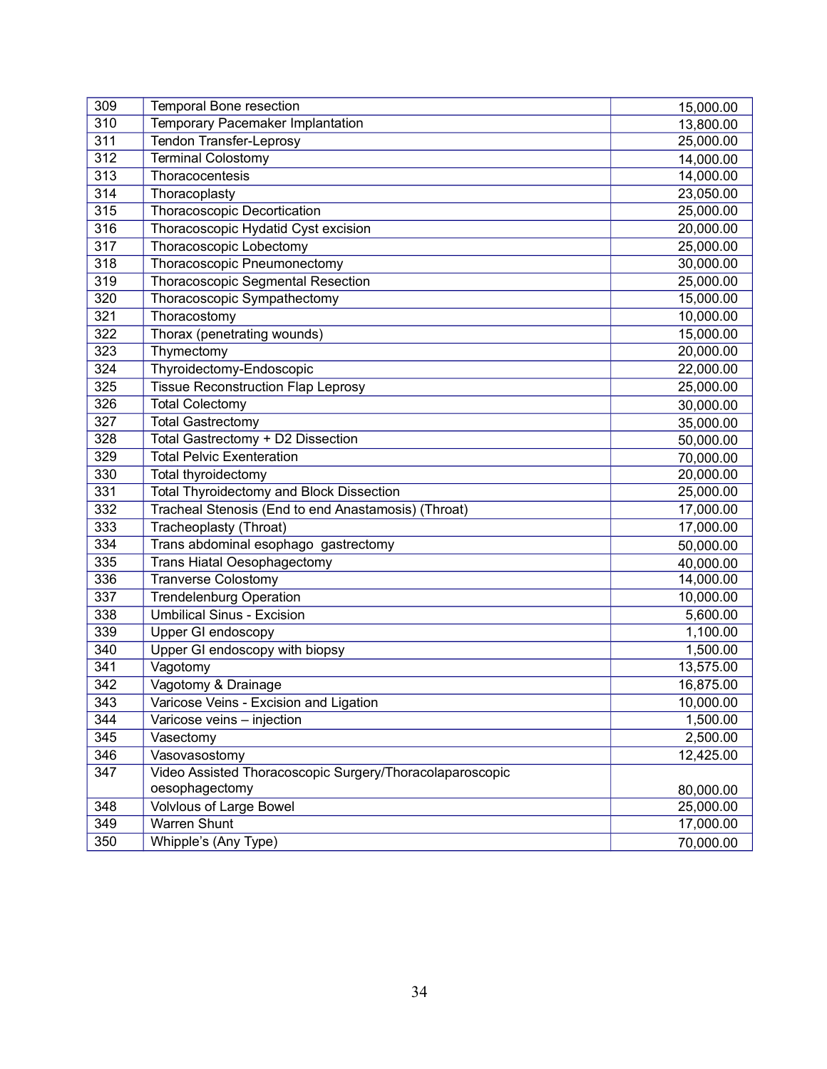| 309 | Temporal Bone resection | 15,000.00 |
|---|---|---|
| 310 | Temporary Pacemaker Implantation | 13,800.00 |
| 311 | Tendon Transfer-Leprosy | 25,000.00 |
| 312 | Terminal Colostomy | 14,000.00 |
| 313 | Thoracocentesis | 14,000.00 |
| 314 | Thoracoplasty | 23,050.00 |
| 315 | Thoracoscopic Decortication | 25,000.00 |
| 316 | Thoracoscopic Hydatid Cyst excision | 20,000.00 |
| 317 | Thoracoscopic Lobectomy | 25,000.00 |
| 318 | Thoracoscopic Pneumonectomy | 30,000.00 |
| 319 | Thoracoscopic Segmental Resection | 25,000.00 |
| 320 | Thoracoscopic Sympathectomy | 15,000.00 |
| 321 | Thoracostomy | 10,000.00 |
| 322 | Thorax (penetrating wounds) | 15,000.00 |
| 323 | Thymectomy | 20,000.00 |
| 324 | Thyroidectomy-Endoscopic | 22,000.00 |
| 325 | Tissue Reconstruction Flap Leprosy | 25,000.00 |
| 326 | Total Colectomy | 30,000.00 |
| 327 | Total Gastrectomy | 35,000.00 |
| 328 | Total Gastrectomy + D2 Dissection | 50,000.00 |
| 329 | Total Pelvic Exenteration | 70,000.00 |
| 330 | Total thyroidectomy | 20,000.00 |
| 331 | Total Thyroidectomy and Block Dissection | 25,000.00 |
| 332 | Tracheal Stenosis (End to end Anastamosis) (Throat) | 17,000.00 |
| 333 | Tracheoplasty (Throat) | 17,000.00 |
| 334 | Trans abdominal esophago gastrectomy | 50,000.00 |
| 335 | Trans Hiatal Oesophagectomy | 40,000.00 |
| 336 | Tranverse Colostomy | 14,000.00 |
| 337 | Trendelenburg Operation | 10,000.00 |
| 338 | Umbilical Sinus - Excision | 5,600.00 |
| 339 | Upper GI endoscopy | 1,100.00 |
| 340 | Upper GI endoscopy with biopsy | 1,500.00 |
| 341 | Vagotomy | 13,575.00 |
| 342 | Vagotomy & Drainage | 16,875.00 |
| 343 | Varicose Veins - Excision and Ligation | 10,000.00 |
| 344 | Varicose veins – injection | 1,500.00 |
| 345 | Vasectomy | 2,500.00 |
| 346 | Vasovasostomy | 12,425.00 |
| 347 | Video Assisted Thoracoscopic Surgery/Thoracolaparoscopic oesophagectomy | 80,000.00 |
| 348 | Volvlous of Large Bowel | 25,000.00 |
| 349 | Warren Shunt | 17,000.00 |
| 350 | Whipple's (Any Type) | 70,000.00 |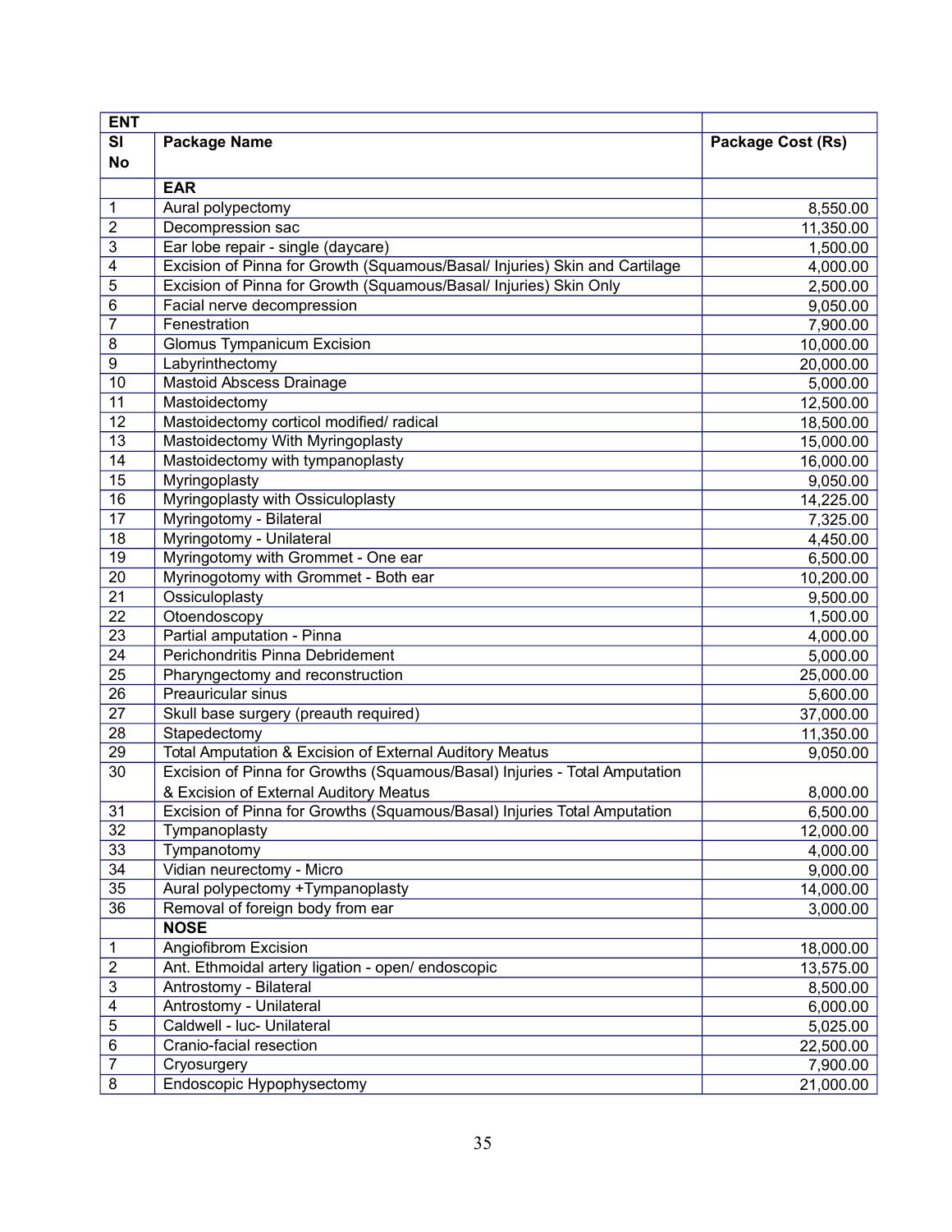| ENT | | |
|---|---|---|
| Sl No | Package Name | Package Cost (Rs) |
| | **EAR** | |
| 1 | Aural polypectomy | 8,550.00 |
| 2 | Decompression sac | 11,350.00 |
| 3 | Ear lobe repair - single (daycare) | 1,500.00 |
| 4 | Excision of Pinna for Growth (Squamous/Basal/ Injuries) Skin and Cartilage | 4,000.00 |
| 5 | Excision of Pinna for Growth (Squamous/Basal/ Injuries) Skin Only | 2,500.00 |
| 6 | Facial nerve decompression | 9,050.00 |
| 7 | Fenestration | 7,900.00 |
| 8 | Glomus Tympanicum Excision | 10,000.00 |
| 9 | Labyrinthectomy | 20,000.00 |
| 10 | Mastoid Abscess Drainage | 5,000.00 |
| 11 | Mastoidectomy | 12,500.00 |
| 12 | Mastoidectomy corticol modified/ radical | 18,500.00 |
| 13 | Mastoidectomy With Myringoplasty | 15,000.00 |
| 14 | Mastoidectomy with tympanoplasty | 16,000.00 |
| 15 | Myringoplasty | 9,050.00 |
| 16 | Myringoplasty with Ossiculoplasty | 14,225.00 |
| 17 | Myringotomy - Bilateral | 7,325.00 |
| 18 | Myringotomy - Unilateral | 4,450.00 |
| 19 | Myringotomy with Grommet - One ear | 6,500.00 |
| 20 | Myrinogotomy with Grommet - Both ear | 10,200.00 |
| 21 | Ossiculoplasty | 9,500.00 |
| 22 | Otoendoscopy | 1,500.00 |
| 23 | Partial amputation - Pinna | 4,000.00 |
| 24 | Perichondritis Pinna Debridement | 5,000.00 |
| 25 | Pharyngectomy and reconstruction | 25,000.00 |
| 26 | Preauricular sinus | 5,600.00 |
| 27 | Skull base surgery (preauth required) | 37,000.00 |
| 28 | Stapedectomy | 11,350.00 |
| 29 | Total Amputation & Excision of External Auditory Meatus | 9,050.00 |
| 30 | Excision of Pinna for Growths (Squamous/Basal) Injuries - Total Amputation & Excision of External Auditory Meatus | 8,000.00 |
| 31 | Excision of Pinna for Growths (Squamous/Basal) Injuries Total Amputation | 6,500.00 |
| 32 | Tympanoplasty | 12,000.00 |
| 33 | Tympanotomy | 4,000.00 |
| 34 | Vidian neurectomy - Micro | 9,000.00 |
| 35 | Aural polypectomy +Tympanoplasty | 14,000.00 |
| 36 | Removal of foreign body from ear | 3,000.00 |
| | **NOSE** | |
| 1 | Angiofibrom Excision | 18,000.00 |
| 2 | Ant. Ethmoidal artery ligation - open/ endoscopic | 13,575.00 |
| 3 | Antrostomy - Bilateral | 8,500.00 |
| 4 | Antrostomy - Unilateral | 6,000.00 |
| 5 | Caldwell - luc- Unilateral | 5,025.00 |
| 6 | Cranio-facial resection | 22,500.00 |
| 7 | Cryosurgery | 7,900.00 |
| 8 | Endoscopic Hypophysectomy | 21,000.00 |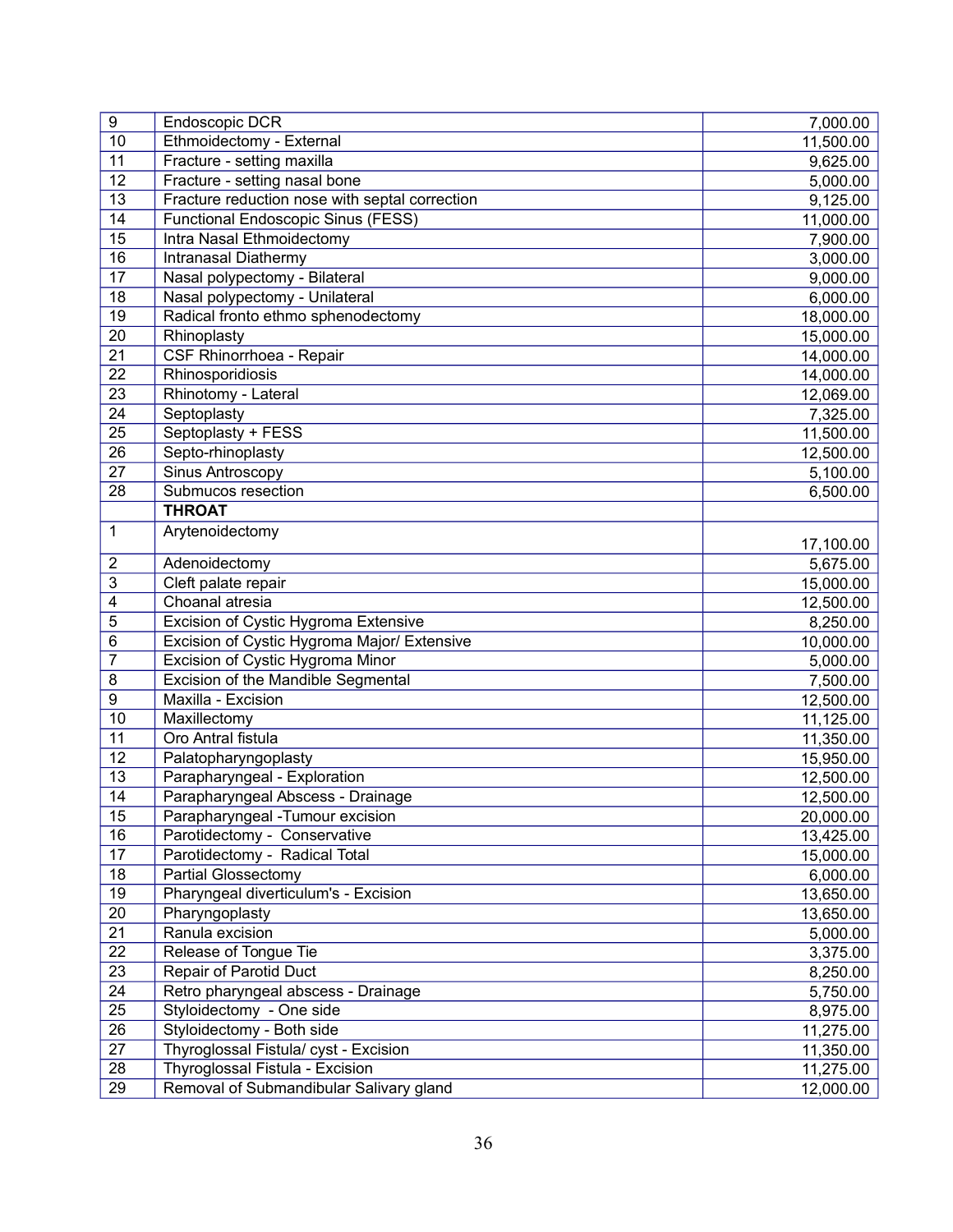| 9 | Endoscopic DCR | 7,000.00 |
|---|---|---|
| 10 | Ethmoidectomy - External | 11,500.00 |
| 11 | Fracture - setting maxilla | 9,625.00 |
| 12 | Fracture - setting nasal bone | 5,000.00 |
| 13 | Fracture reduction nose with septal correction | 9,125.00 |
| 14 | Functional Endoscopic Sinus (FESS) | 11,000.00 |
| 15 | Intra Nasal Ethmoidectomy | 7,900.00 |
| 16 | Intranasal Diathermy | 3,000.00 |
| 17 | Nasal polypectomy - Bilateral | 9,000.00 |
| 18 | Nasal polypectomy - Unilateral | 6,000.00 |
| 19 | Radical fronto ethmo sphenodectomy | 18,000.00 |
| 20 | Rhinoplasty | 15,000.00 |
| 21 | CSF Rhinorrhoea - Repair | 14,000.00 |
| 22 | Rhinosporidiosis | 14,000.00 |
| 23 | Rhinotomy - Lateral | 12,069.00 |
| 24 | Septoplasty | 7,325.00 |
| 25 | Septoplasty + FESS | 11,500.00 |
| 26 | Septo-rhinoplasty | 12,500.00 |
| 27 | Sinus Antroscopy | 5,100.00 |
| 28 | Submucos resection | 6,500.00 |
| | **THROAT** | |
| 1 | Arytenoidectomy | 17,100.00 |
| 2 | Adenoidectomy | 5,675.00 |
| 3 | Cleft palate repair | 15,000.00 |
| 4 | Choanal atresia | 12,500.00 |
| 5 | Excision of Cystic Hygroma Extensive | 8,250.00 |
| 6 | Excision of Cystic Hygroma Major/ Extensive | 10,000.00 |
| 7 | Excision of Cystic Hygroma Minor | 5,000.00 |
| 8 | Excision of the Mandible Segmental | 7,500.00 |
| 9 | Maxilla - Excision | 12,500.00 |
| 10 | Maxillectomy | 11,125.00 |
| 11 | Oro Antral fistula | 11,350.00 |
| 12 | Palatopharyngoplasty | 15,950.00 |
| 13 | Parapharyngeal - Exploration | 12,500.00 |
| 14 | Parapharyngeal Abscess - Drainage | 12,500.00 |
| 15 | Parapharyngeal -Tumour excision | 20,000.00 |
| 16 | Parotidectomy - Conservative | 13,425.00 |
| 17 | Parotidectomy - Radical Total | 15,000.00 |
| 18 | Partial Glossectomy | 6,000.00 |
| 19 | Pharyngeal diverticulum's - Excision | 13,650.00 |
| 20 | Pharyngoplasty | 13,650.00 |
| 21 | Ranula excision | 5,000.00 |
| 22 | Release of Tongue Tie | 3,375.00 |
| 23 | Repair of Parotid Duct | 8,250.00 |
| 24 | Retro pharyngeal abscess - Drainage | 5,750.00 |
| 25 | Styloidectomy - One side | 8,975.00 |
| 26 | Styloidectomy - Both side | 11,275.00 |
| 27 | Thyroglossal Fistula/ cyst - Excision | 11,350.00 |
| 28 | Thyroglossal Fistula - Excision | 11,275.00 |
| 29 | Removal of Submandibular Salivary gland | 12,000.00 |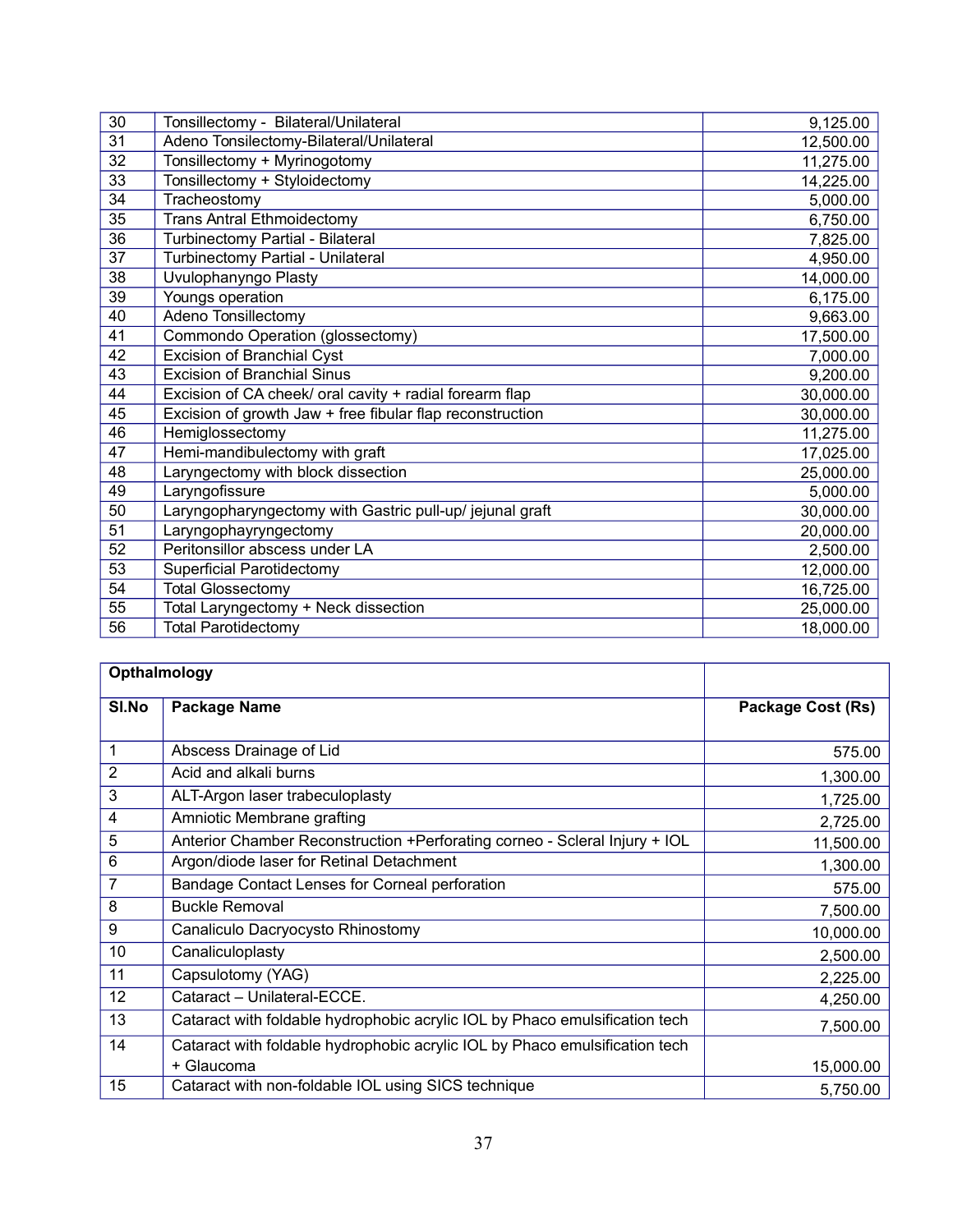| | | |
|---|---|---|
| 30 | Tonsillectomy - Bilateral/Unilateral | 9,125.00 |
| 31 | Adeno Tonsilectomy-Bilateral/Unilateral | 12,500.00 |
| 32 | Tonsillectomy + Myrinogotomy | 11,275.00 |
| 33 | Tonsillectomy + Styloidectomy | 14,225.00 |
| 34 | Tracheostomy | 5,000.00 |
| 35 | Trans Antral Ethmoidectomy | 6,750.00 |
| 36 | Turbinectomy Partial - Bilateral | 7,825.00 |
| 37 | Turbinectomy Partial - Unilateral | 4,950.00 |
| 38 | Uvulophanyngo Plasty | 14,000.00 |
| 39 | Youngs operation | 6,175.00 |
| 40 | Adeno Tonsillectomy | 9,663.00 |
| 41 | Commondo Operation (glossectomy) | 17,500.00 |
| 42 | Excision of Branchial Cyst | 7,000.00 |
| 43 | Excision of Branchial Sinus | 9,200.00 |
| 44 | Excision of CA cheek/ oral cavity + radial forearm flap | 30,000.00 |
| 45 | Excision of growth Jaw + free fibular flap reconstruction | 30,000.00 |
| 46 | Hemiglossectomy | 11,275.00 |
| 47 | Hemi-mandibulectomy with graft | 17,025.00 |
| 48 | Laryngectomy with block dissection | 25,000.00 |
| 49 | Laryngofissure | 5,000.00 |
| 50 | Laryngopharyngectomy with Gastric pull-up/ jejunal graft | 30,000.00 |
| 51 | Laryngophayryngectomy | 20,000.00 |
| 52 | Peritonsillor abscess under LA | 2,500.00 |
| 53 | Superficial Parotidectomy | 12,000.00 |
| 54 | Total Glossectomy | 16,725.00 |
| 55 | Total Laryngectomy + Neck dissection | 25,000.00 |
| 56 | Total Parotidectomy | 18,000.00 |

| **Opthalmology** | | |
|---|---|---|
| **Sl.No** | **Package Name** | **Package Cost (Rs)** |
| 1 | Abscess Drainage of Lid | 575.00 |
| 2 | Acid and alkali burns | 1,300.00 |
| 3 | ALT-Argon laser trabeculoplasty | 1,725.00 |
| 4 | Amniotic Membrane grafting | 2,725.00 |
| 5 | Anterior Chamber Reconstruction +Perforating corneo - Scleral Injury + IOL | 11,500.00 |
| 6 | Argon/diode laser for Retinal Detachment | 1,300.00 |
| 7 | Bandage Contact Lenses for Corneal perforation | 575.00 |
| 8 | Buckle Removal | 7,500.00 |
| 9 | Canaliculo Dacryocysto Rhinostomy | 10,000.00 |
| 10 | Canaliculoplasty | 2,500.00 |
| 11 | Capsulotomy (YAG) | 2,225.00 |
| 12 | Cataract – Unilateral-ECCE. | 4,250.00 |
| 13 | Cataract with foldable hydrophobic acrylic IOL by Phaco emulsification tech | 7,500.00 |
| 14 | Cataract with foldable hydrophobic acrylic IOL by Phaco emulsification tech + Glaucoma | 15,000.00 |
| 15 | Cataract with non-foldable IOL using SICS technique | 5,750.00 |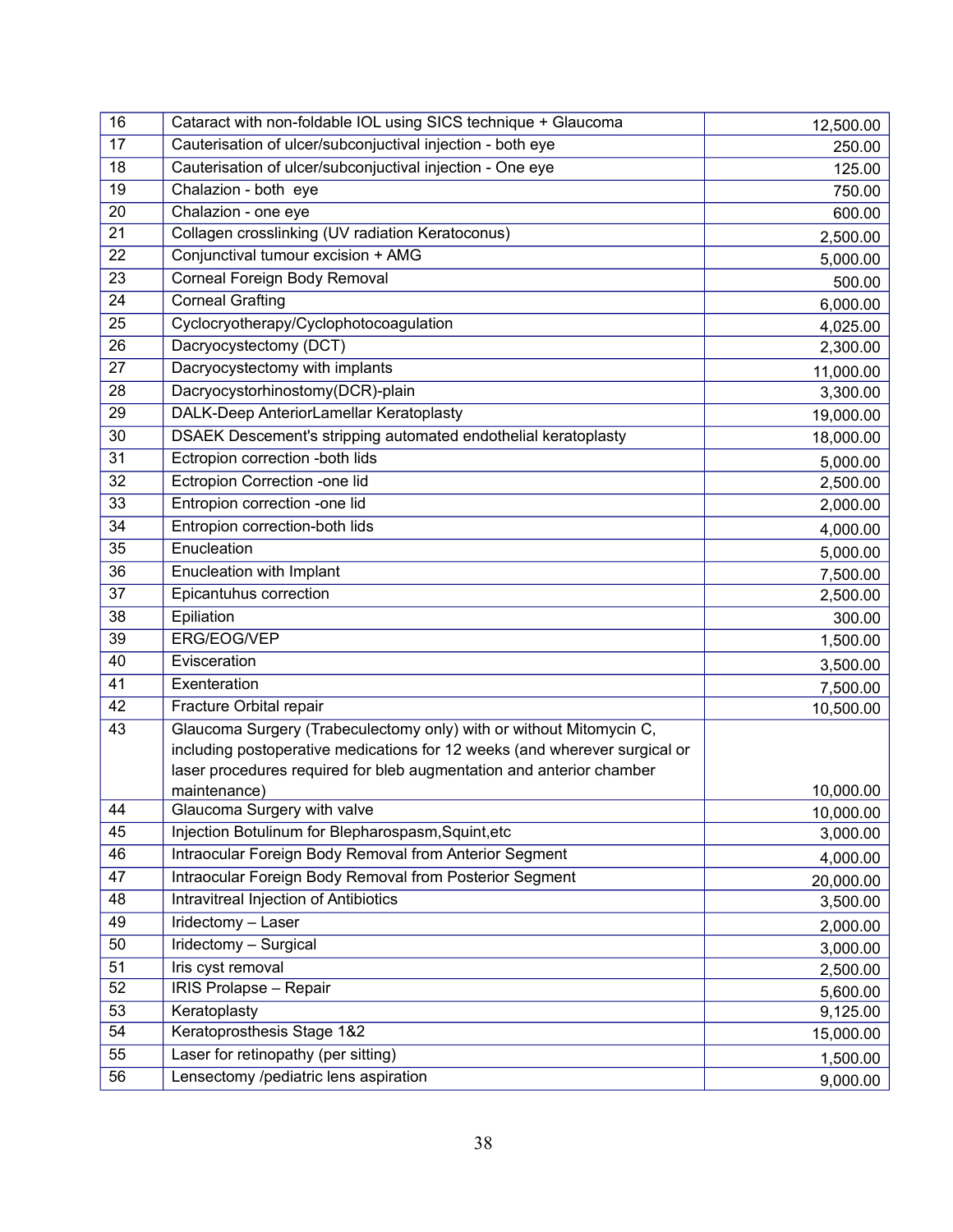| 16 | Cataract with non-foldable IOL using SICS technique + Glaucoma | 12,500.00 |
|---|---|---|
| 17 | Cauterisation of ulcer/subconjuctival injection - both eye | 250.00 |
| 18 | Cauterisation of ulcer/subconjuctival injection - One eye | 125.00 |
| 19 | Chalazion - both eye | 750.00 |
| 20 | Chalazion - one eye | 600.00 |
| 21 | Collagen crosslinking (UV radiation Keratoconus) | 2,500.00 |
| 22 | Conjunctival tumour excision + AMG | 5,000.00 |
| 23 | Corneal Foreign Body Removal | 500.00 |
| 24 | Corneal Grafting | 6,000.00 |
| 25 | Cyclocryotherapy/Cyclophotocoagulation | 4,025.00 |
| 26 | Dacryocystectomy (DCT) | 2,300.00 |
| 27 | Dacryocystectomy with implants | 11,000.00 |
| 28 | Dacryocystorhinostomy(DCR)-plain | 3,300.00 |
| 29 | DALK-Deep AnteriorLamellar Keratoplasty | 19,000.00 |
| 30 | DSAEK Descement's stripping automated endothelial keratoplasty | 18,000.00 |
| 31 | Ectropion correction -both lids | 5,000.00 |
| 32 | Ectropion Correction -one lid | 2,500.00 |
| 33 | Entropion correction -one lid | 2,000.00 |
| 34 | Entropion correction-both lids | 4,000.00 |
| 35 | Enucleation | 5,000.00 |
| 36 | Enucleation with Implant | 7,500.00 |
| 37 | Epicantuhus correction | 2,500.00 |
| 38 | Epiliation | 300.00 |
| 39 | ERG/EOG/VEP | 1,500.00 |
| 40 | Evisceration | 3,500.00 |
| 41 | Exenteration | 7,500.00 |
| 42 | Fracture Orbital repair | 10,500.00 |
| 43 | Glaucoma Surgery (Trabeculectomy only) with or without Mitomycin C, including postoperative medications for 12 weeks (and wherever surgical or laser procedures required for bleb augmentation and anterior chamber maintenance) | 10,000.00 |
| 44 | Glaucoma Surgery with valve | 10,000.00 |
| 45 | Injection Botulinum for Blepharospasm,Squint,etc | 3,000.00 |
| 46 | Intraocular Foreign Body Removal from Anterior Segment | 4,000.00 |
| 47 | Intraocular Foreign Body Removal from Posterior Segment | 20,000.00 |
| 48 | Intravitreal Injection of Antibiotics | 3,500.00 |
| 49 | Iridectomy – Laser | 2,000.00 |
| 50 | Iridectomy – Surgical | 3,000.00 |
| 51 | Iris cyst removal | 2,500.00 |
| 52 | IRIS Prolapse – Repair | 5,600.00 |
| 53 | Keratoplasty | 9,125.00 |
| 54 | Keratoprosthesis Stage 1&2 | 15,000.00 |
| 55 | Laser for retinopathy (per sitting) | 1,500.00 |
| 56 | Lensectomy /pediatric lens aspiration | 9,000.00 |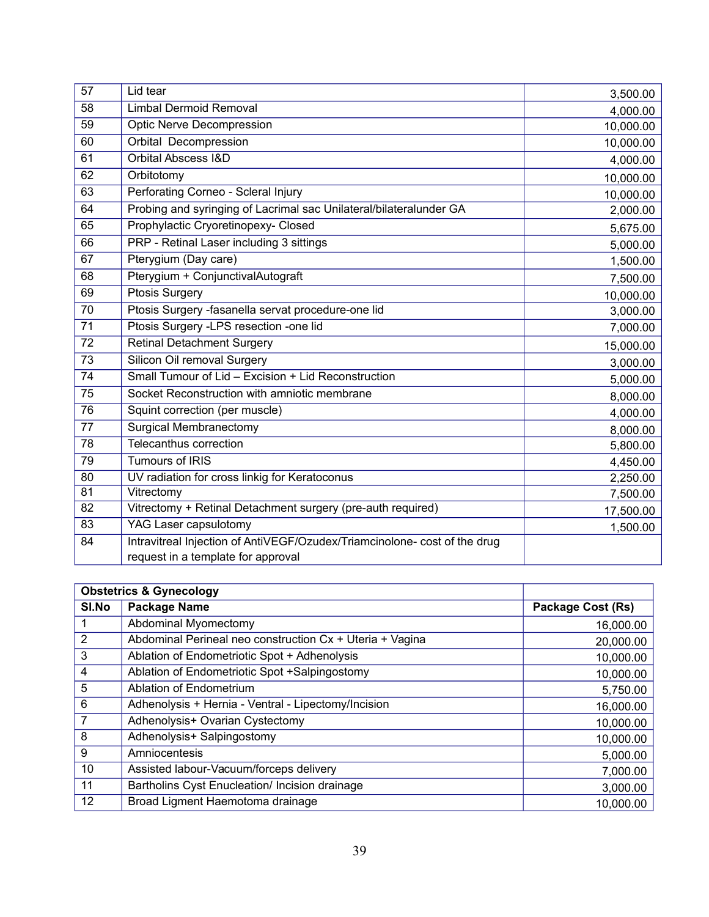| | | |
|---|---|---|
| 57 | Lid tear | 3,500.00 |
| 58 | Limbal Dermoid Removal | 4,000.00 |
| 59 | Optic Nerve Decompression | 10,000.00 |
| 60 | Orbital Decompression | 10,000.00 |
| 61 | Orbital Abscess I&D | 4,000.00 |
| 62 | Orbitotomy | 10,000.00 |
| 63 | Perforating Corneo - Scleral Injury | 10,000.00 |
| 64 | Probing and syringing of Lacrimal sac Unilateral/bilateralunder GA | 2,000.00 |
| 65 | Prophylactic Cryoretinopexy- Closed | 5,675.00 |
| 66 | PRP - Retinal Laser including 3 sittings | 5,000.00 |
| 67 | Pterygium (Day care) | 1,500.00 |
| 68 | Pterygium + ConjunctivalAutograft | 7,500.00 |
| 69 | Ptosis Surgery | 10,000.00 |
| 70 | Ptosis Surgery -fasanella servat procedure-one lid | 3,000.00 |
| 71 | Ptosis Surgery -LPS resection -one lid | 7,000.00 |
| 72 | Retinal Detachment Surgery | 15,000.00 |
| 73 | Silicon Oil removal Surgery | 3,000.00 |
| 74 | Small Tumour of Lid – Excision + Lid Reconstruction | 5,000.00 |
| 75 | Socket Reconstruction with amniotic membrane | 8,000.00 |
| 76 | Squint correction (per muscle) | 4,000.00 |
| 77 | Surgical Membranectomy | 8,000.00 |
| 78 | Telecanthus correction | 5,800.00 |
| 79 | Tumours of IRIS | 4,450.00 |
| 80 | UV radiation for cross linkig for Keratoconus | 2,250.00 |
| 81 | Vitrectomy | 7,500.00 |
| 82 | Vitrectomy + Retinal Detachment surgery (pre-auth required) | 17,500.00 |
| 83 | YAG Laser capsulotomy | 1,500.00 |
| 84 | Intravitreal Injection of AntiVEGF/Ozudex/Triamcinolone- cost of the drug request in a template for approval | |

| **Obstetrics & Gynecology** | | |
|---|---|---|
| **Sl.No** | **Package Name** | **Package Cost (Rs)** |
| 1 | Abdominal Myomectomy | 16,000.00 |
| 2 | Abdominal Perineal neo construction Cx + Uteria + Vagina | 20,000.00 |
| 3 | Ablation of Endometriotic Spot + Adhenolysis | 10,000.00 |
| 4 | Ablation of Endometriotic Spot +Salpingostomy | 10,000.00 |
| 5 | Ablation of Endometrium | 5,750.00 |
| 6 | Adhenolysis + Hernia - Ventral - Lipectomy/Incision | 16,000.00 |
| 7 | Adhenolysis+ Ovarian Cystectomy | 10,000.00 |
| 8 | Adhenolysis+ Salpingostomy | 10,000.00 |
| 9 | Amniocentesis | 5,000.00 |
| 10 | Assisted labour-Vacuum/forceps delivery | 7,000.00 |
| 11 | Bartholins Cyst Enucleation/ Incision drainage | 3,000.00 |
| 12 | Broad Ligment Haemotoma drainage | 10,000.00 |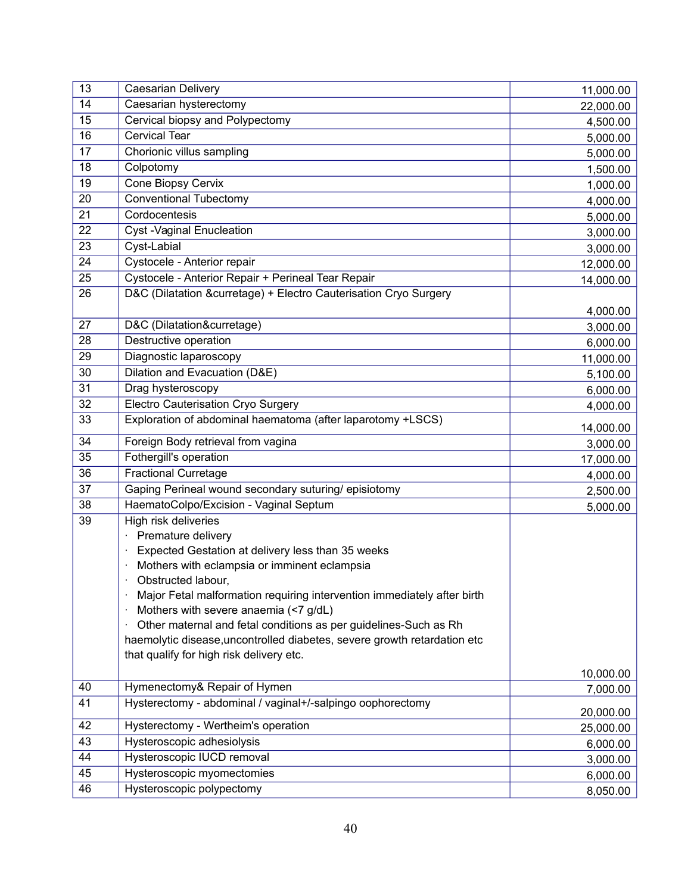| 13 | Caesarian Delivery | 11,000.00 |
|---|---|---|
| 14 | Caesarian hysterectomy | 22,000.00 |
| 15 | Cervical biopsy and Polypectomy | 4,500.00 |
| 16 | Cervical Tear | 5,000.00 |
| 17 | Chorionic villus sampling | 5,000.00 |
| 18 | Colpotomy | 1,500.00 |
| 19 | Cone Biopsy Cervix | 1,000.00 |
| 20 | Conventional Tubectomy | 4,000.00 |
| 21 | Cordocentesis | 5,000.00 |
| 22 | Cyst -Vaginal Enucleation | 3,000.00 |
| 23 | Cyst-Labial | 3,000.00 |
| 24 | Cystocele - Anterior repair | 12,000.00 |
| 25 | Cystocele - Anterior Repair + Perineal Tear Repair | 14,000.00 |
| 26 | D&C (Dilatation &curretage) + Electro Cauterisation Cryo Surgery | 4,000.00 |
| 27 | D&C (Dilatation&curretage) | 3,000.00 |
| 28 | Destructive operation | 6,000.00 |
| 29 | Diagnostic laparoscopy | 11,000.00 |
| 30 | Dilation and Evacuation (D&E) | 5,100.00 |
| 31 | Drag hysteroscopy | 6,000.00 |
| 32 | Electro Cauterisation Cryo Surgery | 4,000.00 |
| 33 | Exploration of abdominal haematoma (after laparotomy +LSCS) | 14,000.00 |
| 34 | Foreign Body retrieval from vagina | 3,000.00 |
| 35 | Fothergill's operation | 17,000.00 |
| 36 | Fractional Curretage | 4,000.00 |
| 37 | Gaping Perineal wound secondary suturing/ episiotomy | 2,500.00 |
| 38 | HaematoColpo/Excision - Vaginal Septum | 5,000.00 |
| 39 | High risk deliveries<br>· Premature delivery<br>· Expected Gestation at delivery less than 35 weeks<br>· Mothers with eclampsia or imminent eclampsia<br>· Obstructed labour,<br>· Major Fetal malformation requiring intervention immediately after birth<br>· Mothers with severe anaemia (<7 g/dL)<br>· Other maternal and fetal conditions as per guidelines-Such as Rh haemolytic disease,uncontrolled diabetes, severe growth retardation etc that qualify for high risk delivery etc. | 10,000.00 |
| 40 | Hymenectomy& Repair of Hymen | 7,000.00 |
| 41 | Hysterectomy - abdominal / vaginal+/-salpingo oophorectomy | 20,000.00 |
| 42 | Hysterectomy - Wertheim's operation | 25,000.00 |
| 43 | Hysteroscopic adhesiolysis | 6,000.00 |
| 44 | Hysteroscopic IUCD removal | 3,000.00 |
| 45 | Hysteroscopic myomectomies | 6,000.00 |
| 46 | Hysteroscopic polypectomy | 8,050.00 |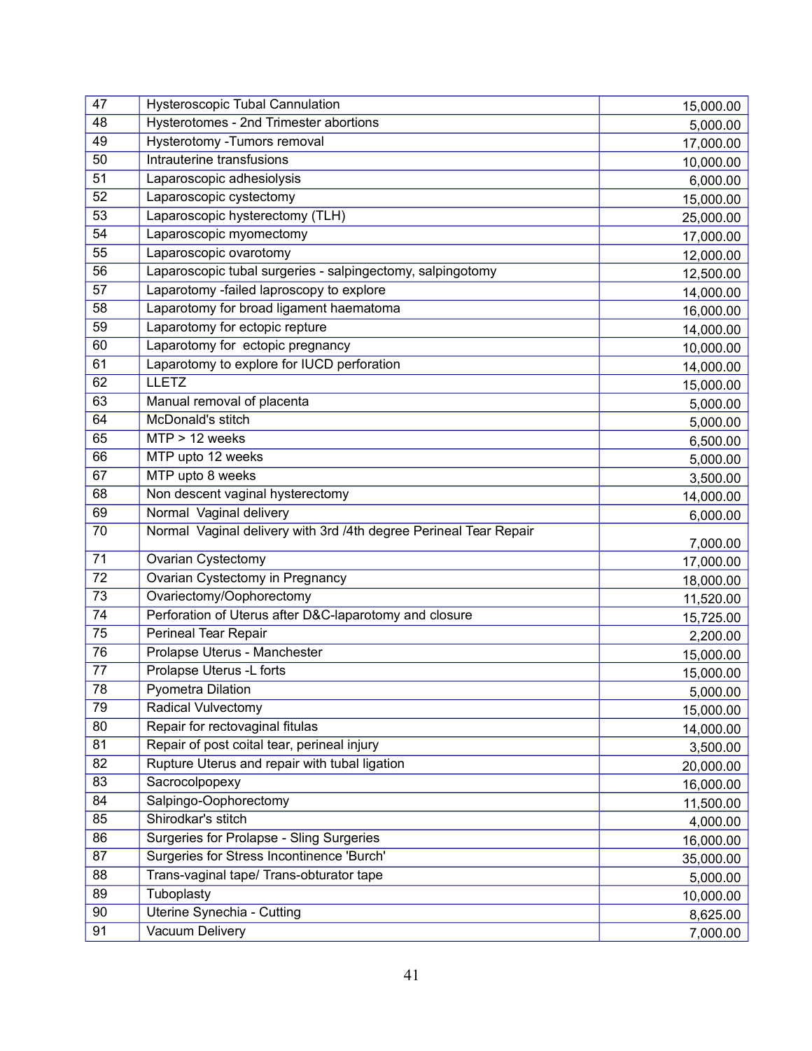| 47 | Hysteroscopic Tubal Cannulation | 15,000.00 |
|---|---|---|
| 48 | Hysterotomes - 2nd Trimester abortions | 5,000.00 |
| 49 | Hysterotomy -Tumors removal | 17,000.00 |
| 50 | Intrauterine transfusions | 10,000.00 |
| 51 | Laparoscopic adhesiolysis | 6,000.00 |
| 52 | Laparoscopic cystectomy | 15,000.00 |
| 53 | Laparoscopic hysterectomy (TLH) | 25,000.00 |
| 54 | Laparoscopic myomectomy | 17,000.00 |
| 55 | Laparoscopic ovarotomy | 12,000.00 |
| 56 | Laparoscopic tubal surgeries - salpingectomy, salpingotomy | 12,500.00 |
| 57 | Laparotomy -failed laproscopy to explore | 14,000.00 |
| 58 | Laparotomy for broad ligament haematoma | 16,000.00 |
| 59 | Laparotomy for ectopic repture | 14,000.00 |
| 60 | Laparotomy for ectopic pregnancy | 10,000.00 |
| 61 | Laparotomy to explore for IUCD perforation | 14,000.00 |
| 62 | LLETZ | 15,000.00 |
| 63 | Manual removal of placenta | 5,000.00 |
| 64 | McDonald's stitch | 5,000.00 |
| 65 | MTP > 12 weeks | 6,500.00 |
| 66 | MTP upto 12 weeks | 5,000.00 |
| 67 | MTP upto 8 weeks | 3,500.00 |
| 68 | Non descent vaginal hysterectomy | 14,000.00 |
| 69 | Normal Vaginal delivery | 6,000.00 |
| 70 | Normal Vaginal delivery with 3rd /4th degree Perineal Tear Repair | 7,000.00 |
| 71 | Ovarian Cystectomy | 17,000.00 |
| 72 | Ovarian Cystectomy in Pregnancy | 18,000.00 |
| 73 | Ovariectomy/Oophorectomy | 11,520.00 |
| 74 | Perforation of Uterus after D&C-laparotomy and closure | 15,725.00 |
| 75 | Perineal Tear Repair | 2,200.00 |
| 76 | Prolapse Uterus - Manchester | 15,000.00 |
| 77 | Prolapse Uterus -L forts | 15,000.00 |
| 78 | Pyometra Dilation | 5,000.00 |
| 79 | Radical Vulvectomy | 15,000.00 |
| 80 | Repair for rectovaginal fitulas | 14,000.00 |
| 81 | Repair of post coital tear, perineal injury | 3,500.00 |
| 82 | Rupture Uterus and repair with tubal ligation | 20,000.00 |
| 83 | Sacrocolpopexy | 16,000.00 |
| 84 | Salpingo-Oophorectomy | 11,500.00 |
| 85 | Shirodkar's stitch | 4,000.00 |
| 86 | Surgeries for Prolapse - Sling Surgeries | 16,000.00 |
| 87 | Surgeries for Stress Incontinence 'Burch' | 35,000.00 |
| 88 | Trans-vaginal tape/ Trans-obturator tape | 5,000.00 |
| 89 | Tuboplasty | 10,000.00 |
| 90 | Uterine Synechia - Cutting | 8,625.00 |
| 91 | Vacuum Delivery | 7,000.00 |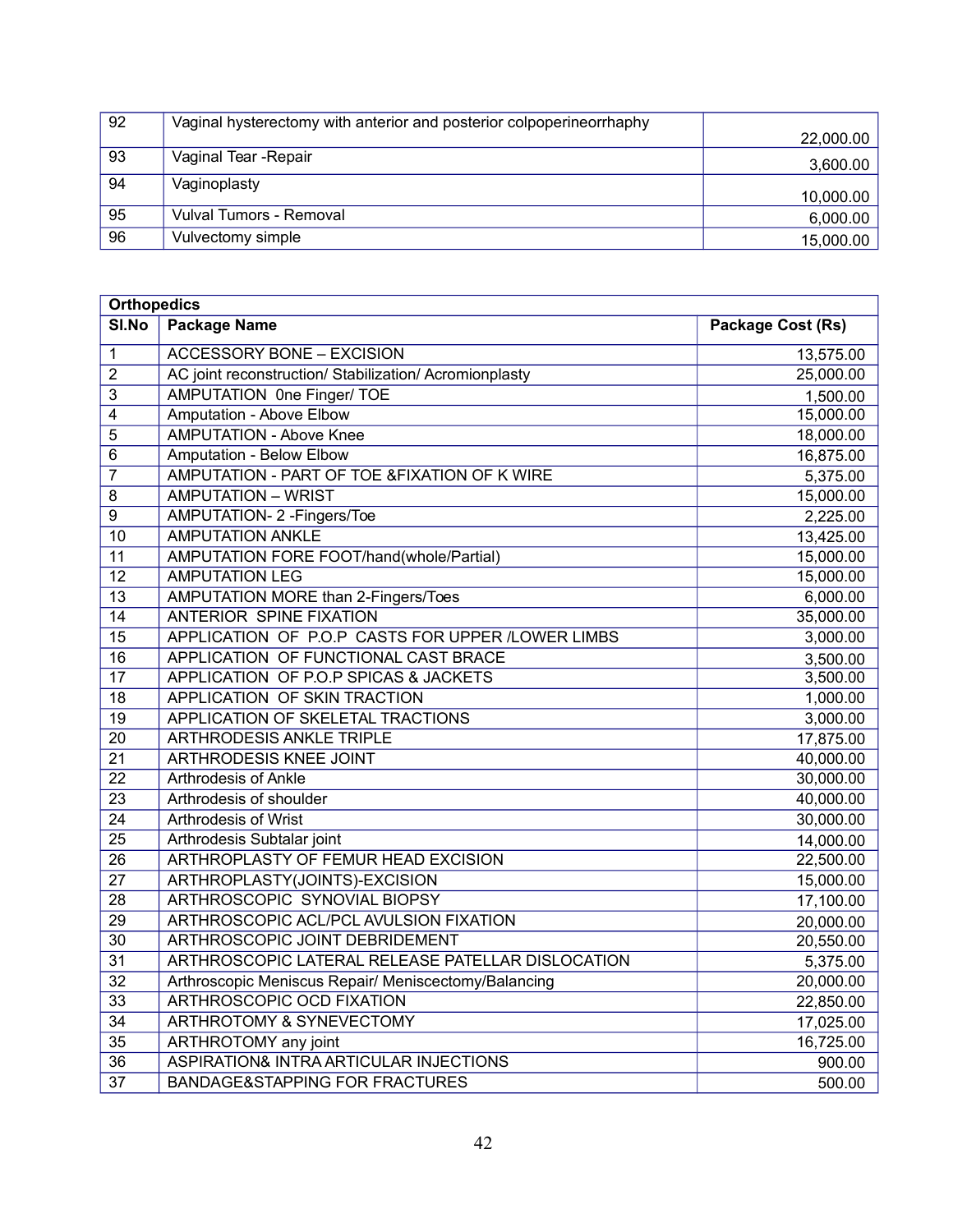| 92 | Vaginal hysterectomy with anterior and posterior colpoperineorrhaphy | 22,000.00 |
|---|---|---|
| 93 | Vaginal Tear -Repair | 3,600.00 |
| 94 | Vaginoplasty | 10,000.00 |
| 95 | Vulval Tumors - Removal | 6,000.00 |
| 96 | Vulvectomy simple | 15,000.00 |

| **Orthopedics** | | |
|---|---|---|
| **Sl.No** | **Package Name** | **Package Cost (Rs)** |
| 1 | ACCESSORY BONE – EXCISION | 13,575.00 |
| 2 | AC joint reconstruction/ Stabilization/ Acromionplasty | 25,000.00 |
| 3 | AMPUTATION 0ne Finger/ TOE | 1,500.00 |
| 4 | Amputation - Above Elbow | 15,000.00 |
| 5 | AMPUTATION - Above Knee | 18,000.00 |
| 6 | Amputation - Below Elbow | 16,875.00 |
| 7 | AMPUTATION - PART OF TOE &FIXATION OF K WIRE | 5,375.00 |
| 8 | AMPUTATION – WRIST | 15,000.00 |
| 9 | AMPUTATION- 2 -Fingers/Toe | 2,225.00 |
| 10 | AMPUTATION ANKLE | 13,425.00 |
| 11 | AMPUTATION FORE FOOT/hand(whole/Partial) | 15,000.00 |
| 12 | AMPUTATION LEG | 15,000.00 |
| 13 | AMPUTATION MORE than 2-Fingers/Toes | 6,000.00 |
| 14 | ANTERIOR SPINE FIXATION | 35,000.00 |
| 15 | APPLICATION OF P.O.P CASTS FOR UPPER /LOWER LIMBS | 3,000.00 |
| 16 | APPLICATION OF FUNCTIONAL CAST BRACE | 3,500.00 |
| 17 | APPLICATION OF P.O.P SPICAS & JACKETS | 3,500.00 |
| 18 | APPLICATION OF SKIN TRACTION | 1,000.00 |
| 19 | APPLICATION OF SKELETAL TRACTIONS | 3,000.00 |
| 20 | ARTHRODESIS ANKLE TRIPLE | 17,875.00 |
| 21 | ARTHRODESIS KNEE JOINT | 40,000.00 |
| 22 | Arthrodesis of Ankle | 30,000.00 |
| 23 | Arthrodesis of shoulder | 40,000.00 |
| 24 | Arthrodesis of Wrist | 30,000.00 |
| 25 | Arthrodesis Subtalar joint | 14,000.00 |
| 26 | ARTHROPLASTY OF FEMUR HEAD EXCISION | 22,500.00 |
| 27 | ARTHROPLASTY(JOINTS)-EXCISION | 15,000.00 |
| 28 | ARTHROSCOPIC SYNOVIAL BIOPSY | 17,100.00 |
| 29 | ARTHROSCOPIC ACL/PCL AVULSION FIXATION | 20,000.00 |
| 30 | ARTHROSCOPIC JOINT DEBRIDEMENT | 20,550.00 |
| 31 | ARTHROSCOPIC LATERAL RELEASE PATELLAR DISLOCATION | 5,375.00 |
| 32 | Arthroscopic Meniscus Repair/ Meniscectomy/Balancing | 20,000.00 |
| 33 | ARTHROSCOPIC OCD FIXATION | 22,850.00 |
| 34 | ARTHROTOMY & SYNEVECTOMY | 17,025.00 |
| 35 | ARTHROTOMY any joint | 16,725.00 |
| 36 | ASPIRATION& INTRA ARTICULAR INJECTIONS | 900.00 |
| 37 | BANDAGE&STAPPING FOR FRACTURES | 500.00 |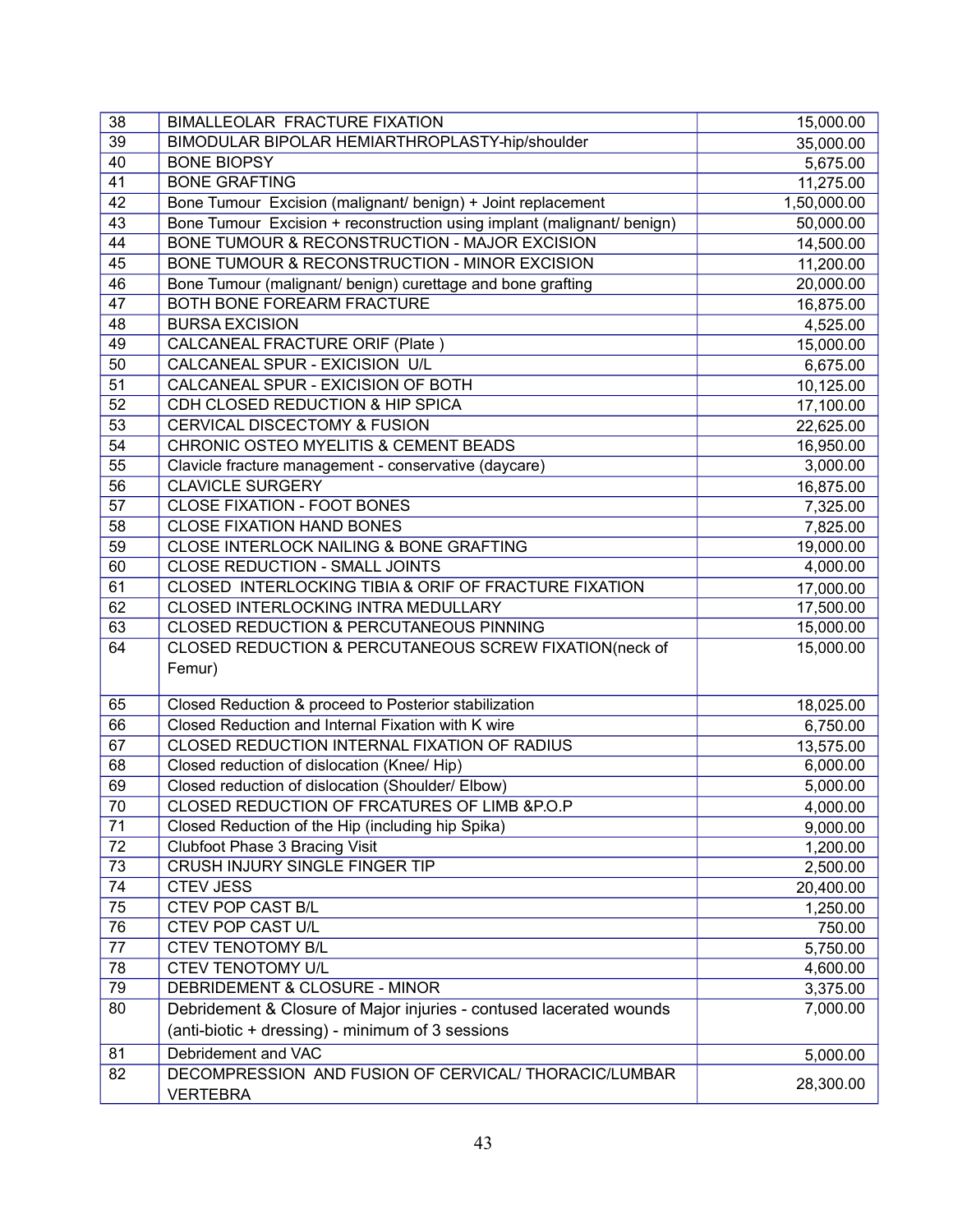| 38 | BIMALLEOLAR FRACTURE FIXATION | 15,000.00 |
|---|---|---|
| 39 | BIMODULAR BIPOLAR HEMIARTHROPLASTY-hip/shoulder | 35,000.00 |
| 40 | BONE BIOPSY | 5,675.00 |
| 41 | BONE GRAFTING | 11,275.00 |
| 42 | Bone Tumour Excision (malignant/ benign) + Joint replacement | 1,50,000.00 |
| 43 | Bone Tumour Excision + reconstruction using implant (malignant/ benign) | 50,000.00 |
| 44 | BONE TUMOUR & RECONSTRUCTION - MAJOR EXCISION | 14,500.00 |
| 45 | BONE TUMOUR & RECONSTRUCTION - MINOR EXCISION | 11,200.00 |
| 46 | Bone Tumour (malignant/ benign) curettage and bone grafting | 20,000.00 |
| 47 | BOTH BONE FOREARM FRACTURE | 16,875.00 |
| 48 | BURSA EXCISION | 4,525.00 |
| 49 | CALCANEAL FRACTURE ORIF (Plate ) | 15,000.00 |
| 50 | CALCANEAL SPUR - EXICISION U/L | 6,675.00 |
| 51 | CALCANEAL SPUR - EXICISION OF BOTH | 10,125.00 |
| 52 | CDH CLOSED REDUCTION & HIP SPICA | 17,100.00 |
| 53 | CERVICAL DISCECTOMY & FUSION | 22,625.00 |
| 54 | CHRONIC OSTEO MYELITIS & CEMENT BEADS | 16,950.00 |
| 55 | Clavicle fracture management - conservative (daycare) | 3,000.00 |
| 56 | CLAVICLE SURGERY | 16,875.00 |
| 57 | CLOSE FIXATION - FOOT BONES | 7,325.00 |
| 58 | CLOSE FIXATION HAND BONES | 7,825.00 |
| 59 | CLOSE INTERLOCK NAILING & BONE GRAFTING | 19,000.00 |
| 60 | CLOSE REDUCTION - SMALL JOINTS | 4,000.00 |
| 61 | CLOSED INTERLOCKING TIBIA & ORIF OF FRACTURE FIXATION | 17,000.00 |
| 62 | CLOSED INTERLOCKING INTRA MEDULLARY | 17,500.00 |
| 63 | CLOSED REDUCTION & PERCUTANEOUS PINNING | 15,000.00 |
| 64 | CLOSED REDUCTION & PERCUTANEOUS SCREW FIXATION(neck of Femur) | 15,000.00 |
| 65 | Closed Reduction & proceed to Posterior stabilization | 18,025.00 |
| 66 | Closed Reduction and Internal Fixation with K wire | 6,750.00 |
| 67 | CLOSED REDUCTION INTERNAL FIXATION OF RADIUS | 13,575.00 |
| 68 | Closed reduction of dislocation (Knee/ Hip) | 6,000.00 |
| 69 | Closed reduction of dislocation (Shoulder/ Elbow) | 5,000.00 |
| 70 | CLOSED REDUCTION OF FRCATURES OF LIMB &P.O.P | 4,000.00 |
| 71 | Closed Reduction of the Hip (including hip Spika) | 9,000.00 |
| 72 | Clubfoot Phase 3 Bracing Visit | 1,200.00 |
| 73 | CRUSH INJURY SINGLE FINGER TIP | 2,500.00 |
| 74 | CTEV JESS | 20,400.00 |
| 75 | CTEV POP CAST B/L | 1,250.00 |
| 76 | CTEV POP CAST U/L | 750.00 |
| 77 | CTEV TENOTOMY B/L | 5,750.00 |
| 78 | CTEV TENOTOMY U/L | 4,600.00 |
| 79 | DEBRIDEMENT & CLOSURE - MINOR | 3,375.00 |
| 80 | Debridement & Closure of Major injuries - contused lacerated wounds (anti-biotic + dressing) - minimum of 3 sessions | 7,000.00 |
| 81 | Debridement and VAC | 5,000.00 |
| 82 | DECOMPRESSION AND FUSION OF CERVICAL/ THORACIC/LUMBAR VERTEBRA | 28,300.00 |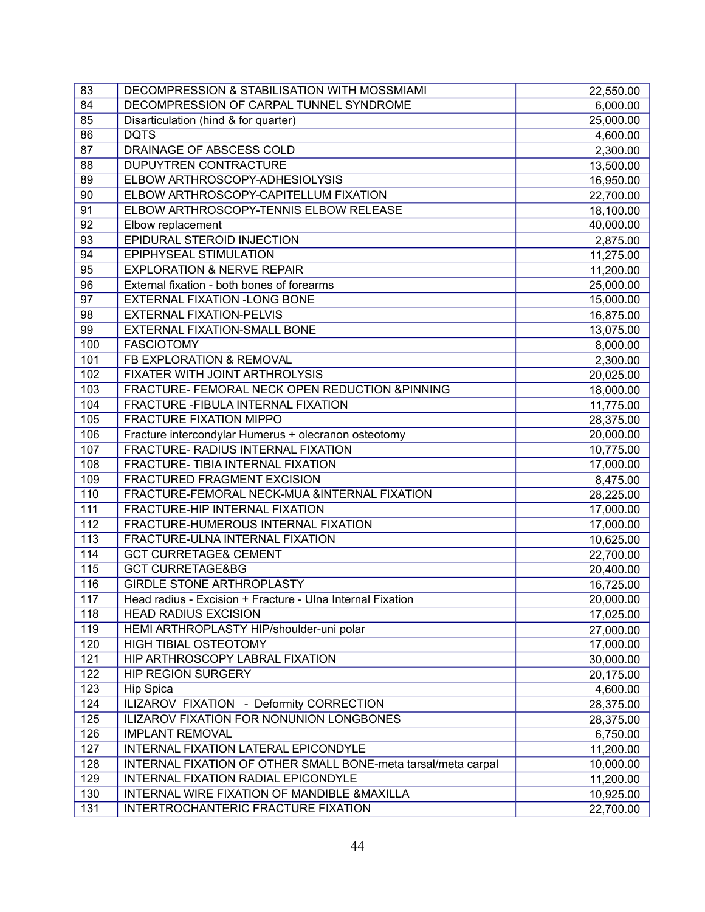| 83 | DECOMPRESSION & STABILISATION WITH MOSSMIAMI | 22,550.00 |
|---|---|---|
| 84 | DECOMPRESSION OF CARPAL TUNNEL SYNDROME | 6,000.00 |
| 85 | Disarticulation (hind & for quarter) | 25,000.00 |
| 86 | DQTS | 4,600.00 |
| 87 | DRAINAGE OF ABSCESS COLD | 2,300.00 |
| 88 | DUPUYTREN CONTRACTURE | 13,500.00 |
| 89 | ELBOW ARTHROSCOPY-ADHESIOLYSIS | 16,950.00 |
| 90 | ELBOW ARTHROSCOPY-CAPITELLUM FIXATION | 22,700.00 |
| 91 | ELBOW ARTHROSCOPY-TENNIS ELBOW RELEASE | 18,100.00 |
| 92 | Elbow replacement | 40,000.00 |
| 93 | EPIDURAL STEROID INJECTION | 2,875.00 |
| 94 | EPIPHYSEAL STIMULATION | 11,275.00 |
| 95 | EXPLORATION & NERVE REPAIR | 11,200.00 |
| 96 | External fixation - both bones of forearms | 25,000.00 |
| 97 | EXTERNAL FIXATION -LONG BONE | 15,000.00 |
| 98 | EXTERNAL FIXATION-PELVIS | 16,875.00 |
| 99 | EXTERNAL FIXATION-SMALL BONE | 13,075.00 |
| 100 | FASCIOTOMY | 8,000.00 |
| 101 | FB EXPLORATION & REMOVAL | 2,300.00 |
| 102 | FIXATER WITH JOINT ARTHROLYSIS | 20,025.00 |
| 103 | FRACTURE- FEMORAL NECK OPEN REDUCTION &PINNING | 18,000.00 |
| 104 | FRACTURE -FIBULA INTERNAL FIXATION | 11,775.00 |
| 105 | FRACTURE FIXATION MIPPO | 28,375.00 |
| 106 | Fracture intercondylar Humerus + olecranon osteotomy | 20,000.00 |
| 107 | FRACTURE- RADIUS INTERNAL FIXATION | 10,775.00 |
| 108 | FRACTURE- TIBIA INTERNAL FIXATION | 17,000.00 |
| 109 | FRACTURED FRAGMENT EXCISION | 8,475.00 |
| 110 | FRACTURE-FEMORAL NECK-MUA &INTERNAL FIXATION | 28,225.00 |
| 111 | FRACTURE-HIP INTERNAL FIXATION | 17,000.00 |
| 112 | FRACTURE-HUMEROUS INTERNAL FIXATION | 17,000.00 |
| 113 | FRACTURE-ULNA INTERNAL FIXATION | 10,625.00 |
| 114 | GCT CURRETAGE& CEMENT | 22,700.00 |
| 115 | GCT CURRETAGE&BG | 20,400.00 |
| 116 | GIRDLE STONE ARTHROPLASTY | 16,725.00 |
| 117 | Head radius - Excision + Fracture - Ulna Internal Fixation | 20,000.00 |
| 118 | HEAD RADIUS EXCISION | 17,025.00 |
| 119 | HEMI ARTHROPLASTY HIP/shoulder-uni polar | 27,000.00 |
| 120 | HIGH TIBIAL OSTEOTOMY | 17,000.00 |
| 121 | HIP ARTHROSCOPY LABRAL FIXATION | 30,000.00 |
| 122 | HIP REGION SURGERY | 20,175.00 |
| 123 | Hip Spica | 4,600.00 |
| 124 | ILIZAROV FIXATION - Deformity CORRECTION | 28,375.00 |
| 125 | ILIZAROV FIXATION FOR NONUNION LONGBONES | 28,375.00 |
| 126 | IMPLANT REMOVAL | 6,750.00 |
| 127 | INTERNAL FIXATION LATERAL EPICONDYLE | 11,200.00 |
| 128 | INTERNAL FIXATION OF OTHER SMALL BONE-meta tarsal/meta carpal | 10,000.00 |
| 129 | INTERNAL FIXATION RADIAL EPICONDYLE | 11,200.00 |
| 130 | INTERNAL WIRE FIXATION OF MANDIBLE &MAXILLA | 10,925.00 |
| 131 | INTERTROCHANTERIC FRACTURE FIXATION | 22,700.00 |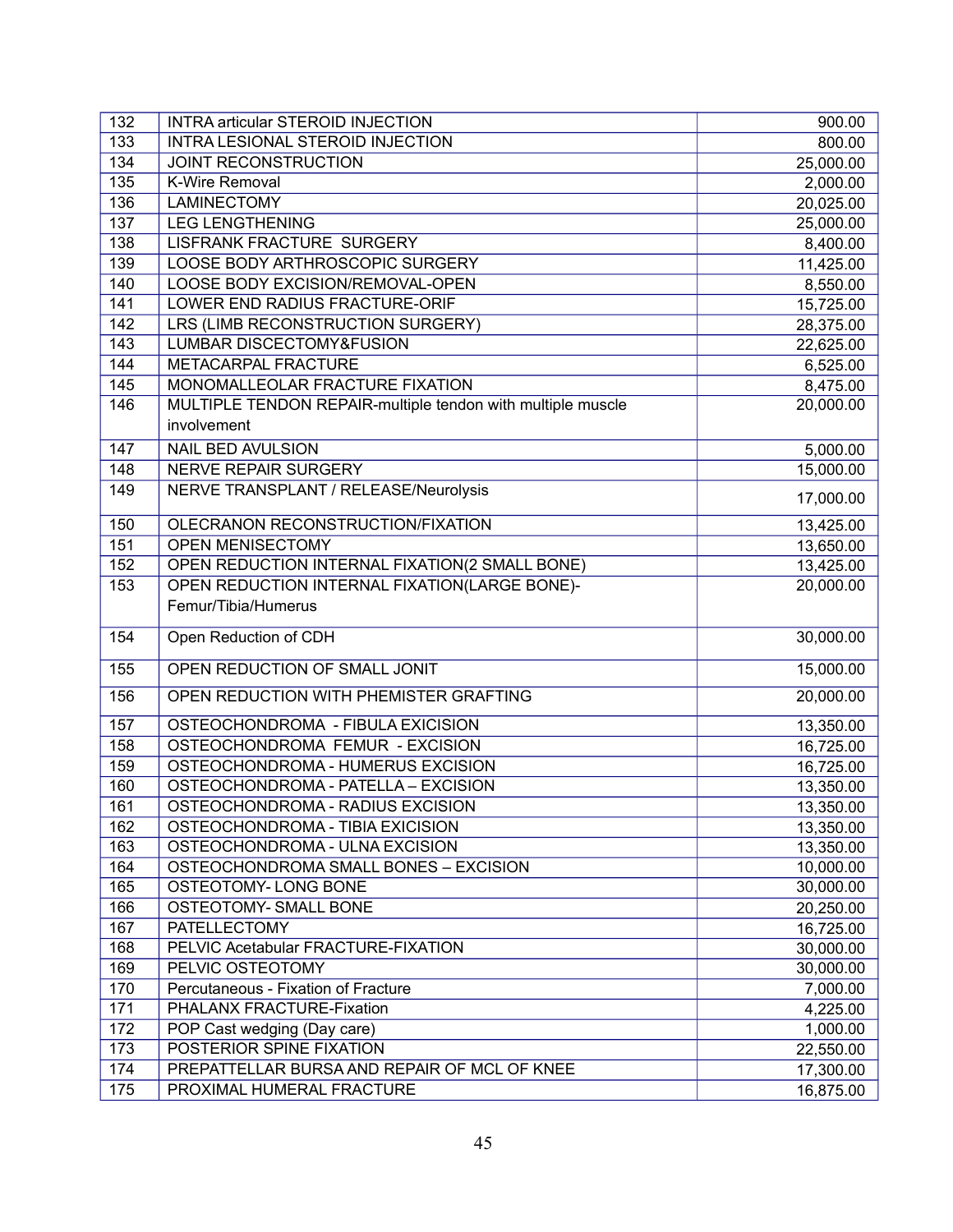| 132 | INTRA articular STEROID INJECTION | 900.00 |
|---|---|---|
| 133 | INTRA LESIONAL STEROID INJECTION | 800.00 |
| 134 | JOINT RECONSTRUCTION | 25,000.00 |
| 135 | K-Wire Removal | 2,000.00 |
| 136 | LAMINECTOMY | 20,025.00 |
| 137 | LEG LENGTHENING | 25,000.00 |
| 138 | LISFRANK FRACTURE SURGERY | 8,400.00 |
| 139 | LOOSE BODY ARTHROSCOPIC SURGERY | 11,425.00 |
| 140 | LOOSE BODY EXCISION/REMOVAL-OPEN | 8,550.00 |
| 141 | LOWER END RADIUS FRACTURE-ORIF | 15,725.00 |
| 142 | LRS (LIMB RECONSTRUCTION SURGERY) | 28,375.00 |
| 143 | LUMBAR DISCECTOMY&FUSION | 22,625.00 |
| 144 | METACARPAL FRACTURE | 6,525.00 |
| 145 | MONOMALLEOLAR FRACTURE FIXATION | 8,475.00 |
| 146 | MULTIPLE TENDON REPAIR-multiple tendon with multiple muscle involvement | 20,000.00 |
| 147 | NAIL BED AVULSION | 5,000.00 |
| 148 | NERVE REPAIR SURGERY | 15,000.00 |
| 149 | NERVE TRANSPLANT / RELEASE/Neurolysis | 17,000.00 |
| 150 | OLECRANON RECONSTRUCTION/FIXATION | 13,425.00 |
| 151 | OPEN MENISECTOMY | 13,650.00 |
| 152 | OPEN REDUCTION INTERNAL FIXATION(2 SMALL BONE) | 13,425.00 |
| 153 | OPEN REDUCTION INTERNAL FIXATION(LARGE BONE)-Femur/Tibia/Humerus | 20,000.00 |
| 154 | Open Reduction of CDH | 30,000.00 |
| 155 | OPEN REDUCTION OF SMALL JONIT | 15,000.00 |
| 156 | OPEN REDUCTION WITH PHEMISTER GRAFTING | 20,000.00 |
| 157 | OSTEOCHONDROMA - FIBULA EXICISION | 13,350.00 |
| 158 | OSTEOCHONDROMA FEMUR - EXCISION | 16,725.00 |
| 159 | OSTEOCHONDROMA - HUMERUS EXCISION | 16,725.00 |
| 160 | OSTEOCHONDROMA - PATELLA – EXCISION | 13,350.00 |
| 161 | OSTEOCHONDROMA - RADIUS EXCISION | 13,350.00 |
| 162 | OSTEOCHONDROMA - TIBIA EXICISION | 13,350.00 |
| 163 | OSTEOCHONDROMA - ULNA EXCISION | 13,350.00 |
| 164 | OSTEOCHONDROMA SMALL BONES – EXCISION | 10,000.00 |
| 165 | OSTEOTOMY- LONG BONE | 30,000.00 |
| 166 | OSTEOTOMY- SMALL BONE | 20,250.00 |
| 167 | PATELLECTOMY | 16,725.00 |
| 168 | PELVIC Acetabular FRACTURE-FIXATION | 30,000.00 |
| 169 | PELVIC OSTEOTOMY | 30,000.00 |
| 170 | Percutaneous - Fixation of Fracture | 7,000.00 |
| 171 | PHALANX FRACTURE-Fixation | 4,225.00 |
| 172 | POP Cast wedging (Day care) | 1,000.00 |
| 173 | POSTERIOR SPINE FIXATION | 22,550.00 |
| 174 | PREPATTELLAR BURSA AND REPAIR OF MCL OF KNEE | 17,300.00 |
| 175 | PROXIMAL HUMERAL FRACTURE | 16,875.00 |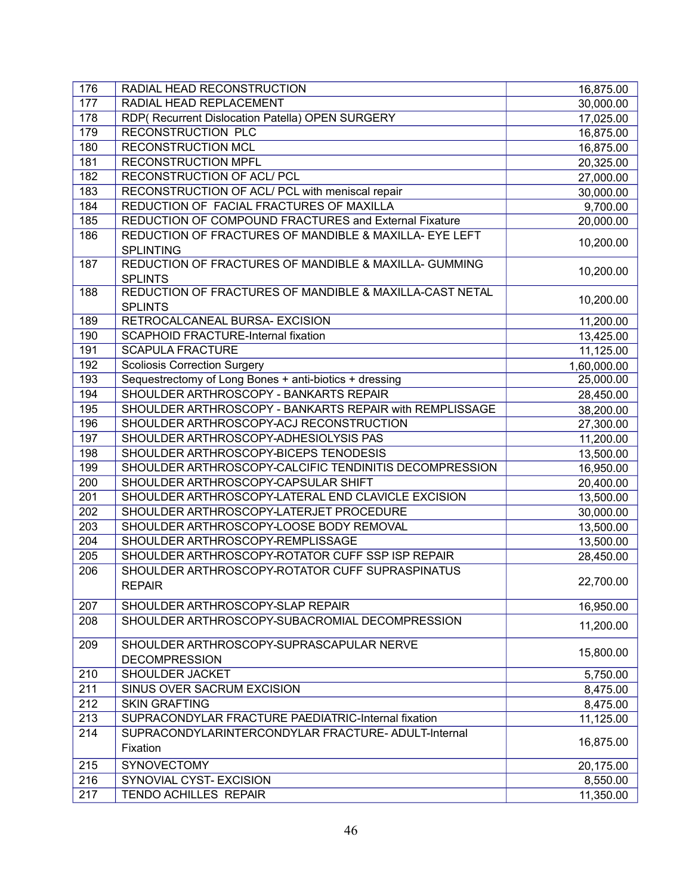| 176 | RADIAL HEAD RECONSTRUCTION | 16,875.00 |
|---|---|---|
| 177 | RADIAL HEAD REPLACEMENT | 30,000.00 |
| 178 | RDP( Recurrent Dislocation Patella) OPEN SURGERY | 17,025.00 |
| 179 | RECONSTRUCTION PLC | 16,875.00 |
| 180 | RECONSTRUCTION MCL | 16,875.00 |
| 181 | RECONSTRUCTION MPFL | 20,325.00 |
| 182 | RECONSTRUCTION OF ACL/ PCL | 27,000.00 |
| 183 | RECONSTRUCTION OF ACL/ PCL with meniscal repair | 30,000.00 |
| 184 | REDUCTION OF FACIAL FRACTURES OF MAXILLA | 9,700.00 |
| 185 | REDUCTION OF COMPOUND FRACTURES and External Fixature | 20,000.00 |
| 186 | REDUCTION OF FRACTURES OF MANDIBLE & MAXILLA- EYE LEFT SPLINTING | 10,200.00 |
| 187 | REDUCTION OF FRACTURES OF MANDIBLE & MAXILLA- GUMMING SPLINTS | 10,200.00 |
| 188 | REDUCTION OF FRACTURES OF MANDIBLE & MAXILLA-CAST NETAL SPLINTS | 10,200.00 |
| 189 | RETROCALCANEAL BURSA- EXCISION | 11,200.00 |
| 190 | SCAPHOID FRACTURE-Internal fixation | 13,425.00 |
| 191 | SCAPULA FRACTURE | 11,125.00 |
| 192 | Scoliosis Correction Surgery | 1,60,000.00 |
| 193 | Sequestrectomy of Long Bones + anti-biotics + dressing | 25,000.00 |
| 194 | SHOULDER ARTHROSCOPY - BANKARTS REPAIR | 28,450.00 |
| 195 | SHOULDER ARTHROSCOPY - BANKARTS REPAIR with REMPLISSAGE | 38,200.00 |
| 196 | SHOULDER ARTHROSCOPY-ACJ RECONSTRUCTION | 27,300.00 |
| 197 | SHOULDER ARTHROSCOPY-ADHESIOLYSIS PAS | 11,200.00 |
| 198 | SHOULDER ARTHROSCOPY-BICEPS TENODESIS | 13,500.00 |
| 199 | SHOULDER ARTHROSCOPY-CALCIFIC TENDINITIS DECOMPRESSION | 16,950.00 |
| 200 | SHOULDER ARTHROSCOPY-CAPSULAR SHIFT | 20,400.00 |
| 201 | SHOULDER ARTHROSCOPY-LATERAL END CLAVICLE EXCISION | 13,500.00 |
| 202 | SHOULDER ARTHROSCOPY-LATERJET PROCEDURE | 30,000.00 |
| 203 | SHOULDER ARTHROSCOPY-LOOSE BODY REMOVAL | 13,500.00 |
| 204 | SHOULDER ARTHROSCOPY-REMPLISSAGE | 13,500.00 |
| 205 | SHOULDER ARTHROSCOPY-ROTATOR CUFF SSP ISP REPAIR | 28,450.00 |
| 206 | SHOULDER ARTHROSCOPY-ROTATOR CUFF SUPRASPINATUS REPAIR | 22,700.00 |
| 207 | SHOULDER ARTHROSCOPY-SLAP REPAIR | 16,950.00 |
| 208 | SHOULDER ARTHROSCOPY-SUBACROMIAL DECOMPRESSION | 11,200.00 |
| 209 | SHOULDER ARTHROSCOPY-SUPRASCAPULAR NERVE DECOMPRESSION | 15,800.00 |
| 210 | SHOULDER JACKET | 5,750.00 |
| 211 | SINUS OVER SACRUM EXCISION | 8,475.00 |
| 212 | SKIN GRAFTING | 8,475.00 |
| 213 | SUPRACONDYLAR FRACTURE PAEDIATRIC-Internal fixation | 11,125.00 |
| 214 | SUPRACONDYLARINTERCONDYLAR FRACTURE- ADULT-Internal Fixation | 16,875.00 |
| 215 | SYNOVECTOMY | 20,175.00 |
| 216 | SYNOVIAL CYST- EXCISION | 8,550.00 |
| 217 | TENDO ACHILLES REPAIR | 11,350.00 |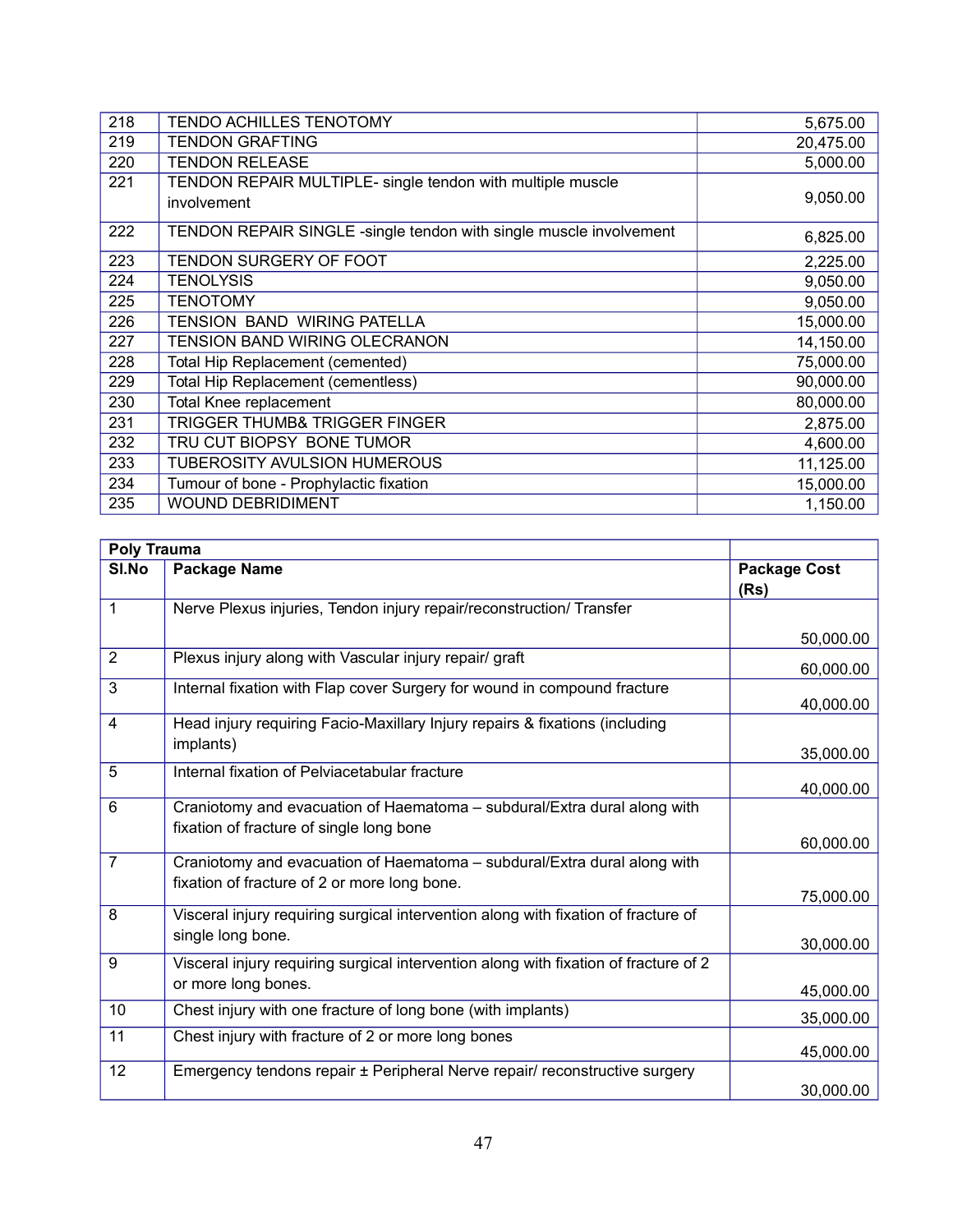| | | |
|---|---|---|
| 218 | TENDO ACHILLES TENOTOMY | 5,675.00 |
| 219 | TENDON GRAFTING | 20,475.00 |
| 220 | TENDON RELEASE | 5,000.00 |
| 221 | TENDON REPAIR MULTIPLE- single tendon with multiple muscle involvement | 9,050.00 |
| 222 | TENDON REPAIR SINGLE -single tendon with single muscle involvement | 6,825.00 |
| 223 | TENDON SURGERY OF FOOT | 2,225.00 |
| 224 | TENOLYSIS | 9,050.00 |
| 225 | TENOTOMY | 9,050.00 |
| 226 | TENSION BAND WIRING PATELLA | 15,000.00 |
| 227 | TENSION BAND WIRING OLECRANON | 14,150.00 |
| 228 | Total Hip Replacement (cemented) | 75,000.00 |
| 229 | Total Hip Replacement (cementless) | 90,000.00 |
| 230 | Total Knee replacement | 80,000.00 |
| 231 | TRIGGER THUMB& TRIGGER FINGER | 2,875.00 |
| 232 | TRU CUT BIOPSY BONE TUMOR | 4,600.00 |
| 233 | TUBEROSITY AVULSION HUMEROUS | 11,125.00 |
| 234 | Tumour of bone - Prophylactic fixation | 15,000.00 |
| 235 | WOUND DEBRIDIMENT | 1,150.00 |

| **Poly Trauma** | | |
|---|---|---|
| **Sl.No** | **Package Name** | **Package Cost (Rs)** |
| 1 | Nerve Plexus injuries, Tendon injury repair/reconstruction/ Transfer | 50,000.00 |
| 2 | Plexus injury along with Vascular injury repair/ graft | 60,000.00 |
| 3 | Internal fixation with Flap cover Surgery for wound in compound fracture | 40,000.00 |
| 4 | Head injury requiring Facio-Maxillary Injury repairs & fixations (including implants) | 35,000.00 |
| 5 | Internal fixation of Pelviacetabular fracture | 40,000.00 |
| 6 | Craniotomy and evacuation of Haematoma – subdural/Extra dural along with fixation of fracture of single long bone | 60,000.00 |
| 7 | Craniotomy and evacuation of Haematoma – subdural/Extra dural along with fixation of fracture of 2 or more long bone. | 75,000.00 |
| 8 | Visceral injury requiring surgical intervention along with fixation of fracture of single long bone. | 30,000.00 |
| 9 | Visceral injury requiring surgical intervention along with fixation of fracture of 2 or more long bones. | 45,000.00 |
| 10 | Chest injury with one fracture of long bone (with implants) | 35,000.00 |
| 11 | Chest injury with fracture of 2 or more long bones | 45,000.00 |
| 12 | Emergency tendons repair ± Peripheral Nerve repair/ reconstructive surgery | 30,000.00 |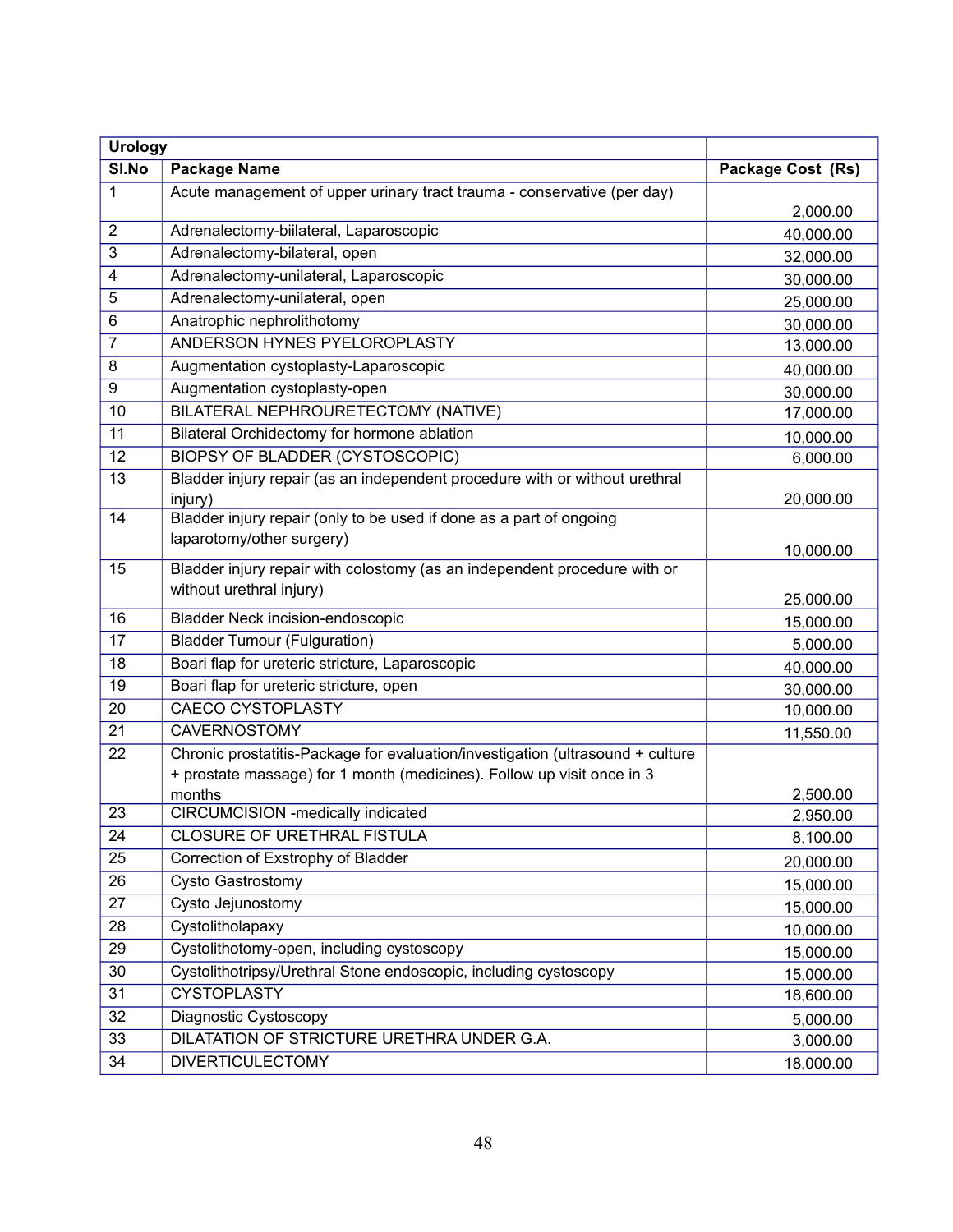| Urology | | |
|---|---|---|
| Sl.No | Package Name | Package Cost (Rs) |
| 1 | Acute management of upper urinary tract trauma - conservative (per day) | 2,000.00 |
| 2 | Adrenalectomy-biilateral, Laparoscopic | 40,000.00 |
| 3 | Adrenalectomy-bilateral, open | 32,000.00 |
| 4 | Adrenalectomy-unilateral, Laparoscopic | 30,000.00 |
| 5 | Adrenalectomy-unilateral, open | 25,000.00 |
| 6 | Anatrophic nephrolithotomy | 30,000.00 |
| 7 | ANDERSON HYNES PYELOROPLASTY | 13,000.00 |
| 8 | Augmentation cystoplasty-Laparoscopic | 40,000.00 |
| 9 | Augmentation cystoplasty-open | 30,000.00 |
| 10 | BILATERAL NEPHROURETECTOMY (NATIVE) | 17,000.00 |
| 11 | Bilateral Orchidectomy for hormone ablation | 10,000.00 |
| 12 | BIOPSY OF BLADDER (CYSTOSCOPIC) | 6,000.00 |
| 13 | Bladder injury repair (as an independent procedure with or without urethral injury) | 20,000.00 |
| 14 | Bladder injury repair (only to be used if done as a part of ongoing laparotomy/other surgery) | 10,000.00 |
| 15 | Bladder injury repair with colostomy (as an independent procedure with or without urethral injury) | 25,000.00 |
| 16 | Bladder Neck incision-endoscopic | 15,000.00 |
| 17 | Bladder Tumour (Fulguration) | 5,000.00 |
| 18 | Boari flap for ureteric stricture, Laparoscopic | 40,000.00 |
| 19 | Boari flap for ureteric stricture, open | 30,000.00 |
| 20 | CAECO CYSTOPLASTY | 10,000.00 |
| 21 | CAVERNOSTOMY | 11,550.00 |
| 22 | Chronic prostatitis-Package for evaluation/investigation (ultrasound + culture + prostate massage) for 1 month (medicines). Follow up visit once in 3 months | 2,500.00 |
| 23 | CIRCUMCISION -medically indicated | 2,950.00 |
| 24 | CLOSURE OF URETHRAL FISTULA | 8,100.00 |
| 25 | Correction of Exstrophy of Bladder | 20,000.00 |
| 26 | Cysto Gastrostomy | 15,000.00 |
| 27 | Cysto Jejunostomy | 15,000.00 |
| 28 | Cystolitholapaxy | 10,000.00 |
| 29 | Cystolithotomy-open, including cystoscopy | 15,000.00 |
| 30 | Cystolithotripsy/Urethral Stone endoscopic, including cystoscopy | 15,000.00 |
| 31 | CYSTOPLASTY | 18,600.00 |
| 32 | Diagnostic Cystoscopy | 5,000.00 |
| 33 | DILATATION OF STRICTURE URETHRA UNDER G.A. | 3,000.00 |
| 34 | DIVERTICULECTOMY | 18,000.00 |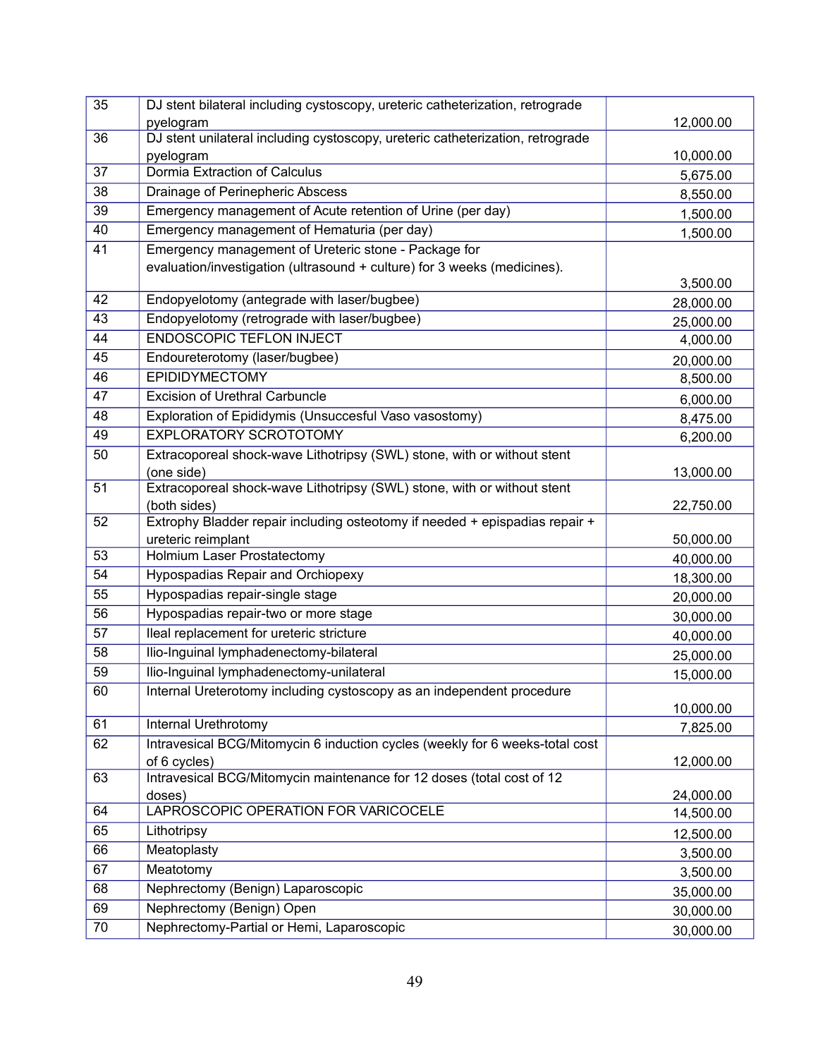| 35 | DJ stent bilateral including cystoscopy, ureteric catheterization, retrograde pyelogram | 12,000.00 |
|---|---|---|
| 36 | DJ stent unilateral including cystoscopy, ureteric catheterization, retrograde pyelogram | 10,000.00 |
| 37 | Dormia Extraction of Calculus | 5,675.00 |
| 38 | Drainage of Perinepheric Abscess | 8,550.00 |
| 39 | Emergency management of Acute retention of Urine (per day) | 1,500.00 |
| 40 | Emergency management of Hematuria (per day) | 1,500.00 |
| 41 | Emergency management of Ureteric stone - Package for evaluation/investigation (ultrasound + culture) for 3 weeks (medicines). | 3,500.00 |
| 42 | Endopyelotomy (antegrade with laser/bugbee) | 28,000.00 |
| 43 | Endopyelotomy (retrograde with laser/bugbee) | 25,000.00 |
| 44 | ENDOSCOPIC TEFLON INJECT | 4,000.00 |
| 45 | Endoureterotomy (laser/bugbee) | 20,000.00 |
| 46 | EPIDIDYMECTOMY | 8,500.00 |
| 47 | Excision of Urethral Carbuncle | 6,000.00 |
| 48 | Exploration of Epididymis (Unsuccesful Vaso vasostomy) | 8,475.00 |
| 49 | EXPLORATORY SCROTOTOMY | 6,200.00 |
| 50 | Extracoporeal shock-wave Lithotripsy (SWL) stone, with or without stent (one side) | 13,000.00 |
| 51 | Extracoporeal shock-wave Lithotripsy (SWL) stone, with or without stent (both sides) | 22,750.00 |
| 52 | Extrophy Bladder repair including osteotomy if needed + epispadias repair + ureteric reimplant | 50,000.00 |
| 53 | Holmium Laser Prostatectomy | 40,000.00 |
| 54 | Hypospadias Repair and Orchiopexy | 18,300.00 |
| 55 | Hypospadias repair-single stage | 20,000.00 |
| 56 | Hypospadias repair-two or more stage | 30,000.00 |
| 57 | Ileal replacement for ureteric stricture | 40,000.00 |
| 58 | Ilio-Inguinal lymphadenectomy-bilateral | 25,000.00 |
| 59 | Ilio-Inguinal lymphadenectomy-unilateral | 15,000.00 |
| 60 | Internal Ureterotomy including cystoscopy as an independent procedure | 10,000.00 |
| 61 | Internal Urethrotomy | 7,825.00 |
| 62 | Intravesical BCG/Mitomycin 6 induction cycles (weekly for 6 weeks-total cost of 6 cycles) | 12,000.00 |
| 63 | Intravesical BCG/Mitomycin maintenance for 12 doses (total cost of 12 doses) | 24,000.00 |
| 64 | LAPROSCOPIC OPERATION FOR VARICOCELE | 14,500.00 |
| 65 | Lithotripsy | 12,500.00 |
| 66 | Meatoplasty | 3,500.00 |
| 67 | Meatotomy | 3,500.00 |
| 68 | Nephrectomy (Benign) Laparoscopic | 35,000.00 |
| 69 | Nephrectomy (Benign) Open | 30,000.00 |
| 70 | Nephrectomy-Partial or Hemi, Laparoscopic | 30,000.00 |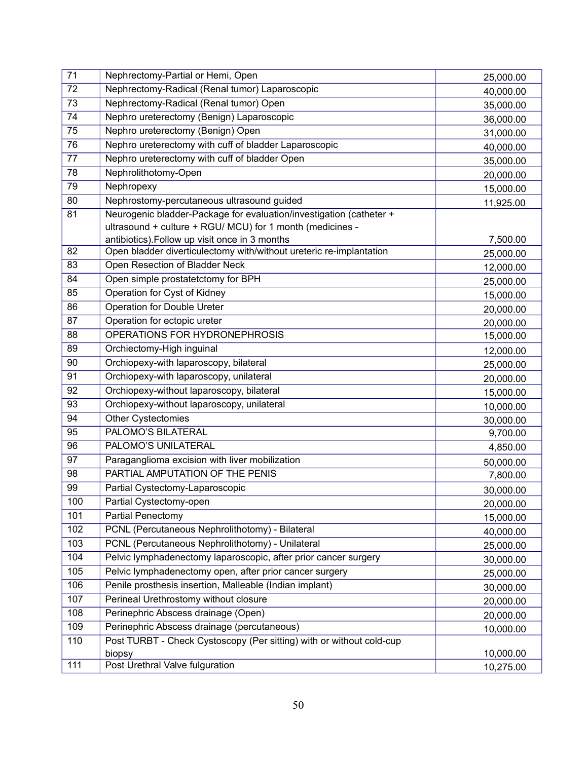| 71 | Nephrectomy-Partial or Hemi, Open | 25,000.00 |
|---|---|---|
| 72 | Nephrectomy-Radical (Renal tumor) Laparoscopic | 40,000.00 |
| 73 | Nephrectomy-Radical (Renal tumor) Open | 35,000.00 |
| 74 | Nephro ureterectomy (Benign) Laparoscopic | 36,000.00 |
| 75 | Nephro ureterectomy (Benign) Open | 31,000.00 |
| 76 | Nephro ureterectomy with cuff of bladder Laparoscopic | 40,000.00 |
| 77 | Nephro ureterectomy with cuff of bladder Open | 35,000.00 |
| 78 | Nephrolithotomy-Open | 20,000.00 |
| 79 | Nephropexy | 15,000.00 |
| 80 | Nephrostomy-percutaneous ultrasound guided | 11,925.00 |
| 81 | Neurogenic bladder-Package for evaluation/investigation (catheter + ultrasound + culture + RGU/ MCU) for 1 month (medicines - antibiotics).Follow up visit once in 3 months | 7,500.00 |
| 82 | Open bladder diverticulectomy with/without ureteric re-implantation | 25,000.00 |
| 83 | Open Resection of Bladder Neck | 12,000.00 |
| 84 | Open simple prostatetctomy for BPH | 25,000.00 |
| 85 | Operation for Cyst of Kidney | 15,000.00 |
| 86 | Operation for Double Ureter | 20,000.00 |
| 87 | Operation for ectopic ureter | 20,000.00 |
| 88 | OPERATIONS FOR HYDRONEPHROSIS | 15,000.00 |
| 89 | Orchiectomy-High inguinal | 12,000.00 |
| 90 | Orchiopexy-with laparoscopy, bilateral | 25,000.00 |
| 91 | Orchiopexy-with laparoscopy, unilateral | 20,000.00 |
| 92 | Orchiopexy-without laparoscopy, bilateral | 15,000.00 |
| 93 | Orchiopexy-without laparoscopy, unilateral | 10,000.00 |
| 94 | Other Cystectomies | 30,000.00 |
| 95 | PALOMO'S BILATERAL | 9,700.00 |
| 96 | PALOMO'S UNILATERAL | 4,850.00 |
| 97 | Paraganglioma excision with liver mobilization | 50,000.00 |
| 98 | PARTIAL AMPUTATION OF THE PENIS | 7,800.00 |
| 99 | Partial Cystectomy-Laparoscopic | 30,000.00 |
| 100 | Partial Cystectomy-open | 20,000.00 |
| 101 | Partial Penectomy | 15,000.00 |
| 102 | PCNL (Percutaneous Nephrolithotomy) - Bilateral | 40,000.00 |
| 103 | PCNL (Percutaneous Nephrolithotomy) - Unilateral | 25,000.00 |
| 104 | Pelvic lymphadenectomy laparoscopic, after prior cancer surgery | 30,000.00 |
| 105 | Pelvic lymphadenectomy open, after prior cancer surgery | 25,000.00 |
| 106 | Penile prosthesis insertion, Malleable (Indian implant) | 30,000.00 |
| 107 | Perineal Urethrostomy without closure | 20,000.00 |
| 108 | Perinephric Abscess drainage (Open) | 20,000.00 |
| 109 | Perinephric Abscess drainage (percutaneous) | 10,000.00 |
| 110 | Post TURBT - Check Cystoscopy (Per sitting) with or without cold-cup biopsy | 10,000.00 |
| 111 | Post Urethral Valve fulguration | 10,275.00 |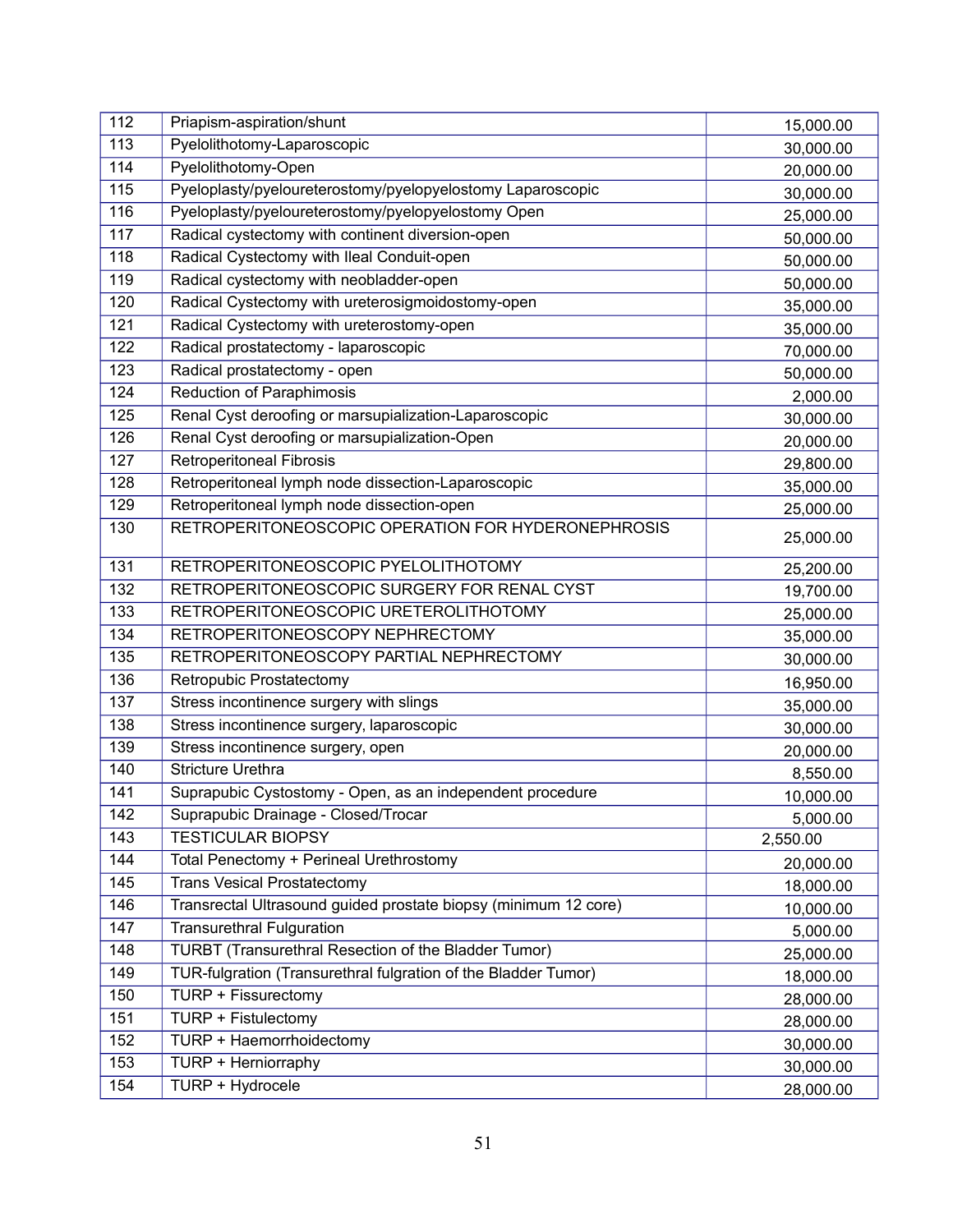| 112 | Priapism-aspiration/shunt | 15,000.00 |
|---|---|---|
| 113 | Pyelolithotomy-Laparoscopic | 30,000.00 |
| 114 | Pyelolithotomy-Open | 20,000.00 |
| 115 | Pyeloplasty/pyeloureterostomy/pyelopyelostomy Laparoscopic | 30,000.00 |
| 116 | Pyeloplasty/pyeloureterostomy/pyelopyelostomy Open | 25,000.00 |
| 117 | Radical cystectomy with continent diversion-open | 50,000.00 |
| 118 | Radical Cystectomy with Ileal Conduit-open | 50,000.00 |
| 119 | Radical cystectomy with neobladder-open | 50,000.00 |
| 120 | Radical Cystectomy with ureterosigmoidostomy-open | 35,000.00 |
| 121 | Radical Cystectomy with ureterostomy-open | 35,000.00 |
| 122 | Radical prostatectomy - laparoscopic | 70,000.00 |
| 123 | Radical prostatectomy - open | 50,000.00 |
| 124 | Reduction of Paraphimosis | 2,000.00 |
| 125 | Renal Cyst deroofing or marsupialization-Laparoscopic | 30,000.00 |
| 126 | Renal Cyst deroofing or marsupialization-Open | 20,000.00 |
| 127 | Retroperitoneal Fibrosis | 29,800.00 |
| 128 | Retroperitoneal lymph node dissection-Laparoscopic | 35,000.00 |
| 129 | Retroperitoneal lymph node dissection-open | 25,000.00 |
| 130 | RETROPERITONEOSCOPIC OPERATION FOR HYDERONEPHROSIS | 25,000.00 |
| 131 | RETROPERITONEOSCOPIC PYELOLITHOTOMY | 25,200.00 |
| 132 | RETROPERITONEOSCOPIC SURGERY FOR RENAL CYST | 19,700.00 |
| 133 | RETROPERITONEOSCOPIC URETEROLITHOTOMY | 25,000.00 |
| 134 | RETROPERITONEOSCOPY NEPHRECTOMY | 35,000.00 |
| 135 | RETROPERITONEOSCOPY PARTIAL NEPHRECTOMY | 30,000.00 |
| 136 | Retropubic Prostatectomy | 16,950.00 |
| 137 | Stress incontinence surgery with slings | 35,000.00 |
| 138 | Stress incontinence surgery, laparoscopic | 30,000.00 |
| 139 | Stress incontinence surgery, open | 20,000.00 |
| 140 | Stricture Urethra | 8,550.00 |
| 141 | Suprapubic Cystostomy - Open, as an independent procedure | 10,000.00 |
| 142 | Suprapubic Drainage - Closed/Trocar | 5,000.00 |
| 143 | TESTICULAR BIOPSY | 2,550.00 |
| 144 | Total Penectomy + Perineal Urethrostomy | 20,000.00 |
| 145 | Trans Vesical Prostatectomy | 18,000.00 |
| 146 | Transrectal Ultrasound guided prostate biopsy (minimum 12 core) | 10,000.00 |
| 147 | Transurethral Fulguration | 5,000.00 |
| 148 | TURBT (Transurethral Resection of the Bladder Tumor) | 25,000.00 |
| 149 | TUR-fulgration (Transurethral fulgration of the Bladder Tumor) | 18,000.00 |
| 150 | TURP + Fissurectomy | 28,000.00 |
| 151 | TURP + Fistulectomy | 28,000.00 |
| 152 | TURP + Haemorrhoidectomy | 30,000.00 |
| 153 | TURP + Herniorraphy | 30,000.00 |
| 154 | TURP + Hydrocele | 28,000.00 |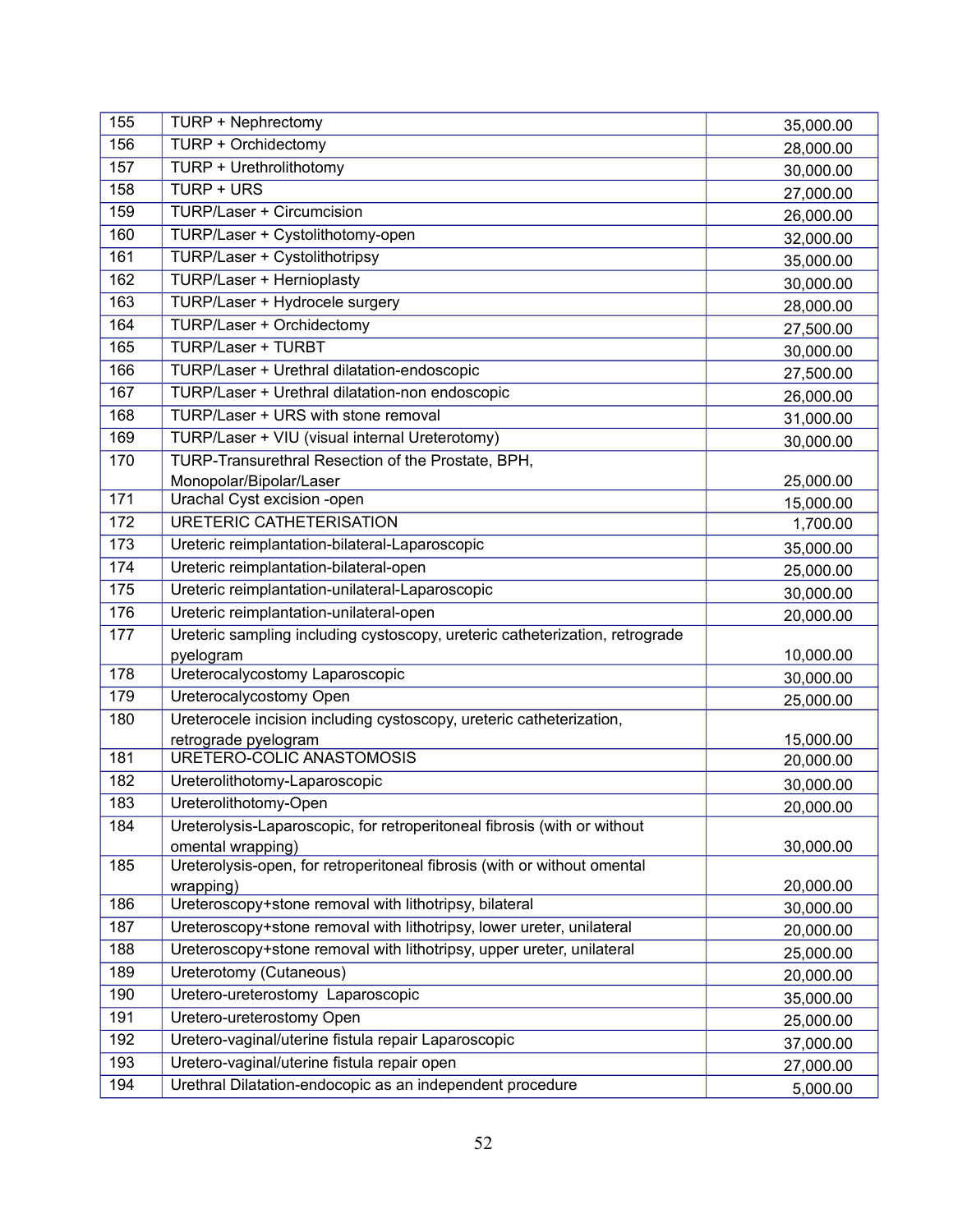| | | |
|---|---|---|
| 155 | TURP + Nephrectomy | 35,000.00 |
| 156 | TURP + Orchidectomy | 28,000.00 |
| 157 | TURP + Urethrolithotomy | 30,000.00 |
| 158 | TURP + URS | 27,000.00 |
| 159 | TURP/Laser + Circumcision | 26,000.00 |
| 160 | TURP/Laser + Cystolithotomy-open | 32,000.00 |
| 161 | TURP/Laser + Cystolithotripsy | 35,000.00 |
| 162 | TURP/Laser + Hernioplasty | 30,000.00 |
| 163 | TURP/Laser + Hydrocele surgery | 28,000.00 |
| 164 | TURP/Laser + Orchidectomy | 27,500.00 |
| 165 | TURP/Laser + TURBT | 30,000.00 |
| 166 | TURP/Laser + Urethral dilatation-endoscopic | 27,500.00 |
| 167 | TURP/Laser + Urethral dilatation-non endoscopic | 26,000.00 |
| 168 | TURP/Laser + URS with stone removal | 31,000.00 |
| 169 | TURP/Laser + VIU (visual internal Ureterotomy) | 30,000.00 |
| 170 | TURP-Transurethral Resection of the Prostate, BPH, Monopolar/Bipolar/Laser | 25,000.00 |
| 171 | Urachal Cyst excision -open | 15,000.00 |
| 172 | URETERIC CATHETERISATION | 1,700.00 |
| 173 | Ureteric reimplantation-bilateral-Laparoscopic | 35,000.00 |
| 174 | Ureteric reimplantation-bilateral-open | 25,000.00 |
| 175 | Ureteric reimplantation-unilateral-Laparoscopic | 30,000.00 |
| 176 | Ureteric reimplantation-unilateral-open | 20,000.00 |
| 177 | Ureteric sampling including cystoscopy, ureteric catheterization, retrograde pyelogram | 10,000.00 |
| 178 | Ureterocalycostomy Laparoscopic | 30,000.00 |
| 179 | Ureterocalycostomy Open | 25,000.00 |
| 180 | Ureterocele incision including cystoscopy, ureteric catheterization, retrograde pyelogram | 15,000.00 |
| 181 | URETERO-COLIC ANASTOMOSIS | 20,000.00 |
| 182 | Ureterolithotomy-Laparoscopic | 30,000.00 |
| 183 | Ureterolithotomy-Open | 20,000.00 |
| 184 | Ureterolysis-Laparoscopic, for retroperitoneal fibrosis (with or without omental wrapping) | 30,000.00 |
| 185 | Ureterolysis-open, for retroperitoneal fibrosis (with or without omental wrapping) | 20,000.00 |
| 186 | Ureteroscopy+stone removal with lithotripsy, bilateral | 30,000.00 |
| 187 | Ureteroscopy+stone removal with lithotripsy, lower ureter, unilateral | 20,000.00 |
| 188 | Ureteroscopy+stone removal with lithotripsy, upper ureter, unilateral | 25,000.00 |
| 189 | Ureterotomy (Cutaneous) | 20,000.00 |
| 190 | Uretero-ureterostomy Laparoscopic | 35,000.00 |
| 191 | Uretero-ureterostomy Open | 25,000.00 |
| 192 | Uretero-vaginal/uterine fistula repair Laparoscopic | 37,000.00 |
| 193 | Uretero-vaginal/uterine fistula repair open | 27,000.00 |
| 194 | Urethral Dilatation-endocopic as an independent procedure | 5,000.00 |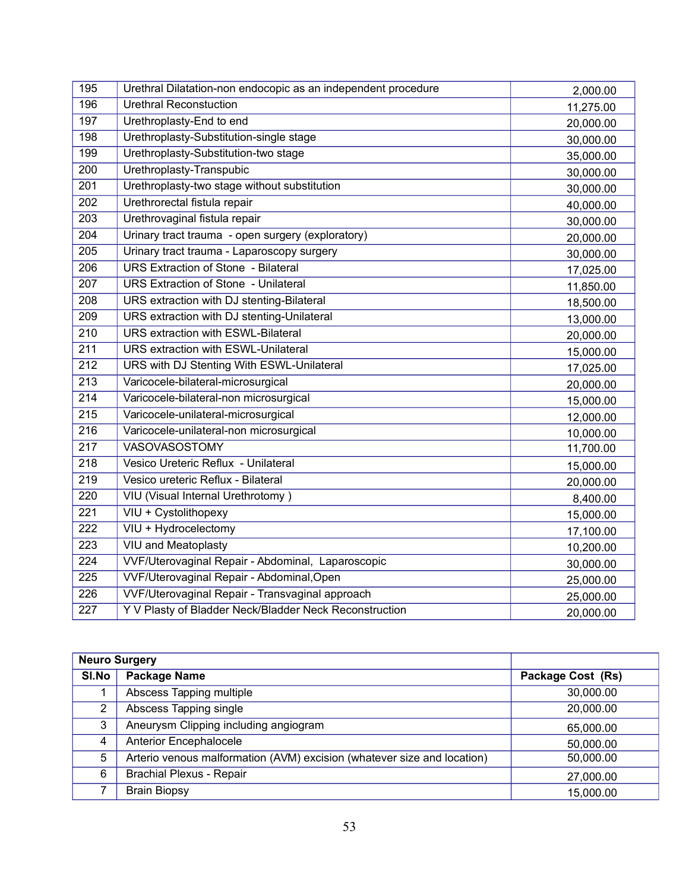| | | |
|---|---|---|
| 195 | Urethral Dilatation-non endocopic as an independent procedure | 2,000.00 |
| 196 | Urethral Reconstuction | 11,275.00 |
| 197 | Urethroplasty-End to end | 20,000.00 |
| 198 | Urethroplasty-Substitution-single stage | 30,000.00 |
| 199 | Urethroplasty-Substitution-two stage | 35,000.00 |
| 200 | Urethroplasty-Transpubic | 30,000.00 |
| 201 | Urethroplasty-two stage without substitution | 30,000.00 |
| 202 | Urethrorectal fistula repair | 40,000.00 |
| 203 | Urethrovaginal fistula repair | 30,000.00 |
| 204 | Urinary tract trauma - open surgery (exploratory) | 20,000.00 |
| 205 | Urinary tract trauma - Laparoscopy surgery | 30,000.00 |
| 206 | URS Extraction of Stone - Bilateral | 17,025.00 |
| 207 | URS Extraction of Stone - Unilateral | 11,850.00 |
| 208 | URS extraction with DJ stenting-Bilateral | 18,500.00 |
| 209 | URS extraction with DJ stenting-Unilateral | 13,000.00 |
| 210 | URS extraction with ESWL-Bilateral | 20,000.00 |
| 211 | URS extraction with ESWL-Unilateral | 15,000.00 |
| 212 | URS with DJ Stenting With ESWL-Unilateral | 17,025.00 |
| 213 | Varicocele-bilateral-microsurgical | 20,000.00 |
| 214 | Varicocele-bilateral-non microsurgical | 15,000.00 |
| 215 | Varicocele-unilateral-microsurgical | 12,000.00 |
| 216 | Varicocele-unilateral-non microsurgical | 10,000.00 |
| 217 | VASOVASOSTOMY | 11,700.00 |
| 218 | Vesico Ureteric Reflux - Unilateral | 15,000.00 |
| 219 | Vesico ureteric Reflux - Bilateral | 20,000.00 |
| 220 | VIU (Visual Internal Urethrotomy ) | 8,400.00 |
| 221 | VIU + Cystolithopexy | 15,000.00 |
| 222 | VIU + Hydrocelectomy | 17,100.00 |
| 223 | VIU and Meatoplasty | 10,200.00 |
| 224 | VVF/Uterovaginal Repair - Abdominal, Laparoscopic | 30,000.00 |
| 225 | VVF/Uterovaginal Repair - Abdominal,Open | 25,000.00 |
| 226 | VVF/Uterovaginal Repair - Transvaginal approach | 25,000.00 |
| 227 | Y V Plasty of Bladder Neck/Bladder Neck Reconstruction | 20,000.00 |

| **Neuro Surgery** | | |
|---|---|---|
| **Sl.No** | **Package Name** | **Package Cost (Rs)** |
| 1 | Abscess Tapping multiple | 30,000.00 |
| 2 | Abscess Tapping single | 20,000.00 |
| 3 | Aneurysm Clipping including angiogram | 65,000.00 |
| 4 | Anterior Encephalocele | 50,000.00 |
| 5 | Arterio venous malformation (AVM) excision (whatever size and location) | 50,000.00 |
| 6 | Brachial Plexus - Repair | 27,000.00 |
| 7 | Brain Biopsy | 15,000.00 |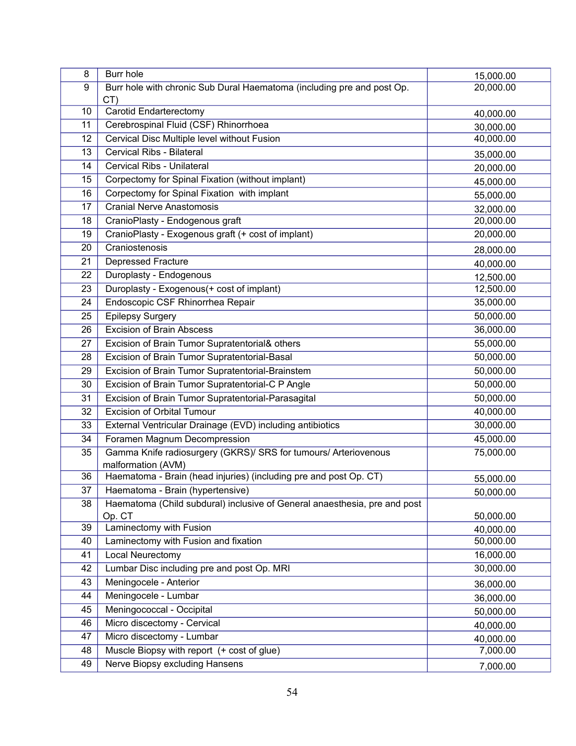| 8 | Burr hole | 15,000.00 |
|---|---|---|
| 9 | Burr hole with chronic Sub Dural Haematoma (including pre and post Op. CT) | 20,000.00 |
| 10 | Carotid Endarterectomy | 40,000.00 |
| 11 | Cerebrospinal Fluid (CSF) Rhinorrhoea | 30,000.00 |
| 12 | Cervical Disc Multiple level without Fusion | 40,000.00 |
| 13 | Cervical Ribs - Bilateral | 35,000.00 |
| 14 | Cervical Ribs - Unilateral | 20,000.00 |
| 15 | Corpectomy for Spinal Fixation (without implant) | 45,000.00 |
| 16 | Corpectomy for Spinal Fixation with implant | 55,000.00 |
| 17 | Cranial Nerve Anastomosis | 32,000.00 |
| 18 | CranioPlasty - Endogenous graft | 20,000.00 |
| 19 | CranioPlasty - Exogenous graft (+ cost of implant) | 20,000.00 |
| 20 | Craniostenosis | 28,000.00 |
| 21 | Depressed Fracture | 40,000.00 |
| 22 | Duroplasty - Endogenous | 12,500.00 |
| 23 | Duroplasty - Exogenous(+ cost of implant) | 12,500.00 |
| 24 | Endoscopic CSF Rhinorrhea Repair | 35,000.00 |
| 25 | Epilepsy Surgery | 50,000.00 |
| 26 | Excision of Brain Abscess | 36,000.00 |
| 27 | Excision of Brain Tumor Supratentorial& others | 55,000.00 |
| 28 | Excision of Brain Tumor Supratentorial-Basal | 50,000.00 |
| 29 | Excision of Brain Tumor Supratentorial-Brainstem | 50,000.00 |
| 30 | Excision of Brain Tumor Supratentorial-C P Angle | 50,000.00 |
| 31 | Excision of Brain Tumor Supratentorial-Parasagital | 50,000.00 |
| 32 | Excision of Orbital Tumour | 40,000.00 |
| 33 | External Ventricular Drainage (EVD) including antibiotics | 30,000.00 |
| 34 | Foramen Magnum Decompression | 45,000.00 |
| 35 | Gamma Knife radiosurgery (GKRS)/ SRS for tumours/ Arteriovenous malformation (AVM) | 75,000.00 |
| 36 | Haematoma - Brain (head injuries) (including pre and post Op. CT) | 55,000.00 |
| 37 | Haematoma - Brain (hypertensive) | 50,000.00 |
| 38 | Haematoma (Child subdural) inclusive of General anaesthesia, pre and post Op. CT | 50,000.00 |
| 39 | Laminectomy with Fusion | 40,000.00 |
| 40 | Laminectomy with Fusion and fixation | 50,000.00 |
| 41 | Local Neurectomy | 16,000.00 |
| 42 | Lumbar Disc including pre and post Op. MRI | 30,000.00 |
| 43 | Meningocele - Anterior | 36,000.00 |
| 44 | Meningocele - Lumbar | 36,000.00 |
| 45 | Meningococcal - Occipital | 50,000.00 |
| 46 | Micro discectomy - Cervical | 40,000.00 |
| 47 | Micro discectomy - Lumbar | 40,000.00 |
| 48 | Muscle Biopsy with report (+ cost of glue) | 7,000.00 |
| 49 | Nerve Biopsy excluding Hansens | 7,000.00 |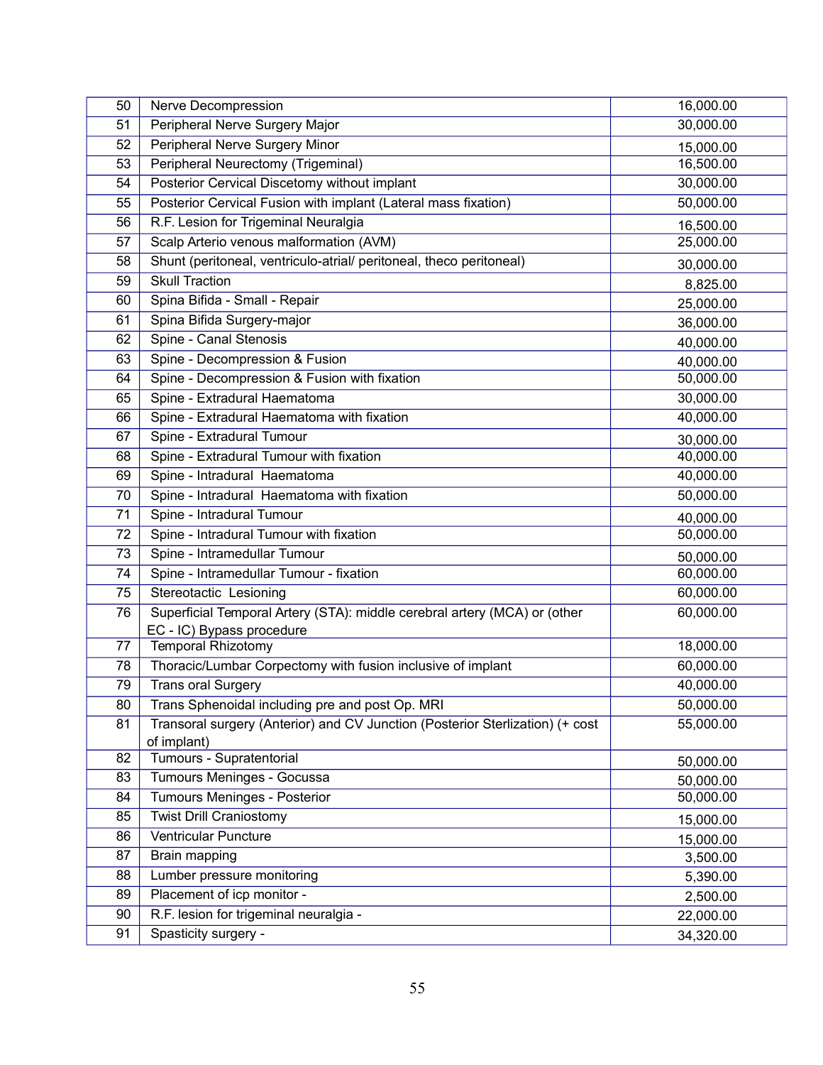| 50 | Nerve Decompression | 16,000.00 |
|---|---|---|
| 51 | Peripheral Nerve Surgery Major | 30,000.00 |
| 52 | Peripheral Nerve Surgery Minor | 15,000.00 |
| 53 | Peripheral Neurectomy (Trigeminal) | 16,500.00 |
| 54 | Posterior Cervical Discetomy without implant | 30,000.00 |
| 55 | Posterior Cervical Fusion with implant (Lateral mass fixation) | 50,000.00 |
| 56 | R.F. Lesion for Trigeminal Neuralgia | 16,500.00 |
| 57 | Scalp Arterio venous malformation (AVM) | 25,000.00 |
| 58 | Shunt (peritoneal, ventriculo-atrial/ peritoneal, theco peritoneal) | 30,000.00 |
| 59 | Skull Traction | 8,825.00 |
| 60 | Spina Bifida - Small - Repair | 25,000.00 |
| 61 | Spina Bifida Surgery-major | 36,000.00 |
| 62 | Spine - Canal Stenosis | 40,000.00 |
| 63 | Spine - Decompression & Fusion | 40,000.00 |
| 64 | Spine - Decompression & Fusion with fixation | 50,000.00 |
| 65 | Spine - Extradural Haematoma | 30,000.00 |
| 66 | Spine - Extradural Haematoma with fixation | 40,000.00 |
| 67 | Spine - Extradural Tumour | 30,000.00 |
| 68 | Spine - Extradural Tumour with fixation | 40,000.00 |
| 69 | Spine - Intradural Haematoma | 40,000.00 |
| 70 | Spine - Intradural Haematoma with fixation | 50,000.00 |
| 71 | Spine - Intradural Tumour | 40,000.00 |
| 72 | Spine - Intradural Tumour with fixation | 50,000.00 |
| 73 | Spine - Intramedullar Tumour | 50,000.00 |
| 74 | Spine - Intramedullar Tumour - fixation | 60,000.00 |
| 75 | Stereotactic Lesioning | 60,000.00 |
| 76 | Superficial Temporal Artery (STA): middle cerebral artery (MCA) or (other EC - IC) Bypass procedure | 60,000.00 |
| 77 | Temporal Rhizotomy | 18,000.00 |
| 78 | Thoracic/Lumbar Corpectomy with fusion inclusive of implant | 60,000.00 |
| 79 | Trans oral Surgery | 40,000.00 |
| 80 | Trans Sphenoidal including pre and post Op. MRI | 50,000.00 |
| 81 | Transoral surgery (Anterior) and CV Junction (Posterior Sterlization) (+ cost of implant) | 55,000.00 |
| 82 | Tumours - Supratentorial | 50,000.00 |
| 83 | Tumours Meninges - Gocussa | 50,000.00 |
| 84 | Tumours Meninges - Posterior | 50,000.00 |
| 85 | Twist Drill Craniostomy | 15,000.00 |
| 86 | Ventricular Puncture | 15,000.00 |
| 87 | Brain mapping | 3,500.00 |
| 88 | Lumber pressure monitoring | 5,390.00 |
| 89 | Placement of icp monitor - | 2,500.00 |
| 90 | R.F. lesion for trigeminal neuralgia - | 22,000.00 |
| 91 | Spasticity surgery - | 34,320.00 |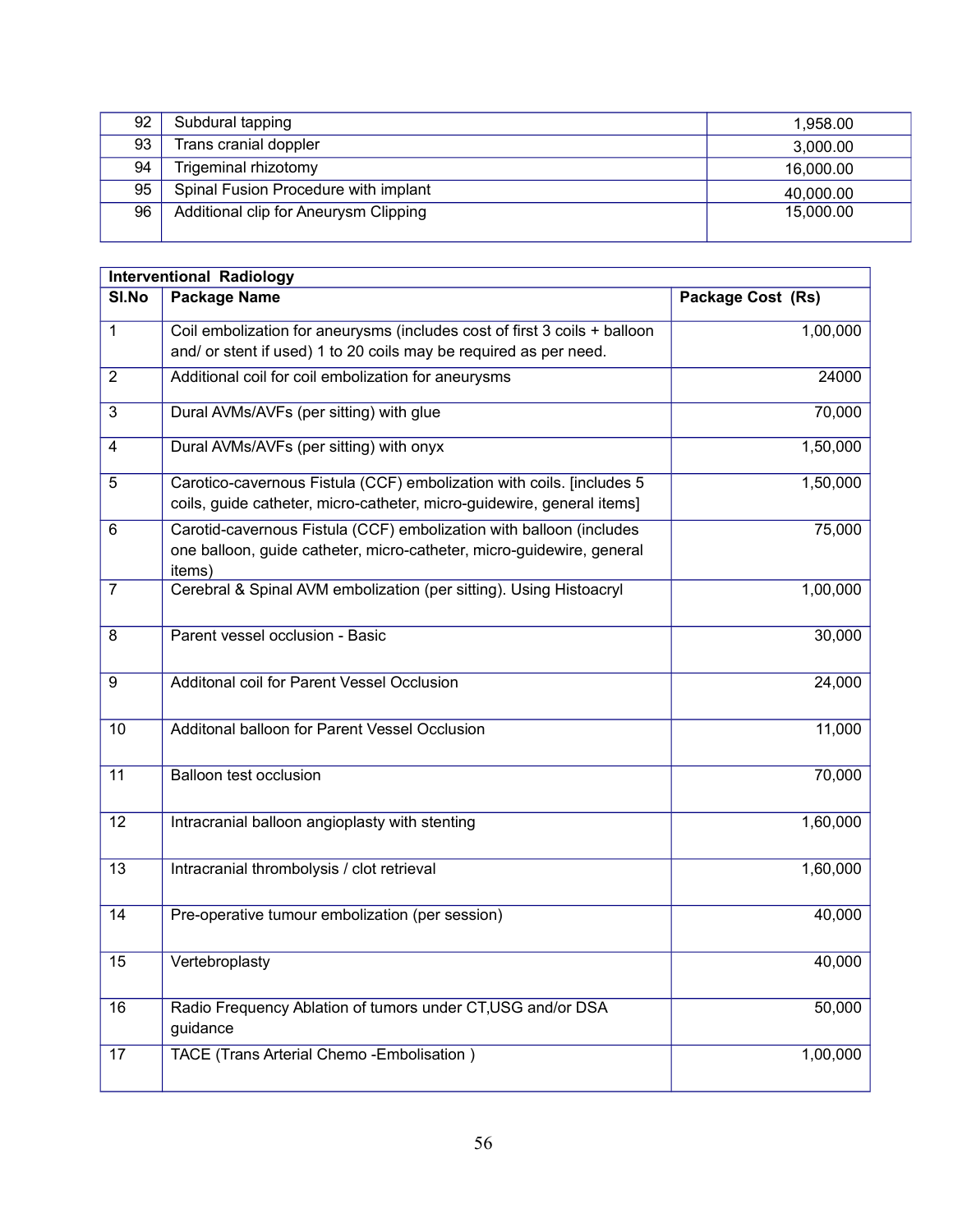| | | |
|---|---|---|
| 92 | Subdural tapping | 1,958.00 |
| 93 | Trans cranial doppler | 3,000.00 |
| 94 | Trigeminal rhizotomy | 16,000.00 |
| 95 | Spinal Fusion Procedure with implant | 40,000.00 |
| 96 | Additional clip for Aneurysm Clipping | 15,000.00 |

| Interventional Radiology | | |
|---|---|---|
| **Sl.No** | **Package Name** | **Package Cost (Rs)** |
| 1 | Coil embolization for aneurysms (includes cost of first 3 coils + balloon and/ or stent if used) 1 to 20 coils may be required as per need. | 1,00,000 |
| 2 | Additional coil for coil embolization for aneurysms | 24000 |
| 3 | Dural AVMs/AVFs (per sitting) with glue | 70,000 |
| 4 | Dural AVMs/AVFs (per sitting) with onyx | 1,50,000 |
| 5 | Carotico-cavernous Fistula (CCF) embolization with coils. [includes 5 coils, guide catheter, micro-catheter, micro-guidewire, general items] | 1,50,000 |
| 6 | Carotid-cavernous Fistula (CCF) embolization with balloon (includes one balloon, guide catheter, micro-catheter, micro-guidewire, general items) | 75,000 |
| 7 | Cerebral & Spinal AVM embolization (per sitting). Using Histoacryl | 1,00,000 |
| 8 | Parent vessel occlusion - Basic | 30,000 |
| 9 | Additonal coil for Parent Vessel Occlusion | 24,000 |
| 10 | Additonal balloon for Parent Vessel Occlusion | 11,000 |
| 11 | Balloon test occlusion | 70,000 |
| 12 | Intracranial balloon angioplasty with stenting | 1,60,000 |
| 13 | Intracranial thrombolysis / clot retrieval | 1,60,000 |
| 14 | Pre-operative tumour embolization (per session) | 40,000 |
| 15 | Vertebroplasty | 40,000 |
| 16 | Radio Frequency Ablation of tumors under CT,USG and/or DSA guidance | 50,000 |
| 17 | TACE (Trans Arterial Chemo -Embolisation ) | 1,00,000 |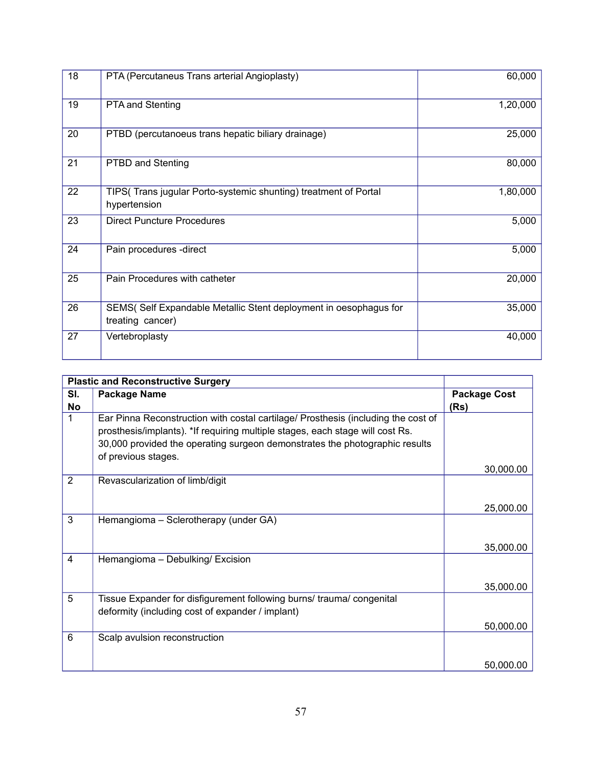| | | |
|---|---|---|
| 18 | PTA (Percutaneus Trans arterial Angioplasty) | 60,000 |
| 19 | PTA and Stenting | 1,20,000 |
| 20 | PTBD (percutanoeus trans hepatic biliary drainage) | 25,000 |
| 21 | PTBD and Stenting | 80,000 |
| 22 | TIPS( Trans jugular Porto-systemic shunting) treatment of Portal hypertension | 1,80,000 |
| 23 | Direct Puncture Procedures | 5,000 |
| 24 | Pain procedures -direct | 5,000 |
| 25 | Pain Procedures with catheter | 20,000 |
| 26 | SEMS( Self Expandable Metallic Stent deployment in oesophagus for treating cancer) | 35,000 |
| 27 | Vertebroplasty | 40,000 |

| **Plastic and Reconstructive Surgery** | | |
|---|---|---|
| **Sl. No** | **Package Name** | **Package Cost (Rs)** |
| 1 | Ear Pinna Reconstruction with costal cartilage/ Prosthesis (including the cost of prosthesis/implants). *If requiring multiple stages, each stage will cost Rs. 30,000 provided the operating surgeon demonstrates the photographic results of previous stages. | 30,000.00 |
| 2 | Revascularization of limb/digit | 25,000.00 |
| 3 | Hemangioma – Sclerotherapy (under GA) | 35,000.00 |
| 4 | Hemangioma – Debulking/ Excision | 35,000.00 |
| 5 | Tissue Expander for disfigurement following burns/ trauma/ congenital deformity (including cost of expander / implant) | 50,000.00 |
| 6 | Scalp avulsion reconstruction | 50,000.00 |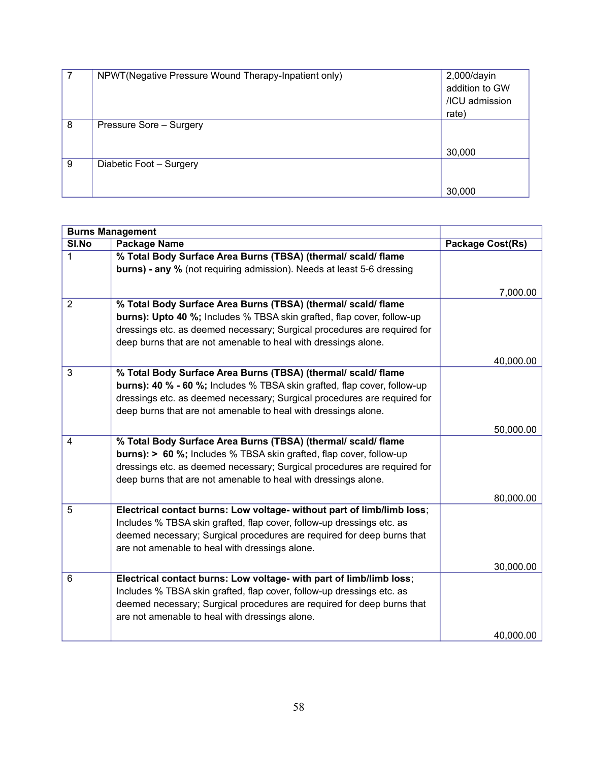| 7 | NPWT(Negative Pressure Wound Therapy-Inpatient only) | 2,000/dayin addition to GW /ICU admission rate) |
|---|---|---|
| 8 | Pressure Sore – Surgery | 30,000 |
| 9 | Diabetic Foot – Surgery | 30,000 |

| **Burns Management** | | |
|---|---|---|
| **Sl.No** | **Package Name** | **Package Cost(Rs)** |
| 1 | **% Total Body Surface Area Burns (TBSA) (thermal/ scald/ flame burns) - any %** (not requiring admission). Needs at least 5-6 dressing | 7,000.00 |
| 2 | **% Total Body Surface Area Burns (TBSA) (thermal/ scald/ flame burns): Upto 40 %;** Includes % TBSA skin grafted, flap cover, follow-up dressings etc. as deemed necessary; Surgical procedures are required for deep burns that are not amenable to heal with dressings alone. | 40,000.00 |
| 3 | **% Total Body Surface Area Burns (TBSA) (thermal/ scald/ flame burns): 40 % - 60 %;** Includes % TBSA skin grafted, flap cover, follow-up dressings etc. as deemed necessary; Surgical procedures are required for deep burns that are not amenable to heal with dressings alone. | 50,000.00 |
| 4 | **% Total Body Surface Area Burns (TBSA) (thermal/ scald/ flame burns): > 60 %;** Includes % TBSA skin grafted, flap cover, follow-up dressings etc. as deemed necessary; Surgical procedures are required for deep burns that are not amenable to heal with dressings alone. | 80,000.00 |
| 5 | **Electrical contact burns: Low voltage- without part of limb/limb loss**; Includes % TBSA skin grafted, flap cover, follow-up dressings etc. as deemed necessary; Surgical procedures are required for deep burns that are not amenable to heal with dressings alone. | 30,000.00 |
| 6 | **Electrical contact burns: Low voltage- with part of limb/limb loss**; Includes % TBSA skin grafted, flap cover, follow-up dressings etc. as deemed necessary; Surgical procedures are required for deep burns that are not amenable to heal with dressings alone. | 40,000.00 |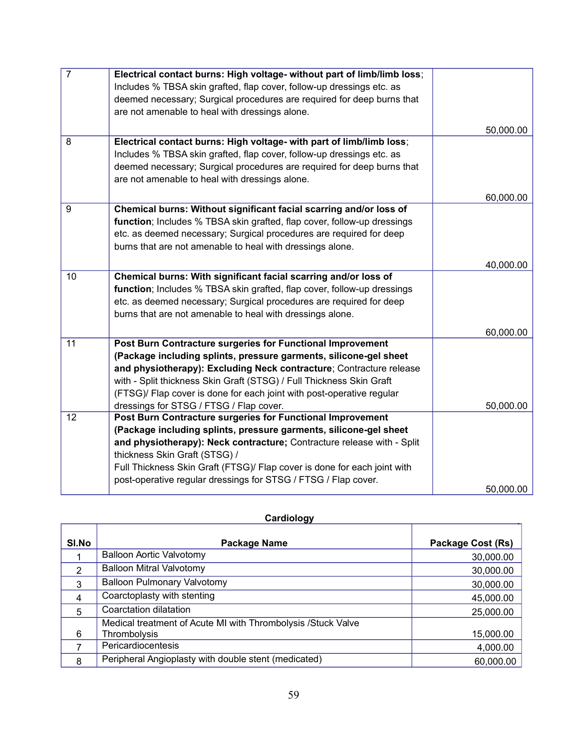| | | |
|---|---|---|
| 7 | **Electrical contact burns: High voltage- without part of limb/limb loss**; Includes % TBSA skin grafted, flap cover, follow-up dressings etc. as deemed necessary; Surgical procedures are required for deep burns that are not amenable to heal with dressings alone. | 50,000.00 |
| 8 | **Electrical contact burns: High voltage- with part of limb/limb loss**; Includes % TBSA skin grafted, flap cover, follow-up dressings etc. as deemed necessary; Surgical procedures are required for deep burns that are not amenable to heal with dressings alone. | 60,000.00 |
| 9 | **Chemical burns: Without significant facial scarring and/or loss of function**; Includes % TBSA skin grafted, flap cover, follow-up dressings etc. as deemed necessary; Surgical procedures are required for deep burns that are not amenable to heal with dressings alone. | 40,000.00 |
| 10 | **Chemical burns: With significant facial scarring and/or loss of function**; Includes % TBSA skin grafted, flap cover, follow-up dressings etc. as deemed necessary; Surgical procedures are required for deep burns that are not amenable to heal with dressings alone. | 60,000.00 |
| 11 | **Post Burn Contracture surgeries for Functional Improvement (Package including splints, pressure garments, silicone-gel sheet and physiotherapy): Excluding Neck contracture**; Contracture release with - Split thickness Skin Graft (STSG) / Full Thickness Skin Graft (FTSG)/ Flap cover is done for each joint with post-operative regular dressings for STSG / FTSG / Flap cover. | 50,000.00 |
| 12 | **Post Burn Contracture surgeries for Functional Improvement (Package including splints, pressure garments, silicone-gel sheet and physiotherapy): Neck contracture;** Contracture release with - Split thickness Skin Graft (STSG) / Full Thickness Skin Graft (FTSG)/ Flap cover is done for each joint with post-operative regular dressings for STSG / FTSG / Flap cover. | 50,000.00 |

**Cardiology**

| Sl.No | Package Name | Package Cost (Rs) |
|---|---|---|
| 1 | Balloon Aortic Valvotomy | 30,000.00 |
| 2 | Balloon Mitral Valvotomy | 30,000.00 |
| 3 | Balloon Pulmonary Valvotomy | 30,000.00 |
| 4 | Coarctoplasty with stenting | 45,000.00 |
| 5 | Coarctation dilatation | 25,000.00 |
| 6 | Medical treatment of Acute MI with Thrombolysis /Stuck Valve Thrombolysis | 15,000.00 |
| 7 | Pericardiocentesis | 4,000.00 |
| 8 | Peripheral Angioplasty with double stent (medicated) | 60,000.00 |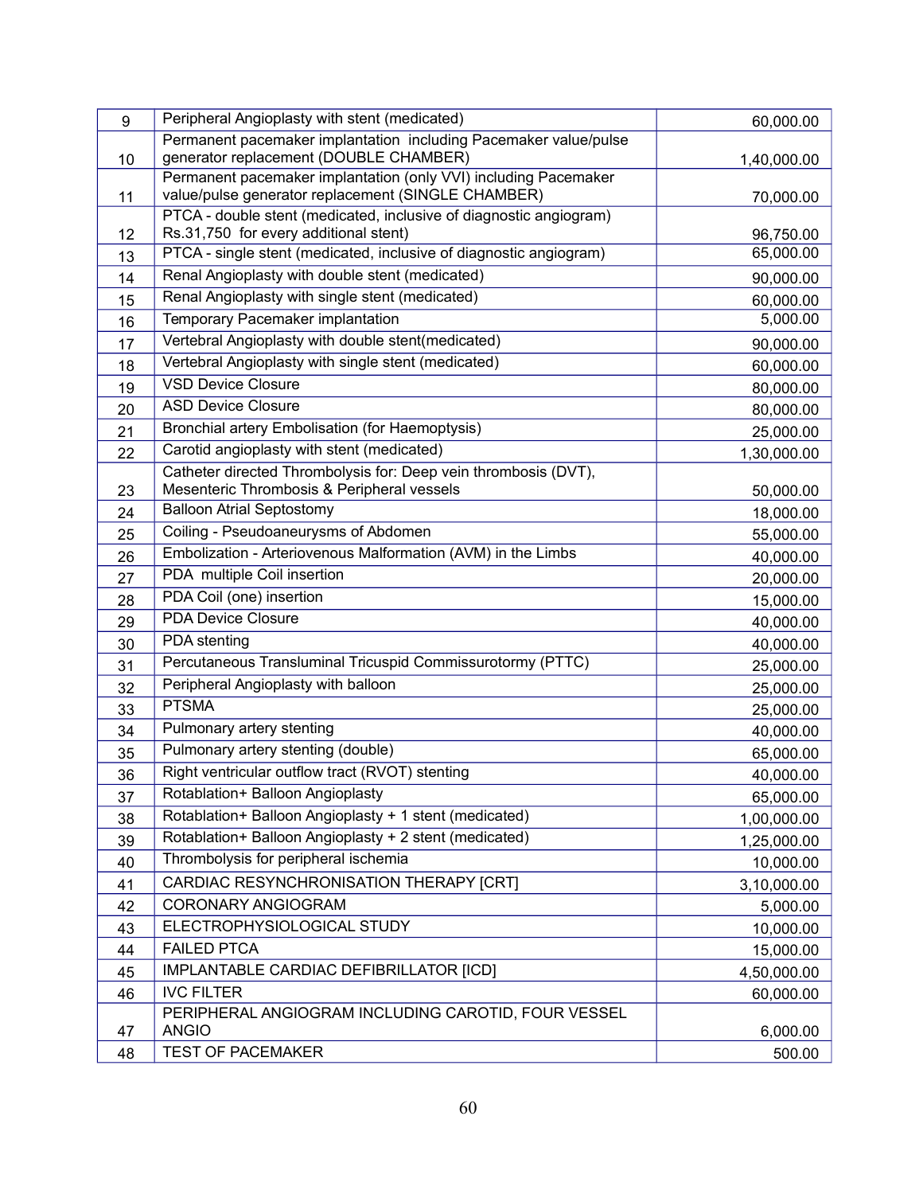| 9 | Peripheral Angioplasty with stent (medicated) | 60,000.00 |
|---|---|---|
| 10 | Permanent pacemaker implantation including Pacemaker value/pulse generator replacement (DOUBLE CHAMBER) | 1,40,000.00 |
| 11 | Permanent pacemaker implantation (only VVI) including Pacemaker value/pulse generator replacement (SINGLE CHAMBER) | 70,000.00 |
| 12 | PTCA - double stent (medicated, inclusive of diagnostic angiogram) Rs.31,750 for every additional stent) | 96,750.00 |
| 13 | PTCA - single stent (medicated, inclusive of diagnostic angiogram) | 65,000.00 |
| 14 | Renal Angioplasty with double stent (medicated) | 90,000.00 |
| 15 | Renal Angioplasty with single stent (medicated) | 60,000.00 |
| 16 | Temporary Pacemaker implantation | 5,000.00 |
| 17 | Vertebral Angioplasty with double stent(medicated) | 90,000.00 |
| 18 | Vertebral Angioplasty with single stent (medicated) | 60,000.00 |
| 19 | VSD Device Closure | 80,000.00 |
| 20 | ASD Device Closure | 80,000.00 |
| 21 | Bronchial artery Embolisation (for Haemoptysis) | 25,000.00 |
| 22 | Carotid angioplasty with stent (medicated) | 1,30,000.00 |
| 23 | Catheter directed Thrombolysis for: Deep vein thrombosis (DVT), Mesenteric Thrombosis & Peripheral vessels | 50,000.00 |
| 24 | Balloon Atrial Septostomy | 18,000.00 |
| 25 | Coiling - Pseudoaneurysms of Abdomen | 55,000.00 |
| 26 | Embolization - Arteriovenous Malformation (AVM) in the Limbs | 40,000.00 |
| 27 | PDA multiple Coil insertion | 20,000.00 |
| 28 | PDA Coil (one) insertion | 15,000.00 |
| 29 | PDA Device Closure | 40,000.00 |
| 30 | PDA stenting | 40,000.00 |
| 31 | Percutaneous Transluminal Tricuspid Commissurotormy (PTTC) | 25,000.00 |
| 32 | Peripheral Angioplasty with balloon | 25,000.00 |
| 33 | PTSMA | 25,000.00 |
| 34 | Pulmonary artery stenting | 40,000.00 |
| 35 | Pulmonary artery stenting (double) | 65,000.00 |
| 36 | Right ventricular outflow tract (RVOT) stenting | 40,000.00 |
| 37 | Rotablation+ Balloon Angioplasty | 65,000.00 |
| 38 | Rotablation+ Balloon Angioplasty + 1 stent (medicated) | 1,00,000.00 |
| 39 | Rotablation+ Balloon Angioplasty + 2 stent (medicated) | 1,25,000.00 |
| 40 | Thrombolysis for peripheral ischemia | 10,000.00 |
| 41 | CARDIAC RESYNCHRONISATION THERAPY [CRT] | 3,10,000.00 |
| 42 | CORONARY ANGIOGRAM | 5,000.00 |
| 43 | ELECTROPHYSIOLOGICAL STUDY | 10,000.00 |
| 44 | FAILED PTCA | 15,000.00 |
| 45 | IMPLANTABLE CARDIAC DEFIBRILLATOR [ICD] | 4,50,000.00 |
| 46 | IVC FILTER | 60,000.00 |
| 47 | PERIPHERAL ANGIOGRAM INCLUDING CAROTID, FOUR VESSEL ANGIO | 6,000.00 |
| 48 | TEST OF PACEMAKER | 500.00 |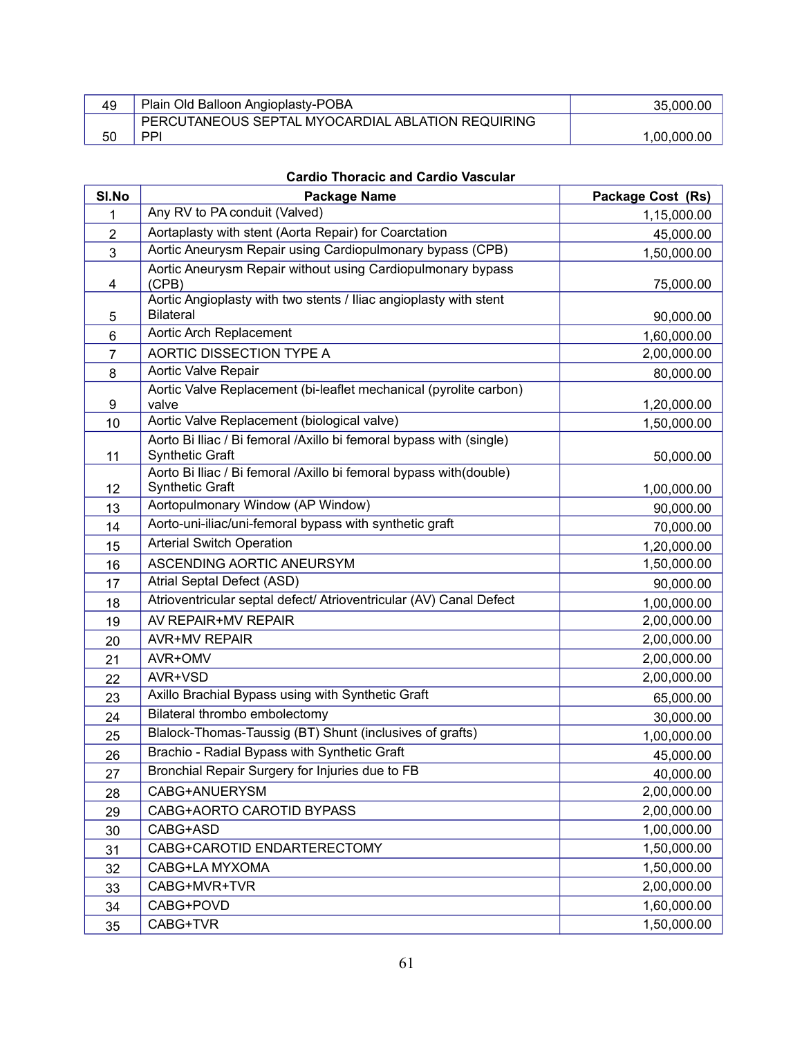| 49 | Plain Old Balloon Angioplasty-POBA | 35,000.00 |
|---|---|---|
| 50 | PERCUTANEOUS SEPTAL MYOCARDIAL ABLATION REQUIRING PPI | 1,00,000.00 |

**Cardio Thoracic and Cardio Vascular**

| Sl.No | Package Name | Package Cost (Rs) |
|---|---|---|
| 1 | Any RV to PA conduit (Valved) | 1,15,000.00 |
| 2 | Aortaplasty with stent (Aorta Repair) for Coarctation | 45,000.00 |
| 3 | Aortic Aneurysm Repair using Cardiopulmonary bypass (CPB) | 1,50,000.00 |
| 4 | Aortic Aneurysm Repair without using Cardiopulmonary bypass (CPB) | 75,000.00 |
| 5 | Aortic Angioplasty with two stents / Iliac angioplasty with stent Bilateral | 90,000.00 |
| 6 | Aortic Arch Replacement | 1,60,000.00 |
| 7 | AORTIC DISSECTION TYPE A | 2,00,000.00 |
| 8 | Aortic Valve Repair | 80,000.00 |
| 9 | Aortic Valve Replacement (bi-leaflet mechanical (pyrolite carbon) valve | 1,20,000.00 |
| 10 | Aortic Valve Replacement (biological valve) | 1,50,000.00 |
| 11 | Aorto Bi Iliac / Bi femoral /Axillo bi femoral bypass with (single) Synthetic Graft | 50,000.00 |
| 12 | Aorto Bi Iliac / Bi femoral /Axillo bi femoral bypass with(double) Synthetic Graft | 1,00,000.00 |
| 13 | Aortopulmonary Window (AP Window) | 90,000.00 |
| 14 | Aorto-uni-iliac/uni-femoral bypass with synthetic graft | 70,000.00 |
| 15 | Arterial Switch Operation | 1,20,000.00 |
| 16 | ASCENDING AORTIC ANEURSYM | 1,50,000.00 |
| 17 | Atrial Septal Defect (ASD) | 90,000.00 |
| 18 | Atrioventricular septal defect/ Atrioventricular (AV) Canal Defect | 1,00,000.00 |
| 19 | AV REPAIR+MV REPAIR | 2,00,000.00 |
| 20 | AVR+MV REPAIR | 2,00,000.00 |
| 21 | AVR+OMV | 2,00,000.00 |
| 22 | AVR+VSD | 2,00,000.00 |
| 23 | Axillo Brachial Bypass using with Synthetic Graft | 65,000.00 |
| 24 | Bilateral thrombo embolectomy | 30,000.00 |
| 25 | Blalock-Thomas-Taussig (BT) Shunt (inclusives of grafts) | 1,00,000.00 |
| 26 | Brachio - Radial Bypass with Synthetic Graft | 45,000.00 |
| 27 | Bronchial Repair Surgery for Injuries due to FB | 40,000.00 |
| 28 | CABG+ANUERYSM | 2,00,000.00 |
| 29 | CABG+AORTO CAROTID BYPASS | 2,00,000.00 |
| 30 | CABG+ASD | 1,00,000.00 |
| 31 | CABG+CAROTID ENDARTERECTOMY | 1,50,000.00 |
| 32 | CABG+LA MYXOMA | 1,50,000.00 |
| 33 | CABG+MVR+TVR | 2,00,000.00 |
| 34 | CABG+POVD | 1,60,000.00 |
| 35 | CABG+TVR | 1,50,000.00 |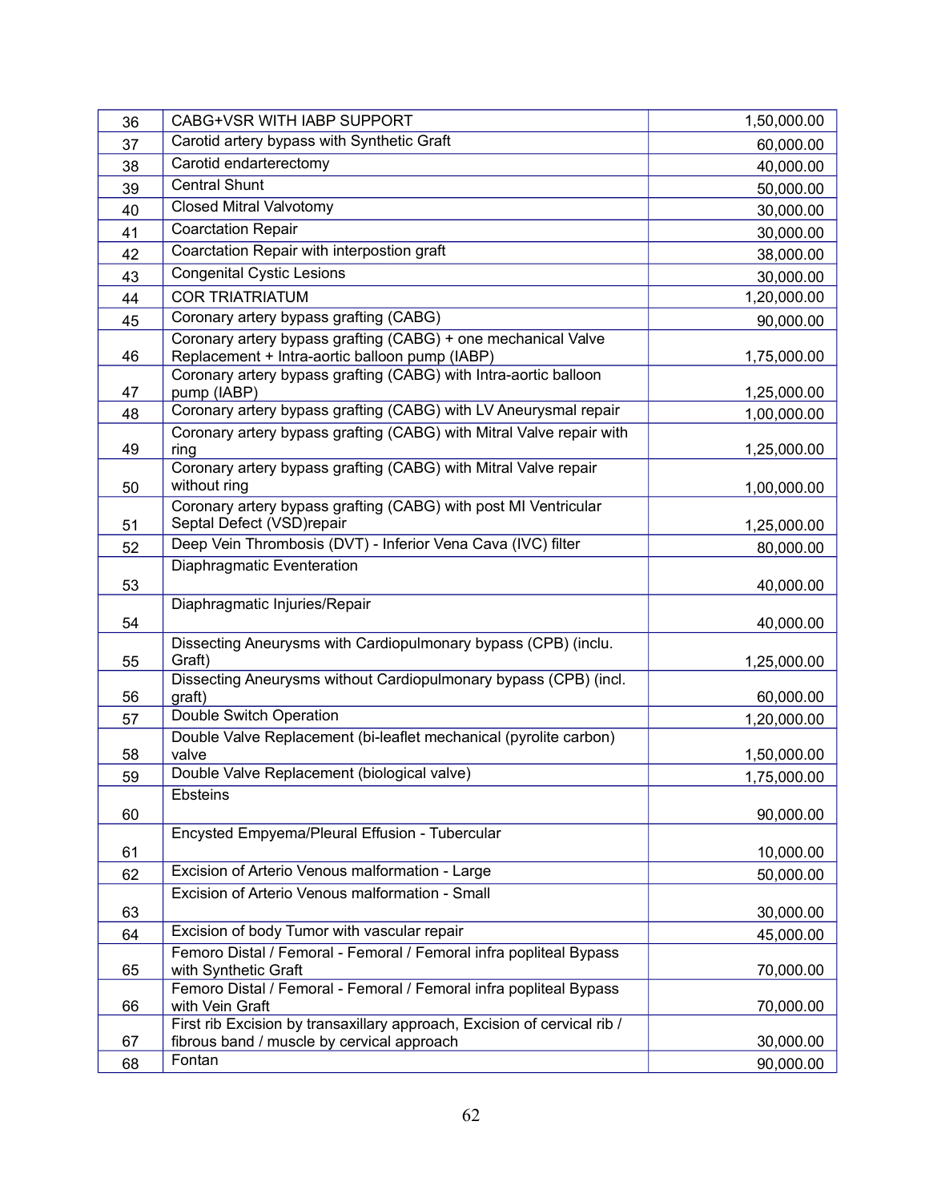| 36 | CABG+VSR WITH IABP SUPPORT | 1,50,000.00 |
|---|---|---|
| 37 | Carotid artery bypass with Synthetic Graft | 60,000.00 |
| 38 | Carotid endarterectomy | 40,000.00 |
| 39 | Central Shunt | 50,000.00 |
| 40 | Closed Mitral Valvotomy | 30,000.00 |
| 41 | Coarctation Repair | 30,000.00 |
| 42 | Coarctation Repair with interpostion graft | 38,000.00 |
| 43 | Congenital Cystic Lesions | 30,000.00 |
| 44 | COR TRIATRIATUM | 1,20,000.00 |
| 45 | Coronary artery bypass grafting (CABG) | 90,000.00 |
| 46 | Coronary artery bypass grafting (CABG) + one mechanical Valve Replacement + Intra-aortic balloon pump (IABP) | 1,75,000.00 |
| 47 | Coronary artery bypass grafting (CABG) with Intra-aortic balloon pump (IABP) | 1,25,000.00 |
| 48 | Coronary artery bypass grafting (CABG) with LV Aneurysmal repair | 1,00,000.00 |
| 49 | Coronary artery bypass grafting (CABG) with Mitral Valve repair with ring | 1,25,000.00 |
| 50 | Coronary artery bypass grafting (CABG) with Mitral Valve repair without ring | 1,00,000.00 |
| 51 | Coronary artery bypass grafting (CABG) with post MI Ventricular Septal Defect (VSD)repair | 1,25,000.00 |
| 52 | Deep Vein Thrombosis (DVT) - Inferior Vena Cava (IVC) filter | 80,000.00 |
| 53 | Diaphragmatic Eventeration | 40,000.00 |
| 54 | Diaphragmatic Injuries/Repair | 40,000.00 |
| 55 | Dissecting Aneurysms with Cardiopulmonary bypass (CPB) (inclu. Graft) | 1,25,000.00 |
| 56 | Dissecting Aneurysms without Cardiopulmonary bypass (CPB) (incl. graft) | 60,000.00 |
| 57 | Double Switch Operation | 1,20,000.00 |
| 58 | Double Valve Replacement (bi-leaflet mechanical (pyrolite carbon) valve | 1,50,000.00 |
| 59 | Double Valve Replacement (biological valve) | 1,75,000.00 |
| 60 | Ebsteins | 90,000.00 |
| 61 | Encysted Empyema/Pleural Effusion - Tubercular | 10,000.00 |
| 62 | Excision of Arterio Venous malformation - Large | 50,000.00 |
| 63 | Excision of Arterio Venous malformation - Small | 30,000.00 |
| 64 | Excision of body Tumor with vascular repair | 45,000.00 |
| 65 | Femoro Distal / Femoral - Femoral / Femoral infra popliteal Bypass with Synthetic Graft | 70,000.00 |
| 66 | Femoro Distal / Femoral - Femoral / Femoral infra popliteal Bypass with Vein Graft | 70,000.00 |
| 67 | First rib Excision by transaxillary approach, Excision of cervical rib / fibrous band / muscle by cervical approach | 30,000.00 |
| 68 | Fontan | 90,000.00 |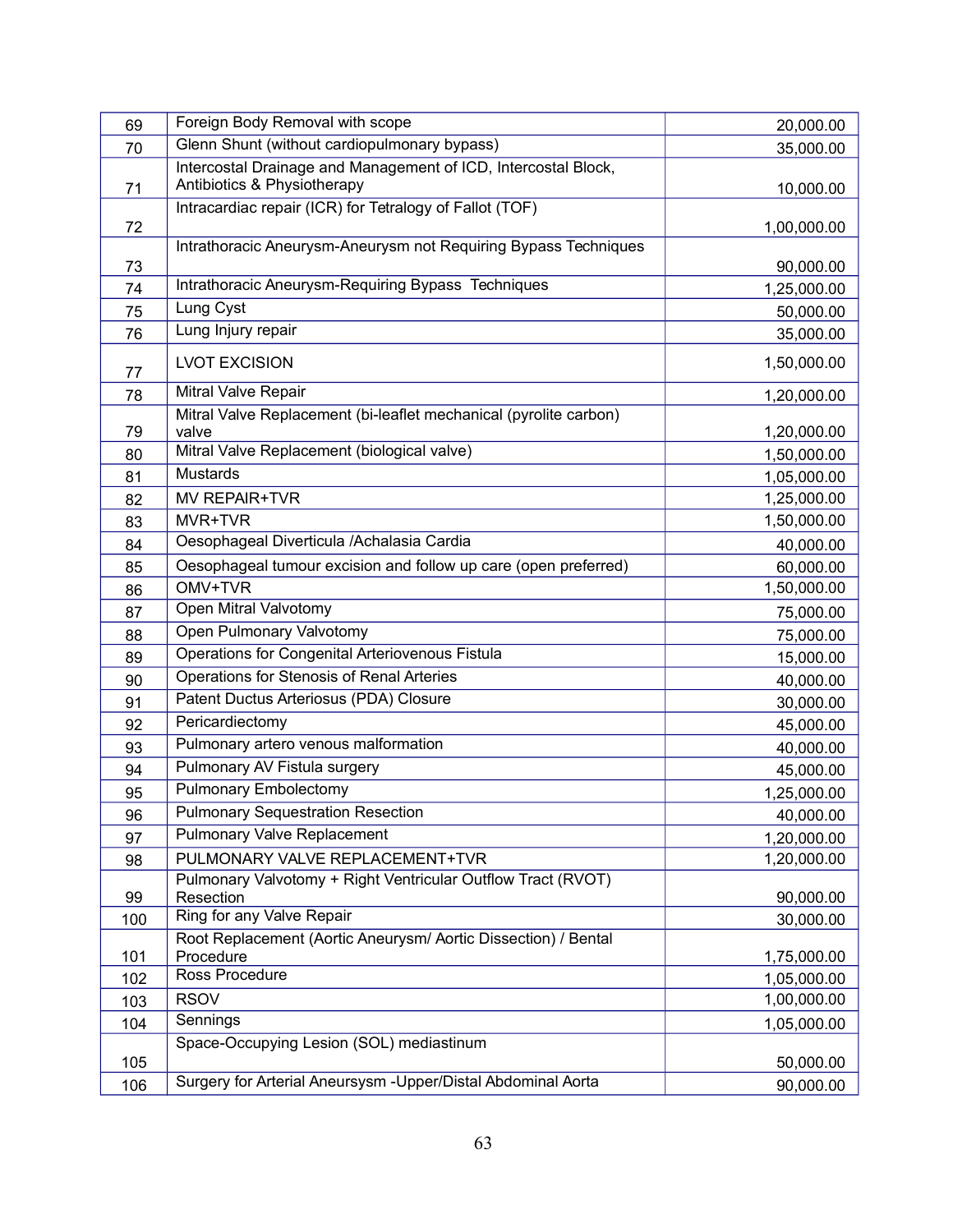| 69 | Foreign Body Removal with scope | 20,000.00 |
|---|---|---|
| 70 | Glenn Shunt (without cardiopulmonary bypass) | 35,000.00 |
| 71 | Intercostal Drainage and Management of ICD, Intercostal Block, Antibiotics & Physiotherapy | 10,000.00 |
| 72 | Intracardiac repair (ICR) for Tetralogy of Fallot (TOF) | 1,00,000.00 |
| 73 | Intrathoracic Aneurysm-Aneurysm not Requiring Bypass Techniques | 90,000.00 |
| 74 | Intrathoracic Aneurysm-Requiring Bypass Techniques | 1,25,000.00 |
| 75 | Lung Cyst | 50,000.00 |
| 76 | Lung Injury repair | 35,000.00 |
| 77 | LVOT EXCISION | 1,50,000.00 |
| 78 | Mitral Valve Repair | 1,20,000.00 |
| 79 | Mitral Valve Replacement (bi-leaflet mechanical (pyrolite carbon) valve | 1,20,000.00 |
| 80 | Mitral Valve Replacement (biological valve) | 1,50,000.00 |
| 81 | Mustards | 1,05,000.00 |
| 82 | MV REPAIR+TVR | 1,25,000.00 |
| 83 | MVR+TVR | 1,50,000.00 |
| 84 | Oesophageal Diverticula /Achalasia Cardia | 40,000.00 |
| 85 | Oesophageal tumour excision and follow up care (open preferred) | 60,000.00 |
| 86 | OMV+TVR | 1,50,000.00 |
| 87 | Open Mitral Valvotomy | 75,000.00 |
| 88 | Open Pulmonary Valvotomy | 75,000.00 |
| 89 | Operations for Congenital Arteriovenous Fistula | 15,000.00 |
| 90 | Operations for Stenosis of Renal Arteries | 40,000.00 |
| 91 | Patent Ductus Arteriosus (PDA) Closure | 30,000.00 |
| 92 | Pericardiectomy | 45,000.00 |
| 93 | Pulmonary artero venous malformation | 40,000.00 |
| 94 | Pulmonary AV Fistula surgery | 45,000.00 |
| 95 | Pulmonary Embolectomy | 1,25,000.00 |
| 96 | Pulmonary Sequestration Resection | 40,000.00 |
| 97 | Pulmonary Valve Replacement | 1,20,000.00 |
| 98 | PULMONARY VALVE REPLACEMENT+TVR | 1,20,000.00 |
| 99 | Pulmonary Valvotomy + Right Ventricular Outflow Tract (RVOT) Resection | 90,000.00 |
| 100 | Ring for any Valve Repair | 30,000.00 |
| 101 | Root Replacement (Aortic Aneurysm/ Aortic Dissection) / Bental Procedure | 1,75,000.00 |
| 102 | Ross Procedure | 1,05,000.00 |
| 103 | RSOV | 1,00,000.00 |
| 104 | Sennings | 1,05,000.00 |
| 105 | Space-Occupying Lesion (SOL) mediastinum | 50,000.00 |
| 106 | Surgery for Arterial Aneursysm -Upper/Distal Abdominal Aorta | 90,000.00 |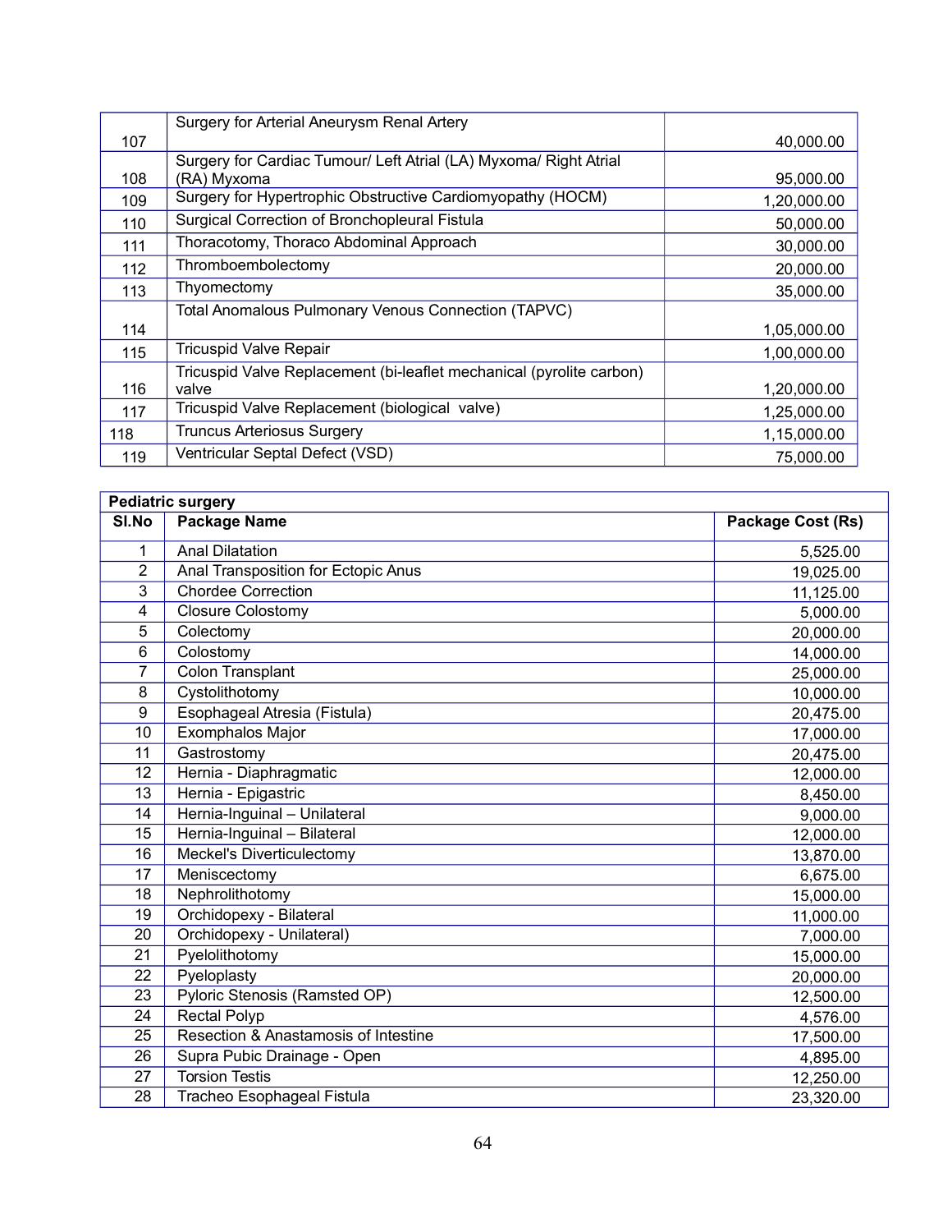| | | |
|---|---|---|
| 107 | Surgery for Arterial Aneurysm Renal Artery | 40,000.00 |
| 108 | Surgery for Cardiac Tumour/ Left Atrial (LA) Myxoma/ Right Atrial (RA) Myxoma | 95,000.00 |
| 109 | Surgery for Hypertrophic Obstructive Cardiomyopathy (HOCM) | 1,20,000.00 |
| 110 | Surgical Correction of Bronchopleural Fistula | 50,000.00 |
| 111 | Thoracotomy, Thoraco Abdominal Approach | 30,000.00 |
| 112 | Thromboembolectomy | 20,000.00 |
| 113 | Thyomectomy | 35,000.00 |
| 114 | Total Anomalous Pulmonary Venous Connection (TAPVC) | 1,05,000.00 |
| 115 | Tricuspid Valve Repair | 1,00,000.00 |
| 116 | Tricuspid Valve Replacement (bi-leaflet mechanical (pyrolite carbon) valve | 1,20,000.00 |
| 117 | Tricuspid Valve Replacement (biological valve) | 1,25,000.00 |
| 118 | Truncus Arteriosus Surgery | 1,15,000.00 |
| 119 | Ventricular Septal Defect (VSD) | 75,000.00 |

| **Pediatric surgery** | | |
|---|---|---|
| **Sl.No** | **Package Name** | **Package Cost (Rs)** |
| 1 | Anal Dilatation | 5,525.00 |
| 2 | Anal Transposition for Ectopic Anus | 19,025.00 |
| 3 | Chordee Correction | 11,125.00 |
| 4 | Closure Colostomy | 5,000.00 |
| 5 | Colectomy | 20,000.00 |
| 6 | Colostomy | 14,000.00 |
| 7 | Colon Transplant | 25,000.00 |
| 8 | Cystolithotomy | 10,000.00 |
| 9 | Esophageal Atresia (Fistula) | 20,475.00 |
| 10 | Exomphalos Major | 17,000.00 |
| 11 | Gastrostomy | 20,475.00 |
| 12 | Hernia - Diaphragmatic | 12,000.00 |
| 13 | Hernia - Epigastric | 8,450.00 |
| 14 | Hernia-Inguinal – Unilateral | 9,000.00 |
| 15 | Hernia-Inguinal – Bilateral | 12,000.00 |
| 16 | Meckel's Diverticulectomy | 13,870.00 |
| 17 | Meniscectomy | 6,675.00 |
| 18 | Nephrolithotomy | 15,000.00 |
| 19 | Orchidopexy - Bilateral | 11,000.00 |
| 20 | Orchidopexy - Unilateral) | 7,000.00 |
| 21 | Pyelolithotomy | 15,000.00 |
| 22 | Pyeloplasty | 20,000.00 |
| 23 | Pyloric Stenosis (Ramsted OP) | 12,500.00 |
| 24 | Rectal Polyp | 4,576.00 |
| 25 | Resection & Anastamosis of Intestine | 17,500.00 |
| 26 | Supra Pubic Drainage - Open | 4,895.00 |
| 27 | Torsion Testis | 12,250.00 |
| 28 | Tracheo Esophageal Fistula | 23,320.00 |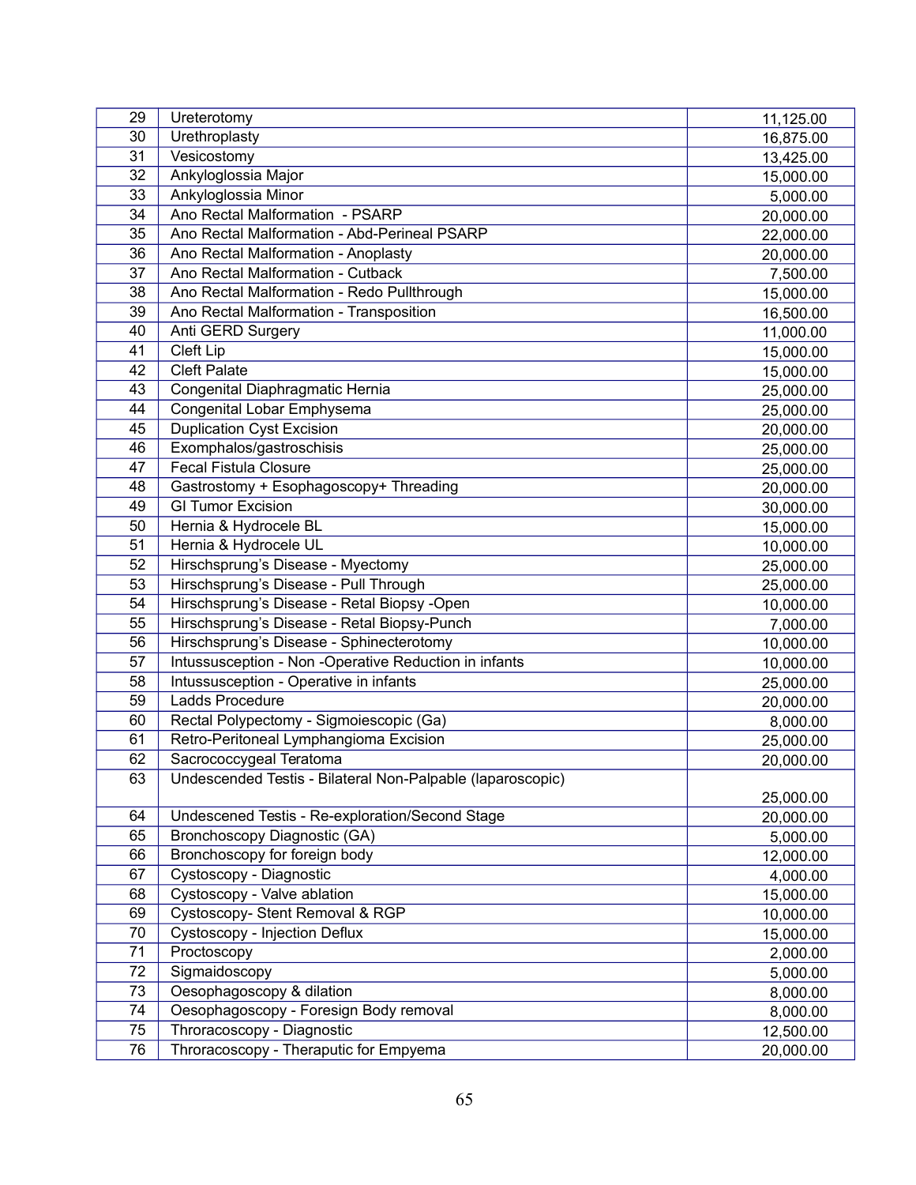| 29 | Ureterotomy | 11,125.00 |
|---|---|---|
| 30 | Urethroplasty | 16,875.00 |
| 31 | Vesicostomy | 13,425.00 |
| 32 | Ankyloglossia Major | 15,000.00 |
| 33 | Ankyloglossia Minor | 5,000.00 |
| 34 | Ano Rectal Malformation - PSARP | 20,000.00 |
| 35 | Ano Rectal Malformation - Abd-Perineal PSARP | 22,000.00 |
| 36 | Ano Rectal Malformation - Anoplasty | 20,000.00 |
| 37 | Ano Rectal Malformation - Cutback | 7,500.00 |
| 38 | Ano Rectal Malformation - Redo Pullthrough | 15,000.00 |
| 39 | Ano Rectal Malformation - Transposition | 16,500.00 |
| 40 | Anti GERD Surgery | 11,000.00 |
| 41 | Cleft Lip | 15,000.00 |
| 42 | Cleft Palate | 15,000.00 |
| 43 | Congenital Diaphragmatic Hernia | 25,000.00 |
| 44 | Congenital Lobar Emphysema | 25,000.00 |
| 45 | Duplication Cyst Excision | 20,000.00 |
| 46 | Exomphalos/gastroschisis | 25,000.00 |
| 47 | Fecal Fistula Closure | 25,000.00 |
| 48 | Gastrostomy + Esophagoscopy+ Threading | 20,000.00 |
| 49 | GI Tumor Excision | 30,000.00 |
| 50 | Hernia & Hydrocele BL | 15,000.00 |
| 51 | Hernia & Hydrocele UL | 10,000.00 |
| 52 | Hirschsprung's Disease - Myectomy | 25,000.00 |
| 53 | Hirschsprung's Disease - Pull Through | 25,000.00 |
| 54 | Hirschsprung's Disease - Retal Biopsy -Open | 10,000.00 |
| 55 | Hirschsprung's Disease - Retal Biopsy-Punch | 7,000.00 |
| 56 | Hirschsprung's Disease - Sphincterotomy | 10,000.00 |
| 57 | Intussusception - Non -Operative Reduction in infants | 10,000.00 |
| 58 | Intussusception - Operative in infants | 25,000.00 |
| 59 | Ladds Procedure | 20,000.00 |
| 60 | Rectal Polypectomy - Sigmoiescopic (Ga) | 8,000.00 |
| 61 | Retro-Peritoneal Lymphangioma Excision | 25,000.00 |
| 62 | Sacrococcygeal Teratoma | 20,000.00 |
| 63 | Undescended Testis - Bilateral Non-Palpable (laparoscopic) | 25,000.00 |
| 64 | Undescened Testis - Re-exploration/Second Stage | 20,000.00 |
| 65 | Bronchoscopy Diagnostic (GA) | 5,000.00 |
| 66 | Bronchoscopy for foreign body | 12,000.00 |
| 67 | Cystoscopy - Diagnostic | 4,000.00 |
| 68 | Cystoscopy - Valve ablation | 15,000.00 |
| 69 | Cystoscopy- Stent Removal & RGP | 10,000.00 |
| 70 | Cystoscopy - Injection Deflux | 15,000.00 |
| 71 | Proctoscopy | 2,000.00 |
| 72 | Sigmaidoscopy | 5,000.00 |
| 73 | Oesophagoscopy & dilation | 8,000.00 |
| 74 | Oesophagoscopy - Foreign Body removal | 8,000.00 |
| 75 | Throracoscopy - Diagnostic | 12,500.00 |
| 76 | Throracoscopy - Theraputic for Empyema | 20,000.00 |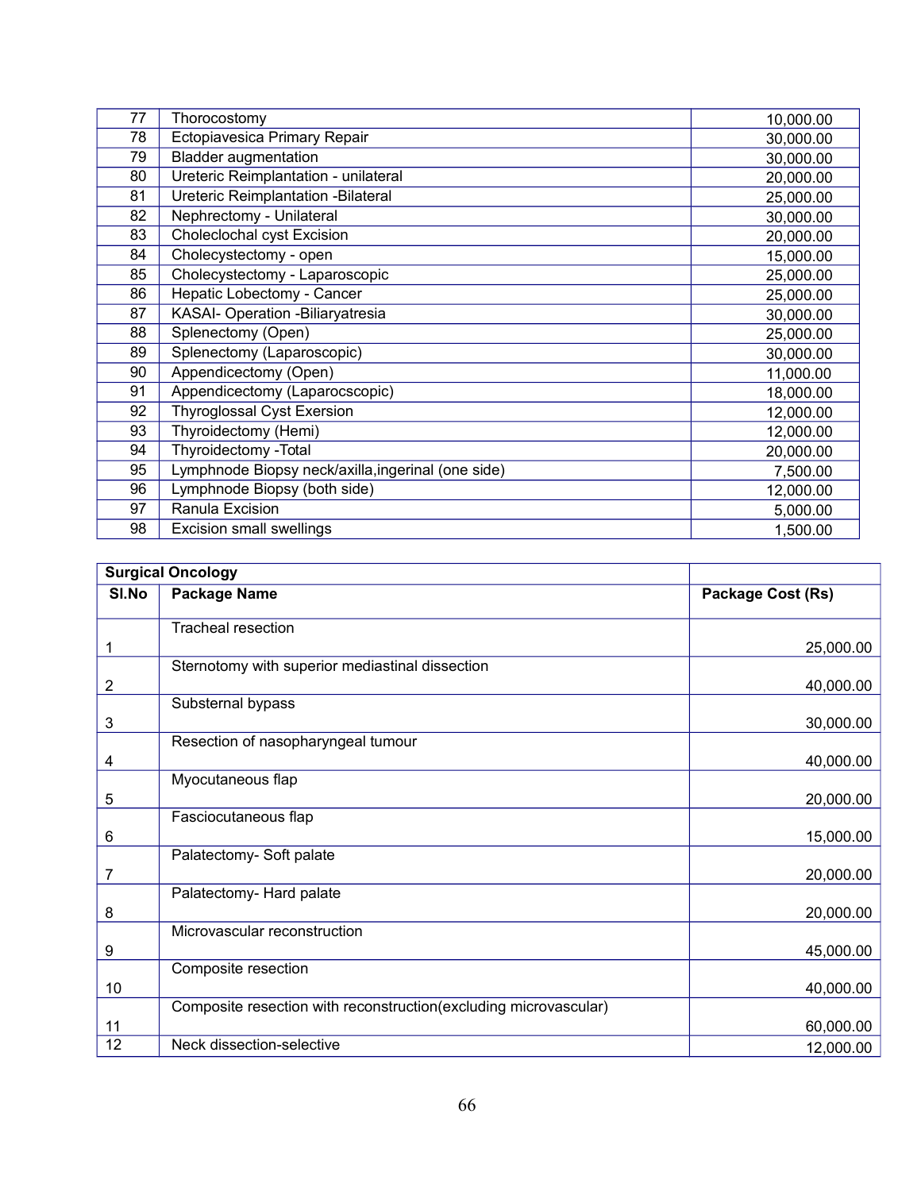| | | |
|---|---|---|
| 77 | Thorocostomy | 10,000.00 |
| 78 | Ectopiavesica Primary Repair | 30,000.00 |
| 79 | Bladder augmentation | 30,000.00 |
| 80 | Ureteric Reimplantation - unilateral | 20,000.00 |
| 81 | Ureteric Reimplantation -Bilateral | 25,000.00 |
| 82 | Nephrectomy - Unilateral | 30,000.00 |
| 83 | Choleclochal cyst Excision | 20,000.00 |
| 84 | Cholecystectomy - open | 15,000.00 |
| 85 | Cholecystectomy - Laparoscopic | 25,000.00 |
| 86 | Hepatic Lobectomy - Cancer | 25,000.00 |
| 87 | KASAI- Operation -Biliaryatresia | 30,000.00 |
| 88 | Splenectomy (Open) | 25,000.00 |
| 89 | Splenectomy (Laparoscopic) | 30,000.00 |
| 90 | Appendicectomy (Open) | 11,000.00 |
| 91 | Appendicectomy (Laparocscopic) | 18,000.00 |
| 92 | Thyroglossal Cyst Exersion | 12,000.00 |
| 93 | Thyroidectomy (Hemi) | 12,000.00 |
| 94 | Thyroidectomy -Total | 20,000.00 |
| 95 | Lymphnode Biopsy neck/axilla,ingerinal (one side) | 7,500.00 |
| 96 | Lymphnode Biopsy (both side) | 12,000.00 |
| 97 | Ranula Excision | 5,000.00 |
| 98 | Excision small swellings | 1,500.00 |

| **Surgical Oncology** | | |
|---|---|---|
| **Sl.No** | **Package Name** | **Package Cost (Rs)** |
| 1 | Tracheal resection | 25,000.00 |
| 2 | Sternotomy with superior mediastinal dissection | 40,000.00 |
| 3 | Substernal bypass | 30,000.00 |
| 4 | Resection of nasopharyngeal tumour | 40,000.00 |
| 5 | Myocutaneous flap | 20,000.00 |
| 6 | Fasciocutaneous flap | 15,000.00 |
| 7 | Palatectomy- Soft palate | 20,000.00 |
| 8 | Palatectomy- Hard palate | 20,000.00 |
| 9 | Microvascular reconstruction | 45,000.00 |
| 10 | Composite resection | 40,000.00 |
| 11 | Composite resection with reconstruction(excluding microvascular) | 60,000.00 |
| 12 | Neck dissection-selective | 12,000.00 |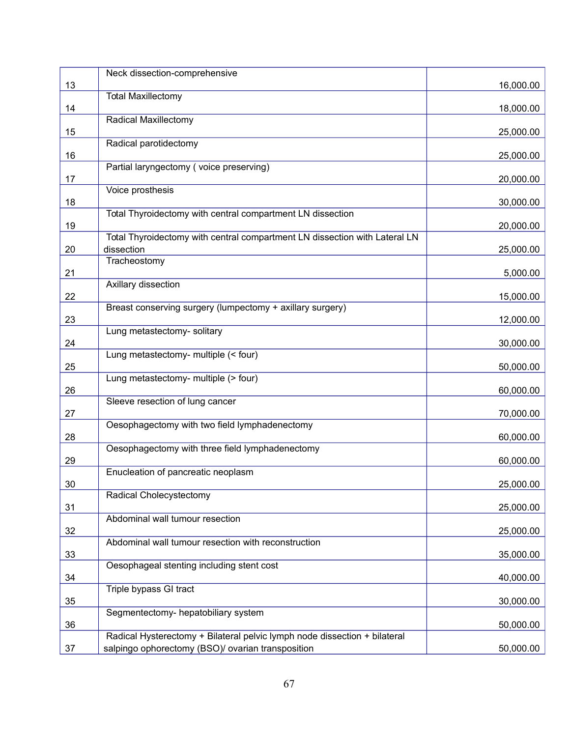| | | |
|---|---|---|
| 13 | Neck dissection-comprehensive | 16,000.00 |
| 14 | Total Maxillectomy | 18,000.00 |
| 15 | Radical Maxillectomy | 25,000.00 |
| 16 | Radical parotidectomy | 25,000.00 |
| 17 | Partial laryngectomy ( voice preserving) | 20,000.00 |
| 18 | Voice prosthesis | 30,000.00 |
| 19 | Total Thyroidectomy with central compartment LN dissection | 20,000.00 |
| 20 | Total Thyroidectomy with central compartment LN dissection with Lateral LN dissection | 25,000.00 |
| 21 | Tracheostomy | 5,000.00 |
| 22 | Axillary dissection | 15,000.00 |
| 23 | Breast conserving surgery (lumpectomy + axillary surgery) | 12,000.00 |
| 24 | Lung metastectomy- solitary | 30,000.00 |
| 25 | Lung metastectomy- multiple (< four) | 50,000.00 |
| 26 | Lung metastectomy- multiple (> four) | 60,000.00 |
| 27 | Sleeve resection of lung cancer | 70,000.00 |
| 28 | Oesophagectomy with two field lymphadenectomy | 60,000.00 |
| 29 | Oesophagectomy with three field lymphadenectomy | 60,000.00 |
| 30 | Enucleation of pancreatic neoplasm | 25,000.00 |
| 31 | Radical Cholecystectomy | 25,000.00 |
| 32 | Abdominal wall tumour resection | 25,000.00 |
| 33 | Abdominal wall tumour resection with reconstruction | 35,000.00 |
| 34 | Oesophageal stenting including stent cost | 40,000.00 |
| 35 | Triple bypass GI tract | 30,000.00 |
| 36 | Segmentectomy- hepatobiliary system | 50,000.00 |
| 37 | Radical Hysterectomy + Bilateral pelvic lymph node dissection + bilateral salpingo ophorectomy (BSO)/ ovarian transposition | 50,000.00 |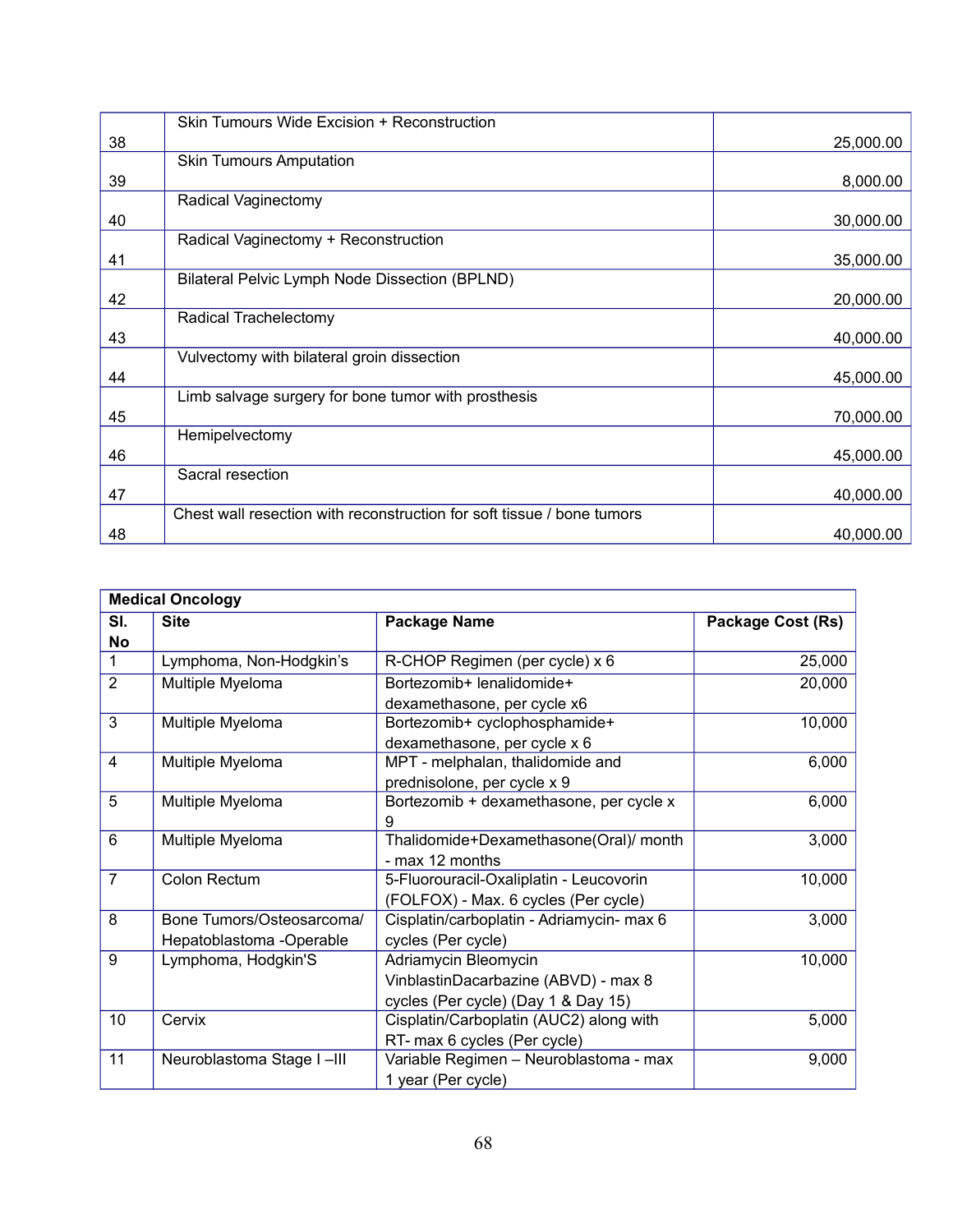| | | |
|---|---|---|
| 38 | Skin Tumours Wide Excision + Reconstruction | 25,000.00 |
| 39 | Skin Tumours Amputation | 8,000.00 |
| 40 | Radical Vaginectomy | 30,000.00 |
| 41 | Radical Vaginectomy + Reconstruction | 35,000.00 |
| 42 | Bilateral Pelvic Lymph Node Dissection (BPLND) | 20,000.00 |
| 43 | Radical Trachelectomy | 40,000.00 |
| 44 | Vulvectomy with bilateral groin dissection | 45,000.00 |
| 45 | Limb salvage surgery for bone tumor with prosthesis | 70,000.00 |
| 46 | Hemipelvectomy | 45,000.00 |
| 47 | Sacral resection | 40,000.00 |
| 48 | Chest wall resection with reconstruction for soft tissue / bone tumors | 40,000.00 |

| **Medical Oncology** | | | |
|---|---|---|---|
| **Sl. No** | **Site** | **Package Name** | **Package Cost (Rs)** |
| 1 | Lymphoma, Non-Hodgkin's | R-CHOP Regimen (per cycle) x 6 | 25,000 |
| 2 | Multiple Myeloma | Bortezomib+ lenalidomide+ dexamethasone, per cycle x6 | 20,000 |
| 3 | Multiple Myeloma | Bortezomib+ cyclophosphamide+ dexamethasone, per cycle x 6 | 10,000 |
| 4 | Multiple Myeloma | MPT - melphalan, thalidomide and prednisolone, per cycle x 9 | 6,000 |
| 5 | Multiple Myeloma | Bortezomib + dexamethasone, per cycle x 9 | 6,000 |
| 6 | Multiple Myeloma | Thalidomide+Dexamethasone(Oral)/ month - max 12 months | 3,000 |
| 7 | Colon Rectum | 5-Fluorouracil-Oxaliplatin - Leucovorin (FOLFOX) - Max. 6 cycles (Per cycle) | 10,000 |
| 8 | Bone Tumors/Osteosarcoma/ Hepatoblastoma -Operable | Cisplatin/carboplatin - Adriamycin- max 6 cycles (Per cycle) | 3,000 |
| 9 | Lymphoma, Hodgkin'S | Adriamycin Bleomycin VinblastinDacarbazine (ABVD) - max 8 cycles (Per cycle) (Day 1 & Day 15) | 10,000 |
| 10 | Cervix | Cisplatin/Carboplatin (AUC2) along with RT- max 6 cycles (Per cycle) | 5,000 |
| 11 | Neuroblastoma Stage I –III | Variable Regimen – Neuroblastoma - max 1 year (Per cycle) | 9,000 |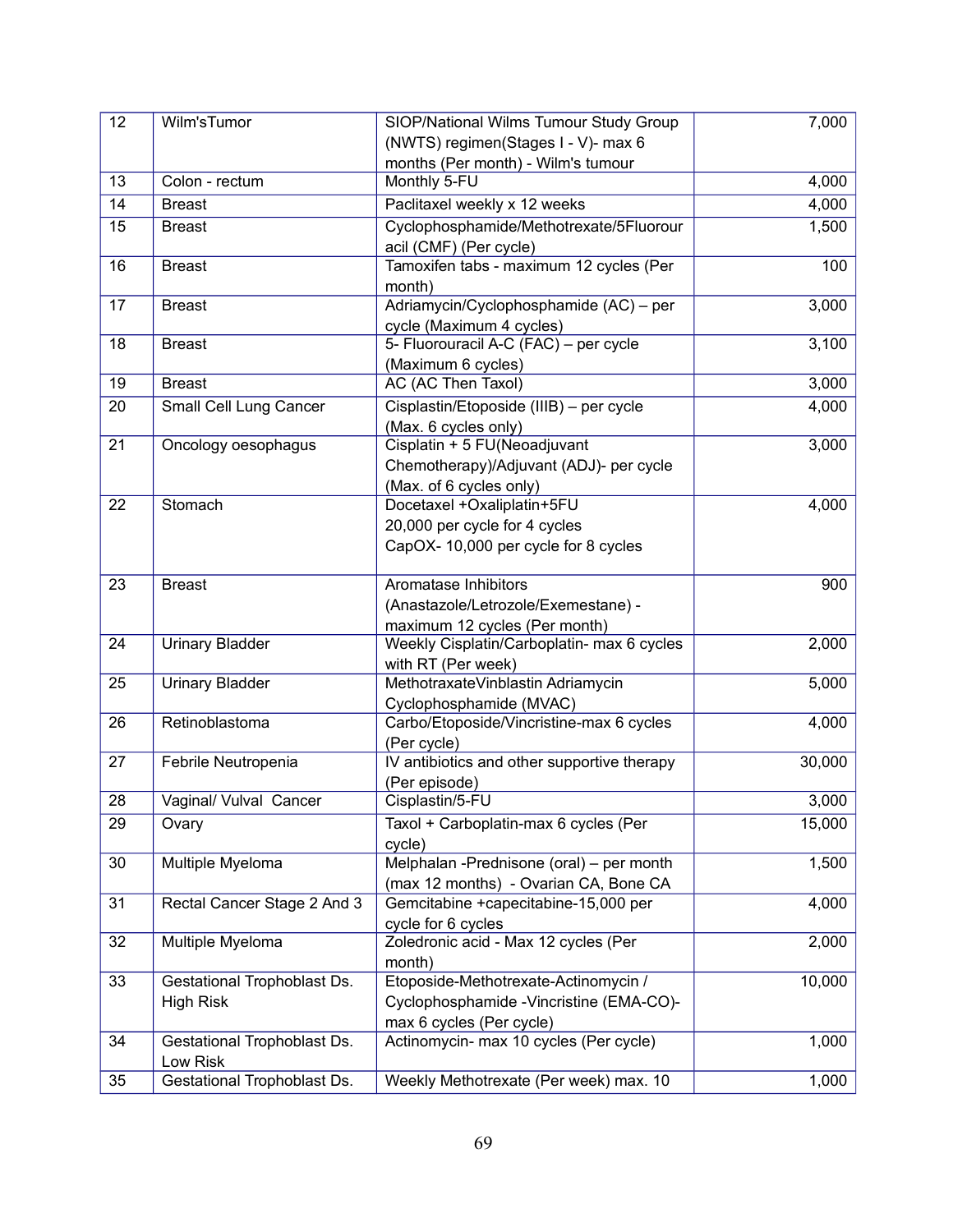| 12 | Wilm'sTumor | SIOP/National Wilms Tumour Study Group (NWTS) regimen(Stages I - V)- max 6 months (Per month) - Wilm's tumour | 7,000 |
|---|---|---|---|
| 13 | Colon - rectum | Monthly 5-FU | 4,000 |
| 14 | Breast | Paclitaxel weekly x 12 weeks | 4,000 |
| 15 | Breast | Cyclophosphamide/Methotrexate/5Fluorouracil (CMF) (Per cycle) | 1,500 |
| 16 | Breast | Tamoxifen tabs - maximum 12 cycles (Per month) | 100 |
| 17 | Breast | Adriamycin/Cyclophosphamide (AC) – per cycle (Maximum 4 cycles) | 3,000 |
| 18 | Breast | 5- Fluorouracil A-C (FAC) – per cycle (Maximum 6 cycles) | 3,100 |
| 19 | Breast | AC (AC Then Taxol) | 3,000 |
| 20 | Small Cell Lung Cancer | Cisplastin/Etoposide (IIIB) – per cycle (Max. 6 cycles only) | 4,000 |
| 21 | Oncology oesophagus | Cisplatin + 5 FU(Neoadjuvant Chemotherapy)/Adjuvant (ADJ)- per cycle (Max. of 6 cycles only) | 3,000 |
| 22 | Stomach | Docetaxel +Oxaliplatin+5FU<br>20,000 per cycle for 4 cycles<br>CapOX- 10,000 per cycle for 8 cycles | 4,000 |
| 23 | Breast | Aromatase Inhibitors (Anastazole/Letrozole/Exemestane) - maximum 12 cycles (Per month) | 900 |
| 24 | Urinary Bladder | Weekly Cisplatin/Carboplatin- max 6 cycles with RT (Per week) | 2,000 |
| 25 | Urinary Bladder | MethotraxateVinblastin Adriamycin Cyclophosphamide (MVAC) | 5,000 |
| 26 | Retinoblastoma | Carbo/Etoposide/Vincristine-max 6 cycles (Per cycle) | 4,000 |
| 27 | Febrile Neutropenia | IV antibiotics and other supportive therapy (Per episode) | 30,000 |
| 28 | Vaginal/ Vulval Cancer | Cisplastin/5-FU | 3,000 |
| 29 | Ovary | Taxol + Carboplatin-max 6 cycles (Per cycle) | 15,000 |
| 30 | Multiple Myeloma | Melphalan -Prednisone (oral) – per month (max 12 months) - Ovarian CA, Bone CA | 1,500 |
| 31 | Rectal Cancer Stage 2 And 3 | Gemcitabine +capecitabine-15,000 per cycle for 6 cycles | 4,000 |
| 32 | Multiple Myeloma | Zoledronic acid - Max 12 cycles (Per month) | 2,000 |
| 33 | Gestational Trophoblast Ds. High Risk | Etoposide-Methotrexate-Actinomycin / Cyclophosphamide -Vincristine (EMA-CO)- max 6 cycles (Per cycle) | 10,000 |
| 34 | Gestational Trophoblast Ds. Low Risk | Actinomycin- max 10 cycles (Per cycle) | 1,000 |
| 35 | Gestational Trophoblast Ds. | Weekly Methotrexate (Per week) max. 10 | 1,000 |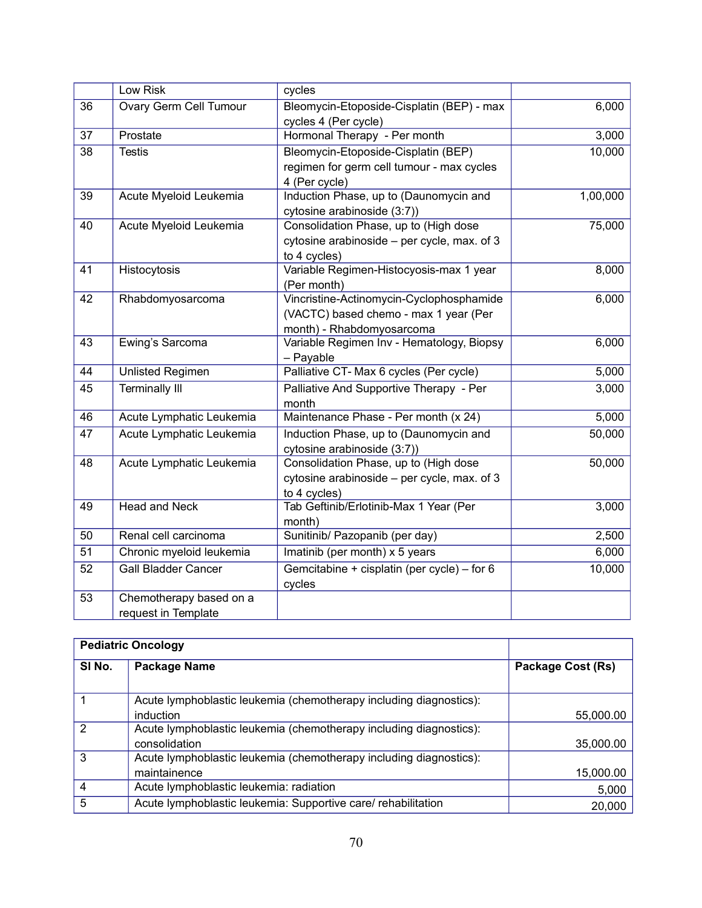| | | | |
|---|---|---|---|
| | Low Risk | cycles | |
| 36 | Ovary Germ Cell Tumour | Bleomycin-Etoposide-Cisplatin (BEP) - max cycles 4 (Per cycle) | 6,000 |
| 37 | Prostate | Hormonal Therapy - Per month | 3,000 |
| 38 | Testis | Bleomycin-Etoposide-Cisplatin (BEP) regimen for germ cell tumour - max cycles 4 (Per cycle) | 10,000 |
| 39 | Acute Myeloid Leukemia | Induction Phase, up to (Daunomycin and cytosine arabinoside (3:7)) | 1,00,000 |
| 40 | Acute Myeloid Leukemia | Consolidation Phase, up to (High dose cytosine arabinoside – per cycle, max. of 3 to 4 cycles) | 75,000 |
| 41 | Histocytosis | Variable Regimen-Histocyosis-max 1 year (Per month) | 8,000 |
| 42 | Rhabdomyosarcoma | Vincristine-Actinomycin-Cyclophosphamide (VACTC) based chemo - max 1 year (Per month) - Rhabdomyosarcoma | 6,000 |
| 43 | Ewing's Sarcoma | Variable Regimen Inv - Hematology, Biopsy – Payable | 6,000 |
| 44 | Unlisted Regimen | Palliative CT- Max 6 cycles (Per cycle) | 5,000 |
| 45 | Terminally Ill | Palliative And Supportive Therapy - Per month | 3,000 |
| 46 | Acute Lymphatic Leukemia | Maintenance Phase - Per month (x 24) | 5,000 |
| 47 | Acute Lymphatic Leukemia | Induction Phase, up to (Daunomycin and cytosine arabinoside (3:7)) | 50,000 |
| 48 | Acute Lymphatic Leukemia | Consolidation Phase, up to (High dose cytosine arabinoside – per cycle, max. of 3 to 4 cycles) | 50,000 |
| 49 | Head and Neck | Tab Geftinib/Erlotinib-Max 1 Year (Per month) | 3,000 |
| 50 | Renal cell carcinoma | Sunitinib/ Pazopanib (per day) | 2,500 |
| 51 | Chronic myeloid leukemia | Imatinib (per month) x 5 years | 6,000 |
| 52 | Gall Bladder Cancer | Gemcitabine + cisplatin (per cycle) – for 6 cycles | 10,000 |
| 53 | Chemotherapy based on a request in Template | | |

| **Pediatric Oncology** | | |
|---|---|---|
| **Sl No.** | **Package Name** | **Package Cost (Rs)** |
| 1 | Acute lymphoblastic leukemia (chemotherapy including diagnostics): induction | 55,000.00 |
| 2 | Acute lymphoblastic leukemia (chemotherapy including diagnostics): consolidation | 35,000.00 |
| 3 | Acute lymphoblastic leukemia (chemotherapy including diagnostics): maintainence | 15,000.00 |
| 4 | Acute lymphoblastic leukemia: radiation | 5,000 |
| 5 | Acute lymphoblastic leukemia: Supportive care/ rehabilitation | 20,000 |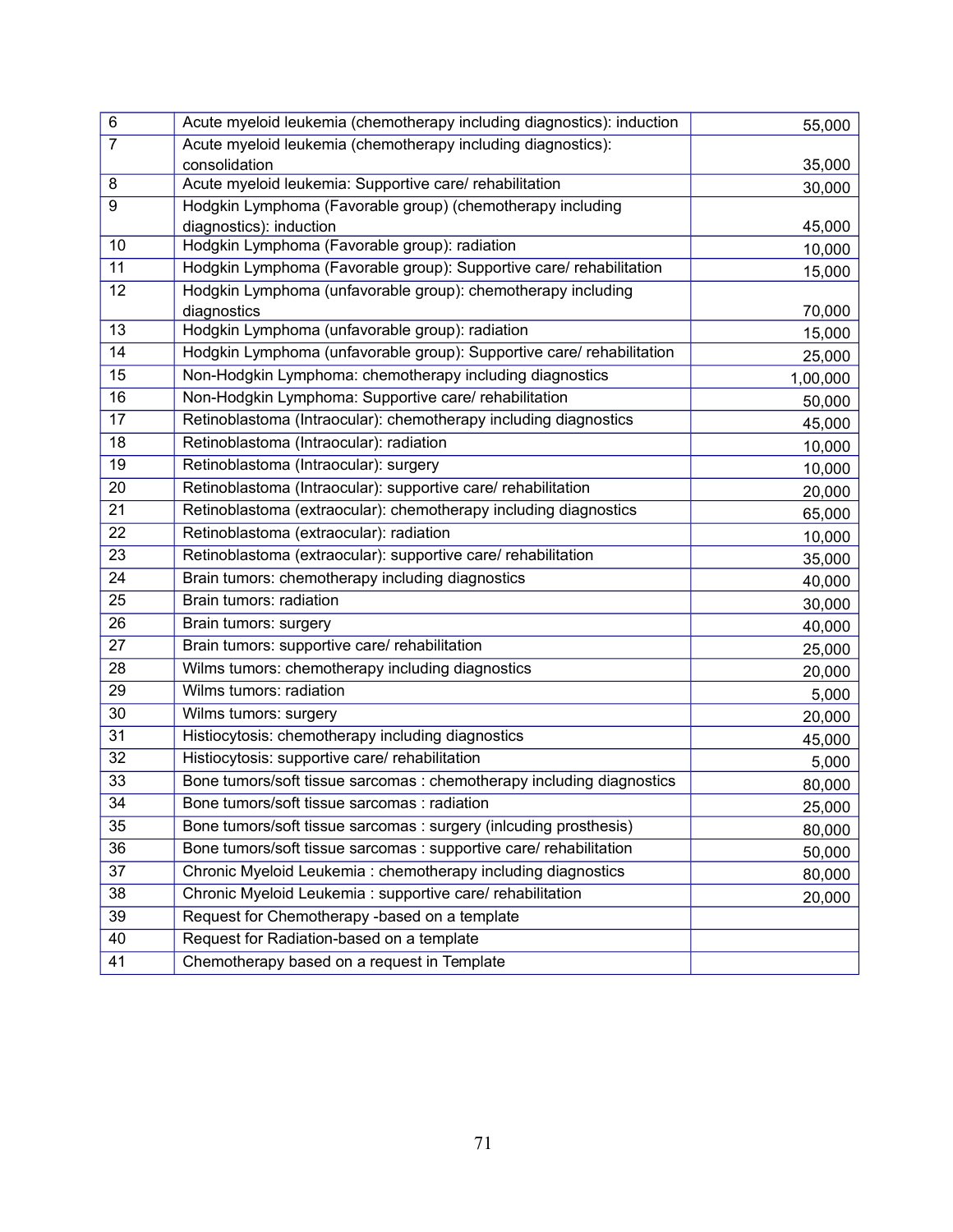| | | |
|---|---|---|
| 6 | Acute myeloid leukemia (chemotherapy including diagnostics): induction | 55,000 |
| 7 | Acute myeloid leukemia (chemotherapy including diagnostics): consolidation | 35,000 |
| 8 | Acute myeloid leukemia: Supportive care/ rehabilitation | 30,000 |
| 9 | Hodgkin Lymphoma (Favorable group) (chemotherapy including diagnostics): induction | 45,000 |
| 10 | Hodgkin Lymphoma (Favorable group): radiation | 10,000 |
| 11 | Hodgkin Lymphoma (Favorable group): Supportive care/ rehabilitation | 15,000 |
| 12 | Hodgkin Lymphoma (unfavorable group): chemotherapy including diagnostics | 70,000 |
| 13 | Hodgkin Lymphoma (unfavorable group): radiation | 15,000 |
| 14 | Hodgkin Lymphoma (unfavorable group): Supportive care/ rehabilitation | 25,000 |
| 15 | Non-Hodgkin Lymphoma: chemotherapy including diagnostics | 1,00,000 |
| 16 | Non-Hodgkin Lymphoma: Supportive care/ rehabilitation | 50,000 |
| 17 | Retinoblastoma (Intraocular): chemotherapy including diagnostics | 45,000 |
| 18 | Retinoblastoma (Intraocular): radiation | 10,000 |
| 19 | Retinoblastoma (Intraocular): surgery | 10,000 |
| 20 | Retinoblastoma (Intraocular): supportive care/ rehabilitation | 20,000 |
| 21 | Retinoblastoma (extraocular): chemotherapy including diagnostics | 65,000 |
| 22 | Retinoblastoma (extraocular): radiation | 10,000 |
| 23 | Retinoblastoma (extraocular): supportive care/ rehabilitation | 35,000 |
| 24 | Brain tumors: chemotherapy including diagnostics | 40,000 |
| 25 | Brain tumors: radiation | 30,000 |
| 26 | Brain tumors: surgery | 40,000 |
| 27 | Brain tumors: supportive care/ rehabilitation | 25,000 |
| 28 | Wilms tumors: chemotherapy including diagnostics | 20,000 |
| 29 | Wilms tumors: radiation | 5,000 |
| 30 | Wilms tumors: surgery | 20,000 |
| 31 | Histiocytosis: chemotherapy including diagnostics | 45,000 |
| 32 | Histiocytosis: supportive care/ rehabilitation | 5,000 |
| 33 | Bone tumors/soft tissue sarcomas : chemotherapy including diagnostics | 80,000 |
| 34 | Bone tumors/soft tissue sarcomas : radiation | 25,000 |
| 35 | Bone tumors/soft tissue sarcomas : surgery (inlcuding prosthesis) | 80,000 |
| 36 | Bone tumors/soft tissue sarcomas : supportive care/ rehabilitation | 50,000 |
| 37 | Chronic Myeloid Leukemia : chemotherapy including diagnostics | 80,000 |
| 38 | Chronic Myeloid Leukemia : supportive care/ rehabilitation | 20,000 |
| 39 | Request for Chemotherapy -based on a template | |
| 40 | Request for Radiation-based on a template | |
| 41 | Chemotherapy based on a request in Template | |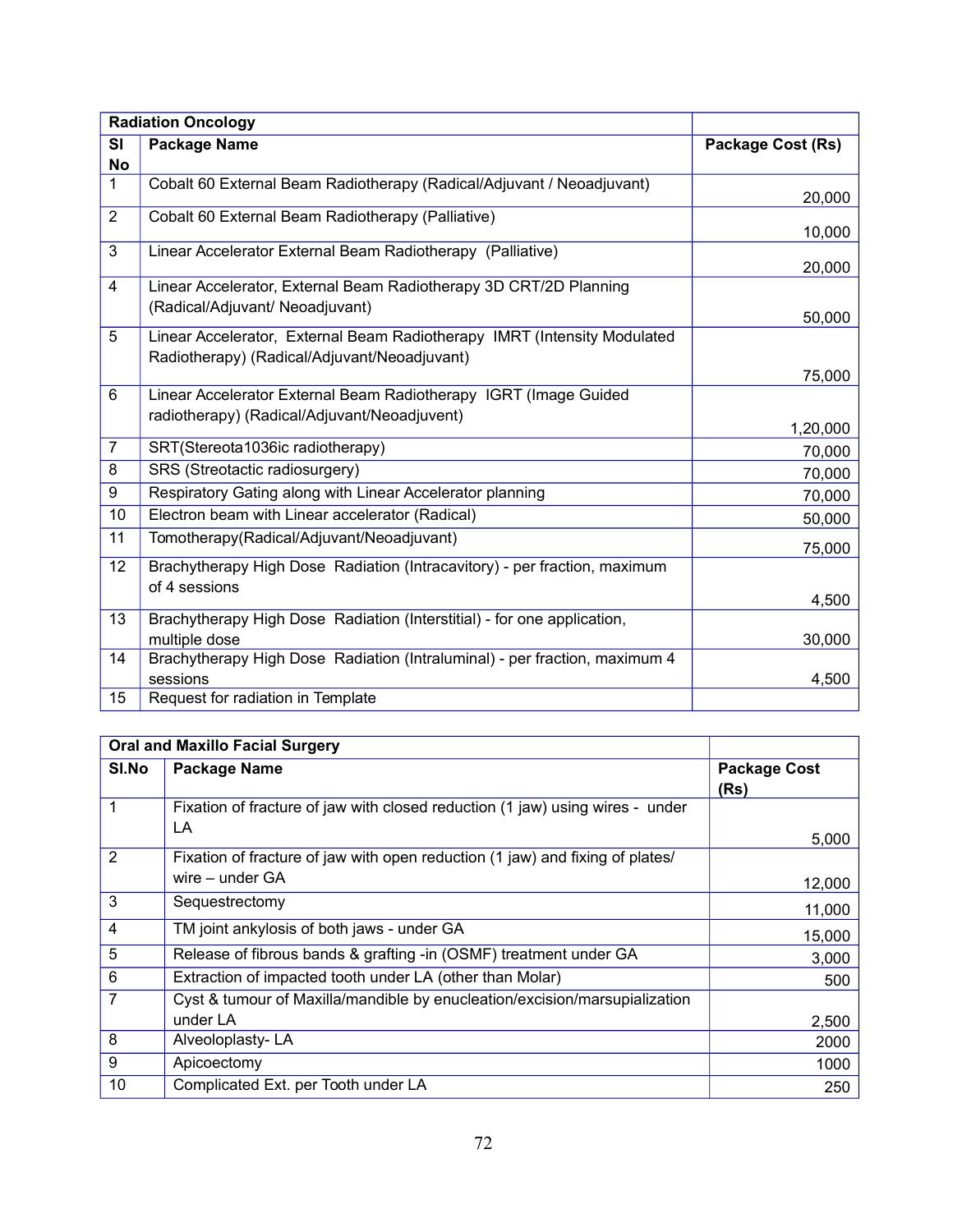| Radiation Oncology | | |
|---|---|---|
| Sl No | Package Name | Package Cost (Rs) |
| 1 | Cobalt 60 External Beam Radiotherapy (Radical/Adjuvant / Neoadjuvant) | 20,000 |
| 2 | Cobalt 60 External Beam Radiotherapy (Palliative) | 10,000 |
| 3 | Linear Accelerator External Beam Radiotherapy (Palliative) | 20,000 |
| 4 | Linear Accelerator, External Beam Radiotherapy 3D CRT/2D Planning (Radical/Adjuvant/ Neoadjuvant) | 50,000 |
| 5 | Linear Accelerator, External Beam Radiotherapy IMRT (Intensity Modulated Radiotherapy) (Radical/Adjuvant/Neoadjuvant) | 75,000 |
| 6 | Linear Accelerator External Beam Radiotherapy IGRT (Image Guided radiotherapy) (Radical/Adjuvant/Neoadjuvent) | 1,20,000 |
| 7 | SRT(Stereota1036ic radiotherapy) | 70,000 |
| 8 | SRS (Streotactic radiosurgery) | 70,000 |
| 9 | Respiratory Gating along with Linear Accelerator planning | 70,000 |
| 10 | Electron beam with Linear accelerator (Radical) | 50,000 |
| 11 | Tomotherapy(Radical/Adjuvant/Neoadjuvant) | 75,000 |
| 12 | Brachytherapy High Dose Radiation (Intracavitory) - per fraction, maximum of 4 sessions | 4,500 |
| 13 | Brachytherapy High Dose Radiation (Interstitial) - for one application, multiple dose | 30,000 |
| 14 | Brachytherapy High Dose Radiation (Intraluminal) - per fraction, maximum 4 sessions | 4,500 |
| 15 | Request for radiation in Template | |

| Oral and Maxillo Facial Surgery | | |
|---|---|---|
| Sl.No | Package Name | Package Cost (Rs) |
| 1 | Fixation of fracture of jaw with closed reduction (1 jaw) using wires - under LA | 5,000 |
| 2 | Fixation of fracture of jaw with open reduction (1 jaw) and fixing of plates/ wire – under GA | 12,000 |
| 3 | Sequestrectomy | 11,000 |
| 4 | TM joint ankylosis of both jaws - under GA | 15,000 |
| 5 | Release of fibrous bands & grafting -in (OSMF) treatment under GA | 3,000 |
| 6 | Extraction of impacted tooth under LA (other than Molar) | 500 |
| 7 | Cyst & tumour of Maxilla/mandible by enucleation/excision/marsupialization under LA | 2,500 |
| 8 | Alveoloplasty- LA | 2000 |
| 9 | Apicoectomy | 1000 |
| 10 | Complicated Ext. per Tooth under LA | 250 |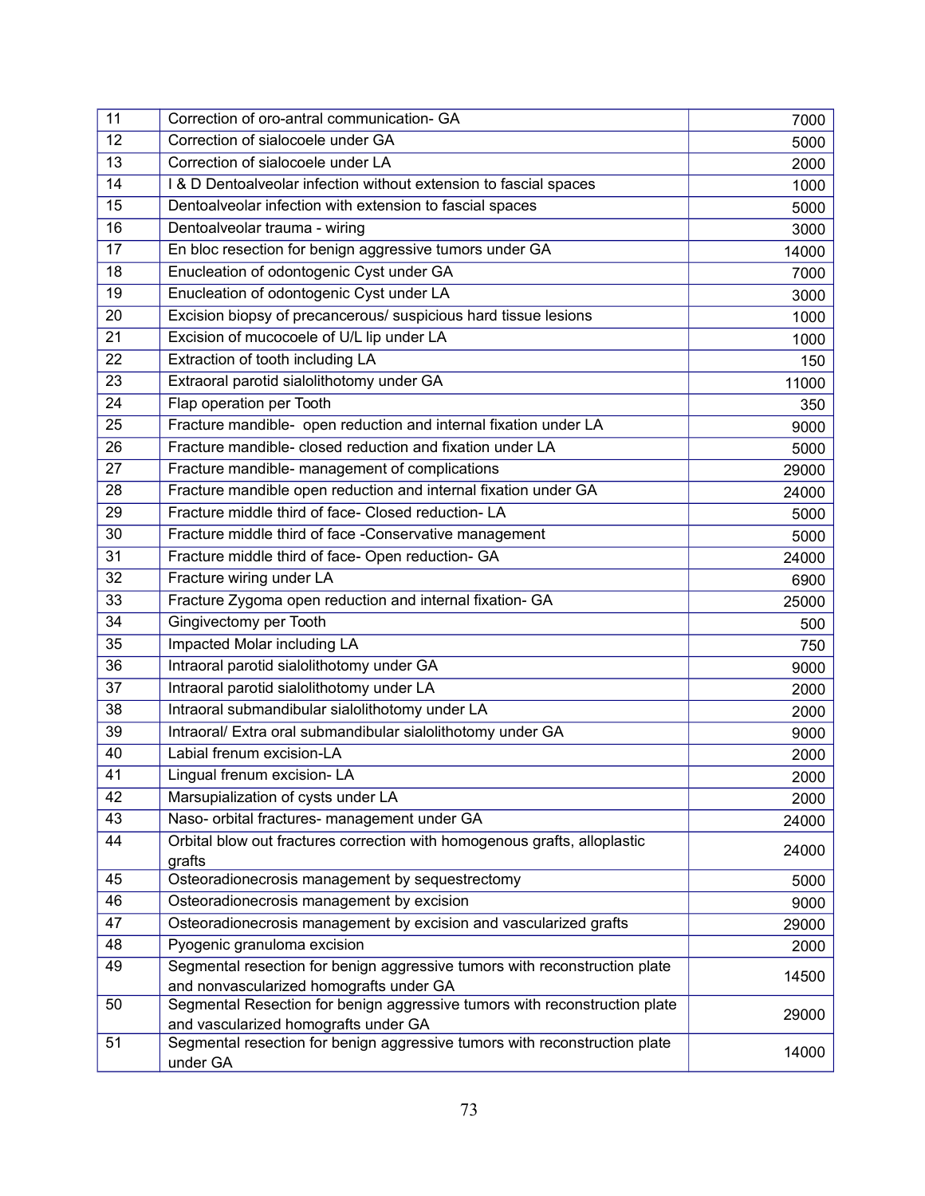| 11 | Correction of oro-antral communication- GA | 7000 |
|---|---|---|
| 12 | Correction of sialocoele under GA | 5000 |
| 13 | Correction of sialocoele under LA | 2000 |
| 14 | I & D Dentoalveolar infection without extension to fascial spaces | 1000 |
| 15 | Dentoalveolar infection with extension to fascial spaces | 5000 |
| 16 | Dentoalveolar trauma - wiring | 3000 |
| 17 | En bloc resection for benign aggressive tumors under GA | 14000 |
| 18 | Enucleation of odontogenic Cyst under GA | 7000 |
| 19 | Enucleation of odontogenic Cyst under LA | 3000 |
| 20 | Excision biopsy of precancerous/ suspicious hard tissue lesions | 1000 |
| 21 | Excision of mucocoele of U/L lip under LA | 1000 |
| 22 | Extraction of tooth including LA | 150 |
| 23 | Extraoral parotid sialolithotomy under GA | 11000 |
| 24 | Flap operation per Tooth | 350 |
| 25 | Fracture mandible- open reduction and internal fixation under LA | 9000 |
| 26 | Fracture mandible- closed reduction and fixation under LA | 5000 |
| 27 | Fracture mandible- management of complications | 29000 |
| 28 | Fracture mandible open reduction and internal fixation under GA | 24000 |
| 29 | Fracture middle third of face- Closed reduction- LA | 5000 |
| 30 | Fracture middle third of face -Conservative management | 5000 |
| 31 | Fracture middle third of face- Open reduction- GA | 24000 |
| 32 | Fracture wiring under LA | 6900 |
| 33 | Fracture Zygoma open reduction and internal fixation- GA | 25000 |
| 34 | Gingivectomy per Tooth | 500 |
| 35 | Impacted Molar including LA | 750 |
| 36 | Intraoral parotid sialolithotomy under GA | 9000 |
| 37 | Intraoral parotid sialolithotomy under LA | 2000 |
| 38 | Intraoral submandibular sialolithotomy under LA | 2000 |
| 39 | Intraoral/ Extra oral submandibular sialolithotomy under GA | 9000 |
| 40 | Labial frenum excision-LA | 2000 |
| 41 | Lingual frenum excision- LA | 2000 |
| 42 | Marsupialization of cysts under LA | 2000 |
| 43 | Naso- orbital fractures- management under GA | 24000 |
| 44 | Orbital blow out fractures correction with homogenous grafts, alloplastic grafts | 24000 |
| 45 | Osteoradionecrosis management by sequestrectomy | 5000 |
| 46 | Osteoradionecrosis management by excision | 9000 |
| 47 | Osteoradionecrosis management by excision and vascularized grafts | 29000 |
| 48 | Pyogenic granuloma excision | 2000 |
| 49 | Segmental resection for benign aggressive tumors with reconstruction plate and nonvascularized homografts under GA | 14500 |
| 50 | Segmental Resection for benign aggressive tumors with reconstruction plate and vascularized homografts under GA | 29000 |
| 51 | Segmental resection for benign aggressive tumors with reconstruction plate under GA | 14000 |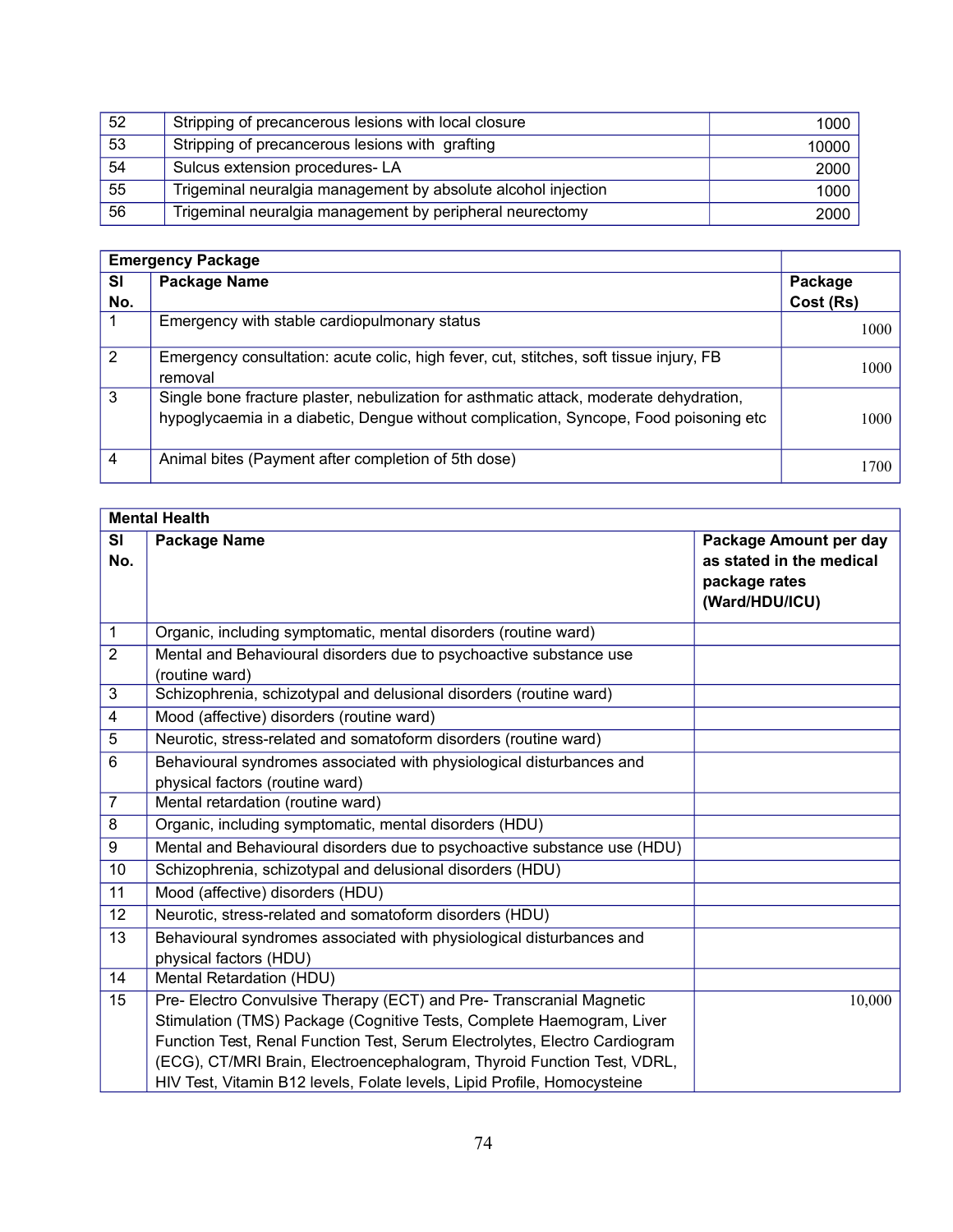| 52 | Stripping of precancerous lesions with local closure | 1000 |
|---|---|---|
| 53 | Stripping of precancerous lesions with grafting | 10000 |
| 54 | Sulcus extension procedures- LA | 2000 |
| 55 | Trigeminal neuralgia management by absolute alcohol injection | 1000 |
| 56 | Trigeminal neuralgia management by peripheral neurectomy | 2000 |

| **Emergency Package** | | |
|---|---|---|
| **Sl No.** | **Package Name** | **Package Cost (Rs)** |
| 1 | Emergency with stable cardiopulmonary status | 1000 |
| 2 | Emergency consultation: acute colic, high fever, cut, stitches, soft tissue injury, FB removal | 1000 |
| 3 | Single bone fracture plaster, nebulization for asthmatic attack, moderate dehydration, hypoglycaemia in a diabetic, Dengue without complication, Syncope, Food poisoning etc | 1000 |
| 4 | Animal bites (Payment after completion of 5th dose) | 1700 |

| **Mental Health** | | |
|---|---|---|
| **Sl No.** | **Package Name** | **Package Amount per day as stated in the medical package rates (Ward/HDU/ICU)** |
| 1 | Organic, including symptomatic, mental disorders (routine ward) | |
| 2 | Mental and Behavioural disorders due to psychoactive substance use (routine ward) | |
| 3 | Schizophrenia, schizotypal and delusional disorders (routine ward) | |
| 4 | Mood (affective) disorders (routine ward) | |
| 5 | Neurotic, stress-related and somatoform disorders (routine ward) | |
| 6 | Behavioural syndromes associated with physiological disturbances and physical factors (routine ward) | |
| 7 | Mental retardation (routine ward) | |
| 8 | Organic, including symptomatic, mental disorders (HDU) | |
| 9 | Mental and Behavioural disorders due to psychoactive substance use (HDU) | |
| 10 | Schizophrenia, schizotypal and delusional disorders (HDU) | |
| 11 | Mood (affective) disorders (HDU) | |
| 12 | Neurotic, stress-related and somatoform disorders (HDU) | |
| 13 | Behavioural syndromes associated with physiological disturbances and physical factors (HDU) | |
| 14 | Mental Retardation (HDU) | |
| 15 | Pre- Electro Convulsive Therapy (ECT) and Pre- Transcranial Magnetic Stimulation (TMS) Package (Cognitive Tests, Complete Haemogram, Liver Function Test, Renal Function Test, Serum Electrolytes, Electro Cardiogram (ECG), CT/MRI Brain, Electroencephalogram, Thyroid Function Test, VDRL, HIV Test, Vitamin B12 levels, Folate levels, Lipid Profile, Homocysteine | 10,000 |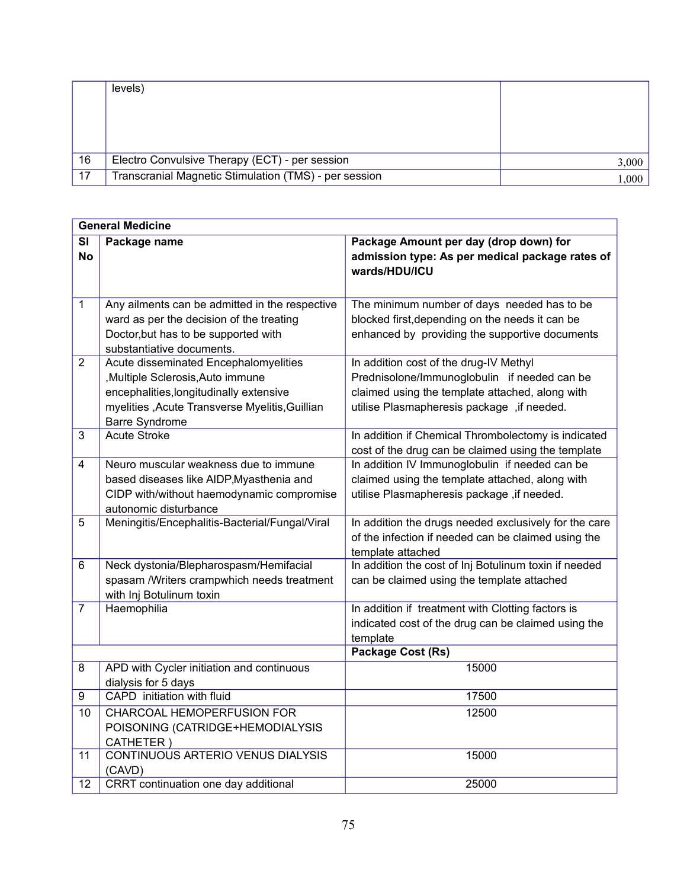| | | |
|---|---|---|
| | levels) | |
| 16 | Electro Convulsive Therapy (ECT) - per session | 3,000 |
| 17 | Transcranial Magnetic Stimulation (TMS) - per session | 1,000 |

| General Medicine | | |
|---|---|---|
| Sl No | Package name | Package Amount per day (drop down) for admission type: As per medical package rates of wards/HDU/ICU |
| 1 | Any ailments can be admitted in the respective ward as per the decision of the treating Doctor,but has to be supported with substantiative documents. | The minimum number of days needed has to be blocked first,depending on the needs it can be enhanced by providing the supportive documents |
| 2 | Acute disseminated Encephalomyelities ,Multiple Sclerosis,Auto immune encephalities,longitudinally extensive myelities ,Acute Transverse Myelitis,Guillian Barre Syndrome | In addition cost of the drug-IV Methyl Prednisolone/Immunoglobulin if needed can be claimed using the template attached, along with utilise Plasmapheresis package ,if needed. |
| 3 | Acute Stroke | In addition if Chemical Thrombolectomy is indicated cost of the drug can be claimed using the template |
| 4 | Neuro muscular weakness due to immune based diseases like AIDP,Myasthenia and CIDP with/without haemodynamic compromise autonomic disturbance | In addition IV Immunoglobulin if needed can be claimed using the template attached, along with utilise Plasmapheresis package ,if needed. |
| 5 | Meningitis/Encephalitis-Bacterial/Fungal/Viral | In addition the drugs needed exclusively for the care of the infection if needed can be claimed using the template attached |
| 6 | Neck dystonia/Blepharospasm/Hemifacial spasam /Writers crampwhich needs treatment with Inj Botulinum toxin | In addition the cost of Inj Botulinum toxin if needed can be claimed using the template attached |
| 7 | Haemophilia | In addition if treatment with Clotting factors is indicated cost of the drug can be claimed using the template |
| | | **Package Cost (Rs)** |
| 8 | APD with Cycler initiation and continuous dialysis for 5 days | 15000 |
| 9 | CAPD initiation with fluid | 17500 |
| 10 | CHARCOAL HEMOPERFUSION FOR POISONING (CATRIDGE+HEMODIALYSIS CATHETER ) | 12500 |
| 11 | CONTINUOUS ARTERIO VENUS DIALYSIS (CAVD) | 15000 |
| 12 | CRRT continuation one day additional | 25000 |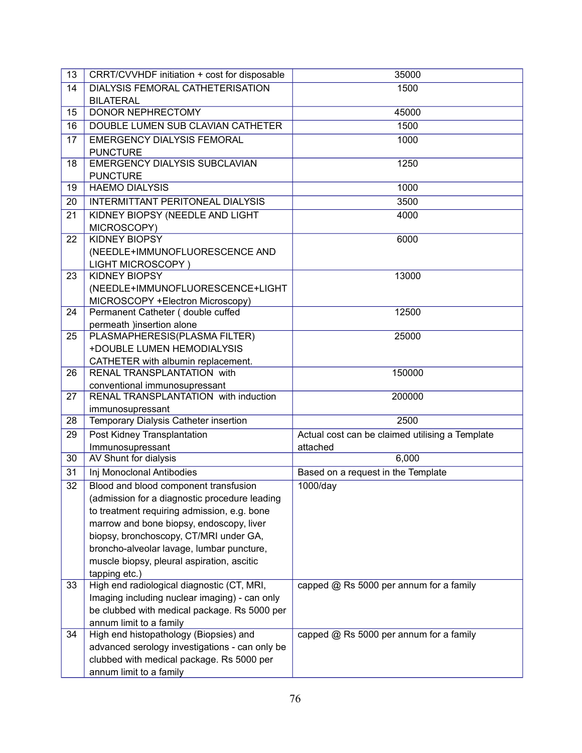| 13 | CRRT/CVVHDF initiation + cost for disposable | 35000 |
|---|---|---|
| 14 | DIALYSIS FEMORAL CATHETERISATION BILATERAL | 1500 |
| 15 | DONOR NEPHRECTOMY | 45000 |
| 16 | DOUBLE LUMEN SUB CLAVIAN CATHETER | 1500 |
| 17 | EMERGENCY DIALYSIS FEMORAL PUNCTURE | 1000 |
| 18 | EMERGENCY DIALYSIS SUBCLAVIAN PUNCTURE | 1250 |
| 19 | HAEMO DIALYSIS | 1000 |
| 20 | INTERMITTANT PERITONEAL DIALYSIS | 3500 |
| 21 | KIDNEY BIOPSY (NEEDLE AND LIGHT MICROSCOPY) | 4000 |
| 22 | KIDNEY BIOPSY (NEEDLE+IMMUNOFLUORESCENCE AND LIGHT MICROSCOPY ) | 6000 |
| 23 | KIDNEY BIOPSY (NEEDLE+IMMUNOFLUORESCENCE+LIGHT MICROSCOPY +Electron Microscopy) | 13000 |
| 24 | Permanent Catheter ( double cuffed permeath )insertion alone | 12500 |
| 25 | PLASMAPHERESIS(PLASMA FILTER) +DOUBLE LUMEN HEMODIALYSIS CATHETER with albumin replacement. | 25000 |
| 26 | RENAL TRANSPLANTATION with conventional immunosupressant | 150000 |
| 27 | RENAL TRANSPLANTATION with induction immunosupressant | 200000 |
| 28 | Temporary Dialysis Catheter insertion | 2500 |
| 29 | Post Kidney Transplantation Immunosupressant | Actual cost can be claimed utilising a Template attached |
| 30 | AV Shunt for dialysis | 6,000 |
| 31 | Inj Monoclonal Antibodies | Based on a request in the Template |
| 32 | Blood and blood component transfusion (admission for a diagnostic procedure leading to treatment requiring admission, e.g. bone marrow and bone biopsy, endoscopy, liver biopsy, bronchoscopy, CT/MRI under GA, broncho-alveolar lavage, lumbar puncture, muscle biopsy, pleural aspiration, ascitic tapping etc.) | 1000/day |
| 33 | High end radiological diagnostic (CT, MRI, Imaging including nuclear imaging) - can only be clubbed with medical package. Rs 5000 per annum limit to a family | capped @ Rs 5000 per annum for a family |
| 34 | High end histopathology (Biopsies) and advanced serology investigations - can only be clubbed with medical package. Rs 5000 per annum limit to a family | capped @ Rs 5000 per annum for a family |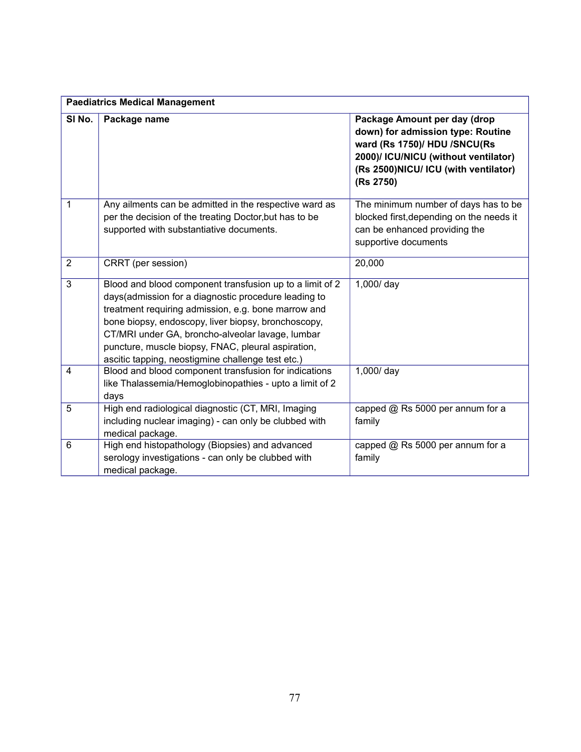| Paediatrics Medical Management | | |
|---|---|---|
| **Sl No.** | **Package name** | **Package Amount per day (drop down) for admission type: Routine ward (Rs 1750)/ HDU /SNCU(Rs 2000)/ ICU/NICU (without ventilator) (Rs 2500)NICU/ ICU (with ventilator) (Rs 2750)** |
| 1 | Any ailments can be admitted in the respective ward as per the decision of the treating Doctor,but has to be supported with substantiative documents. | The minimum number of days has to be blocked first,depending on the needs it can be enhanced providing the supportive documents |
| 2 | CRRT (per session) | 20,000 |
| 3 | Blood and blood component transfusion up to a limit of 2 days(admission for a diagnostic procedure leading to treatment requiring admission, e.g. bone marrow and bone biopsy, endoscopy, liver biopsy, bronchoscopy, CT/MRI under GA, broncho-alveolar lavage, lumbar puncture, muscle biopsy, FNAC, pleural aspiration, ascitic tapping, neostigmine challenge test etc.) | 1,000/ day |
| 4 | Blood and blood component transfusion for indications like Thalassemia/Hemoglobinopathies - upto a limit of 2 days | 1,000/ day |
| 5 | High end radiological diagnostic (CT, MRI, Imaging including nuclear imaging) - can only be clubbed with medical package. | capped @ Rs 5000 per annum for a family |
| 6 | High end histopathology (Biopsies) and advanced serology investigations - can only be clubbed with medical package. | capped @ Rs 5000 per annum for a family |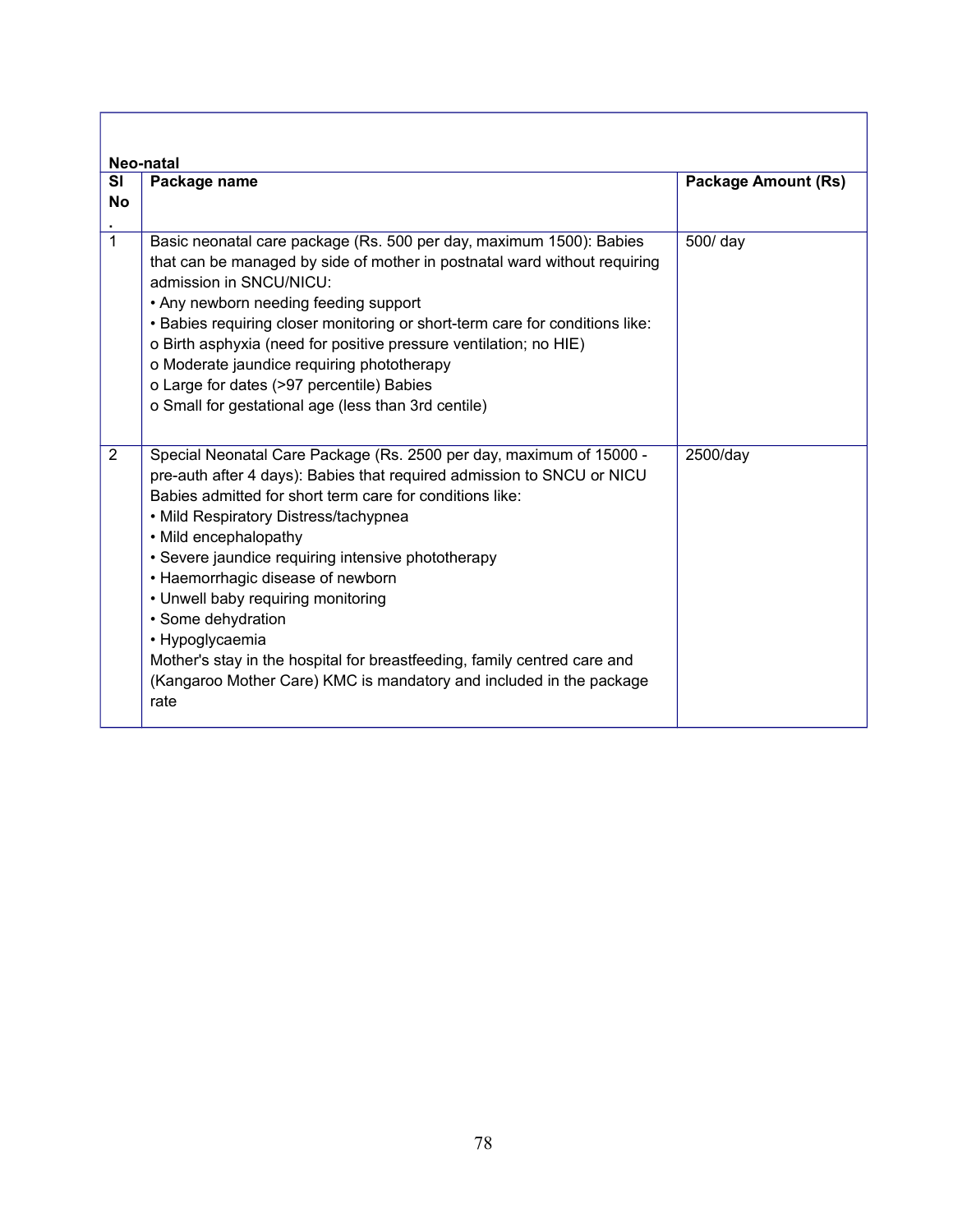**Neo-natal**

| Sl No. | Package name | Package Amount (Rs) |
|---|---|---|
| 1 | Basic neonatal care package (Rs. 500 per day, maximum 1500): Babies that can be managed by side of mother in postnatal ward without requiring admission in SNCU/NICU:<br>• Any newborn needing feeding support<br>• Babies requiring closer monitoring or short-term care for conditions like:<br>o Birth asphyxia (need for positive pressure ventilation; no HIE)<br>o Moderate jaundice requiring phototherapy<br>o Large for dates (>97 percentile) Babies<br>o Small for gestational age (less than 3rd centile) | 500/ day |
| 2 | Special Neonatal Care Package (Rs. 2500 per day, maximum of 15000 - pre-auth after 4 days): Babies that required admission to SNCU or NICU Babies admitted for short term care for conditions like:<br>• Mild Respiratory Distress/tachypnea<br>• Mild encephalopathy<br>• Severe jaundice requiring intensive phototherapy<br>• Haemorrhagic disease of newborn<br>• Unwell baby requiring monitoring<br>• Some dehydration<br>• Hypoglycaemia<br>Mother's stay in the hospital for breastfeeding, family centred care and (Kangaroo Mother Care) KMC is mandatory and included in the package rate | 2500/day |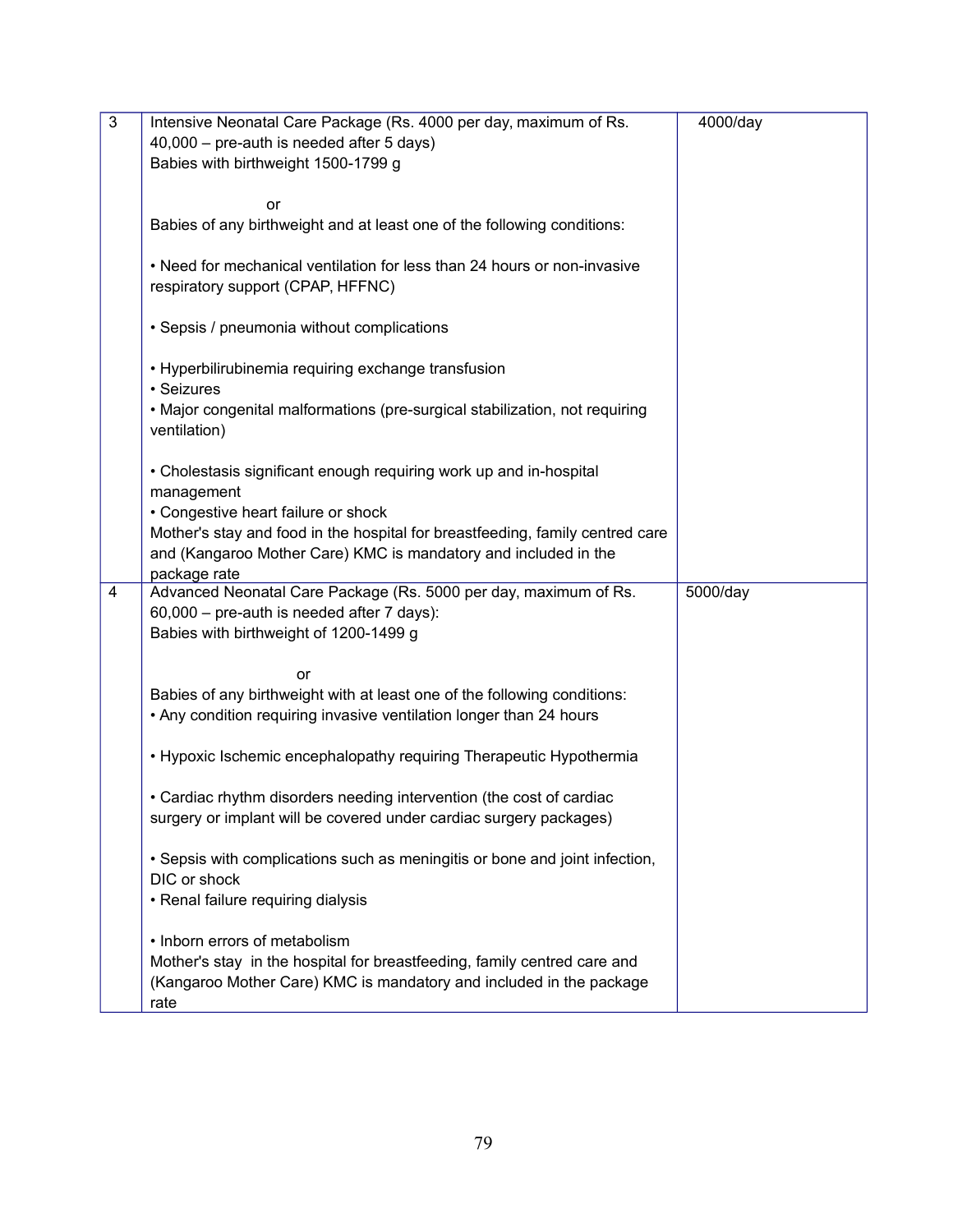| | | |
|---|---|---|
| 3 | Intensive Neonatal Care Package (Rs. 4000 per day, maximum of Rs. 40,000 – pre-auth is needed after 5 days)<br>Babies with birthweight 1500-1799 g<br><br>or<br>Babies of any birthweight and at least one of the following conditions:<br><br>• Need for mechanical ventilation for less than 24 hours or non-invasive respiratory support (CPAP, HFFNC)<br><br>• Sepsis / pneumonia without complications<br><br>• Hyperbilirubinemia requiring exchange transfusion<br>• Seizures<br>• Major congenital malformations (pre-surgical stabilization, not requiring ventilation)<br><br>• Cholestasis significant enough requiring work up and in-hospital management<br>• Congestive heart failure or shock<br>Mother's stay and food in the hospital for breastfeeding, family centred care and (Kangaroo Mother Care) KMC is mandatory and included in the package rate | 4000/day |
| 4 | Advanced Neonatal Care Package (Rs. 5000 per day, maximum of Rs. 60,000 – pre-auth is needed after 7 days):<br>Babies with birthweight of 1200-1499 g<br><br>or<br>Babies of any birthweight with at least one of the following conditions:<br>• Any condition requiring invasive ventilation longer than 24 hours<br><br>• Hypoxic Ischemic encephalopathy requiring Therapeutic Hypothermia<br><br>• Cardiac rhythm disorders needing intervention (the cost of cardiac surgery or implant will be covered under cardiac surgery packages)<br><br>• Sepsis with complications such as meningitis or bone and joint infection, DIC or shock<br>• Renal failure requiring dialysis<br><br>• Inborn errors of metabolism<br>Mother's stay in the hospital for breastfeeding, family centred care and (Kangaroo Mother Care) KMC is mandatory and included in the package rate | 5000/day |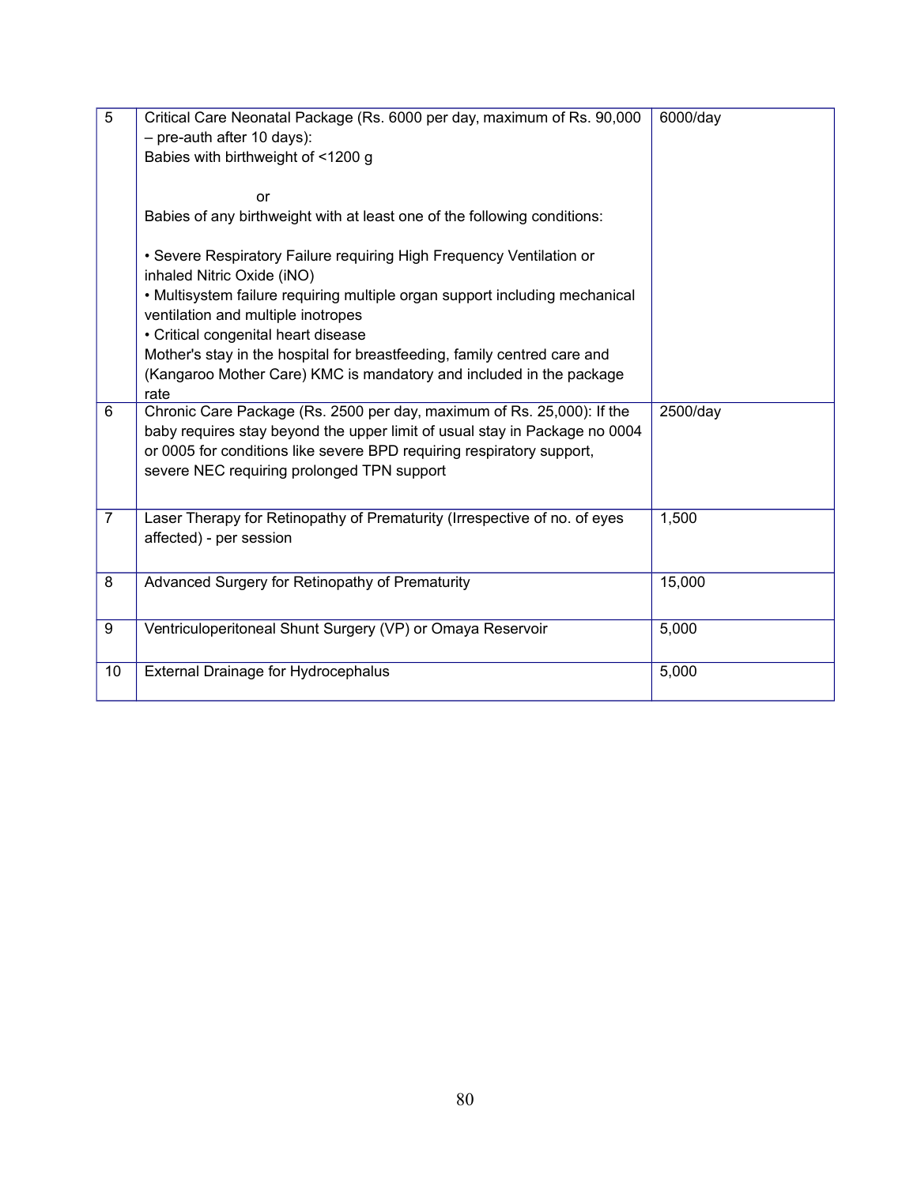| | | |
|---|---|---|
| 5 | Critical Care Neonatal Package (Rs. 6000 per day, maximum of Rs. 90,000 – pre-auth after 10 days):<br>Babies with birthweight of <1200 g<br><br>or<br>Babies of any birthweight with at least one of the following conditions:<br><br>• Severe Respiratory Failure requiring High Frequency Ventilation or inhaled Nitric Oxide (iNO)<br>• Multisystem failure requiring multiple organ support including mechanical ventilation and multiple inotropes<br>• Critical congenital heart disease<br>Mother's stay in the hospital for breastfeeding, family centred care and (Kangaroo Mother Care) KMC is mandatory and included in the package rate | 6000/day |
| 6 | Chronic Care Package (Rs. 2500 per day, maximum of Rs. 25,000): If the baby requires stay beyond the upper limit of usual stay in Package no 0004 or 0005 for conditions like severe BPD requiring respiratory support, severe NEC requiring prolonged TPN support | 2500/day |
| 7 | Laser Therapy for Retinopathy of Prematurity (Irrespective of no. of eyes affected) - per session | 1,500 |
| 8 | Advanced Surgery for Retinopathy of Prematurity | 15,000 |
| 9 | Ventriculoperitoneal Shunt Surgery (VP) or Omaya Reservoir | 5,000 |
| 10 | External Drainage for Hydrocephalus | 5,000 |